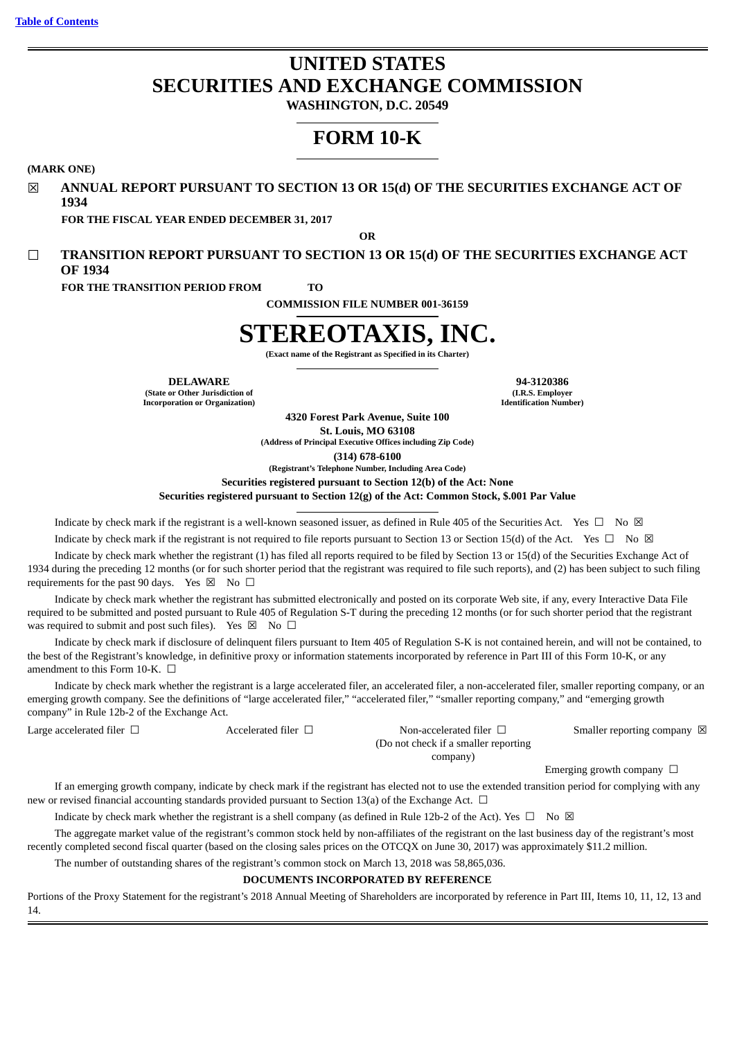# UNITED STATES
# SECURITIES AND EXCHANGE COMMISSION

**WASHINGTON, D.C. 20549**

# FORM 10-K

**(MARK ONE)**

☒ **ANNUAL REPORT PURSUANT TO SECTION 13 OR 15(d) OF THE SECURITIES EXCHANGE ACT OF 1934**

**FOR THE FISCAL YEAR ENDED DECEMBER 31, 2017**

**OR**

☐ **TRANSITION REPORT PURSUANT TO SECTION 13 OR 15(d) OF THE SECURITIES EXCHANGE ACT OF 1934**

**FOR THE TRANSITION PERIOD FROM TO**

**COMMISSION FILE NUMBER 001-36159**

# STEREOTAXIS, INC.

**(Exact name of the Registrant as Specified in its Charter)**

| **DELAWARE** | **94-3120386** |
|---|---|
| **(State or Other Jurisdiction of Incorporation or Organization)** | **(I.R.S. Employer Identification Number)** |

**4320 Forest Park Avenue, Suite 100**
**St. Louis, MO 63108**
**(Address of Principal Executive Offices including Zip Code)**

**(314) 678-6100**
**(Registrant's Telephone Number, Including Area Code)**

**Securities registered pursuant to Section 12(b) of the Act: None**

**Securities registered pursuant to Section 12(g) of the Act: Common Stock, $.001 Par Value**

Indicate by check mark if the registrant is a well-known seasoned issuer, as defined in Rule 405 of the Securities Act. Yes ☐ No ☒

Indicate by check mark if the registrant is not required to file reports pursuant to Section 13 or Section 15(d) of the Act. Yes ☐ No ☒

Indicate by check mark whether the registrant (1) has filed all reports required to be filed by Section 13 or 15(d) of the Securities Exchange Act of 1934 during the preceding 12 months (or for such shorter period that the registrant was required to file such reports), and (2) has been subject to such filing requirements for the past 90 days. Yes ☒ No ☐

Indicate by check mark whether the registrant has submitted electronically and posted on its corporate Web site, if any, every Interactive Data File required to be submitted and posted pursuant to Rule 405 of Regulation S-T during the preceding 12 months (or for such shorter period that the registrant was required to submit and post such files). Yes ☒ No ☐

Indicate by check mark if disclosure of delinquent filers pursuant to Item 405 of Regulation S-K is not contained herein, and will not be contained, to the best of the Registrant's knowledge, in definitive proxy or information statements incorporated by reference in Part III of this Form 10-K, or any amendment to this Form 10-K. ☐

Indicate by check mark whether the registrant is a large accelerated filer, an accelerated filer, a non-accelerated filer, smaller reporting company, or an emerging growth company. See the definitions of "large accelerated filer," "accelerated filer," "smaller reporting company," and "emerging growth company" in Rule 12b-2 of the Exchange Act.

| Large accelerated filer ☐ | Accelerated filer ☐ | Non-accelerated filer ☐ (Do not check if a smaller reporting company) | Smaller reporting company ☒ |
|---|---|---|---|
| | | | Emerging growth company ☐ |

If an emerging growth company, indicate by check mark if the registrant has elected not to use the extended transition period for complying with any new or revised financial accounting standards provided pursuant to Section 13(a) of the Exchange Act. ☐

Indicate by check mark whether the registrant is a shell company (as defined in Rule 12b-2 of the Act). Yes ☐ No ☒

The aggregate market value of the registrant's common stock held by non-affiliates of the registrant on the last business day of the registrant's most recently completed second fiscal quarter (based on the closing sales prices on the OTCQX on June 30, 2017) was approximately $11.2 million.

The number of outstanding shares of the registrant's common stock on March 13, 2018 was 58,865,036.

**DOCUMENTS INCORPORATED BY REFERENCE**

Portions of the Proxy Statement for the registrant's 2018 Annual Meeting of Shareholders are incorporated by reference in Part III, Items 10, 11, 12, 13 and 14.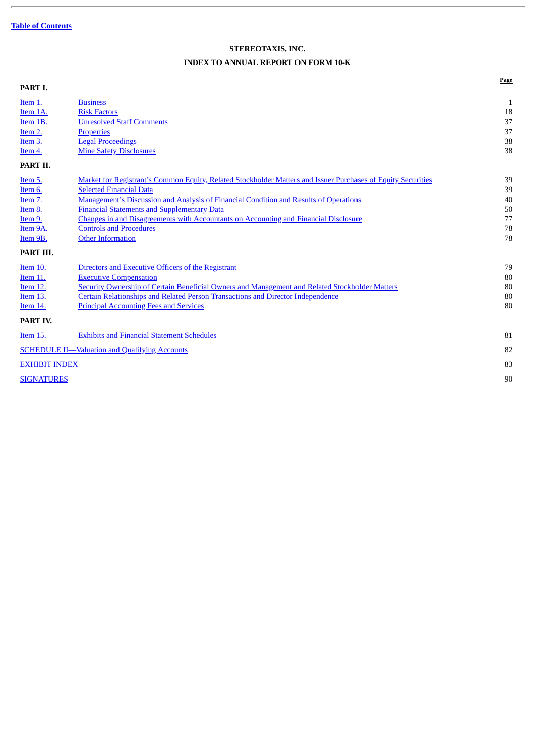[Table of Contents](#)

**STEREOTAXIS, INC.**

**INDEX TO ANNUAL REPORT ON FORM 10-K**

| | | Page |
|---|---|---|
| **PART I.** | | |
| Item 1. | Business | 1 |
| Item 1A. | Risk Factors | 18 |
| Item 1B. | Unresolved Staff Comments | 37 |
| Item 2. | Properties | 37 |
| Item 3. | Legal Proceedings | 38 |
| Item 4. | Mine Safety Disclosures | 38 |
| **PART II.** | | |
| Item 5. | Market for Registrant's Common Equity, Related Stockholder Matters and Issuer Purchases of Equity Securities | 39 |
| Item 6. | Selected Financial Data | 39 |
| Item 7. | Management's Discussion and Analysis of Financial Condition and Results of Operations | 40 |
| Item 8. | Financial Statements and Supplementary Data | 50 |
| Item 9. | Changes in and Disagreements with Accountants on Accounting and Financial Disclosure | 77 |
| Item 9A. | Controls and Procedures | 78 |
| Item 9B. | Other Information | 78 |
| **PART III.** | | |
| Item 10. | Directors and Executive Officers of the Registrant | 79 |
| Item 11. | Executive Compensation | 80 |
| Item 12. | Security Ownership of Certain Beneficial Owners and Management and Related Stockholder Matters | 80 |
| Item 13. | Certain Relationships and Related Person Transactions and Director Independence | 80 |
| Item 14. | Principal Accounting Fees and Services | 80 |
| **PART IV.** | | |
| Item 15. | Exhibits and Financial Statement Schedules | 81 |
| SCHEDULE II—Valuation and Qualifying Accounts | | 82 |
| EXHIBIT INDEX | | 83 |
| SIGNATURES | | 90 |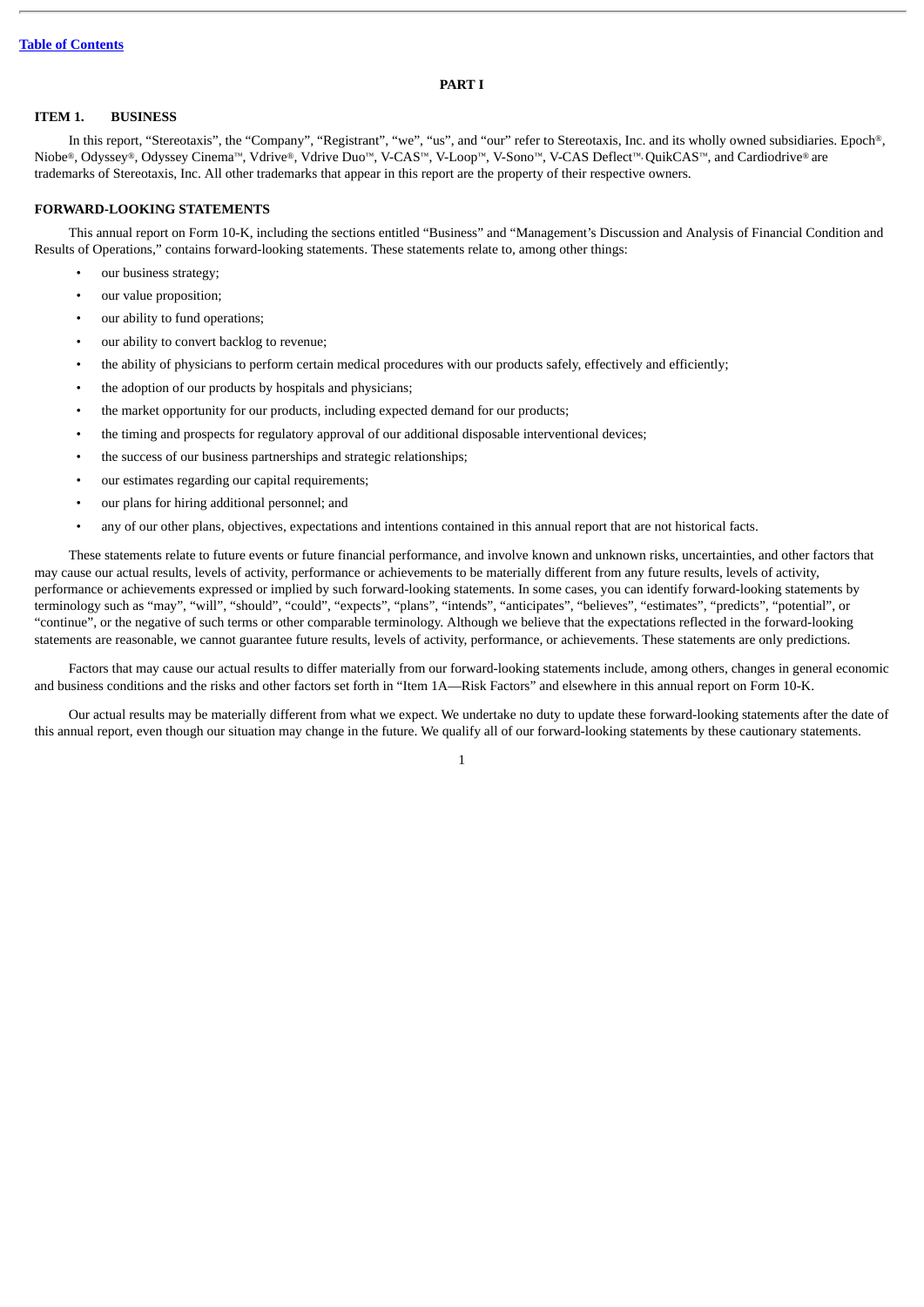[Table of Contents](#)

# PART I

## ITEM 1. BUSINESS

In this report, "Stereotaxis", the "Company", "Registrant", "we", "us", and "our" refer to Stereotaxis, Inc. and its wholly owned subsidiaries. Epoch®, Niobe®, Odyssey®, Odyssey Cinema™, Vdrive®, Vdrive Duo™, V-CAS™, V-Loop™, V-Sono™, V-CAS Deflect™, QuikCAS™, and Cardiodrive® are trademarks of Stereotaxis, Inc. All other trademarks that appear in this report are the property of their respective owners.

## FORWARD-LOOKING STATEMENTS

This annual report on Form 10-K, including the sections entitled "Business" and "Management's Discussion and Analysis of Financial Condition and Results of Operations," contains forward-looking statements. These statements relate to, among other things:

- our business strategy;
- our value proposition;
- our ability to fund operations;
- our ability to convert backlog to revenue;
- the ability of physicians to perform certain medical procedures with our products safely, effectively and efficiently;
- the adoption of our products by hospitals and physicians;
- the market opportunity for our products, including expected demand for our products;
- the timing and prospects for regulatory approval of our additional disposable interventional devices;
- the success of our business partnerships and strategic relationships;
- our estimates regarding our capital requirements;
- our plans for hiring additional personnel; and
- any of our other plans, objectives, expectations and intentions contained in this annual report that are not historical facts.

These statements relate to future events or future financial performance, and involve known and unknown risks, uncertainties, and other factors that may cause our actual results, levels of activity, performance or achievements to be materially different from any future results, levels of activity, performance or achievements expressed or implied by such forward-looking statements. In some cases, you can identify forward-looking statements by terminology such as "may", "will", "should", "could", "expects", "plans", "intends", "anticipates", "believes", "estimates", "predicts", "potential", or "continue", or the negative of such terms or other comparable terminology. Although we believe that the expectations reflected in the forward-looking statements are reasonable, we cannot guarantee future results, levels of activity, performance, or achievements. These statements are only predictions.

Factors that may cause our actual results to differ materially from our forward-looking statements include, among others, changes in general economic and business conditions and the risks and other factors set forth in "Item 1A—Risk Factors" and elsewhere in this annual report on Form 10-K.

Our actual results may be materially different from what we expect. We undertake no duty to update these forward-looking statements after the date of this annual report, even though our situation may change in the future. We qualify all of our forward-looking statements by these cautionary statements.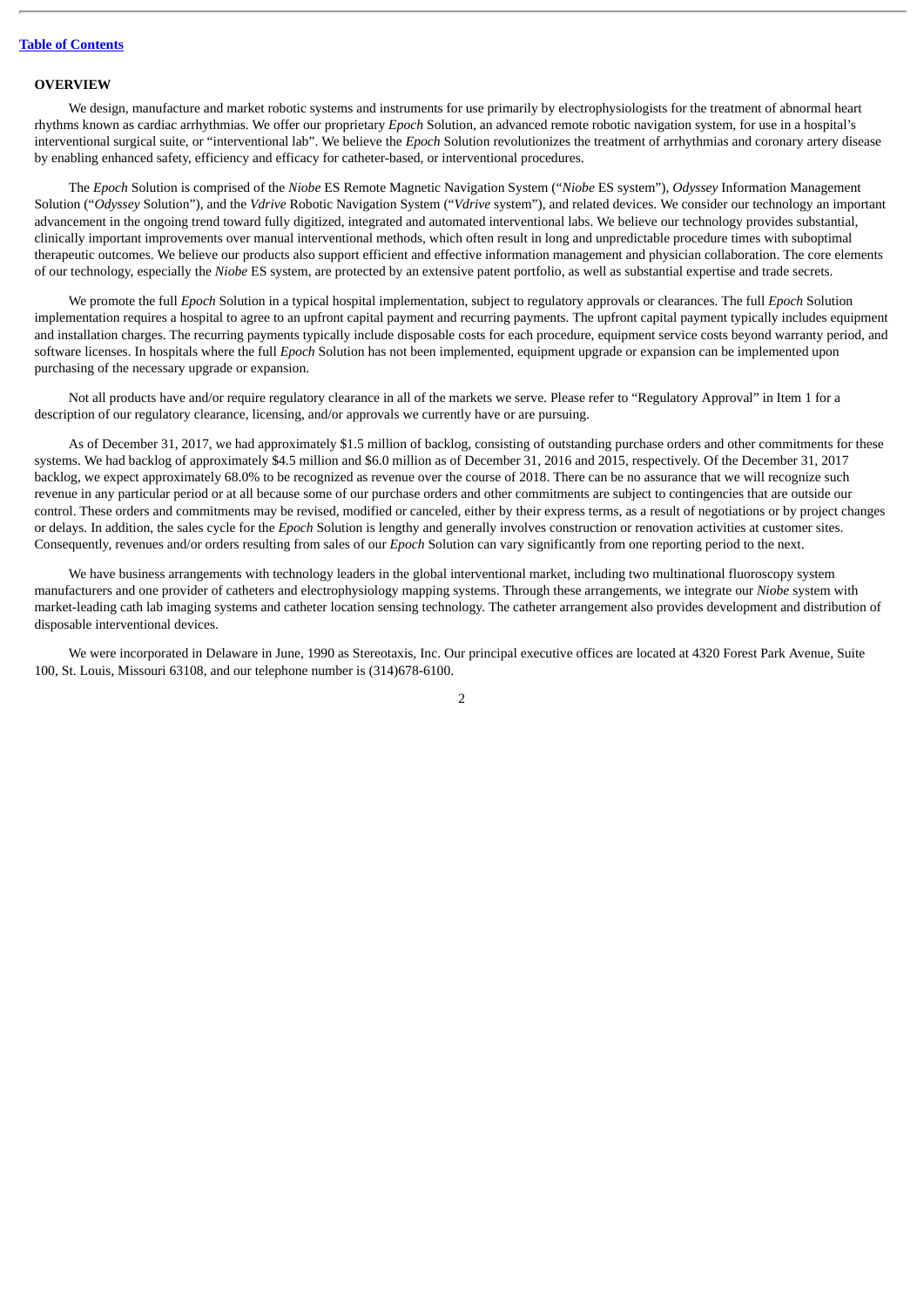[Table of Contents](#)

## OVERVIEW

We design, manufacture and market robotic systems and instruments for use primarily by electrophysiologists for the treatment of abnormal heart rhythms known as cardiac arrhythmias. We offer our proprietary *Epoch* Solution, an advanced remote robotic navigation system, for use in a hospital's interventional surgical suite, or "interventional lab". We believe the *Epoch* Solution revolutionizes the treatment of arrhythmias and coronary artery disease by enabling enhanced safety, efficiency and efficacy for catheter-based, or interventional procedures.

The *Epoch* Solution is comprised of the *Niobe* ES Remote Magnetic Navigation System ("*Niobe* ES system"), *Odyssey* Information Management Solution ("*Odyssey* Solution"), and the *Vdrive* Robotic Navigation System ("*Vdrive* system"), and related devices. We consider our technology an important advancement in the ongoing trend toward fully digitized, integrated and automated interventional labs. We believe our technology provides substantial, clinically important improvements over manual interventional methods, which often result in long and unpredictable procedure times with suboptimal therapeutic outcomes. We believe our products also support efficient and effective information management and physician collaboration. The core elements of our technology, especially the *Niobe* ES system, are protected by an extensive patent portfolio, as well as substantial expertise and trade secrets.

We promote the full *Epoch* Solution in a typical hospital implementation, subject to regulatory approvals or clearances. The full *Epoch* Solution implementation requires a hospital to agree to an upfront capital payment and recurring payments. The upfront capital payment typically includes equipment and installation charges. The recurring payments typically include disposable costs for each procedure, equipment service costs beyond warranty period, and software licenses. In hospitals where the full *Epoch* Solution has not been implemented, equipment upgrade or expansion can be implemented upon purchasing of the necessary upgrade or expansion.

Not all products have and/or require regulatory clearance in all of the markets we serve. Please refer to "Regulatory Approval" in Item 1 for a description of our regulatory clearance, licensing, and/or approvals we currently have or are pursuing.

As of December 31, 2017, we had approximately $1.5 million of backlog, consisting of outstanding purchase orders and other commitments for these systems. We had backlog of approximately $4.5 million and $6.0 million as of December 31, 2016 and 2015, respectively. Of the December 31, 2017 backlog, we expect approximately 68.0% to be recognized as revenue over the course of 2018. There can be no assurance that we will recognize such revenue in any particular period or at all because some of our purchase orders and other commitments are subject to contingencies that are outside our control. These orders and commitments may be revised, modified or canceled, either by their express terms, as a result of negotiations or by project changes or delays. In addition, the sales cycle for the *Epoch* Solution is lengthy and generally involves construction or renovation activities at customer sites. Consequently, revenues and/or orders resulting from sales of our *Epoch* Solution can vary significantly from one reporting period to the next.

We have business arrangements with technology leaders in the global interventional market, including two multinational fluoroscopy system manufacturers and one provider of catheters and electrophysiology mapping systems. Through these arrangements, we integrate our *Niobe* system with market-leading cath lab imaging systems and catheter location sensing technology. The catheter arrangement also provides development and distribution of disposable interventional devices.

We were incorporated in Delaware in June, 1990 as Stereotaxis, Inc. Our principal executive offices are located at 4320 Forest Park Avenue, Suite 100, St. Louis, Missouri 63108, and our telephone number is (314)678-6100.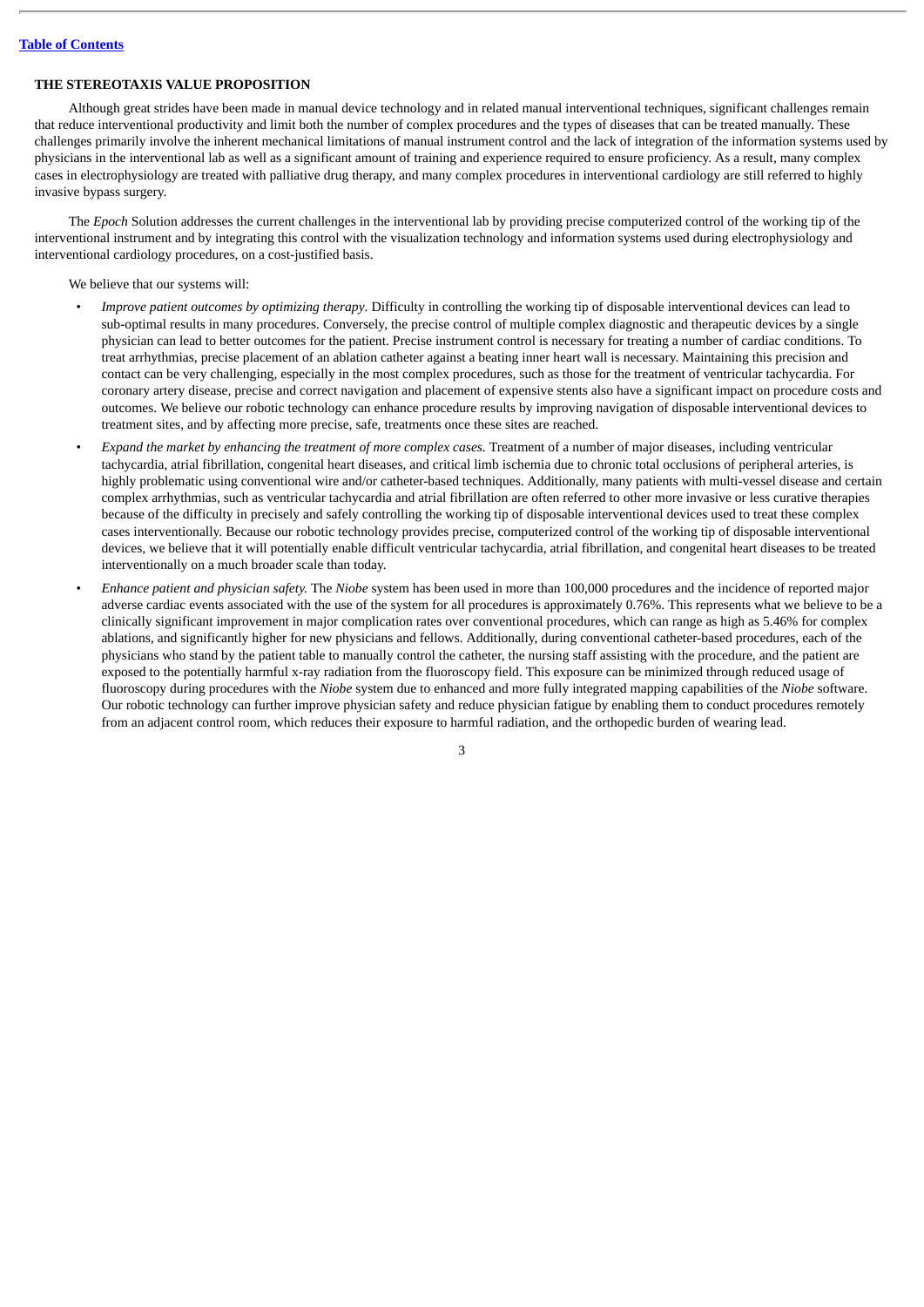## THE STEREOTAXIS VALUE PROPOSITION

Although great strides have been made in manual device technology and in related manual interventional techniques, significant challenges remain that reduce interventional productivity and limit both the number of complex procedures and the types of diseases that can be treated manually. These challenges primarily involve the inherent mechanical limitations of manual instrument control and the lack of integration of the information systems used by physicians in the interventional lab as well as a significant amount of training and experience required to ensure proficiency. As a result, many complex cases in electrophysiology are treated with palliative drug therapy, and many complex procedures in interventional cardiology are still referred to highly invasive bypass surgery.

The *Epoch* Solution addresses the current challenges in the interventional lab by providing precise computerized control of the working tip of the interventional instrument and by integrating this control with the visualization technology and information systems used during electrophysiology and interventional cardiology procedures, on a cost-justified basis.

We believe that our systems will:

- *Improve patient outcomes by optimizing therapy*. Difficulty in controlling the working tip of disposable interventional devices can lead to sub-optimal results in many procedures. Conversely, the precise control of multiple complex diagnostic and therapeutic devices by a single physician can lead to better outcomes for the patient. Precise instrument control is necessary for treating a number of cardiac conditions. To treat arrhythmias, precise placement of an ablation catheter against a beating inner heart wall is necessary. Maintaining this precision and contact can be very challenging, especially in the most complex procedures, such as those for the treatment of ventricular tachycardia. For coronary artery disease, precise and correct navigation and placement of expensive stents also have a significant impact on procedure costs and outcomes. We believe our robotic technology can enhance procedure results by improving navigation of disposable interventional devices to treatment sites, and by affecting more precise, safe, treatments once these sites are reached.
- *Expand the market by enhancing the treatment of more complex cases*. Treatment of a number of major diseases, including ventricular tachycardia, atrial fibrillation, congenital heart diseases, and critical limb ischemia due to chronic total occlusions of peripheral arteries, is highly problematic using conventional wire and/or catheter-based techniques. Additionally, many patients with multi-vessel disease and certain complex arrhythmias, such as ventricular tachycardia and atrial fibrillation are often referred to other more invasive or less curative therapies because of the difficulty in precisely and safely controlling the working tip of disposable interventional devices used to treat these complex cases interventionally. Because our robotic technology provides precise, computerized control of the working tip of disposable interventional devices, we believe that it will potentially enable difficult ventricular tachycardia, atrial fibrillation, and congenital heart diseases to be treated interventionally on a much broader scale than today.
- *Enhance patient and physician safety.* The *Niobe* system has been used in more than 100,000 procedures and the incidence of reported major adverse cardiac events associated with the use of the system for all procedures is approximately 0.76%. This represents what we believe to be a clinically significant improvement in major complication rates over conventional procedures, which can range as high as 5.46% for complex ablations, and significantly higher for new physicians and fellows. Additionally, during conventional catheter-based procedures, each of the physicians who stand by the patient table to manually control the catheter, the nursing staff assisting with the procedure, and the patient are exposed to the potentially harmful x-ray radiation from the fluoroscopy field. This exposure can be minimized through reduced usage of fluoroscopy during procedures with the *Niobe* system due to enhanced and more fully integrated mapping capabilities of the *Niobe* software. Our robotic technology can further improve physician safety and reduce physician fatigue by enabling them to conduct procedures remotely from an adjacent control room, which reduces their exposure to harmful radiation, and the orthopedic burden of wearing lead.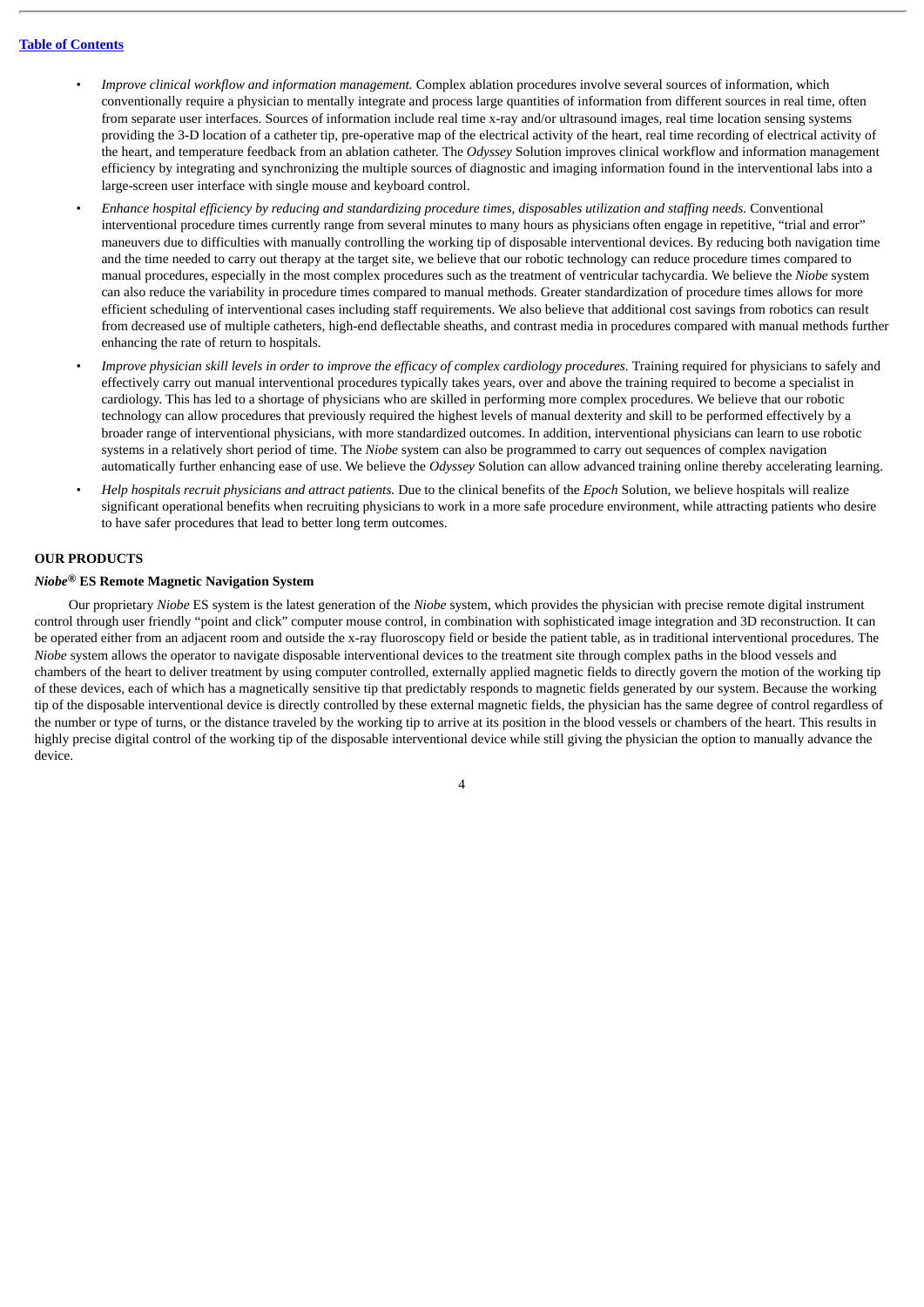- *Improve clinical workflow and information management.* Complex ablation procedures involve several sources of information, which conventionally require a physician to mentally integrate and process large quantities of information from different sources in real time, often from separate user interfaces. Sources of information include real time x-ray and/or ultrasound images, real time location sensing systems providing the 3-D location of a catheter tip, pre-operative map of the electrical activity of the heart, real time recording of electrical activity of the heart, and temperature feedback from an ablation catheter. The *Odyssey* Solution improves clinical workflow and information management efficiency by integrating and synchronizing the multiple sources of diagnostic and imaging information found in the interventional labs into a large-screen user interface with single mouse and keyboard control.
- *Enhance hospital efficiency by reducing and standardizing procedure times, disposables utilization and staffing needs.* Conventional interventional procedure times currently range from several minutes to many hours as physicians often engage in repetitive, "trial and error" maneuvers due to difficulties with manually controlling the working tip of disposable interventional devices. By reducing both navigation time and the time needed to carry out therapy at the target site, we believe that our robotic technology can reduce procedure times compared to manual procedures, especially in the most complex procedures such as the treatment of ventricular tachycardia. We believe the *Niobe* system can also reduce the variability in procedure times compared to manual methods. Greater standardization of procedure times allows for more efficient scheduling of interventional cases including staff requirements. We also believe that additional cost savings from robotics can result from decreased use of multiple catheters, high-end deflectable sheaths, and contrast media in procedures compared with manual methods further enhancing the rate of return to hospitals.
- *Improve physician skill levels in order to improve the efficacy of complex cardiology procedures.* Training required for physicians to safely and effectively carry out manual interventional procedures typically takes years, over and above the training required to become a specialist in cardiology. This has led to a shortage of physicians who are skilled in performing more complex procedures. We believe that our robotic technology can allow procedures that previously required the highest levels of manual dexterity and skill to be performed effectively by a broader range of interventional physicians, with more standardized outcomes. In addition, interventional physicians can learn to use robotic systems in a relatively short period of time. The *Niobe* system can also be programmed to carry out sequences of complex navigation automatically further enhancing ease of use. We believe the *Odyssey* Solution can allow advanced training online thereby accelerating learning.
- *Help hospitals recruit physicians and attract patients.* Due to the clinical benefits of the *Epoch* Solution, we believe hospitals will realize significant operational benefits when recruiting physicians to work in a more safe procedure environment, while attracting patients who desire to have safer procedures that lead to better long term outcomes.

## OUR PRODUCTS

### *Niobe®* ES Remote Magnetic Navigation System

Our proprietary *Niobe* ES system is the latest generation of the *Niobe* system, which provides the physician with precise remote digital instrument control through user friendly "point and click" computer mouse control, in combination with sophisticated image integration and 3D reconstruction. It can be operated either from an adjacent room and outside the x-ray fluoroscopy field or beside the patient table, as in traditional interventional procedures. The *Niobe* system allows the operator to navigate disposable interventional devices to the treatment site through complex paths in the blood vessels and chambers of the heart to deliver treatment by using computer controlled, externally applied magnetic fields to directly govern the motion of the working tip of these devices, each of which has a magnetically sensitive tip that predictably responds to magnetic fields generated by our system. Because the working tip of the disposable interventional device is directly controlled by these external magnetic fields, the physician has the same degree of control regardless of the number or type of turns, or the distance traveled by the working tip to arrive at its position in the blood vessels or chambers of the heart. This results in highly precise digital control of the working tip of the disposable interventional device while still giving the physician the option to manually advance the device.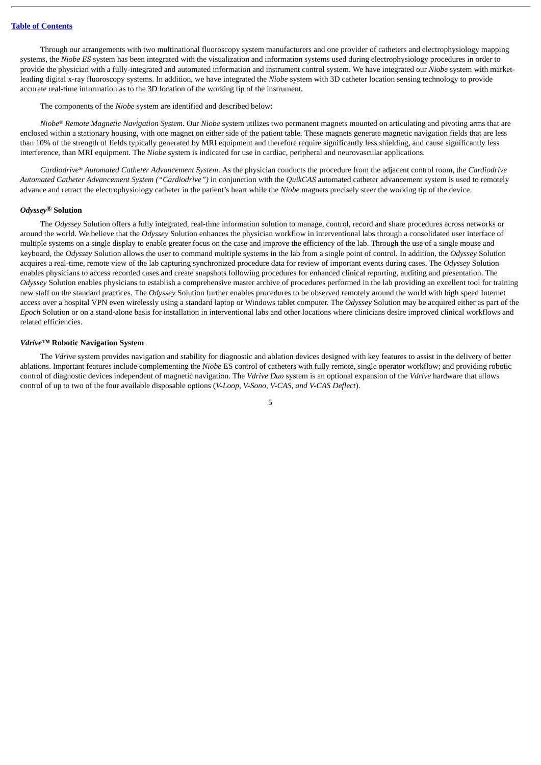Through our arrangements with two multinational fluoroscopy system manufacturers and one provider of catheters and electrophysiology mapping systems, the *Niobe ES* system has been integrated with the visualization and information systems used during electrophysiology procedures in order to provide the physician with a fully-integrated and automated information and instrument control system. We have integrated our *Niobe* system with market-leading digital x-ray fluoroscopy systems. In addition, we have integrated the *Niobe* system with 3D catheter location sensing technology to provide accurate real-time information as to the 3D location of the working tip of the instrument.

The components of the *Niobe* system are identified and described below:

*Niobe® Remote Magnetic Navigation System*. Our *Niobe* system utilizes two permanent magnets mounted on articulating and pivoting arms that are enclosed within a stationary housing, with one magnet on either side of the patient table. These magnets generate magnetic navigation fields that are less than 10% of the strength of fields typically generated by MRI equipment and therefore require significantly less shielding, and cause significantly less interference, than MRI equipment. The *Niobe* system is indicated for use in cardiac, peripheral and neurovascular applications.

*Cardiodrive® Automated Catheter Advancement System*. As the physician conducts the procedure from the adjacent control room, the *Cardiodrive Automated Catheter Advancement System ("Cardiodrive")* in conjunction with the *QuikCAS* automated catheter advancement system is used to remotely advance and retract the electrophysiology catheter in the patient's heart while the *Niobe* magnets precisely steer the working tip of the device.

### *Odyssey®* Solution

The *Odyssey* Solution offers a fully integrated, real-time information solution to manage, control, record and share procedures across networks or around the world. We believe that the *Odyssey* Solution enhances the physician workflow in interventional labs through a consolidated user interface of multiple systems on a single display to enable greater focus on the case and improve the efficiency of the lab. Through the use of a single mouse and keyboard, the *Odyssey* Solution allows the user to command multiple systems in the lab from a single point of control. In addition, the *Odyssey* Solution acquires a real-time, remote view of the lab capturing synchronized procedure data for review of important events during cases. The *Odyssey* Solution enables physicians to access recorded cases and create snapshots following procedures for enhanced clinical reporting, auditing and presentation. The *Odyssey* Solution enables physicians to establish a comprehensive master archive of procedures performed in the lab providing an excellent tool for training new staff on the standard practices. The *Odyssey* Solution further enables procedures to be observed remotely around the world with high speed Internet access over a hospital VPN even wirelessly using a standard laptop or Windows tablet computer. The *Odyssey* Solution may be acquired either as part of the *Epoch* Solution or on a stand-alone basis for installation in interventional labs and other locations where clinicians desire improved clinical workflows and related efficiencies.

### *Vdrive™* Robotic Navigation System

The *Vdrive* system provides navigation and stability for diagnostic and ablation devices designed with key features to assist in the delivery of better ablations. Important features include complementing the *Niobe* ES control of catheters with fully remote, single operator workflow; and providing robotic control of diagnostic devices independent of magnetic navigation. The *Vdrive Duo* system is an optional expansion of the *Vdrive* hardware that allows control of up to two of the four available disposable options (*V-Loop, V-Sono, V-CAS, and V-CAS Deflect*).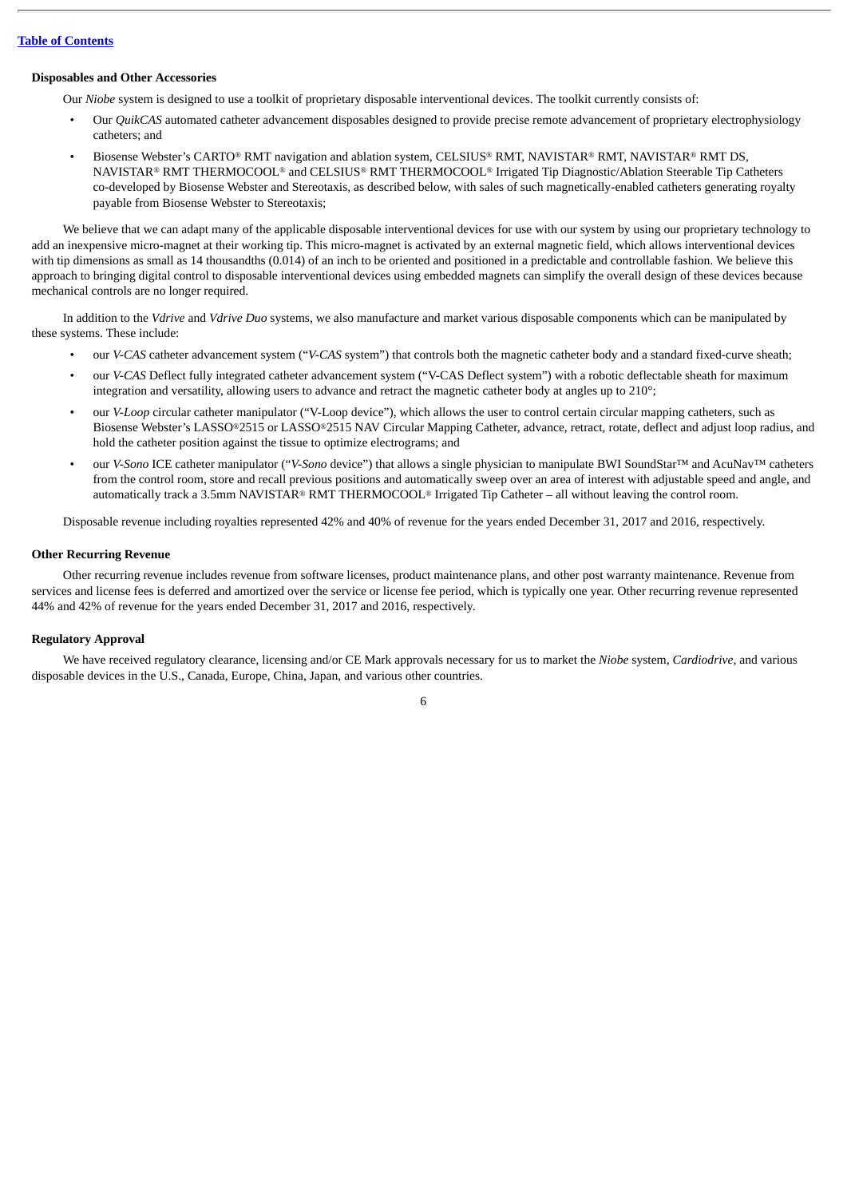[Table of Contents](#)

**Disposables and Other Accessories**

Our *Niobe* system is designed to use a toolkit of proprietary disposable interventional devices. The toolkit currently consists of:

- Our *QuikCAS* automated catheter advancement disposables designed to provide precise remote advancement of proprietary electrophysiology catheters; and
- Biosense Webster's CARTO® RMT navigation and ablation system, CELSIUS® RMT, NAVISTAR® RMT, NAVISTAR® RMT DS, NAVISTAR® RMT THERMOCOOL® and CELSIUS® RMT THERMOCOOL® Irrigated Tip Diagnostic/Ablation Steerable Tip Catheters co-developed by Biosense Webster and Stereotaxis, as described below, with sales of such magnetically-enabled catheters generating royalty payable from Biosense Webster to Stereotaxis;

We believe that we can adapt many of the applicable disposable interventional devices for use with our system by using our proprietary technology to add an inexpensive micro-magnet at their working tip. This micro-magnet is activated by an external magnetic field, which allows interventional devices with tip dimensions as small as 14 thousandths (0.014) of an inch to be oriented and positioned in a predictable and controllable fashion. We believe this approach to bringing digital control to disposable interventional devices using embedded magnets can simplify the overall design of these devices because mechanical controls are no longer required.

In addition to the *Vdrive* and *Vdrive Duo* systems, we also manufacture and market various disposable components which can be manipulated by these systems. These include:

- our *V-CAS* catheter advancement system ("*V-CAS* system") that controls both the magnetic catheter body and a standard fixed-curve sheath;
- our *V-CAS* Deflect fully integrated catheter advancement system ("V-CAS Deflect system") with a robotic deflectable sheath for maximum integration and versatility, allowing users to advance and retract the magnetic catheter body at angles up to 210°;
- our *V-Loop* circular catheter manipulator ("V-Loop device"), which allows the user to control certain circular mapping catheters, such as Biosense Webster's LASSO®2515 or LASSO®2515 NAV Circular Mapping Catheter, advance, retract, rotate, deflect and adjust loop radius, and hold the catheter position against the tissue to optimize electrograms; and
- our *V-Sono* ICE catheter manipulator ("*V-Sono* device") that allows a single physician to manipulate BWI SoundStar™ and AcuNav™ catheters from the control room, store and recall previous positions and automatically sweep over an area of interest with adjustable speed and angle, and automatically track a 3.5mm NAVISTAR® RMT THERMOCOOL® Irrigated Tip Catheter – all without leaving the control room.

Disposable revenue including royalties represented 42% and 40% of revenue for the years ended December 31, 2017 and 2016, respectively.

**Other Recurring Revenue**

Other recurring revenue includes revenue from software licenses, product maintenance plans, and other post warranty maintenance. Revenue from services and license fees is deferred and amortized over the service or license fee period, which is typically one year. Other recurring revenue represented 44% and 42% of revenue for the years ended December 31, 2017 and 2016, respectively.

**Regulatory Approval**

We have received regulatory clearance, licensing and/or CE Mark approvals necessary for us to market the *Niobe* system, *Cardiodrive*, and various disposable devices in the U.S., Canada, Europe, China, Japan, and various other countries.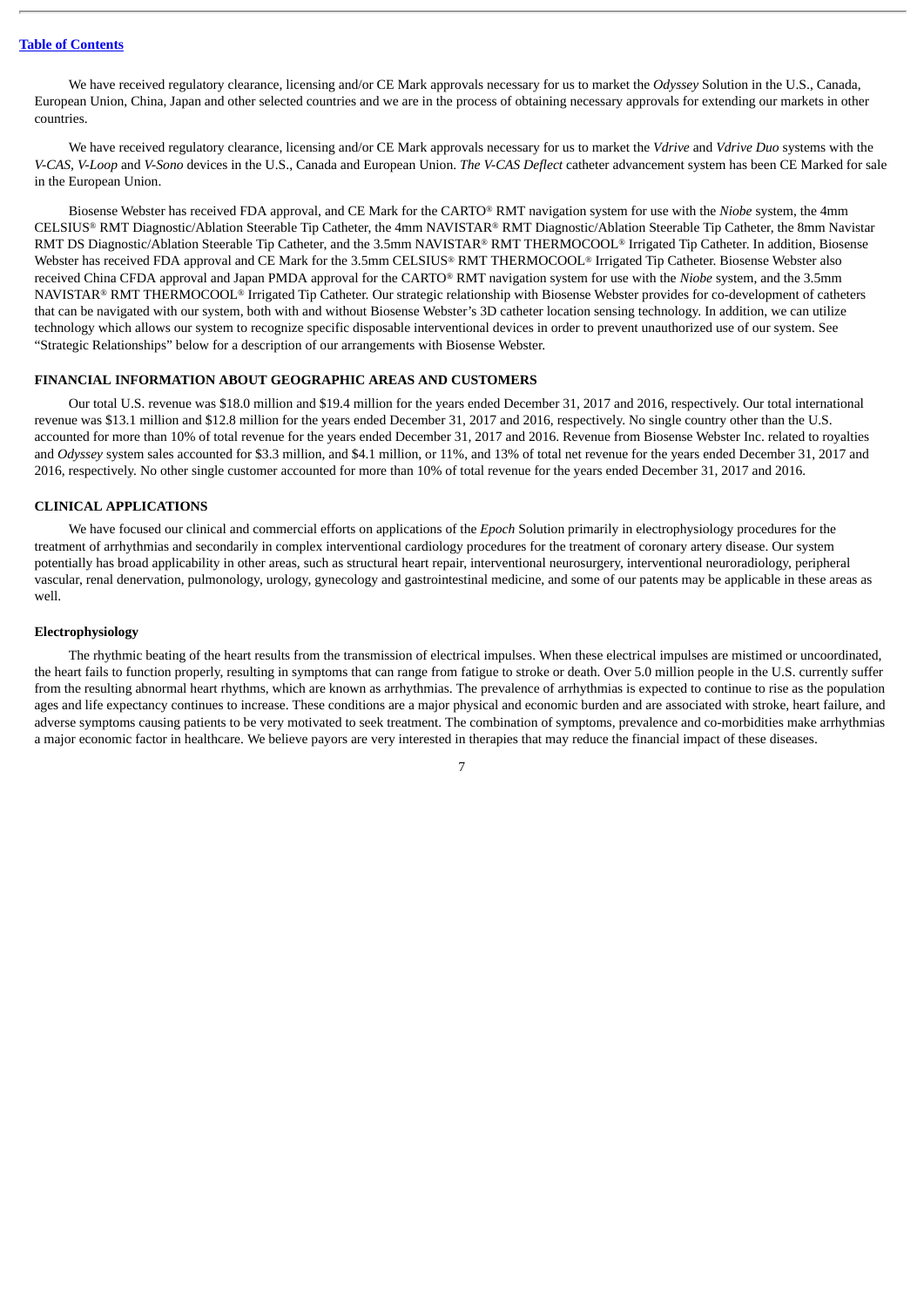We have received regulatory clearance, licensing and/or CE Mark approvals necessary for us to market the *Odyssey* Solution in the U.S., Canada, European Union, China, Japan and other selected countries and we are in the process of obtaining necessary approvals for extending our markets in other countries.

We have received regulatory clearance, licensing and/or CE Mark approvals necessary for us to market the *Vdrive* and *Vdrive Duo* systems with the *V-CAS*, *V-Loop* and *V-Sono* devices in the U.S., Canada and European Union. *The V-CAS Deflect* catheter advancement system has been CE Marked for sale in the European Union.

Biosense Webster has received FDA approval, and CE Mark for the CARTO® RMT navigation system for use with the *Niobe* system, the 4mm CELSIUS® RMT Diagnostic/Ablation Steerable Tip Catheter, the 4mm NAVISTAR® RMT Diagnostic/Ablation Steerable Tip Catheter, the 8mm Navistar RMT DS Diagnostic/Ablation Steerable Tip Catheter, and the 3.5mm NAVISTAR® RMT THERMOCOOL® Irrigated Tip Catheter. In addition, Biosense Webster has received FDA approval and CE Mark for the 3.5mm CELSIUS® RMT THERMOCOOL® Irrigated Tip Catheter. Biosense Webster also received China CFDA approval and Japan PMDA approval for the CARTO® RMT navigation system for use with the *Niobe* system, and the 3.5mm NAVISTAR® RMT THERMOCOOL® Irrigated Tip Catheter. Our strategic relationship with Biosense Webster provides for co-development of catheters that can be navigated with our system, both with and without Biosense Webster's 3D catheter location sensing technology. In addition, we can utilize technology which allows our system to recognize specific disposable interventional devices in order to prevent unauthorized use of our system. See "Strategic Relationships" below for a description of our arrangements with Biosense Webster.

## FINANCIAL INFORMATION ABOUT GEOGRAPHIC AREAS AND CUSTOMERS

Our total U.S. revenue was $18.0 million and $19.4 million for the years ended December 31, 2017 and 2016, respectively. Our total international revenue was $13.1 million and $12.8 million for the years ended December 31, 2017 and 2016, respectively. No single country other than the U.S. accounted for more than 10% of total revenue for the years ended December 31, 2017 and 2016. Revenue from Biosense Webster Inc. related to royalties and *Odyssey* system sales accounted for $3.3 million, and $4.1 million, or 11%, and 13% of total net revenue for the years ended December 31, 2017 and 2016, respectively. No other single customer accounted for more than 10% of total revenue for the years ended December 31, 2017 and 2016.

## CLINICAL APPLICATIONS

We have focused our clinical and commercial efforts on applications of the *Epoch* Solution primarily in electrophysiology procedures for the treatment of arrhythmias and secondarily in complex interventional cardiology procedures for the treatment of coronary artery disease. Our system potentially has broad applicability in other areas, such as structural heart repair, interventional neurosurgery, interventional neuroradiology, peripheral vascular, renal denervation, pulmonology, urology, gynecology and gastrointestinal medicine, and some of our patents may be applicable in these areas as well.

### Electrophysiology

The rhythmic beating of the heart results from the transmission of electrical impulses. When these electrical impulses are mistimed or uncoordinated, the heart fails to function properly, resulting in symptoms that can range from fatigue to stroke or death. Over 5.0 million people in the U.S. currently suffer from the resulting abnormal heart rhythms, which are known as arrhythmias. The prevalence of arrhythmias is expected to continue to rise as the population ages and life expectancy continues to increase. These conditions are a major physical and economic burden and are associated with stroke, heart failure, and adverse symptoms causing patients to be very motivated to seek treatment. The combination of symptoms, prevalence and co-morbidities make arrhythmias a major economic factor in healthcare. We believe payors are very interested in therapies that may reduce the financial impact of these diseases.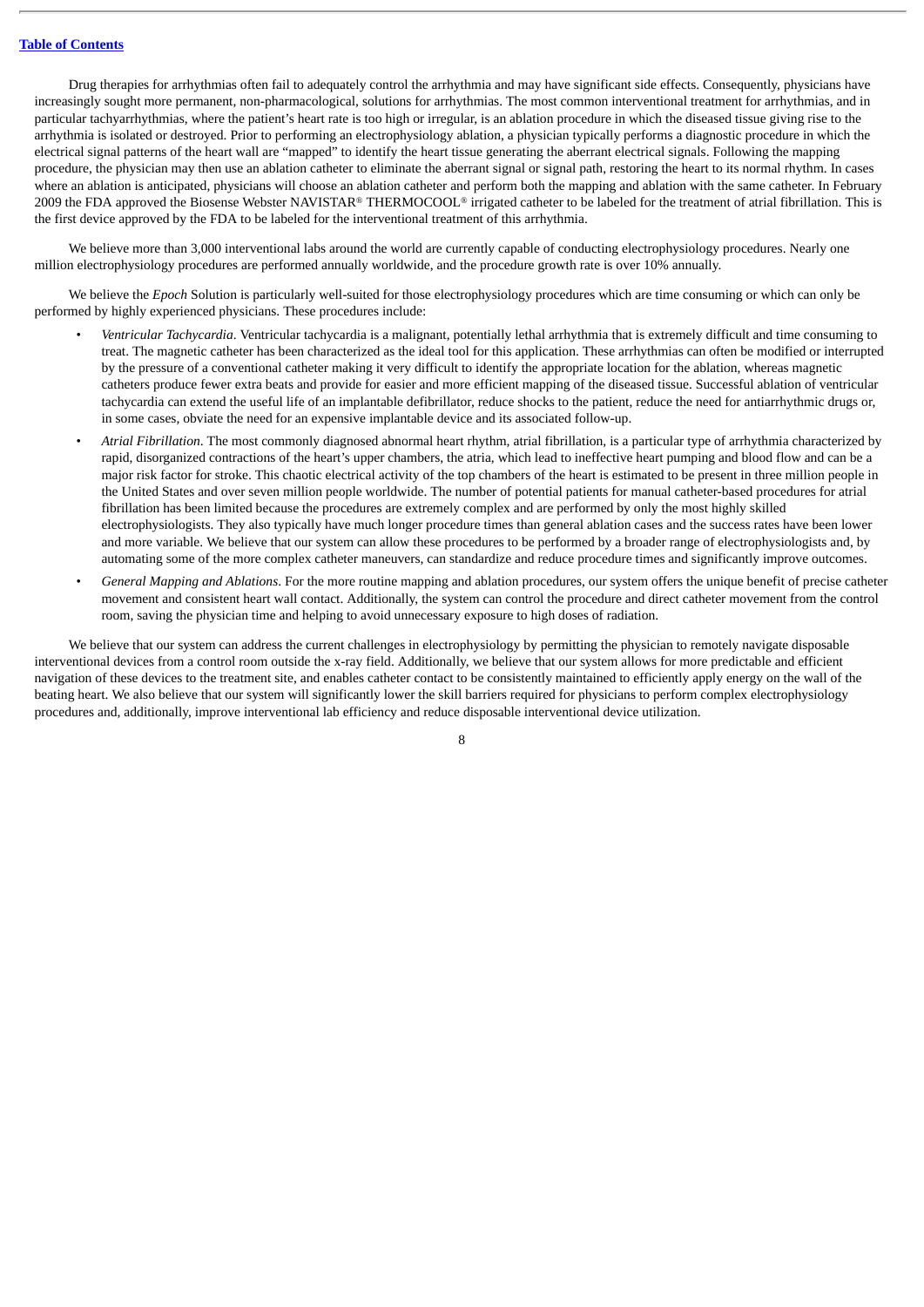Drug therapies for arrhythmias often fail to adequately control the arrhythmia and may have significant side effects. Consequently, physicians have increasingly sought more permanent, non-pharmacological, solutions for arrhythmias. The most common interventional treatment for arrhythmias, and in particular tachyarrhythmias, where the patient's heart rate is too high or irregular, is an ablation procedure in which the diseased tissue giving rise to the arrhythmia is isolated or destroyed. Prior to performing an electrophysiology ablation, a physician typically performs a diagnostic procedure in which the electrical signal patterns of the heart wall are "mapped" to identify the heart tissue generating the aberrant electrical signals. Following the mapping procedure, the physician may then use an ablation catheter to eliminate the aberrant signal or signal path, restoring the heart to its normal rhythm. In cases where an ablation is anticipated, physicians will choose an ablation catheter and perform both the mapping and ablation with the same catheter. In February 2009 the FDA approved the Biosense Webster NAVISTAR® THERMOCOOL® irrigated catheter to be labeled for the treatment of atrial fibrillation. This is the first device approved by the FDA to be labeled for the interventional treatment of this arrhythmia.

We believe more than 3,000 interventional labs around the world are currently capable of conducting electrophysiology procedures. Nearly one million electrophysiology procedures are performed annually worldwide, and the procedure growth rate is over 10% annually.

We believe the *Epoch* Solution is particularly well-suited for those electrophysiology procedures which are time consuming or which can only be performed by highly experienced physicians. These procedures include:

- *Ventricular Tachycardia*. Ventricular tachycardia is a malignant, potentially lethal arrhythmia that is extremely difficult and time consuming to treat. The magnetic catheter has been characterized as the ideal tool for this application. These arrhythmias can often be modified or interrupted by the pressure of a conventional catheter making it very difficult to identify the appropriate location for the ablation, whereas magnetic catheters produce fewer extra beats and provide for easier and more efficient mapping of the diseased tissue. Successful ablation of ventricular tachycardia can extend the useful life of an implantable defibrillator, reduce shocks to the patient, reduce the need for antiarrhythmic drugs or, in some cases, obviate the need for an expensive implantable device and its associated follow-up.
- *Atrial Fibrillation*. The most commonly diagnosed abnormal heart rhythm, atrial fibrillation, is a particular type of arrhythmia characterized by rapid, disorganized contractions of the heart's upper chambers, the atria, which lead to ineffective heart pumping and blood flow and can be a major risk factor for stroke. This chaotic electrical activity of the top chambers of the heart is estimated to be present in three million people in the United States and over seven million people worldwide. The number of potential patients for manual catheter-based procedures for atrial fibrillation has been limited because the procedures are extremely complex and are performed by only the most highly skilled electrophysiologists. They also typically have much longer procedure times than general ablation cases and the success rates have been lower and more variable. We believe that our system can allow these procedures to be performed by a broader range of electrophysiologists and, by automating some of the more complex catheter maneuvers, can standardize and reduce procedure times and significantly improve outcomes.
- *General Mapping and Ablations*. For the more routine mapping and ablation procedures, our system offers the unique benefit of precise catheter movement and consistent heart wall contact. Additionally, the system can control the procedure and direct catheter movement from the control room, saving the physician time and helping to avoid unnecessary exposure to high doses of radiation.

We believe that our system can address the current challenges in electrophysiology by permitting the physician to remotely navigate disposable interventional devices from a control room outside the x-ray field. Additionally, we believe that our system allows for more predictable and efficient navigation of these devices to the treatment site, and enables catheter contact to be consistently maintained to efficiently apply energy on the wall of the beating heart. We also believe that our system will significantly lower the skill barriers required for physicians to perform complex electrophysiology procedures and, additionally, improve interventional lab efficiency and reduce disposable interventional device utilization.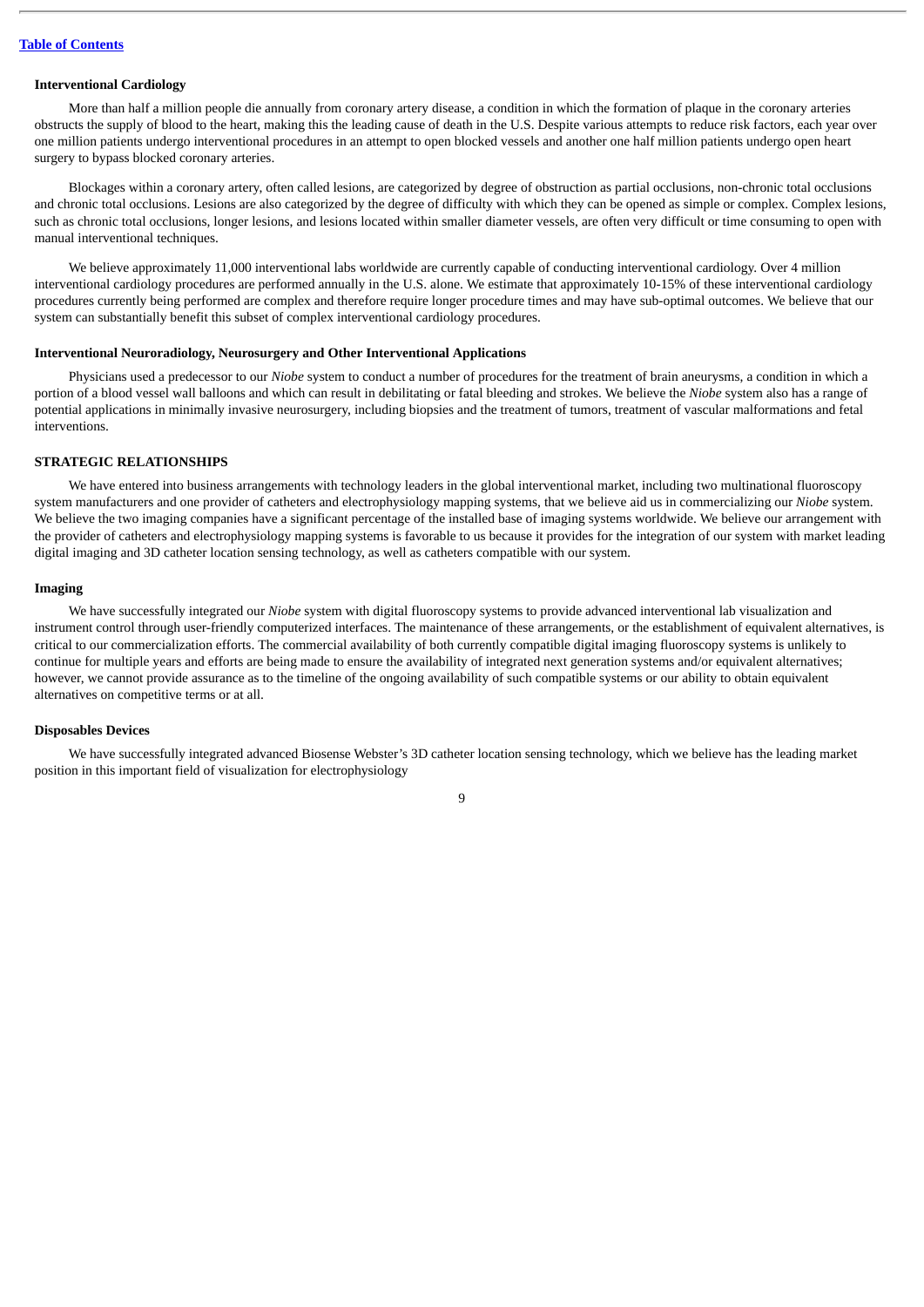### Interventional Cardiology

More than half a million people die annually from coronary artery disease, a condition in which the formation of plaque in the coronary arteries obstructs the supply of blood to the heart, making this the leading cause of death in the U.S. Despite various attempts to reduce risk factors, each year over one million patients undergo interventional procedures in an attempt to open blocked vessels and another one half million patients undergo open heart surgery to bypass blocked coronary arteries.

Blockages within a coronary artery, often called lesions, are categorized by degree of obstruction as partial occlusions, non-chronic total occlusions and chronic total occlusions. Lesions are also categorized by the degree of difficulty with which they can be opened as simple or complex. Complex lesions, such as chronic total occlusions, longer lesions, and lesions located within smaller diameter vessels, are often very difficult or time consuming to open with manual interventional techniques.

We believe approximately 11,000 interventional labs worldwide are currently capable of conducting interventional cardiology. Over 4 million interventional cardiology procedures are performed annually in the U.S. alone. We estimate that approximately 10-15% of these interventional cardiology procedures currently being performed are complex and therefore require longer procedure times and may have sub-optimal outcomes. We believe that our system can substantially benefit this subset of complex interventional cardiology procedures.

### Interventional Neuroradiology, Neurosurgery and Other Interventional Applications

Physicians used a predecessor to our *Niobe* system to conduct a number of procedures for the treatment of brain aneurysms, a condition in which a portion of a blood vessel wall balloons and which can result in debilitating or fatal bleeding and strokes. We believe the *Niobe* system also has a range of potential applications in minimally invasive neurosurgery, including biopsies and the treatment of tumors, treatment of vascular malformations and fetal interventions.

## STRATEGIC RELATIONSHIPS

We have entered into business arrangements with technology leaders in the global interventional market, including two multinational fluoroscopy system manufacturers and one provider of catheters and electrophysiology mapping systems, that we believe aid us in commercializing our *Niobe* system. We believe the two imaging companies have a significant percentage of the installed base of imaging systems worldwide. We believe our arrangement with the provider of catheters and electrophysiology mapping systems is favorable to us because it provides for the integration of our system with market leading digital imaging and 3D catheter location sensing technology, as well as catheters compatible with our system.

### Imaging

We have successfully integrated our *Niobe* system with digital fluoroscopy systems to provide advanced interventional lab visualization and instrument control through user-friendly computerized interfaces. The maintenance of these arrangements, or the establishment of equivalent alternatives, is critical to our commercialization efforts. The commercial availability of both currently compatible digital imaging fluoroscopy systems is unlikely to continue for multiple years and efforts are being made to ensure the availability of integrated next generation systems and/or equivalent alternatives; however, we cannot provide assurance as to the timeline of the ongoing availability of such compatible systems or our ability to obtain equivalent alternatives on competitive terms or at all.

### Disposables Devices

We have successfully integrated advanced Biosense Webster's 3D catheter location sensing technology, which we believe has the leading market position in this important field of visualization for electrophysiology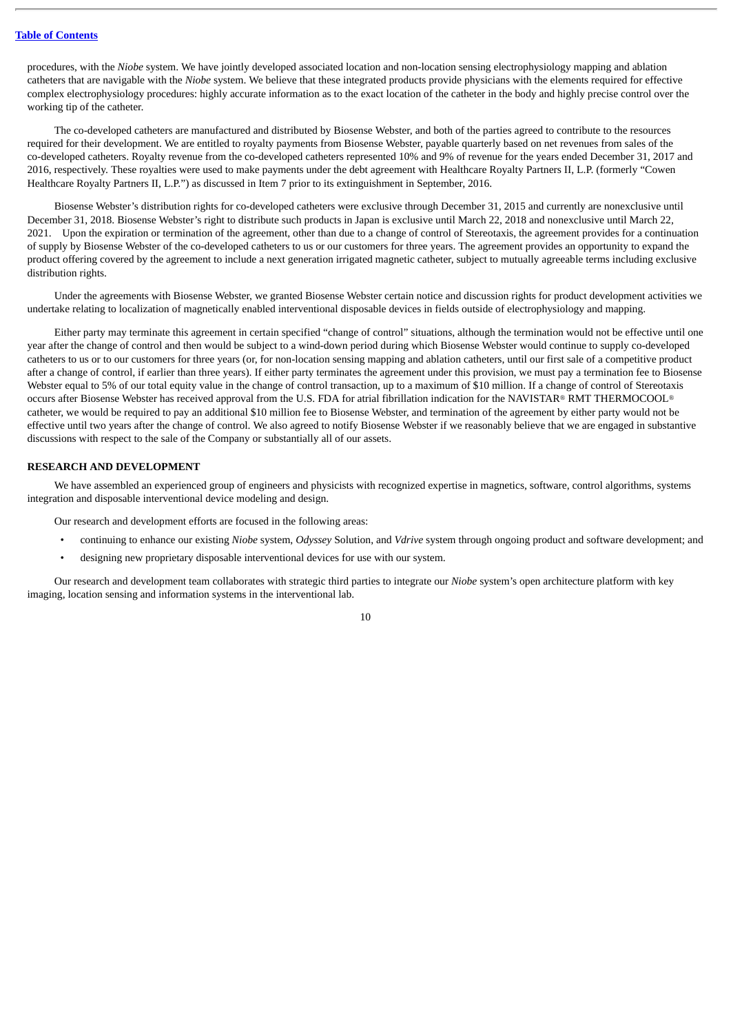procedures, with the *Niobe* system. We have jointly developed associated location and non-location sensing electrophysiology mapping and ablation catheters that are navigable with the *Niobe* system. We believe that these integrated products provide physicians with the elements required for effective complex electrophysiology procedures: highly accurate information as to the exact location of the catheter in the body and highly precise control over the working tip of the catheter.

The co-developed catheters are manufactured and distributed by Biosense Webster, and both of the parties agreed to contribute to the resources required for their development. We are entitled to royalty payments from Biosense Webster, payable quarterly based on net revenues from sales of the co-developed catheters. Royalty revenue from the co-developed catheters represented 10% and 9% of revenue for the years ended December 31, 2017 and 2016, respectively. These royalties were used to make payments under the debt agreement with Healthcare Royalty Partners II, L.P. (formerly "Cowen Healthcare Royalty Partners II, L.P.") as discussed in Item 7 prior to its extinguishment in September, 2016.

Biosense Webster's distribution rights for co-developed catheters were exclusive through December 31, 2015 and currently are nonexclusive until December 31, 2018. Biosense Webster's right to distribute such products in Japan is exclusive until March 22, 2018 and nonexclusive until March 22, 2021. Upon the expiration or termination of the agreement, other than due to a change of control of Stereotaxis, the agreement provides for a continuation of supply by Biosense Webster of the co-developed catheters to us or our customers for three years. The agreement provides an opportunity to expand the product offering covered by the agreement to include a next generation irrigated magnetic catheter, subject to mutually agreeable terms including exclusive distribution rights.

Under the agreements with Biosense Webster, we granted Biosense Webster certain notice and discussion rights for product development activities we undertake relating to localization of magnetically enabled interventional disposable devices in fields outside of electrophysiology and mapping.

Either party may terminate this agreement in certain specified "change of control" situations, although the termination would not be effective until one year after the change of control and then would be subject to a wind-down period during which Biosense Webster would continue to supply co-developed catheters to us or to our customers for three years (or, for non-location sensing mapping and ablation catheters, until our first sale of a competitive product after a change of control, if earlier than three years). If either party terminates the agreement under this provision, we must pay a termination fee to Biosense Webster equal to 5% of our total equity value in the change of control transaction, up to a maximum of $10 million. If a change of control of Stereotaxis occurs after Biosense Webster has received approval from the U.S. FDA for atrial fibrillation indication for the NAVISTAR® RMT THERMOCOOL® catheter, we would be required to pay an additional $10 million fee to Biosense Webster, and termination of the agreement by either party would not be effective until two years after the change of control. We also agreed to notify Biosense Webster if we reasonably believe that we are engaged in substantive discussions with respect to the sale of the Company or substantially all of our assets.

## RESEARCH AND DEVELOPMENT

We have assembled an experienced group of engineers and physicists with recognized expertise in magnetics, software, control algorithms, systems integration and disposable interventional device modeling and design.

Our research and development efforts are focused in the following areas:

- continuing to enhance our existing *Niobe* system, *Odyssey* Solution, and *Vdrive* system through ongoing product and software development; and
- designing new proprietary disposable interventional devices for use with our system.

Our research and development team collaborates with strategic third parties to integrate our *Niobe* system's open architecture platform with key imaging, location sensing and information systems in the interventional lab.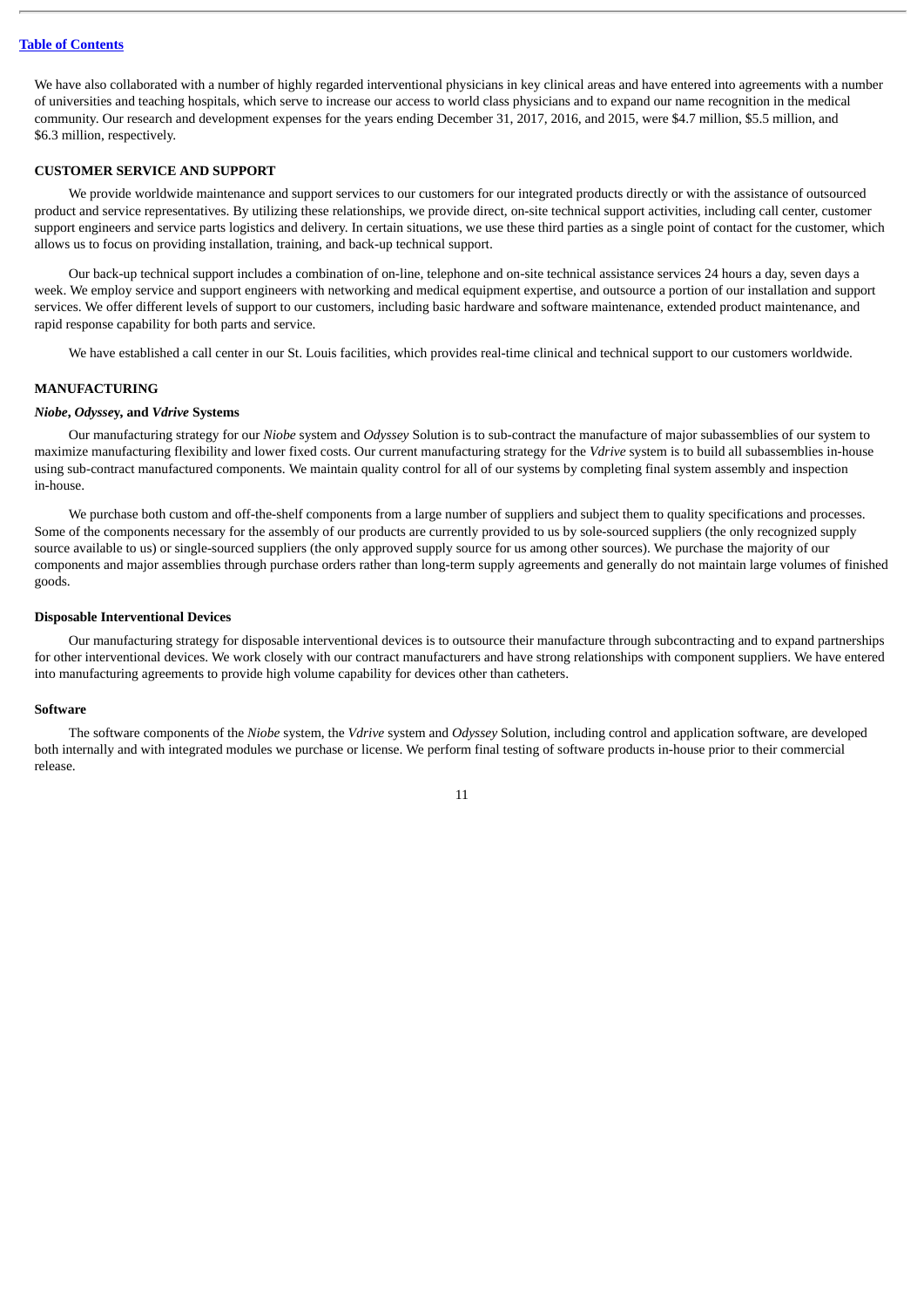We have also collaborated with a number of highly regarded interventional physicians in key clinical areas and have entered into agreements with a number of universities and teaching hospitals, which serve to increase our access to world class physicians and to expand our name recognition in the medical community. Our research and development expenses for the years ending December 31, 2017, 2016, and 2015, were $4.7 million, $5.5 million, and $6.3 million, respectively.

## CUSTOMER SERVICE AND SUPPORT

We provide worldwide maintenance and support services to our customers for our integrated products directly or with the assistance of outsourced product and service representatives. By utilizing these relationships, we provide direct, on-site technical support activities, including call center, customer support engineers and service parts logistics and delivery. In certain situations, we use these third parties as a single point of contact for the customer, which allows us to focus on providing installation, training, and back-up technical support.

Our back-up technical support includes a combination of on-line, telephone and on-site technical assistance services 24 hours a day, seven days a week. We employ service and support engineers with networking and medical equipment expertise, and outsource a portion of our installation and support services. We offer different levels of support to our customers, including basic hardware and software maintenance, extended product maintenance, and rapid response capability for both parts and service.

We have established a call center in our St. Louis facilities, which provides real-time clinical and technical support to our customers worldwide.

## MANUFACTURING

### *Niobe*, *Odyssey*, and *Vdrive* Systems

Our manufacturing strategy for our *Niobe* system and *Odyssey* Solution is to sub-contract the manufacture of major subassemblies of our system to maximize manufacturing flexibility and lower fixed costs. Our current manufacturing strategy for the *Vdrive* system is to build all subassemblies in-house using sub-contract manufactured components. We maintain quality control for all of our systems by completing final system assembly and inspection in-house.

We purchase both custom and off-the-shelf components from a large number of suppliers and subject them to quality specifications and processes. Some of the components necessary for the assembly of our products are currently provided to us by sole-sourced suppliers (the only recognized supply source available to us) or single-sourced suppliers (the only approved supply source for us among other sources). We purchase the majority of our components and major assemblies through purchase orders rather than long-term supply agreements and generally do not maintain large volumes of finished goods.

### Disposable Interventional Devices

Our manufacturing strategy for disposable interventional devices is to outsource their manufacture through subcontracting and to expand partnerships for other interventional devices. We work closely with our contract manufacturers and have strong relationships with component suppliers. We have entered into manufacturing agreements to provide high volume capability for devices other than catheters.

### Software

The software components of the *Niobe* system, the *Vdrive* system and *Odyssey* Solution, including control and application software, are developed both internally and with integrated modules we purchase or license. We perform final testing of software products in-house prior to their commercial release.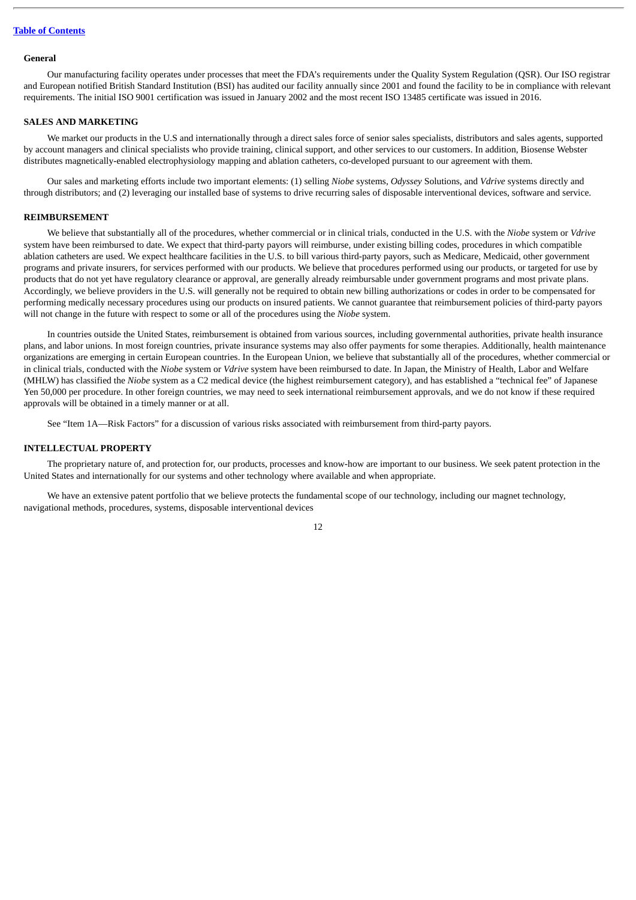**General**

Our manufacturing facility operates under processes that meet the FDA's requirements under the Quality System Regulation (QSR). Our ISO registrar and European notified British Standard Institution (BSI) has audited our facility annually since 2001 and found the facility to be in compliance with relevant requirements. The initial ISO 9001 certification was issued in January 2002 and the most recent ISO 13485 certificate was issued in 2016.

**SALES AND MARKETING**

We market our products in the U.S and internationally through a direct sales force of senior sales specialists, distributors and sales agents, supported by account managers and clinical specialists who provide training, clinical support, and other services to our customers. In addition, Biosense Webster distributes magnetically-enabled electrophysiology mapping and ablation catheters, co-developed pursuant to our agreement with them.

Our sales and marketing efforts include two important elements: (1) selling *Niobe* systems, *Odyssey* Solutions, and *Vdrive* systems directly and through distributors; and (2) leveraging our installed base of systems to drive recurring sales of disposable interventional devices, software and service.

**REIMBURSEMENT**

We believe that substantially all of the procedures, whether commercial or in clinical trials, conducted in the U.S. with the *Niobe* system or *Vdrive* system have been reimbursed to date. We expect that third-party payors will reimburse, under existing billing codes, procedures in which compatible ablation catheters are used. We expect healthcare facilities in the U.S. to bill various third-party payors, such as Medicare, Medicaid, other government programs and private insurers, for services performed with our products. We believe that procedures performed using our products, or targeted for use by products that do not yet have regulatory clearance or approval, are generally already reimbursable under government programs and most private plans. Accordingly, we believe providers in the U.S. will generally not be required to obtain new billing authorizations or codes in order to be compensated for performing medically necessary procedures using our products on insured patients. We cannot guarantee that reimbursement policies of third-party payors will not change in the future with respect to some or all of the procedures using the *Niobe* system.

In countries outside the United States, reimbursement is obtained from various sources, including governmental authorities, private health insurance plans, and labor unions. In most foreign countries, private insurance systems may also offer payments for some therapies. Additionally, health maintenance organizations are emerging in certain European countries. In the European Union, we believe that substantially all of the procedures, whether commercial or in clinical trials, conducted with the *Niobe* system or *Vdrive* system have been reimbursed to date. In Japan, the Ministry of Health, Labor and Welfare (MHLW) has classified the *Niobe* system as a C2 medical device (the highest reimbursement category), and has established a "technical fee" of Japanese Yen 50,000 per procedure. In other foreign countries, we may need to seek international reimbursement approvals, and we do not know if these required approvals will be obtained in a timely manner or at all.

See "Item 1A—Risk Factors" for a discussion of various risks associated with reimbursement from third-party payors.

**INTELLECTUAL PROPERTY**

The proprietary nature of, and protection for, our products, processes and know-how are important to our business. We seek patent protection in the United States and internationally for our systems and other technology where available and when appropriate.

We have an extensive patent portfolio that we believe protects the fundamental scope of our technology, including our magnet technology, navigational methods, procedures, systems, disposable interventional devices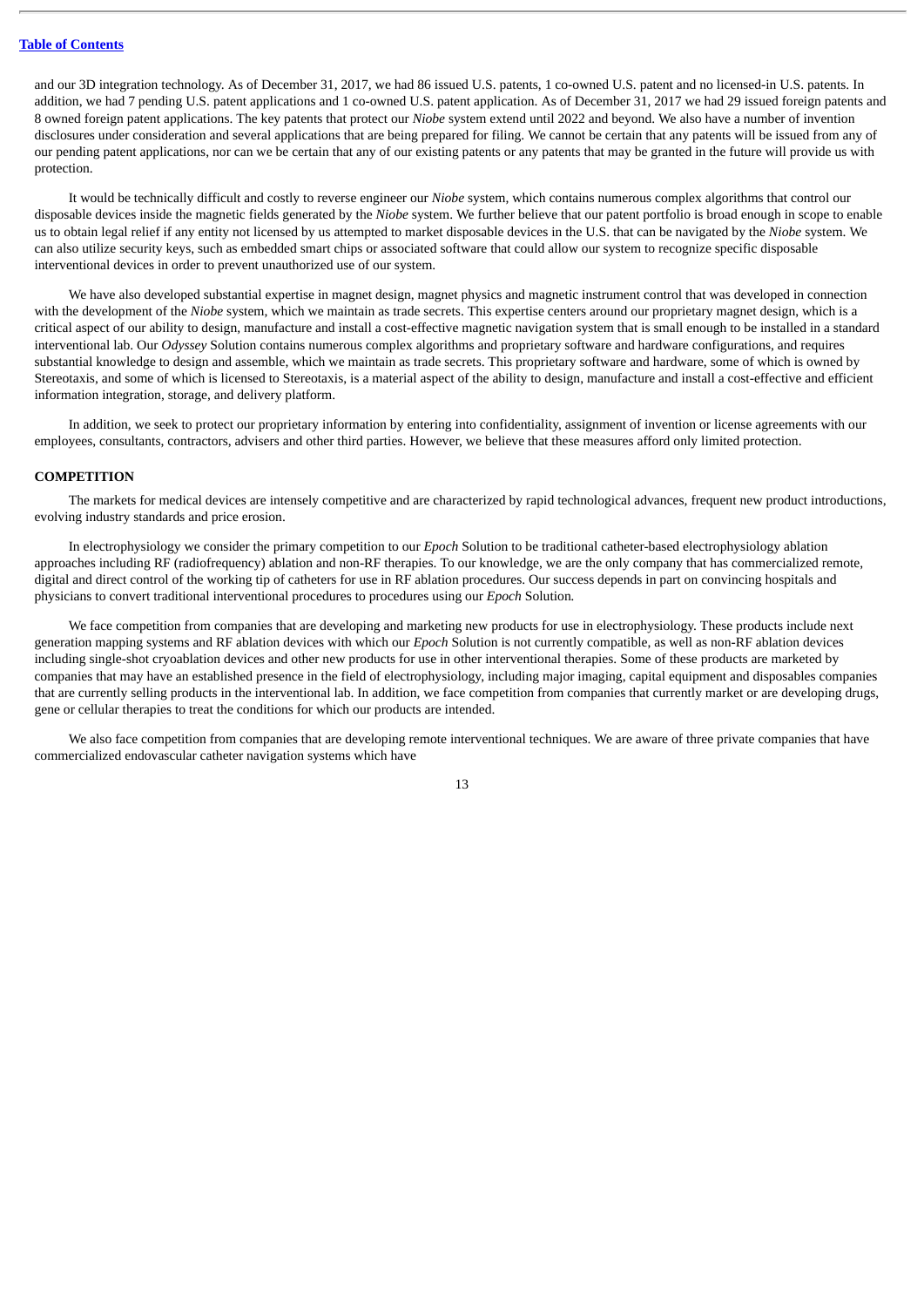and our 3D integration technology. As of December 31, 2017, we had 86 issued U.S. patents, 1 co-owned U.S. patent and no licensed-in U.S. patents. In addition, we had 7 pending U.S. patent applications and 1 co-owned U.S. patent application. As of December 31, 2017 we had 29 issued foreign patents and 8 owned foreign patent applications. The key patents that protect our *Niobe* system extend until 2022 and beyond. We also have a number of invention disclosures under consideration and several applications that are being prepared for filing. We cannot be certain that any patents will be issued from any of our pending patent applications, nor can we be certain that any of our existing patents or any patents that may be granted in the future will provide us with protection.

It would be technically difficult and costly to reverse engineer our *Niobe* system, which contains numerous complex algorithms that control our disposable devices inside the magnetic fields generated by the *Niobe* system. We further believe that our patent portfolio is broad enough in scope to enable us to obtain legal relief if any entity not licensed by us attempted to market disposable devices in the U.S. that can be navigated by the *Niobe* system. We can also utilize security keys, such as embedded smart chips or associated software that could allow our system to recognize specific disposable interventional devices in order to prevent unauthorized use of our system.

We have also developed substantial expertise in magnet design, magnet physics and magnetic instrument control that was developed in connection with the development of the *Niobe* system, which we maintain as trade secrets. This expertise centers around our proprietary magnet design, which is a critical aspect of our ability to design, manufacture and install a cost-effective magnetic navigation system that is small enough to be installed in a standard interventional lab. Our *Odyssey* Solution contains numerous complex algorithms and proprietary software and hardware configurations, and requires substantial knowledge to design and assemble, which we maintain as trade secrets. This proprietary software and hardware, some of which is owned by Stereotaxis, and some of which is licensed to Stereotaxis, is a material aspect of the ability to design, manufacture and install a cost-effective and efficient information integration, storage, and delivery platform.

In addition, we seek to protect our proprietary information by entering into confidentiality, assignment of invention or license agreements with our employees, consultants, contractors, advisers and other third parties. However, we believe that these measures afford only limited protection.

## COMPETITION

The markets for medical devices are intensely competitive and are characterized by rapid technological advances, frequent new product introductions, evolving industry standards and price erosion.

In electrophysiology we consider the primary competition to our *Epoch* Solution to be traditional catheter-based electrophysiology ablation approaches including RF (radiofrequency) ablation and non-RF therapies. To our knowledge, we are the only company that has commercialized remote, digital and direct control of the working tip of catheters for use in RF ablation procedures. Our success depends in part on convincing hospitals and physicians to convert traditional interventional procedures to procedures using our *Epoch* Solution*.*

We face competition from companies that are developing and marketing new products for use in electrophysiology. These products include next generation mapping systems and RF ablation devices with which our *Epoch* Solution is not currently compatible, as well as non-RF ablation devices including single-shot cryoablation devices and other new products for use in other interventional therapies. Some of these products are marketed by companies that may have an established presence in the field of electrophysiology, including major imaging, capital equipment and disposables companies that are currently selling products in the interventional lab. In addition, we face competition from companies that currently market or are developing drugs, gene or cellular therapies to treat the conditions for which our products are intended.

We also face competition from companies that are developing remote interventional techniques. We are aware of three private companies that have commercialized endovascular catheter navigation systems which have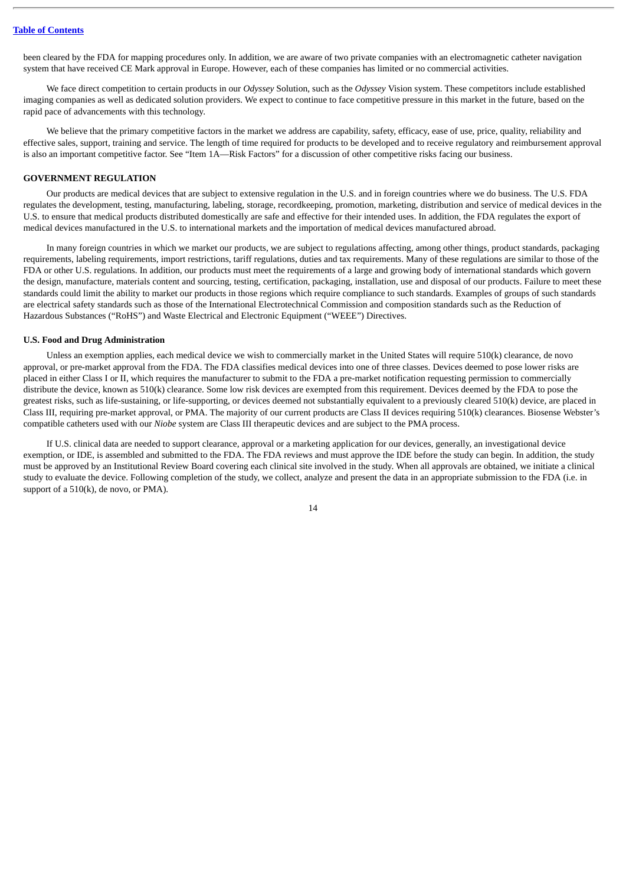been cleared by the FDA for mapping procedures only. In addition, we are aware of two private companies with an electromagnetic catheter navigation system that have received CE Mark approval in Europe. However, each of these companies has limited or no commercial activities.

We face direct competition to certain products in our *Odyssey* Solution, such as the *Odyssey* Vision system. These competitors include established imaging companies as well as dedicated solution providers. We expect to continue to face competitive pressure in this market in the future, based on the rapid pace of advancements with this technology.

We believe that the primary competitive factors in the market we address are capability, safety, efficacy, ease of use, price, quality, reliability and effective sales, support, training and service. The length of time required for products to be developed and to receive regulatory and reimbursement approval is also an important competitive factor. See "Item 1A—Risk Factors" for a discussion of other competitive risks facing our business.

## GOVERNMENT REGULATION

Our products are medical devices that are subject to extensive regulation in the U.S. and in foreign countries where we do business. The U.S. FDA regulates the development, testing, manufacturing, labeling, storage, recordkeeping, promotion, marketing, distribution and service of medical devices in the U.S. to ensure that medical products distributed domestically are safe and effective for their intended uses. In addition, the FDA regulates the export of medical devices manufactured in the U.S. to international markets and the importation of medical devices manufactured abroad.

In many foreign countries in which we market our products, we are subject to regulations affecting, among other things, product standards, packaging requirements, labeling requirements, import restrictions, tariff regulations, duties and tax requirements. Many of these regulations are similar to those of the FDA or other U.S. regulations. In addition, our products must meet the requirements of a large and growing body of international standards which govern the design, manufacture, materials content and sourcing, testing, certification, packaging, installation, use and disposal of our products. Failure to meet these standards could limit the ability to market our products in those regions which require compliance to such standards. Examples of groups of such standards are electrical safety standards such as those of the International Electrotechnical Commission and composition standards such as the Reduction of Hazardous Substances ("RoHS") and Waste Electrical and Electronic Equipment ("WEEE") Directives.

### U.S. Food and Drug Administration

Unless an exemption applies, each medical device we wish to commercially market in the United States will require 510(k) clearance, de novo approval, or pre-market approval from the FDA. The FDA classifies medical devices into one of three classes. Devices deemed to pose lower risks are placed in either Class I or II, which requires the manufacturer to submit to the FDA a pre-market notification requesting permission to commercially distribute the device, known as 510(k) clearance. Some low risk devices are exempted from this requirement. Devices deemed by the FDA to pose the greatest risks, such as life-sustaining, or life-supporting, or devices deemed not substantially equivalent to a previously cleared 510(k) device, are placed in Class III, requiring pre-market approval, or PMA. The majority of our current products are Class II devices requiring 510(k) clearances. Biosense Webster's compatible catheters used with our *Niobe* system are Class III therapeutic devices and are subject to the PMA process.

If U.S. clinical data are needed to support clearance, approval or a marketing application for our devices, generally, an investigational device exemption, or IDE, is assembled and submitted to the FDA. The FDA reviews and must approve the IDE before the study can begin. In addition, the study must be approved by an Institutional Review Board covering each clinical site involved in the study. When all approvals are obtained, we initiate a clinical study to evaluate the device. Following completion of the study, we collect, analyze and present the data in an appropriate submission to the FDA (i.e. in support of a 510(k), de novo, or PMA).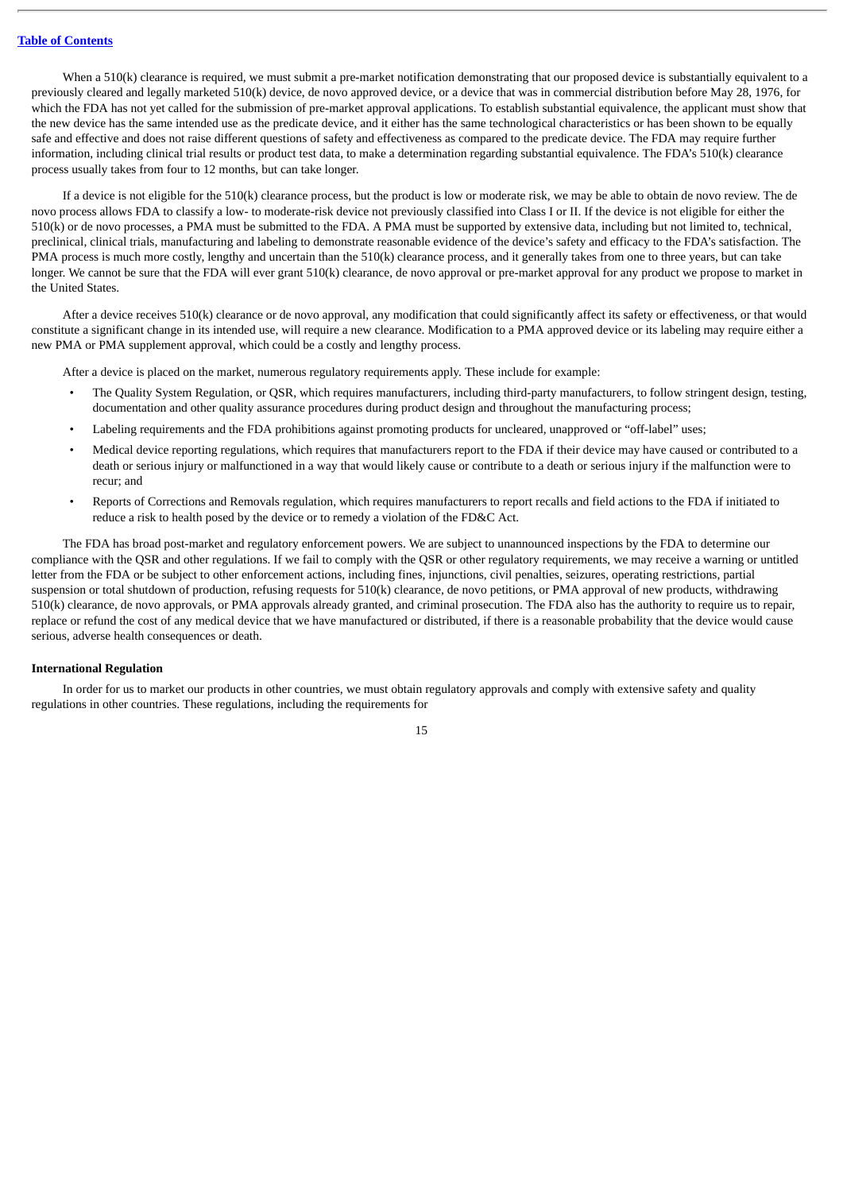When a 510(k) clearance is required, we must submit a pre-market notification demonstrating that our proposed device is substantially equivalent to a previously cleared and legally marketed 510(k) device, de novo approved device, or a device that was in commercial distribution before May 28, 1976, for which the FDA has not yet called for the submission of pre-market approval applications. To establish substantial equivalence, the applicant must show that the new device has the same intended use as the predicate device, and it either has the same technological characteristics or has been shown to be equally safe and effective and does not raise different questions of safety and effectiveness as compared to the predicate device. The FDA may require further information, including clinical trial results or product test data, to make a determination regarding substantial equivalence. The FDA's 510(k) clearance process usually takes from four to 12 months, but can take longer.

If a device is not eligible for the 510(k) clearance process, but the product is low or moderate risk, we may be able to obtain de novo review. The de novo process allows FDA to classify a low- to moderate-risk device not previously classified into Class I or II. If the device is not eligible for either the 510(k) or de novo processes, a PMA must be submitted to the FDA. A PMA must be supported by extensive data, including but not limited to, technical, preclinical, clinical trials, manufacturing and labeling to demonstrate reasonable evidence of the device's safety and efficacy to the FDA's satisfaction. The PMA process is much more costly, lengthy and uncertain than the 510(k) clearance process, and it generally takes from one to three years, but can take longer. We cannot be sure that the FDA will ever grant 510(k) clearance, de novo approval or pre-market approval for any product we propose to market in the United States.

After a device receives 510(k) clearance or de novo approval, any modification that could significantly affect its safety or effectiveness, or that would constitute a significant change in its intended use, will require a new clearance. Modification to a PMA approved device or its labeling may require either a new PMA or PMA supplement approval, which could be a costly and lengthy process.

After a device is placed on the market, numerous regulatory requirements apply. These include for example:

- The Quality System Regulation, or QSR, which requires manufacturers, including third-party manufacturers, to follow stringent design, testing, documentation and other quality assurance procedures during product design and throughout the manufacturing process;
- Labeling requirements and the FDA prohibitions against promoting products for uncleared, unapproved or "off-label" uses;
- Medical device reporting regulations, which requires that manufacturers report to the FDA if their device may have caused or contributed to a death or serious injury or malfunctioned in a way that would likely cause or contribute to a death or serious injury if the malfunction were to recur; and
- Reports of Corrections and Removals regulation, which requires manufacturers to report recalls and field actions to the FDA if initiated to reduce a risk to health posed by the device or to remedy a violation of the FD&C Act.

The FDA has broad post-market and regulatory enforcement powers. We are subject to unannounced inspections by the FDA to determine our compliance with the QSR and other regulations. If we fail to comply with the QSR or other regulatory requirements, we may receive a warning or untitled letter from the FDA or be subject to other enforcement actions, including fines, injunctions, civil penalties, seizures, operating restrictions, partial suspension or total shutdown of production, refusing requests for 510(k) clearance, de novo petitions, or PMA approval of new products, withdrawing 510(k) clearance, de novo approvals, or PMA approvals already granted, and criminal prosecution. The FDA also has the authority to require us to repair, replace or refund the cost of any medical device that we have manufactured or distributed, if there is a reasonable probability that the device would cause serious, adverse health consequences or death.

**International Regulation**

In order for us to market our products in other countries, we must obtain regulatory approvals and comply with extensive safety and quality regulations in other countries. These regulations, including the requirements for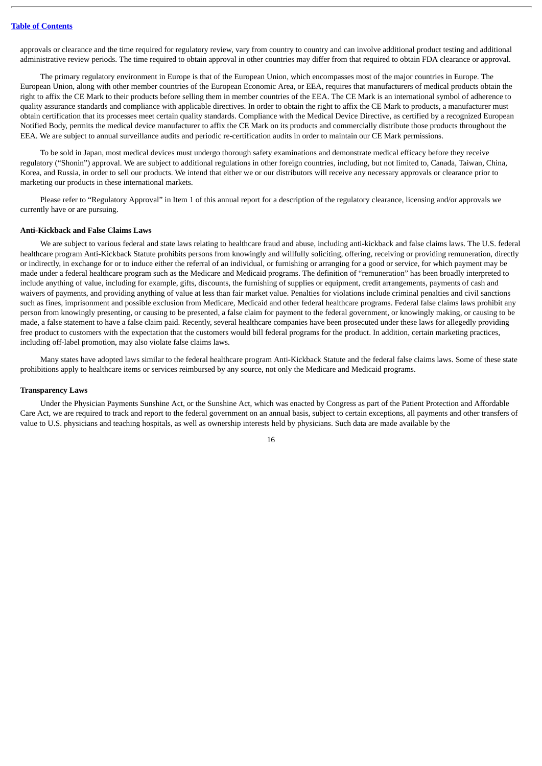approvals or clearance and the time required for regulatory review, vary from country to country and can involve additional product testing and additional administrative review periods. The time required to obtain approval in other countries may differ from that required to obtain FDA clearance or approval.

The primary regulatory environment in Europe is that of the European Union, which encompasses most of the major countries in Europe. The European Union, along with other member countries of the European Economic Area, or EEA, requires that manufacturers of medical products obtain the right to affix the CE Mark to their products before selling them in member countries of the EEA. The CE Mark is an international symbol of adherence to quality assurance standards and compliance with applicable directives. In order to obtain the right to affix the CE Mark to products, a manufacturer must obtain certification that its processes meet certain quality standards. Compliance with the Medical Device Directive, as certified by a recognized European Notified Body, permits the medical device manufacturer to affix the CE Mark on its products and commercially distribute those products throughout the EEA. We are subject to annual surveillance audits and periodic re-certification audits in order to maintain our CE Mark permissions.

To be sold in Japan, most medical devices must undergo thorough safety examinations and demonstrate medical efficacy before they receive regulatory ("Shonin") approval. We are subject to additional regulations in other foreign countries, including, but not limited to, Canada, Taiwan, China, Korea, and Russia, in order to sell our products. We intend that either we or our distributors will receive any necessary approvals or clearance prior to marketing our products in these international markets.

Please refer to "Regulatory Approval" in Item 1 of this annual report for a description of the regulatory clearance, licensing and/or approvals we currently have or are pursuing.

**Anti-Kickback and False Claims Laws**

We are subject to various federal and state laws relating to healthcare fraud and abuse, including anti-kickback and false claims laws. The U.S. federal healthcare program Anti-Kickback Statute prohibits persons from knowingly and willfully soliciting, offering, receiving or providing remuneration, directly or indirectly, in exchange for or to induce either the referral of an individual, or furnishing or arranging for a good or service, for which payment may be made under a federal healthcare program such as the Medicare and Medicaid programs. The definition of "remuneration" has been broadly interpreted to include anything of value, including for example, gifts, discounts, the furnishing of supplies or equipment, credit arrangements, payments of cash and waivers of payments, and providing anything of value at less than fair market value. Penalties for violations include criminal penalties and civil sanctions such as fines, imprisonment and possible exclusion from Medicare, Medicaid and other federal healthcare programs. Federal false claims laws prohibit any person from knowingly presenting, or causing to be presented, a false claim for payment to the federal government, or knowingly making, or causing to be made, a false statement to have a false claim paid. Recently, several healthcare companies have been prosecuted under these laws for allegedly providing free product to customers with the expectation that the customers would bill federal programs for the product. In addition, certain marketing practices, including off-label promotion, may also violate false claims laws.

Many states have adopted laws similar to the federal healthcare program Anti-Kickback Statute and the federal false claims laws. Some of these state prohibitions apply to healthcare items or services reimbursed by any source, not only the Medicare and Medicaid programs.

**Transparency Laws**

Under the Physician Payments Sunshine Act, or the Sunshine Act, which was enacted by Congress as part of the Patient Protection and Affordable Care Act, we are required to track and report to the federal government on an annual basis, subject to certain exceptions, all payments and other transfers of value to U.S. physicians and teaching hospitals, as well as ownership interests held by physicians. Such data are made available by the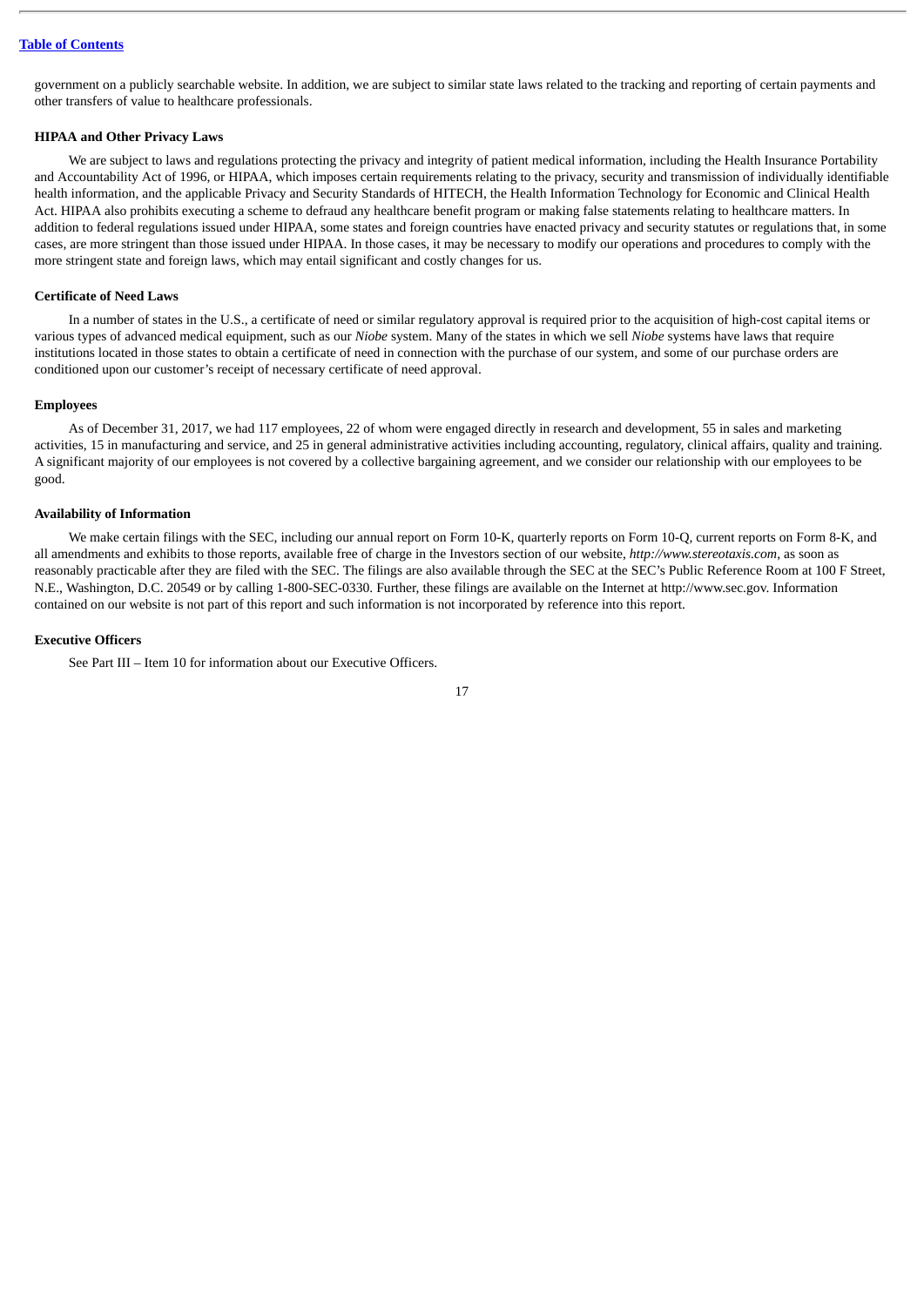government on a publicly searchable website. In addition, we are subject to similar state laws related to the tracking and reporting of certain payments and other transfers of value to healthcare professionals.

**HIPAA and Other Privacy Laws**

We are subject to laws and regulations protecting the privacy and integrity of patient medical information, including the Health Insurance Portability and Accountability Act of 1996, or HIPAA, which imposes certain requirements relating to the privacy, security and transmission of individually identifiable health information, and the applicable Privacy and Security Standards of HITECH, the Health Information Technology for Economic and Clinical Health Act. HIPAA also prohibits executing a scheme to defraud any healthcare benefit program or making false statements relating to healthcare matters. In addition to federal regulations issued under HIPAA, some states and foreign countries have enacted privacy and security statutes or regulations that, in some cases, are more stringent than those issued under HIPAA. In those cases, it may be necessary to modify our operations and procedures to comply with the more stringent state and foreign laws, which may entail significant and costly changes for us.

**Certificate of Need Laws**

In a number of states in the U.S., a certificate of need or similar regulatory approval is required prior to the acquisition of high-cost capital items or various types of advanced medical equipment, such as our *Niobe* system. Many of the states in which we sell *Niobe* systems have laws that require institutions located in those states to obtain a certificate of need in connection with the purchase of our system, and some of our purchase orders are conditioned upon our customer's receipt of necessary certificate of need approval.

**Employees**

As of December 31, 2017, we had 117 employees, 22 of whom were engaged directly in research and development, 55 in sales and marketing activities, 15 in manufacturing and service, and 25 in general administrative activities including accounting, regulatory, clinical affairs, quality and training. A significant majority of our employees is not covered by a collective bargaining agreement, and we consider our relationship with our employees to be good.

**Availability of Information**

We make certain filings with the SEC, including our annual report on Form 10-K, quarterly reports on Form 10-Q, current reports on Form 8-K, and all amendments and exhibits to those reports, available free of charge in the Investors section of our website, *http://www.stereotaxis.com*, as soon as reasonably practicable after they are filed with the SEC. The filings are also available through the SEC at the SEC's Public Reference Room at 100 F Street, N.E., Washington, D.C. 20549 or by calling 1-800-SEC-0330. Further, these filings are available on the Internet at http://www.sec.gov. Information contained on our website is not part of this report and such information is not incorporated by reference into this report.

**Executive Officers**

See Part III – Item 10 for information about our Executive Officers.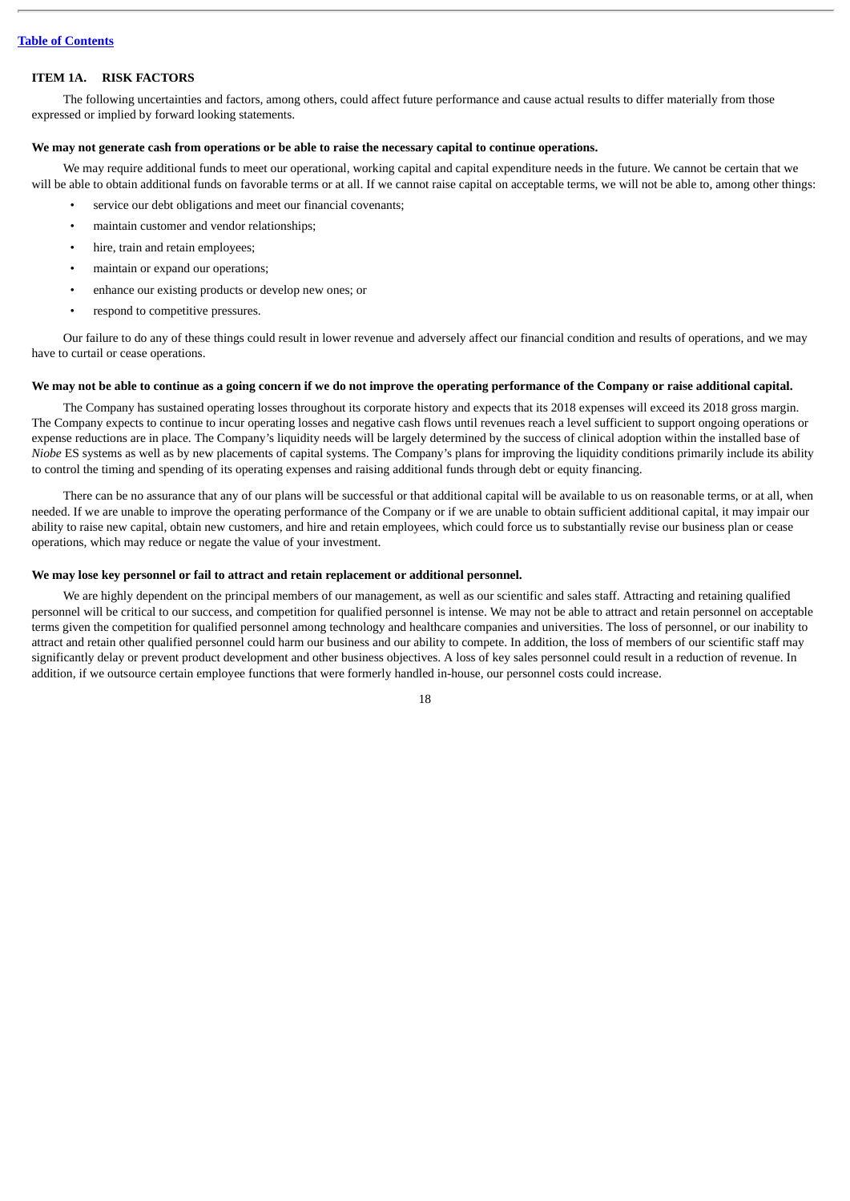## ITEM 1A. RISK FACTORS

The following uncertainties and factors, among others, could affect future performance and cause actual results to differ materially from those expressed or implied by forward looking statements.

**We may not generate cash from operations or be able to raise the necessary capital to continue operations.**

We may require additional funds to meet our operational, working capital and capital expenditure needs in the future. We cannot be certain that we will be able to obtain additional funds on favorable terms or at all. If we cannot raise capital on acceptable terms, we will not be able to, among other things:

- service our debt obligations and meet our financial covenants;
- maintain customer and vendor relationships;
- hire, train and retain employees;
- maintain or expand our operations;
- enhance our existing products or develop new ones; or
- respond to competitive pressures.

Our failure to do any of these things could result in lower revenue and adversely affect our financial condition and results of operations, and we may have to curtail or cease operations.

**We may not be able to continue as a going concern if we do not improve the operating performance of the Company or raise additional capital.**

The Company has sustained operating losses throughout its corporate history and expects that its 2018 expenses will exceed its 2018 gross margin. The Company expects to continue to incur operating losses and negative cash flows until revenues reach a level sufficient to support ongoing operations or expense reductions are in place. The Company's liquidity needs will be largely determined by the success of clinical adoption within the installed base of *Niobe* ES systems as well as by new placements of capital systems. The Company's plans for improving the liquidity conditions primarily include its ability to control the timing and spending of its operating expenses and raising additional funds through debt or equity financing.

There can be no assurance that any of our plans will be successful or that additional capital will be available to us on reasonable terms, or at all, when needed. If we are unable to improve the operating performance of the Company or if we are unable to obtain sufficient additional capital, it may impair our ability to raise new capital, obtain new customers, and hire and retain employees, which could force us to substantially revise our business plan or cease operations, which may reduce or negate the value of your investment.

**We may lose key personnel or fail to attract and retain replacement or additional personnel.**

We are highly dependent on the principal members of our management, as well as our scientific and sales staff. Attracting and retaining qualified personnel will be critical to our success, and competition for qualified personnel is intense. We may not be able to attract and retain personnel on acceptable terms given the competition for qualified personnel among technology and healthcare companies and universities. The loss of personnel, or our inability to attract and retain other qualified personnel could harm our business and our ability to compete. In addition, the loss of members of our scientific staff may significantly delay or prevent product development and other business objectives. A loss of key sales personnel could result in a reduction of revenue. In addition, if we outsource certain employee functions that were formerly handled in-house, our personnel costs could increase.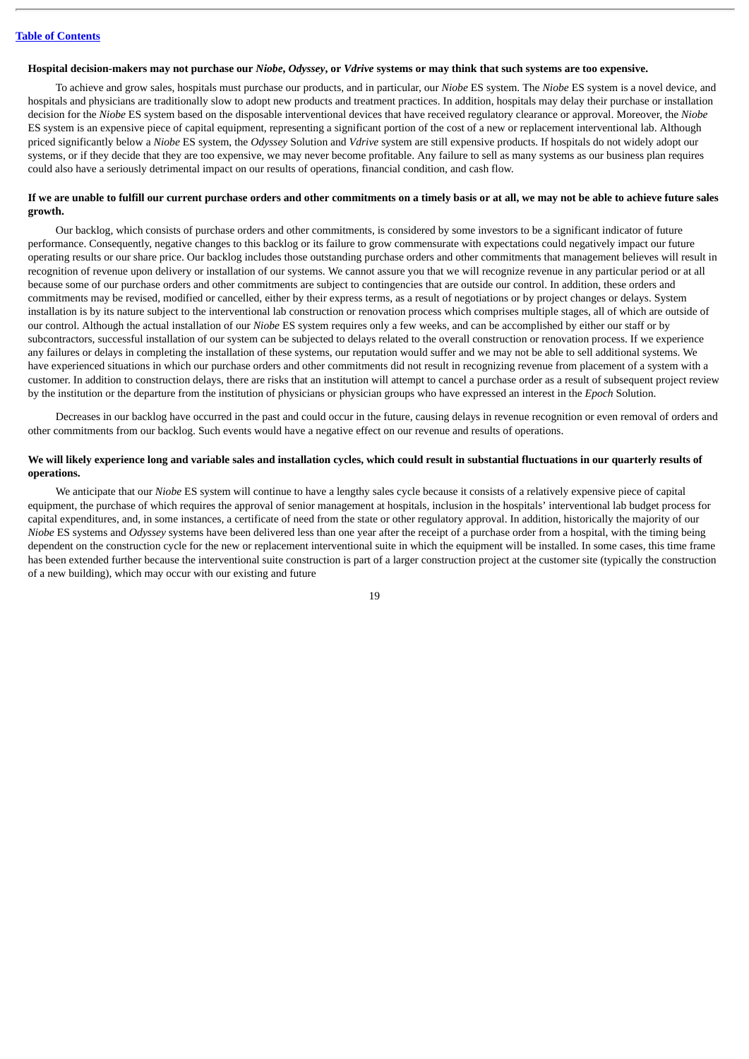**Hospital decision-makers may not purchase our *Niobe*, *Odyssey*, or *Vdrive* systems or may think that such systems are too expensive.**

To achieve and grow sales, hospitals must purchase our products, and in particular, our *Niobe* ES system. The *Niobe* ES system is a novel device, and hospitals and physicians are traditionally slow to adopt new products and treatment practices. In addition, hospitals may delay their purchase or installation decision for the *Niobe* ES system based on the disposable interventional devices that have received regulatory clearance or approval. Moreover, the *Niobe* ES system is an expensive piece of capital equipment, representing a significant portion of the cost of a new or replacement interventional lab. Although priced significantly below a *Niobe* ES system, the *Odyssey* Solution and *Vdrive* system are still expensive products. If hospitals do not widely adopt our systems, or if they decide that they are too expensive, we may never become profitable. Any failure to sell as many systems as our business plan requires could also have a seriously detrimental impact on our results of operations, financial condition, and cash flow.

**If we are unable to fulfill our current purchase orders and other commitments on a timely basis or at all, we may not be able to achieve future sales growth.**

Our backlog, which consists of purchase orders and other commitments, is considered by some investors to be a significant indicator of future performance. Consequently, negative changes to this backlog or its failure to grow commensurate with expectations could negatively impact our future operating results or our share price. Our backlog includes those outstanding purchase orders and other commitments that management believes will result in recognition of revenue upon delivery or installation of our systems. We cannot assure you that we will recognize revenue in any particular period or at all because some of our purchase orders and other commitments are subject to contingencies that are outside our control. In addition, these orders and commitments may be revised, modified or cancelled, either by their express terms, as a result of negotiations or by project changes or delays. System installation is by its nature subject to the interventional lab construction or renovation process which comprises multiple stages, all of which are outside of our control. Although the actual installation of our *Niobe* ES system requires only a few weeks, and can be accomplished by either our staff or by subcontractors, successful installation of our system can be subjected to delays related to the overall construction or renovation process. If we experience any failures or delays in completing the installation of these systems, our reputation would suffer and we may not be able to sell additional systems. We have experienced situations in which our purchase orders and other commitments did not result in recognizing revenue from placement of a system with a customer. In addition to construction delays, there are risks that an institution will attempt to cancel a purchase order as a result of subsequent project review by the institution or the departure from the institution of physicians or physician groups who have expressed an interest in the *Epoch* Solution.

Decreases in our backlog have occurred in the past and could occur in the future, causing delays in revenue recognition or even removal of orders and other commitments from our backlog. Such events would have a negative effect on our revenue and results of operations.

**We will likely experience long and variable sales and installation cycles, which could result in substantial fluctuations in our quarterly results of operations.**

We anticipate that our *Niobe* ES system will continue to have a lengthy sales cycle because it consists of a relatively expensive piece of capital equipment, the purchase of which requires the approval of senior management at hospitals, inclusion in the hospitals' interventional lab budget process for capital expenditures, and, in some instances, a certificate of need from the state or other regulatory approval. In addition, historically the majority of our *Niobe* ES systems and *Odyssey* systems have been delivered less than one year after the receipt of a purchase order from a hospital, with the timing being dependent on the construction cycle for the new or replacement interventional suite in which the equipment will be installed. In some cases, this time frame has been extended further because the interventional suite construction is part of a larger construction project at the customer site (typically the construction of a new building), which may occur with our existing and future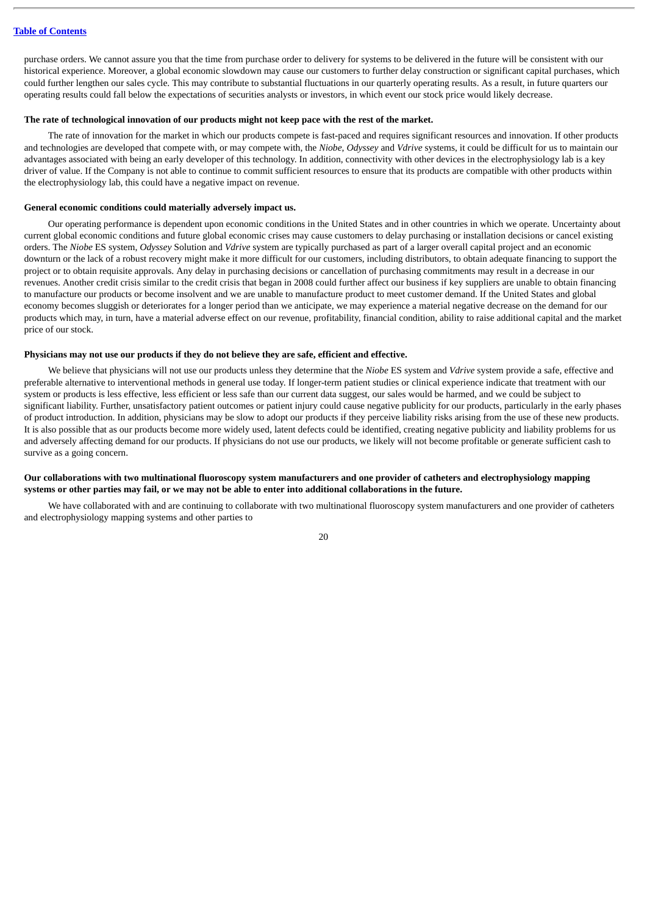purchase orders. We cannot assure you that the time from purchase order to delivery for systems to be delivered in the future will be consistent with our historical experience. Moreover, a global economic slowdown may cause our customers to further delay construction or significant capital purchases, which could further lengthen our sales cycle. This may contribute to substantial fluctuations in our quarterly operating results. As a result, in future quarters our operating results could fall below the expectations of securities analysts or investors, in which event our stock price would likely decrease.

**The rate of technological innovation of our products might not keep pace with the rest of the market.**

The rate of innovation for the market in which our products compete is fast-paced and requires significant resources and innovation. If other products and technologies are developed that compete with, or may compete with, the *Niobe*, *Odyssey* and *Vdrive* systems, it could be difficult for us to maintain our advantages associated with being an early developer of this technology. In addition, connectivity with other devices in the electrophysiology lab is a key driver of value. If the Company is not able to continue to commit sufficient resources to ensure that its products are compatible with other products within the electrophysiology lab, this could have a negative impact on revenue.

**General economic conditions could materially adversely impact us.**

Our operating performance is dependent upon economic conditions in the United States and in other countries in which we operate. Uncertainty about current global economic conditions and future global economic crises may cause customers to delay purchasing or installation decisions or cancel existing orders. The *Niobe* ES system, *Odyssey* Solution and *Vdrive* system are typically purchased as part of a larger overall capital project and an economic downturn or the lack of a robust recovery might make it more difficult for our customers, including distributors, to obtain adequate financing to support the project or to obtain requisite approvals. Any delay in purchasing decisions or cancellation of purchasing commitments may result in a decrease in our revenues. Another credit crisis similar to the credit crisis that began in 2008 could further affect our business if key suppliers are unable to obtain financing to manufacture our products or become insolvent and we are unable to manufacture product to meet customer demand. If the United States and global economy becomes sluggish or deteriorates for a longer period than we anticipate, we may experience a material negative decrease on the demand for our products which may, in turn, have a material adverse effect on our revenue, profitability, financial condition, ability to raise additional capital and the market price of our stock.

**Physicians may not use our products if they do not believe they are safe, efficient and effective.**

We believe that physicians will not use our products unless they determine that the *Niobe* ES system and *Vdrive* system provide a safe, effective and preferable alternative to interventional methods in general use today. If longer-term patient studies or clinical experience indicate that treatment with our system or products is less effective, less efficient or less safe than our current data suggest, our sales would be harmed, and we could be subject to significant liability. Further, unsatisfactory patient outcomes or patient injury could cause negative publicity for our products, particularly in the early phases of product introduction. In addition, physicians may be slow to adopt our products if they perceive liability risks arising from the use of these new products. It is also possible that as our products become more widely used, latent defects could be identified, creating negative publicity and liability problems for us and adversely affecting demand for our products. If physicians do not use our products, we likely will not become profitable or generate sufficient cash to survive as a going concern.

**Our collaborations with two multinational fluoroscopy system manufacturers and one provider of catheters and electrophysiology mapping systems or other parties may fail, or we may not be able to enter into additional collaborations in the future.**

We have collaborated with and are continuing to collaborate with two multinational fluoroscopy system manufacturers and one provider of catheters and electrophysiology mapping systems and other parties to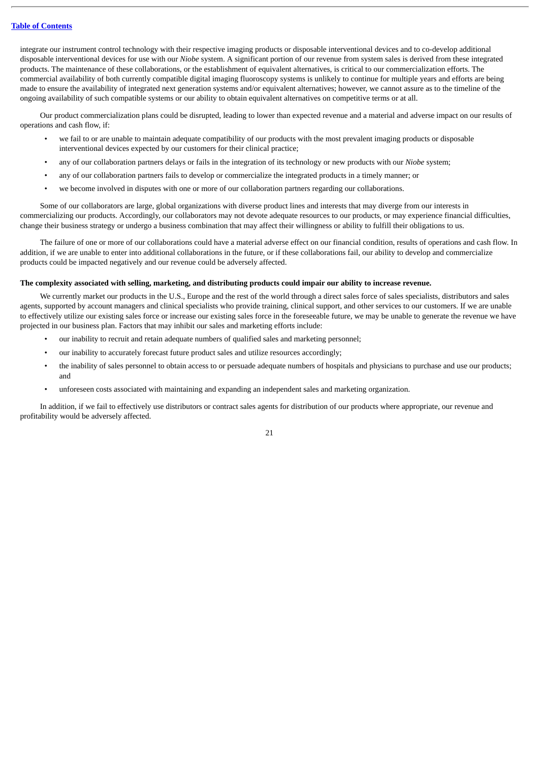integrate our instrument control technology with their respective imaging products or disposable interventional devices and to co-develop additional disposable interventional devices for use with our *Niobe* system. A significant portion of our revenue from system sales is derived from these integrated products. The maintenance of these collaborations, or the establishment of equivalent alternatives, is critical to our commercialization efforts. The commercial availability of both currently compatible digital imaging fluoroscopy systems is unlikely to continue for multiple years and efforts are being made to ensure the availability of integrated next generation systems and/or equivalent alternatives; however, we cannot assure as to the timeline of the ongoing availability of such compatible systems or our ability to obtain equivalent alternatives on competitive terms or at all.

Our product commercialization plans could be disrupted, leading to lower than expected revenue and a material and adverse impact on our results of operations and cash flow, if:

- we fail to or are unable to maintain adequate compatibility of our products with the most prevalent imaging products or disposable interventional devices expected by our customers for their clinical practice;
- any of our collaboration partners delays or fails in the integration of its technology or new products with our *Niobe* system;
- any of our collaboration partners fails to develop or commercialize the integrated products in a timely manner; or
- we become involved in disputes with one or more of our collaboration partners regarding our collaborations.

Some of our collaborators are large, global organizations with diverse product lines and interests that may diverge from our interests in commercializing our products. Accordingly, our collaborators may not devote adequate resources to our products, or may experience financial difficulties, change their business strategy or undergo a business combination that may affect their willingness or ability to fulfill their obligations to us.

The failure of one or more of our collaborations could have a material adverse effect on our financial condition, results of operations and cash flow. In addition, if we are unable to enter into additional collaborations in the future, or if these collaborations fail, our ability to develop and commercialize products could be impacted negatively and our revenue could be adversely affected.

**The complexity associated with selling, marketing, and distributing products could impair our ability to increase revenue.**

We currently market our products in the U.S., Europe and the rest of the world through a direct sales force of sales specialists, distributors and sales agents, supported by account managers and clinical specialists who provide training, clinical support, and other services to our customers. If we are unable to effectively utilize our existing sales force or increase our existing sales force in the foreseeable future, we may be unable to generate the revenue we have projected in our business plan. Factors that may inhibit our sales and marketing efforts include:

- our inability to recruit and retain adequate numbers of qualified sales and marketing personnel;
- our inability to accurately forecast future product sales and utilize resources accordingly;
- the inability of sales personnel to obtain access to or persuade adequate numbers of hospitals and physicians to purchase and use our products; and
- unforeseen costs associated with maintaining and expanding an independent sales and marketing organization.

In addition, if we fail to effectively use distributors or contract sales agents for distribution of our products where appropriate, our revenue and profitability would be adversely affected.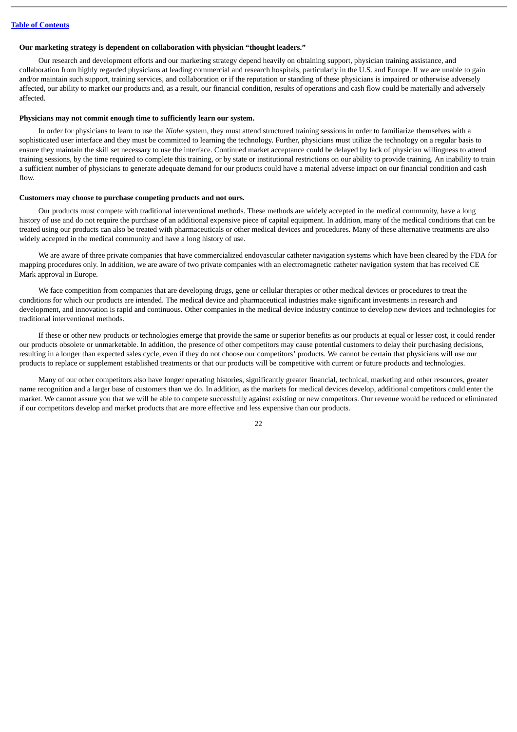**Our marketing strategy is dependent on collaboration with physician "thought leaders."**

Our research and development efforts and our marketing strategy depend heavily on obtaining support, physician training assistance, and collaboration from highly regarded physicians at leading commercial and research hospitals, particularly in the U.S. and Europe. If we are unable to gain and/or maintain such support, training services, and collaboration or if the reputation or standing of these physicians is impaired or otherwise adversely affected, our ability to market our products and, as a result, our financial condition, results of operations and cash flow could be materially and adversely affected.

**Physicians may not commit enough time to sufficiently learn our system.**

In order for physicians to learn to use the *Niobe* system, they must attend structured training sessions in order to familiarize themselves with a sophisticated user interface and they must be committed to learning the technology. Further, physicians must utilize the technology on a regular basis to ensure they maintain the skill set necessary to use the interface. Continued market acceptance could be delayed by lack of physician willingness to attend training sessions, by the time required to complete this training, or by state or institutional restrictions on our ability to provide training. An inability to train a sufficient number of physicians to generate adequate demand for our products could have a material adverse impact on our financial condition and cash flow.

**Customers may choose to purchase competing products and not ours.**

Our products must compete with traditional interventional methods. These methods are widely accepted in the medical community, have a long history of use and do not require the purchase of an additional expensive piece of capital equipment. In addition, many of the medical conditions that can be treated using our products can also be treated with pharmaceuticals or other medical devices and procedures. Many of these alternative treatments are also widely accepted in the medical community and have a long history of use.

We are aware of three private companies that have commercialized endovascular catheter navigation systems which have been cleared by the FDA for mapping procedures only. In addition, we are aware of two private companies with an electromagnetic catheter navigation system that has received CE Mark approval in Europe.

We face competition from companies that are developing drugs, gene or cellular therapies or other medical devices or procedures to treat the conditions for which our products are intended. The medical device and pharmaceutical industries make significant investments in research and development, and innovation is rapid and continuous. Other companies in the medical device industry continue to develop new devices and technologies for traditional interventional methods.

If these or other new products or technologies emerge that provide the same or superior benefits as our products at equal or lesser cost, it could render our products obsolete or unmarketable. In addition, the presence of other competitors may cause potential customers to delay their purchasing decisions, resulting in a longer than expected sales cycle, even if they do not choose our competitors' products. We cannot be certain that physicians will use our products to replace or supplement established treatments or that our products will be competitive with current or future products and technologies.

Many of our other competitors also have longer operating histories, significantly greater financial, technical, marketing and other resources, greater name recognition and a larger base of customers than we do. In addition, as the markets for medical devices develop, additional competitors could enter the market. We cannot assure you that we will be able to compete successfully against existing or new competitors. Our revenue would be reduced or eliminated if our competitors develop and market products that are more effective and less expensive than our products.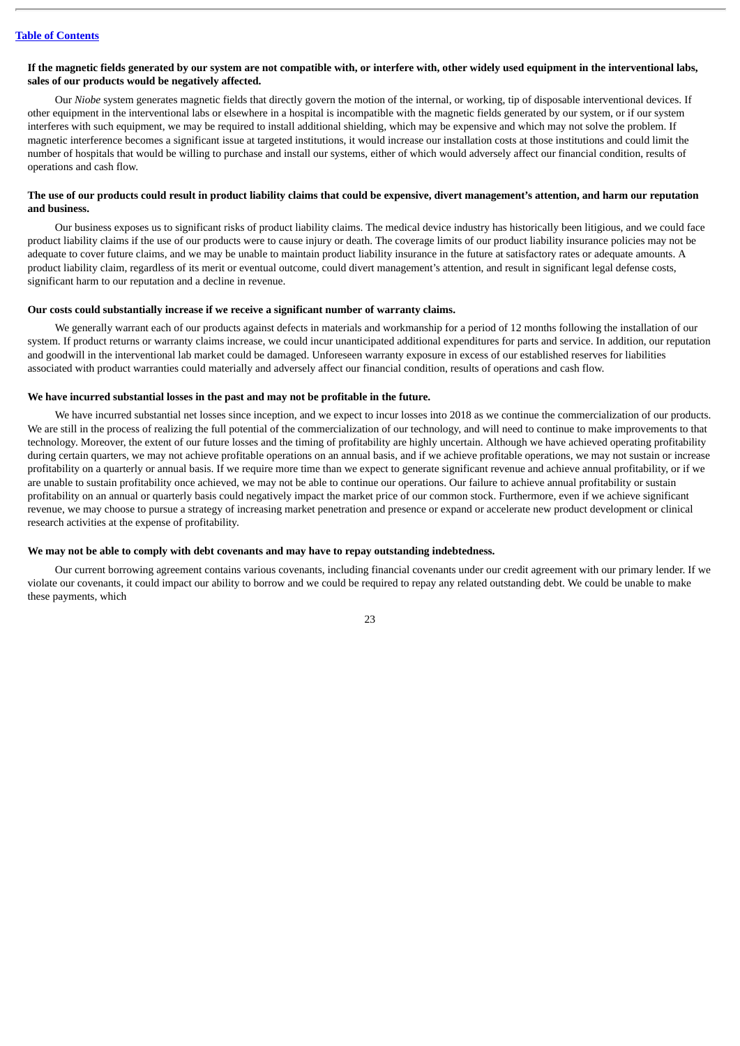**If the magnetic fields generated by our system are not compatible with, or interfere with, other widely used equipment in the interventional labs, sales of our products would be negatively affected.**

Our *Niobe* system generates magnetic fields that directly govern the motion of the internal, or working, tip of disposable interventional devices. If other equipment in the interventional labs or elsewhere in a hospital is incompatible with the magnetic fields generated by our system, or if our system interferes with such equipment, we may be required to install additional shielding, which may be expensive and which may not solve the problem. If magnetic interference becomes a significant issue at targeted institutions, it would increase our installation costs at those institutions and could limit the number of hospitals that would be willing to purchase and install our systems, either of which would adversely affect our financial condition, results of operations and cash flow.

**The use of our products could result in product liability claims that could be expensive, divert management's attention, and harm our reputation and business.**

Our business exposes us to significant risks of product liability claims. The medical device industry has historically been litigious, and we could face product liability claims if the use of our products were to cause injury or death. The coverage limits of our product liability insurance policies may not be adequate to cover future claims, and we may be unable to maintain product liability insurance in the future at satisfactory rates or adequate amounts. A product liability claim, regardless of its merit or eventual outcome, could divert management's attention, and result in significant legal defense costs, significant harm to our reputation and a decline in revenue.

**Our costs could substantially increase if we receive a significant number of warranty claims.**

We generally warrant each of our products against defects in materials and workmanship for a period of 12 months following the installation of our system. If product returns or warranty claims increase, we could incur unanticipated additional expenditures for parts and service. In addition, our reputation and goodwill in the interventional lab market could be damaged. Unforeseen warranty exposure in excess of our established reserves for liabilities associated with product warranties could materially and adversely affect our financial condition, results of operations and cash flow.

**We have incurred substantial losses in the past and may not be profitable in the future.**

We have incurred substantial net losses since inception, and we expect to incur losses into 2018 as we continue the commercialization of our products. We are still in the process of realizing the full potential of the commercialization of our technology, and will need to continue to make improvements to that technology. Moreover, the extent of our future losses and the timing of profitability are highly uncertain. Although we have achieved operating profitability during certain quarters, we may not achieve profitable operations on an annual basis, and if we achieve profitable operations, we may not sustain or increase profitability on a quarterly or annual basis. If we require more time than we expect to generate significant revenue and achieve annual profitability, or if we are unable to sustain profitability once achieved, we may not be able to continue our operations. Our failure to achieve annual profitability or sustain profitability on an annual or quarterly basis could negatively impact the market price of our common stock. Furthermore, even if we achieve significant revenue, we may choose to pursue a strategy of increasing market penetration and presence or expand or accelerate new product development or clinical research activities at the expense of profitability.

**We may not be able to comply with debt covenants and may have to repay outstanding indebtedness.**

Our current borrowing agreement contains various covenants, including financial covenants under our credit agreement with our primary lender. If we violate our covenants, it could impact our ability to borrow and we could be required to repay any related outstanding debt. We could be unable to make these payments, which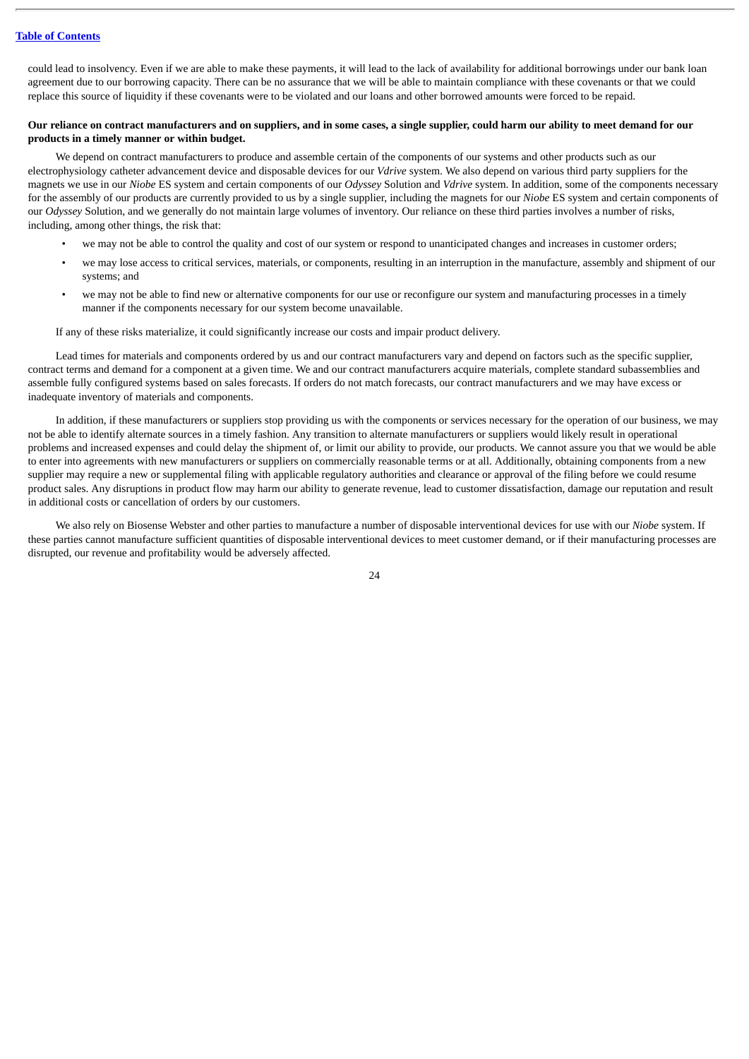could lead to insolvency. Even if we are able to make these payments, it will lead to the lack of availability for additional borrowings under our bank loan agreement due to our borrowing capacity. There can be no assurance that we will be able to maintain compliance with these covenants or that we could replace this source of liquidity if these covenants were to be violated and our loans and other borrowed amounts were forced to be repaid.

**Our reliance on contract manufacturers and on suppliers, and in some cases, a single supplier, could harm our ability to meet demand for our products in a timely manner or within budget.**

We depend on contract manufacturers to produce and assemble certain of the components of our systems and other products such as our electrophysiology catheter advancement device and disposable devices for our *Vdrive* system. We also depend on various third party suppliers for the magnets we use in our *Niobe* ES system and certain components of our *Odyssey* Solution and *Vdrive* system. In addition, some of the components necessary for the assembly of our products are currently provided to us by a single supplier, including the magnets for our *Niobe* ES system and certain components of our *Odyssey* Solution, and we generally do not maintain large volumes of inventory. Our reliance on these third parties involves a number of risks, including, among other things, the risk that:

- we may not be able to control the quality and cost of our system or respond to unanticipated changes and increases in customer orders;
- we may lose access to critical services, materials, or components, resulting in an interruption in the manufacture, assembly and shipment of our systems; and
- we may not be able to find new or alternative components for our use or reconfigure our system and manufacturing processes in a timely manner if the components necessary for our system become unavailable.

If any of these risks materialize, it could significantly increase our costs and impair product delivery.

Lead times for materials and components ordered by us and our contract manufacturers vary and depend on factors such as the specific supplier, contract terms and demand for a component at a given time. We and our contract manufacturers acquire materials, complete standard subassemblies and assemble fully configured systems based on sales forecasts. If orders do not match forecasts, our contract manufacturers and we may have excess or inadequate inventory of materials and components.

In addition, if these manufacturers or suppliers stop providing us with the components or services necessary for the operation of our business, we may not be able to identify alternate sources in a timely fashion. Any transition to alternate manufacturers or suppliers would likely result in operational problems and increased expenses and could delay the shipment of, or limit our ability to provide, our products. We cannot assure you that we would be able to enter into agreements with new manufacturers or suppliers on commercially reasonable terms or at all. Additionally, obtaining components from a new supplier may require a new or supplemental filing with applicable regulatory authorities and clearance or approval of the filing before we could resume product sales. Any disruptions in product flow may harm our ability to generate revenue, lead to customer dissatisfaction, damage our reputation and result in additional costs or cancellation of orders by our customers.

We also rely on Biosense Webster and other parties to manufacture a number of disposable interventional devices for use with our *Niobe* system. If these parties cannot manufacture sufficient quantities of disposable interventional devices to meet customer demand, or if their manufacturing processes are disrupted, our revenue and profitability would be adversely affected.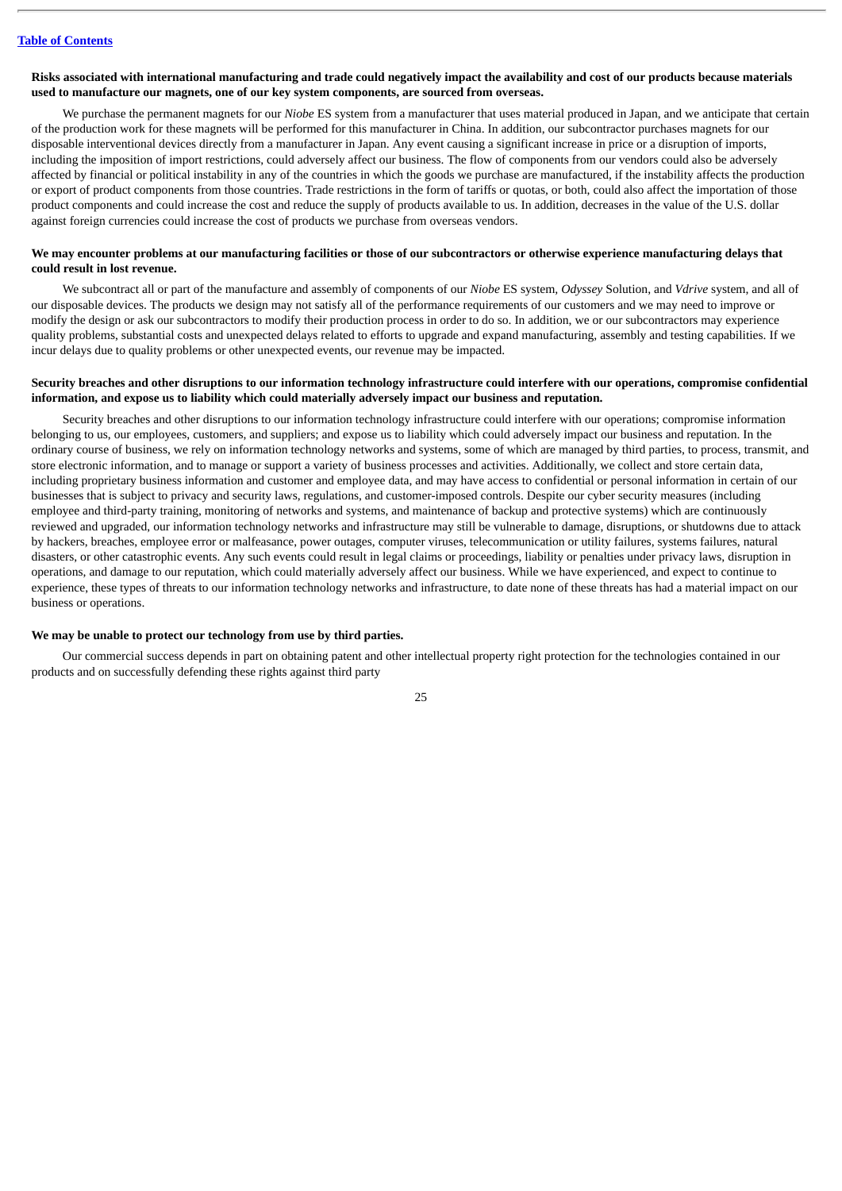**Risks associated with international manufacturing and trade could negatively impact the availability and cost of our products because materials used to manufacture our magnets, one of our key system components, are sourced from overseas.**

We purchase the permanent magnets for our *Niobe* ES system from a manufacturer that uses material produced in Japan, and we anticipate that certain of the production work for these magnets will be performed for this manufacturer in China. In addition, our subcontractor purchases magnets for our disposable interventional devices directly from a manufacturer in Japan. Any event causing a significant increase in price or a disruption of imports, including the imposition of import restrictions, could adversely affect our business. The flow of components from our vendors could also be adversely affected by financial or political instability in any of the countries in which the goods we purchase are manufactured, if the instability affects the production or export of product components from those countries. Trade restrictions in the form of tariffs or quotas, or both, could also affect the importation of those product components and could increase the cost and reduce the supply of products available to us. In addition, decreases in the value of the U.S. dollar against foreign currencies could increase the cost of products we purchase from overseas vendors.

**We may encounter problems at our manufacturing facilities or those of our subcontractors or otherwise experience manufacturing delays that could result in lost revenue.**

We subcontract all or part of the manufacture and assembly of components of our *Niobe* ES system, *Odyssey* Solution, and *Vdrive* system, and all of our disposable devices. The products we design may not satisfy all of the performance requirements of our customers and we may need to improve or modify the design or ask our subcontractors to modify their production process in order to do so. In addition, we or our subcontractors may experience quality problems, substantial costs and unexpected delays related to efforts to upgrade and expand manufacturing, assembly and testing capabilities. If we incur delays due to quality problems or other unexpected events, our revenue may be impacted.

**Security breaches and other disruptions to our information technology infrastructure could interfere with our operations, compromise confidential information, and expose us to liability which could materially adversely impact our business and reputation.**

Security breaches and other disruptions to our information technology infrastructure could interfere with our operations; compromise information belonging to us, our employees, customers, and suppliers; and expose us to liability which could adversely impact our business and reputation. In the ordinary course of business, we rely on information technology networks and systems, some of which are managed by third parties, to process, transmit, and store electronic information, and to manage or support a variety of business processes and activities. Additionally, we collect and store certain data, including proprietary business information and customer and employee data, and may have access to confidential or personal information in certain of our businesses that is subject to privacy and security laws, regulations, and customer-imposed controls. Despite our cyber security measures (including employee and third-party training, monitoring of networks and systems, and maintenance of backup and protective systems) which are continuously reviewed and upgraded, our information technology networks and infrastructure may still be vulnerable to damage, disruptions, or shutdowns due to attack by hackers, breaches, employee error or malfeasance, power outages, computer viruses, telecommunication or utility failures, systems failures, natural disasters, or other catastrophic events. Any such events could result in legal claims or proceedings, liability or penalties under privacy laws, disruption in operations, and damage to our reputation, which could materially adversely affect our business. While we have experienced, and expect to continue to experience, these types of threats to our information technology networks and infrastructure, to date none of these threats has had a material impact on our business or operations.

**We may be unable to protect our technology from use by third parties.**

Our commercial success depends in part on obtaining patent and other intellectual property right protection for the technologies contained in our products and on successfully defending these rights against third party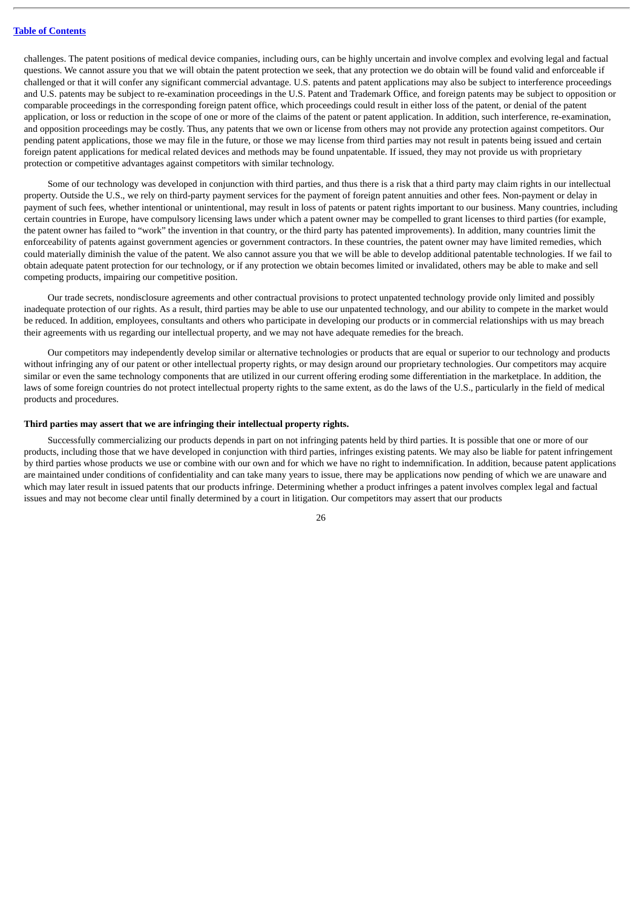challenges. The patent positions of medical device companies, including ours, can be highly uncertain and involve complex and evolving legal and factual questions. We cannot assure you that we will obtain the patent protection we seek, that any protection we do obtain will be found valid and enforceable if challenged or that it will confer any significant commercial advantage. U.S. patents and patent applications may also be subject to interference proceedings and U.S. patents may be subject to re-examination proceedings in the U.S. Patent and Trademark Office, and foreign patents may be subject to opposition or comparable proceedings in the corresponding foreign patent office, which proceedings could result in either loss of the patent, or denial of the patent application, or loss or reduction in the scope of one or more of the claims of the patent or patent application. In addition, such interference, re-examination, and opposition proceedings may be costly. Thus, any patents that we own or license from others may not provide any protection against competitors. Our pending patent applications, those we may file in the future, or those we may license from third parties may not result in patents being issued and certain foreign patent applications for medical related devices and methods may be found unpatentable. If issued, they may not provide us with proprietary protection or competitive advantages against competitors with similar technology.

Some of our technology was developed in conjunction with third parties, and thus there is a risk that a third party may claim rights in our intellectual property. Outside the U.S., we rely on third-party payment services for the payment of foreign patent annuities and other fees. Non-payment or delay in payment of such fees, whether intentional or unintentional, may result in loss of patents or patent rights important to our business. Many countries, including certain countries in Europe, have compulsory licensing laws under which a patent owner may be compelled to grant licenses to third parties (for example, the patent owner has failed to "work" the invention in that country, or the third party has patented improvements). In addition, many countries limit the enforceability of patents against government agencies or government contractors. In these countries, the patent owner may have limited remedies, which could materially diminish the value of the patent. We also cannot assure you that we will be able to develop additional patentable technologies. If we fail to obtain adequate patent protection for our technology, or if any protection we obtain becomes limited or invalidated, others may be able to make and sell competing products, impairing our competitive position.

Our trade secrets, nondisclosure agreements and other contractual provisions to protect unpatented technology provide only limited and possibly inadequate protection of our rights. As a result, third parties may be able to use our unpatented technology, and our ability to compete in the market would be reduced. In addition, employees, consultants and others who participate in developing our products or in commercial relationships with us may breach their agreements with us regarding our intellectual property, and we may not have adequate remedies for the breach.

Our competitors may independently develop similar or alternative technologies or products that are equal or superior to our technology and products without infringing any of our patent or other intellectual property rights, or may design around our proprietary technologies. Our competitors may acquire similar or even the same technology components that are utilized in our current offering eroding some differentiation in the marketplace. In addition, the laws of some foreign countries do not protect intellectual property rights to the same extent, as do the laws of the U.S., particularly in the field of medical products and procedures.

**Third parties may assert that we are infringing their intellectual property rights.**

Successfully commercializing our products depends in part on not infringing patents held by third parties. It is possible that one or more of our products, including those that we have developed in conjunction with third parties, infringes existing patents. We may also be liable for patent infringement by third parties whose products we use or combine with our own and for which we have no right to indemnification. In addition, because patent applications are maintained under conditions of confidentiality and can take many years to issue, there may be applications now pending of which we are unaware and which may later result in issued patents that our products infringe. Determining whether a product infringes a patent involves complex legal and factual issues and may not become clear until finally determined by a court in litigation. Our competitors may assert that our products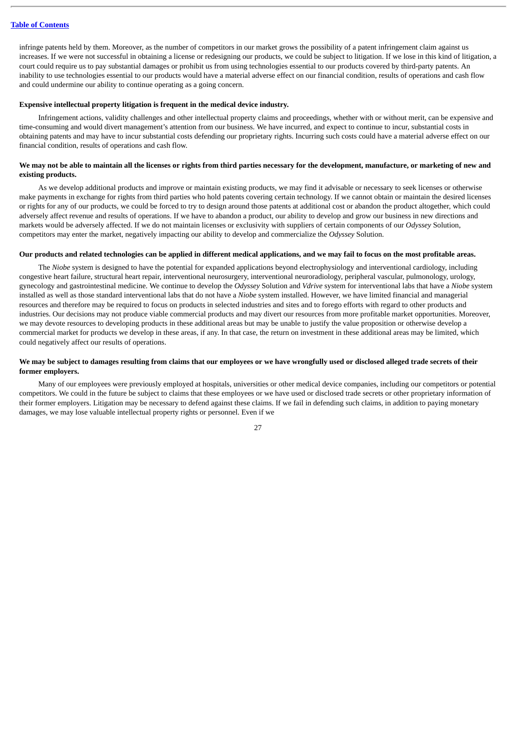infringe patents held by them. Moreover, as the number of competitors in our market grows the possibility of a patent infringement claim against us increases. If we were not successful in obtaining a license or redesigning our products, we could be subject to litigation. If we lose in this kind of litigation, a court could require us to pay substantial damages or prohibit us from using technologies essential to our products covered by third-party patents. An inability to use technologies essential to our products would have a material adverse effect on our financial condition, results of operations and cash flow and could undermine our ability to continue operating as a going concern.

**Expensive intellectual property litigation is frequent in the medical device industry.**

Infringement actions, validity challenges and other intellectual property claims and proceedings, whether with or without merit, can be expensive and time-consuming and would divert management's attention from our business. We have incurred, and expect to continue to incur, substantial costs in obtaining patents and may have to incur substantial costs defending our proprietary rights. Incurring such costs could have a material adverse effect on our financial condition, results of operations and cash flow.

**We may not be able to maintain all the licenses or rights from third parties necessary for the development, manufacture, or marketing of new and existing products.**

As we develop additional products and improve or maintain existing products, we may find it advisable or necessary to seek licenses or otherwise make payments in exchange for rights from third parties who hold patents covering certain technology. If we cannot obtain or maintain the desired licenses or rights for any of our products, we could be forced to try to design around those patents at additional cost or abandon the product altogether, which could adversely affect revenue and results of operations. If we have to abandon a product, our ability to develop and grow our business in new directions and markets would be adversely affected. If we do not maintain licenses or exclusivity with suppliers of certain components of our *Odyssey* Solution, competitors may enter the market, negatively impacting our ability to develop and commercialize the *Odyssey* Solution.

**Our products and related technologies can be applied in different medical applications, and we may fail to focus on the most profitable areas.**

The *Niobe* system is designed to have the potential for expanded applications beyond electrophysiology and interventional cardiology, including congestive heart failure, structural heart repair, interventional neurosurgery, interventional neuroradiology, peripheral vascular, pulmonology, urology, gynecology and gastrointestinal medicine. We continue to develop the *Odyssey* Solution and *Vdrive* system for interventional labs that have a *Niobe* system installed as well as those standard interventional labs that do not have a *Niobe* system installed. However, we have limited financial and managerial resources and therefore may be required to focus on products in selected industries and sites and to forego efforts with regard to other products and industries. Our decisions may not produce viable commercial products and may divert our resources from more profitable market opportunities. Moreover, we may devote resources to developing products in these additional areas but may be unable to justify the value proposition or otherwise develop a commercial market for products we develop in these areas, if any. In that case, the return on investment in these additional areas may be limited, which could negatively affect our results of operations.

**We may be subject to damages resulting from claims that our employees or we have wrongfully used or disclosed alleged trade secrets of their former employers.**

Many of our employees were previously employed at hospitals, universities or other medical device companies, including our competitors or potential competitors. We could in the future be subject to claims that these employees or we have used or disclosed trade secrets or other proprietary information of their former employers. Litigation may be necessary to defend against these claims. If we fail in defending such claims, in addition to paying monetary damages, we may lose valuable intellectual property rights or personnel. Even if we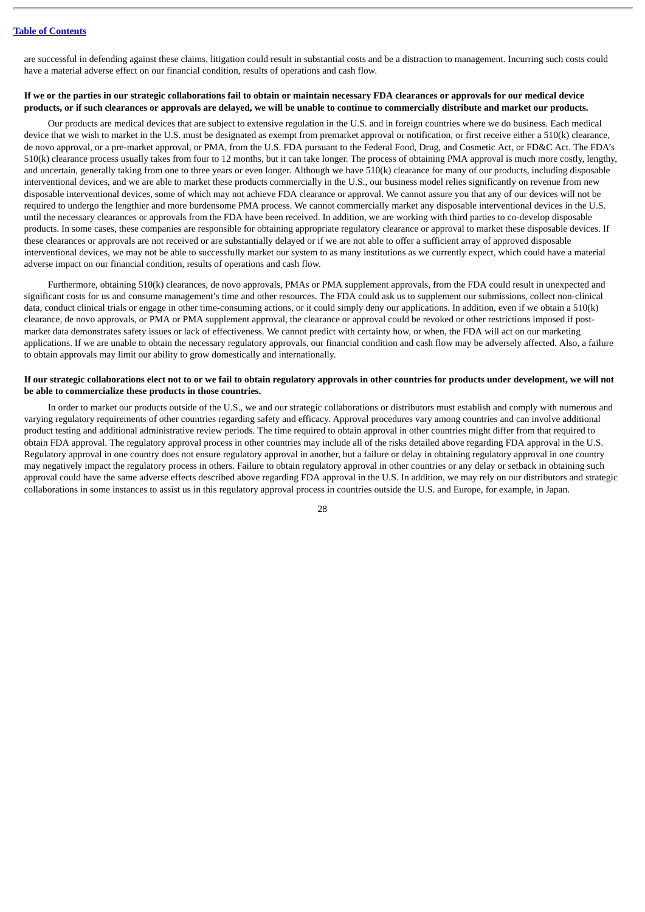are successful in defending against these claims, litigation could result in substantial costs and be a distraction to management. Incurring such costs could have a material adverse effect on our financial condition, results of operations and cash flow.

**If we or the parties in our strategic collaborations fail to obtain or maintain necessary FDA clearances or approvals for our medical device products, or if such clearances or approvals are delayed, we will be unable to continue to commercially distribute and market our products.**

Our products are medical devices that are subject to extensive regulation in the U.S. and in foreign countries where we do business. Each medical device that we wish to market in the U.S. must be designated as exempt from premarket approval or notification, or first receive either a 510(k) clearance, de novo approval, or a pre-market approval, or PMA, from the U.S. FDA pursuant to the Federal Food, Drug, and Cosmetic Act, or FD&C Act. The FDA's 510(k) clearance process usually takes from four to 12 months, but it can take longer. The process of obtaining PMA approval is much more costly, lengthy, and uncertain, generally taking from one to three years or even longer. Although we have 510(k) clearance for many of our products, including disposable interventional devices, and we are able to market these products commercially in the U.S., our business model relies significantly on revenue from new disposable interventional devices, some of which may not achieve FDA clearance or approval. We cannot assure you that any of our devices will not be required to undergo the lengthier and more burdensome PMA process. We cannot commercially market any disposable interventional devices in the U.S. until the necessary clearances or approvals from the FDA have been received. In addition, we are working with third parties to co-develop disposable products. In some cases, these companies are responsible for obtaining appropriate regulatory clearance or approval to market these disposable devices. If these clearances or approvals are not received or are substantially delayed or if we are not able to offer a sufficient array of approved disposable interventional devices, we may not be able to successfully market our system to as many institutions as we currently expect, which could have a material adverse impact on our financial condition, results of operations and cash flow.

Furthermore, obtaining 510(k) clearances, de novo approvals, PMAs or PMA supplement approvals, from the FDA could result in unexpected and significant costs for us and consume management's time and other resources. The FDA could ask us to supplement our submissions, collect non-clinical data, conduct clinical trials or engage in other time-consuming actions, or it could simply deny our applications. In addition, even if we obtain a 510(k) clearance, de novo approvals, or PMA or PMA supplement approval, the clearance or approval could be revoked or other restrictions imposed if post-market data demonstrates safety issues or lack of effectiveness. We cannot predict with certainty how, or when, the FDA will act on our marketing applications. If we are unable to obtain the necessary regulatory approvals, our financial condition and cash flow may be adversely affected. Also, a failure to obtain approvals may limit our ability to grow domestically and internationally.

**If our strategic collaborations elect not to or we fail to obtain regulatory approvals in other countries for products under development, we will not be able to commercialize these products in those countries.**

In order to market our products outside of the U.S., we and our strategic collaborations or distributors must establish and comply with numerous and varying regulatory requirements of other countries regarding safety and efficacy. Approval procedures vary among countries and can involve additional product testing and additional administrative review periods. The time required to obtain approval in other countries might differ from that required to obtain FDA approval. The regulatory approval process in other countries may include all of the risks detailed above regarding FDA approval in the U.S. Regulatory approval in one country does not ensure regulatory approval in another, but a failure or delay in obtaining regulatory approval in one country may negatively impact the regulatory process in others. Failure to obtain regulatory approval in other countries or any delay or setback in obtaining such approval could have the same adverse effects described above regarding FDA approval in the U.S. In addition, we may rely on our distributors and strategic collaborations in some instances to assist us in this regulatory approval process in countries outside the U.S. and Europe, for example, in Japan.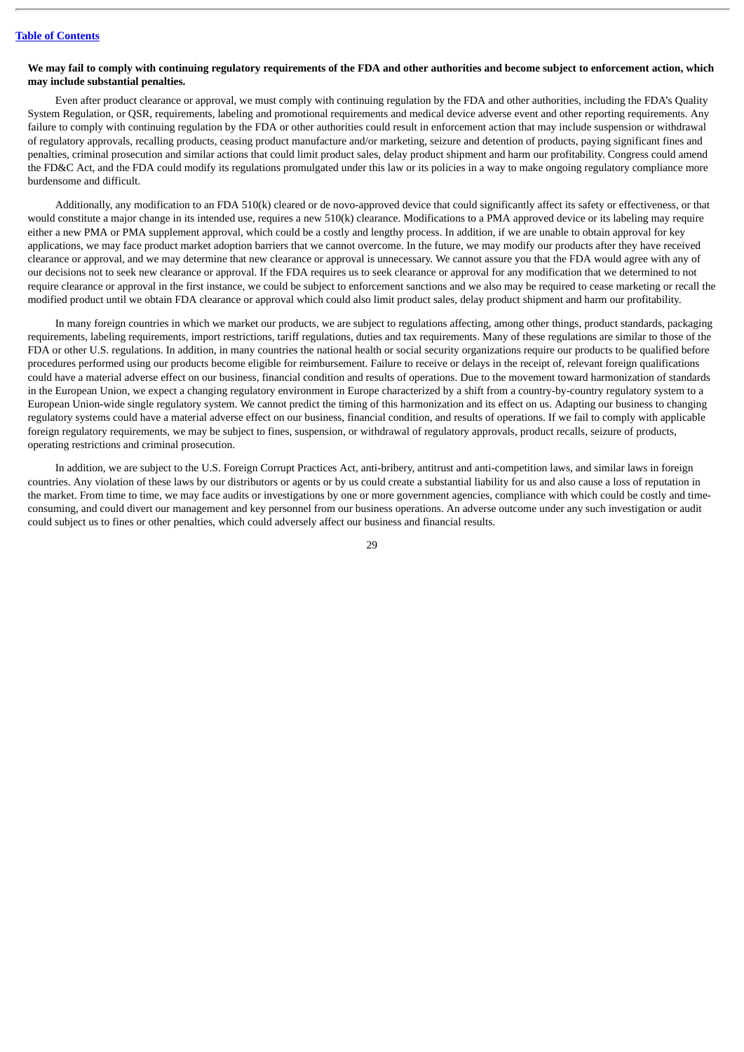**We may fail to comply with continuing regulatory requirements of the FDA and other authorities and become subject to enforcement action, which may include substantial penalties.**

Even after product clearance or approval, we must comply with continuing regulation by the FDA and other authorities, including the FDA's Quality System Regulation, or QSR, requirements, labeling and promotional requirements and medical device adverse event and other reporting requirements. Any failure to comply with continuing regulation by the FDA or other authorities could result in enforcement action that may include suspension or withdrawal of regulatory approvals, recalling products, ceasing product manufacture and/or marketing, seizure and detention of products, paying significant fines and penalties, criminal prosecution and similar actions that could limit product sales, delay product shipment and harm our profitability. Congress could amend the FD&C Act, and the FDA could modify its regulations promulgated under this law or its policies in a way to make ongoing regulatory compliance more burdensome and difficult.

Additionally, any modification to an FDA 510(k) cleared or de novo-approved device that could significantly affect its safety or effectiveness, or that would constitute a major change in its intended use, requires a new 510(k) clearance. Modifications to a PMA approved device or its labeling may require either a new PMA or PMA supplement approval, which could be a costly and lengthy process. In addition, if we are unable to obtain approval for key applications, we may face product market adoption barriers that we cannot overcome. In the future, we may modify our products after they have received clearance or approval, and we may determine that new clearance or approval is unnecessary. We cannot assure you that the FDA would agree with any of our decisions not to seek new clearance or approval. If the FDA requires us to seek clearance or approval for any modification that we determined to not require clearance or approval in the first instance, we could be subject to enforcement sanctions and we also may be required to cease marketing or recall the modified product until we obtain FDA clearance or approval which could also limit product sales, delay product shipment and harm our profitability.

In many foreign countries in which we market our products, we are subject to regulations affecting, among other things, product standards, packaging requirements, labeling requirements, import restrictions, tariff regulations, duties and tax requirements. Many of these regulations are similar to those of the FDA or other U.S. regulations. In addition, in many countries the national health or social security organizations require our products to be qualified before procedures performed using our products become eligible for reimbursement. Failure to receive or delays in the receipt of, relevant foreign qualifications could have a material adverse effect on our business, financial condition and results of operations. Due to the movement toward harmonization of standards in the European Union, we expect a changing regulatory environment in Europe characterized by a shift from a country-by-country regulatory system to a European Union-wide single regulatory system. We cannot predict the timing of this harmonization and its effect on us. Adapting our business to changing regulatory systems could have a material adverse effect on our business, financial condition, and results of operations. If we fail to comply with applicable foreign regulatory requirements, we may be subject to fines, suspension, or withdrawal of regulatory approvals, product recalls, seizure of products, operating restrictions and criminal prosecution.

In addition, we are subject to the U.S. Foreign Corrupt Practices Act, anti-bribery, antitrust and anti-competition laws, and similar laws in foreign countries. Any violation of these laws by our distributors or agents or by us could create a substantial liability for us and also cause a loss of reputation in the market. From time to time, we may face audits or investigations by one or more government agencies, compliance with which could be costly and time-consuming, and could divert our management and key personnel from our business operations. An adverse outcome under any such investigation or audit could subject us to fines or other penalties, which could adversely affect our business and financial results.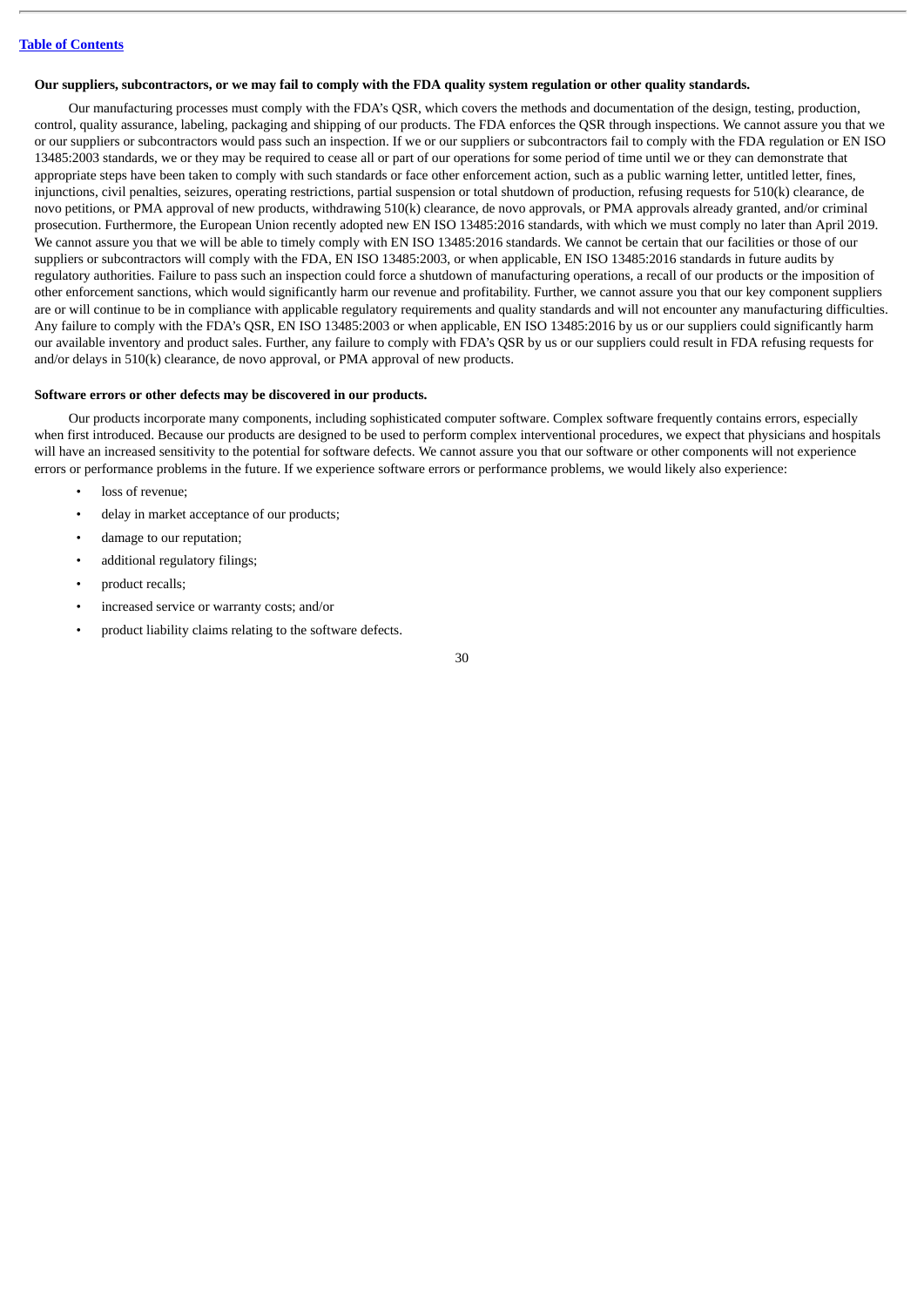**Our suppliers, subcontractors, or we may fail to comply with the FDA quality system regulation or other quality standards.**

Our manufacturing processes must comply with the FDA's QSR, which covers the methods and documentation of the design, testing, production, control, quality assurance, labeling, packaging and shipping of our products. The FDA enforces the QSR through inspections. We cannot assure you that we or our suppliers or subcontractors would pass such an inspection. If we or our suppliers or subcontractors fail to comply with the FDA regulation or EN ISO 13485:2003 standards, we or they may be required to cease all or part of our operations for some period of time until we or they can demonstrate that appropriate steps have been taken to comply with such standards or face other enforcement action, such as a public warning letter, untitled letter, fines, injunctions, civil penalties, seizures, operating restrictions, partial suspension or total shutdown of production, refusing requests for 510(k) clearance, de novo petitions, or PMA approval of new products, withdrawing 510(k) clearance, de novo approvals, or PMA approvals already granted, and/or criminal prosecution. Furthermore, the European Union recently adopted new EN ISO 13485:2016 standards, with which we must comply no later than April 2019. We cannot assure you that we will be able to timely comply with EN ISO 13485:2016 standards. We cannot be certain that our facilities or those of our suppliers or subcontractors will comply with the FDA, EN ISO 13485:2003, or when applicable, EN ISO 13485:2016 standards in future audits by regulatory authorities. Failure to pass such an inspection could force a shutdown of manufacturing operations, a recall of our products or the imposition of other enforcement sanctions, which would significantly harm our revenue and profitability. Further, we cannot assure you that our key component suppliers are or will continue to be in compliance with applicable regulatory requirements and quality standards and will not encounter any manufacturing difficulties. Any failure to comply with the FDA's QSR, EN ISO 13485:2003 or when applicable, EN ISO 13485:2016 by us or our suppliers could significantly harm our available inventory and product sales. Further, any failure to comply with FDA's QSR by us or our suppliers could result in FDA refusing requests for and/or delays in 510(k) clearance, de novo approval, or PMA approval of new products.

**Software errors or other defects may be discovered in our products.**

Our products incorporate many components, including sophisticated computer software. Complex software frequently contains errors, especially when first introduced. Because our products are designed to be used to perform complex interventional procedures, we expect that physicians and hospitals will have an increased sensitivity to the potential for software defects. We cannot assure you that our software or other components will not experience errors or performance problems in the future. If we experience software errors or performance problems, we would likely also experience:

- loss of revenue;
- delay in market acceptance of our products;
- damage to our reputation;
- additional regulatory filings;
- product recalls;
- increased service or warranty costs; and/or
- product liability claims relating to the software defects.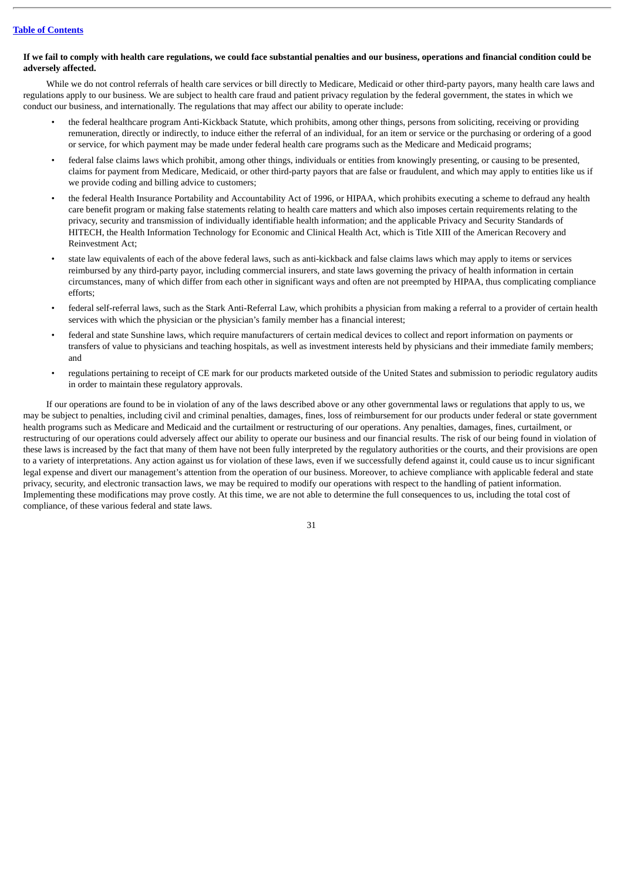**If we fail to comply with health care regulations, we could face substantial penalties and our business, operations and financial condition could be adversely affected.**

While we do not control referrals of health care services or bill directly to Medicare, Medicaid or other third-party payors, many health care laws and regulations apply to our business. We are subject to health care fraud and patient privacy regulation by the federal government, the states in which we conduct our business, and internationally. The regulations that may affect our ability to operate include:

- the federal healthcare program Anti-Kickback Statute, which prohibits, among other things, persons from soliciting, receiving or providing remuneration, directly or indirectly, to induce either the referral of an individual, for an item or service or the purchasing or ordering of a good or service, for which payment may be made under federal health care programs such as the Medicare and Medicaid programs;
- federal false claims laws which prohibit, among other things, individuals or entities from knowingly presenting, or causing to be presented, claims for payment from Medicare, Medicaid, or other third-party payors that are false or fraudulent, and which may apply to entities like us if we provide coding and billing advice to customers;
- the federal Health Insurance Portability and Accountability Act of 1996, or HIPAA, which prohibits executing a scheme to defraud any health care benefit program or making false statements relating to health care matters and which also imposes certain requirements relating to the privacy, security and transmission of individually identifiable health information; and the applicable Privacy and Security Standards of HITECH, the Health Information Technology for Economic and Clinical Health Act, which is Title XIII of the American Recovery and Reinvestment Act;
- state law equivalents of each of the above federal laws, such as anti-kickback and false claims laws which may apply to items or services reimbursed by any third-party payor, including commercial insurers, and state laws governing the privacy of health information in certain circumstances, many of which differ from each other in significant ways and often are not preempted by HIPAA, thus complicating compliance efforts;
- federal self-referral laws, such as the Stark Anti-Referral Law, which prohibits a physician from making a referral to a provider of certain health services with which the physician or the physician's family member has a financial interest;
- federal and state Sunshine laws, which require manufacturers of certain medical devices to collect and report information on payments or transfers of value to physicians and teaching hospitals, as well as investment interests held by physicians and their immediate family members; and
- regulations pertaining to receipt of CE mark for our products marketed outside of the United States and submission to periodic regulatory audits in order to maintain these regulatory approvals.

If our operations are found to be in violation of any of the laws described above or any other governmental laws or regulations that apply to us, we may be subject to penalties, including civil and criminal penalties, damages, fines, loss of reimbursement for our products under federal or state government health programs such as Medicare and Medicaid and the curtailment or restructuring of our operations. Any penalties, damages, fines, curtailment, or restructuring of our operations could adversely affect our ability to operate our business and our financial results. The risk of our being found in violation of these laws is increased by the fact that many of them have not been fully interpreted by the regulatory authorities or the courts, and their provisions are open to a variety of interpretations. Any action against us for violation of these laws, even if we successfully defend against it, could cause us to incur significant legal expense and divert our management's attention from the operation of our business. Moreover, to achieve compliance with applicable federal and state privacy, security, and electronic transaction laws, we may be required to modify our operations with respect to the handling of patient information. Implementing these modifications may prove costly. At this time, we are not able to determine the full consequences to us, including the total cost of compliance, of these various federal and state laws.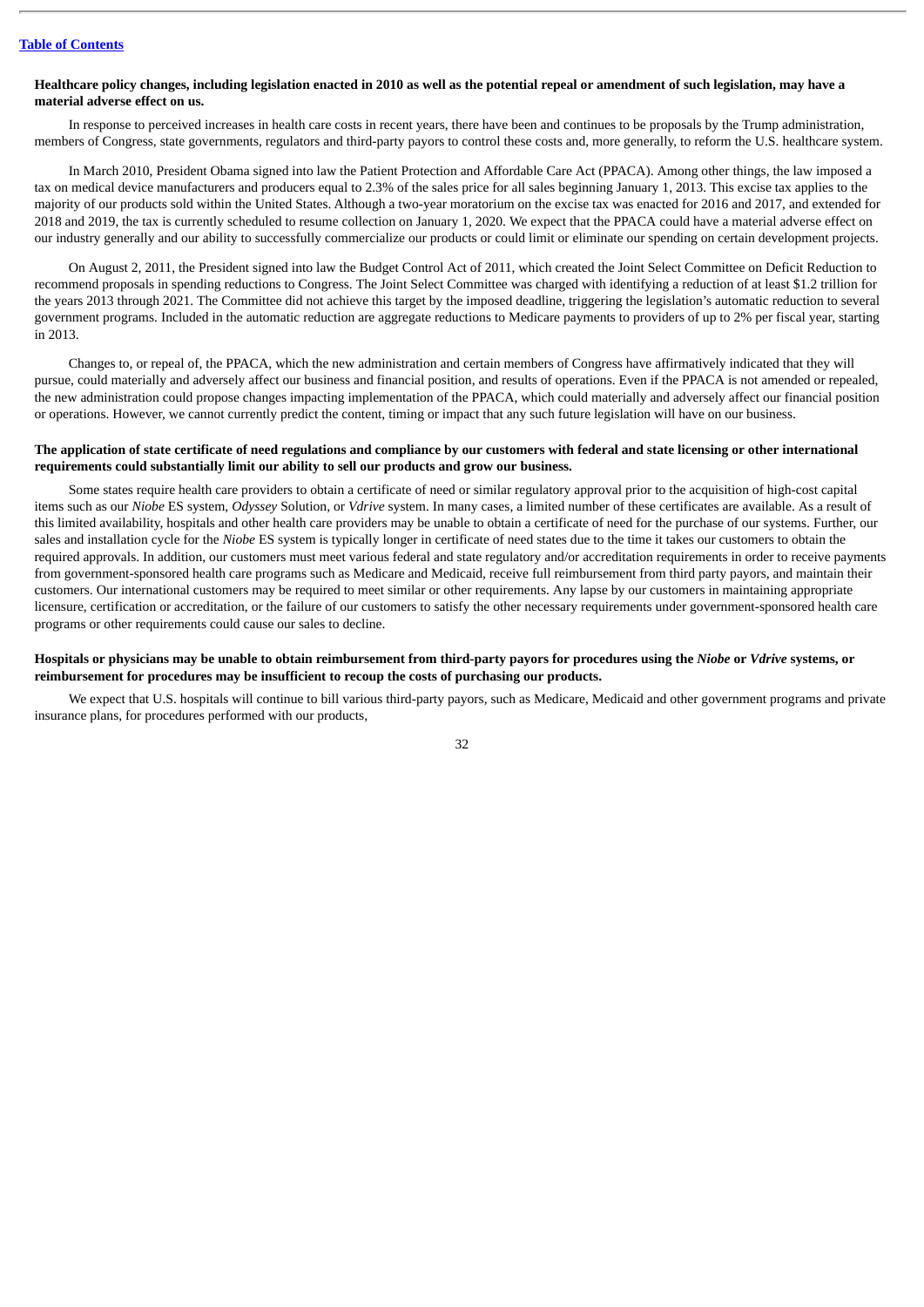**Healthcare policy changes, including legislation enacted in 2010 as well as the potential repeal or amendment of such legislation, may have a material adverse effect on us.**

In response to perceived increases in health care costs in recent years, there have been and continues to be proposals by the Trump administration, members of Congress, state governments, regulators and third-party payors to control these costs and, more generally, to reform the U.S. healthcare system.

In March 2010, President Obama signed into law the Patient Protection and Affordable Care Act (PPACA). Among other things, the law imposed a tax on medical device manufacturers and producers equal to 2.3% of the sales price for all sales beginning January 1, 2013. This excise tax applies to the majority of our products sold within the United States. Although a two-year moratorium on the excise tax was enacted for 2016 and 2017, and extended for 2018 and 2019, the tax is currently scheduled to resume collection on January 1, 2020. We expect that the PPACA could have a material adverse effect on our industry generally and our ability to successfully commercialize our products or could limit or eliminate our spending on certain development projects.

On August 2, 2011, the President signed into law the Budget Control Act of 2011, which created the Joint Select Committee on Deficit Reduction to recommend proposals in spending reductions to Congress. The Joint Select Committee was charged with identifying a reduction of at least $1.2 trillion for the years 2013 through 2021. The Committee did not achieve this target by the imposed deadline, triggering the legislation's automatic reduction to several government programs. Included in the automatic reduction are aggregate reductions to Medicare payments to providers of up to 2% per fiscal year, starting in 2013.

Changes to, or repeal of, the PPACA, which the new administration and certain members of Congress have affirmatively indicated that they will pursue, could materially and adversely affect our business and financial position, and results of operations. Even if the PPACA is not amended or repealed, the new administration could propose changes impacting implementation of the PPACA, which could materially and adversely affect our financial position or operations. However, we cannot currently predict the content, timing or impact that any such future legislation will have on our business.

**The application of state certificate of need regulations and compliance by our customers with federal and state licensing or other international requirements could substantially limit our ability to sell our products and grow our business.**

Some states require health care providers to obtain a certificate of need or similar regulatory approval prior to the acquisition of high-cost capital items such as our *Niobe* ES system, *Odyssey* Solution, or *Vdrive* system. In many cases, a limited number of these certificates are available. As a result of this limited availability, hospitals and other health care providers may be unable to obtain a certificate of need for the purchase of our systems. Further, our sales and installation cycle for the *Niobe* ES system is typically longer in certificate of need states due to the time it takes our customers to obtain the required approvals. In addition, our customers must meet various federal and state regulatory and/or accreditation requirements in order to receive payments from government-sponsored health care programs such as Medicare and Medicaid, receive full reimbursement from third party payors, and maintain their customers. Our international customers may be required to meet similar or other requirements. Any lapse by our customers in maintaining appropriate licensure, certification or accreditation, or the failure of our customers to satisfy the other necessary requirements under government-sponsored health care programs or other requirements could cause our sales to decline.

**Hospitals or physicians may be unable to obtain reimbursement from third-party payors for procedures using the *Niobe* or *Vdrive* systems, or reimbursement for procedures may be insufficient to recoup the costs of purchasing our products.**

We expect that U.S. hospitals will continue to bill various third-party payors, such as Medicare, Medicaid and other government programs and private insurance plans, for procedures performed with our products,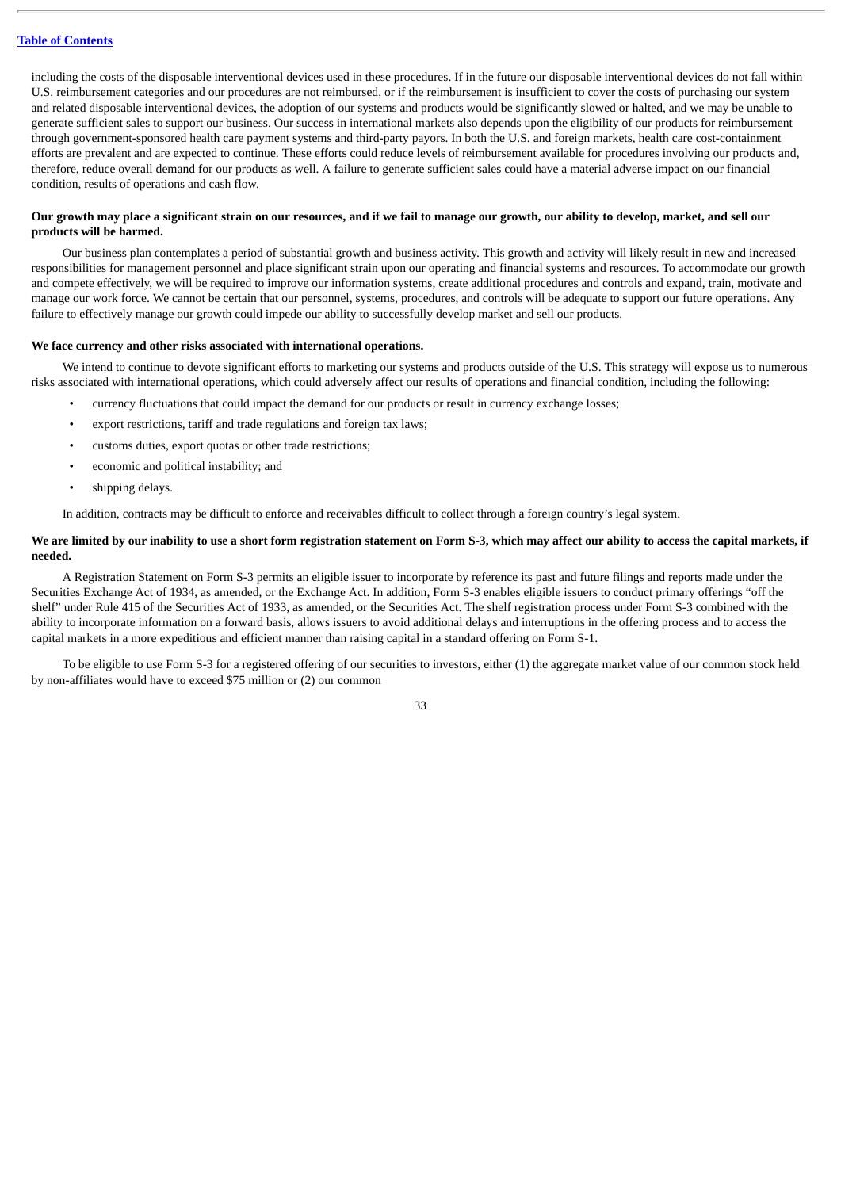including the costs of the disposable interventional devices used in these procedures. If in the future our disposable interventional devices do not fall within U.S. reimbursement categories and our procedures are not reimbursed, or if the reimbursement is insufficient to cover the costs of purchasing our system and related disposable interventional devices, the adoption of our systems and products would be significantly slowed or halted, and we may be unable to generate sufficient sales to support our business. Our success in international markets also depends upon the eligibility of our products for reimbursement through government-sponsored health care payment systems and third-party payors. In both the U.S. and foreign markets, health care cost-containment efforts are prevalent and are expected to continue. These efforts could reduce levels of reimbursement available for procedures involving our products and, therefore, reduce overall demand for our products as well. A failure to generate sufficient sales could have a material adverse impact on our financial condition, results of operations and cash flow.

**Our growth may place a significant strain on our resources, and if we fail to manage our growth, our ability to develop, market, and sell our products will be harmed.**

Our business plan contemplates a period of substantial growth and business activity. This growth and activity will likely result in new and increased responsibilities for management personnel and place significant strain upon our operating and financial systems and resources. To accommodate our growth and compete effectively, we will be required to improve our information systems, create additional procedures and controls and expand, train, motivate and manage our work force. We cannot be certain that our personnel, systems, procedures, and controls will be adequate to support our future operations. Any failure to effectively manage our growth could impede our ability to successfully develop market and sell our products.

**We face currency and other risks associated with international operations.**

We intend to continue to devote significant efforts to marketing our systems and products outside of the U.S. This strategy will expose us to numerous risks associated with international operations, which could adversely affect our results of operations and financial condition, including the following:

- currency fluctuations that could impact the demand for our products or result in currency exchange losses;
- export restrictions, tariff and trade regulations and foreign tax laws;
- customs duties, export quotas or other trade restrictions;
- economic and political instability; and
- shipping delays.

In addition, contracts may be difficult to enforce and receivables difficult to collect through a foreign country's legal system.

**We are limited by our inability to use a short form registration statement on Form S-3, which may affect our ability to access the capital markets, if needed.**

A Registration Statement on Form S-3 permits an eligible issuer to incorporate by reference its past and future filings and reports made under the Securities Exchange Act of 1934, as amended, or the Exchange Act. In addition, Form S-3 enables eligible issuers to conduct primary offerings "off the shelf" under Rule 415 of the Securities Act of 1933, as amended, or the Securities Act. The shelf registration process under Form S-3 combined with the ability to incorporate information on a forward basis, allows issuers to avoid additional delays and interruptions in the offering process and to access the capital markets in a more expeditious and efficient manner than raising capital in a standard offering on Form S-1.

To be eligible to use Form S-3 for a registered offering of our securities to investors, either (1) the aggregate market value of our common stock held by non-affiliates would have to exceed $75 million or (2) our common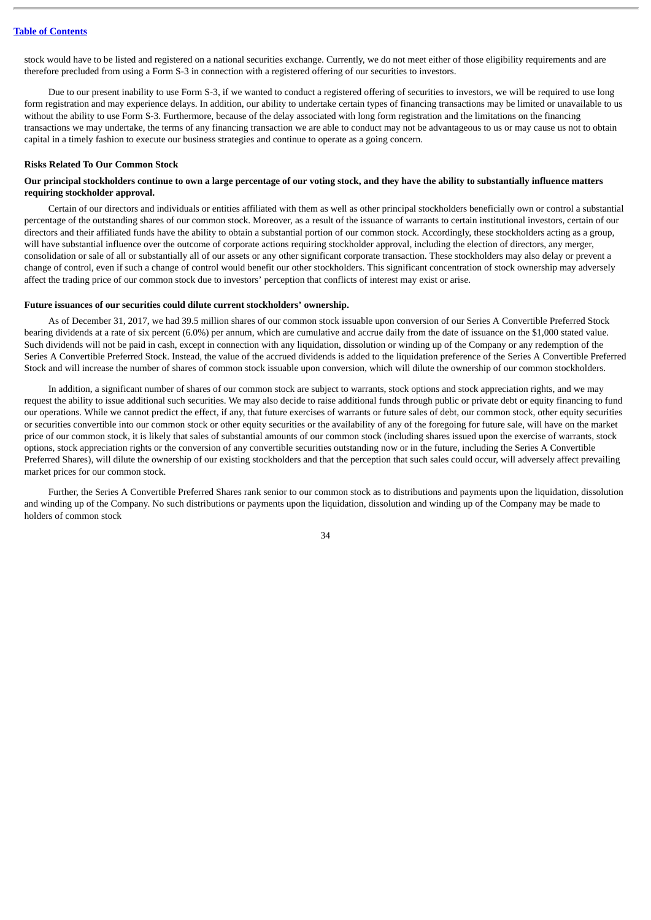stock would have to be listed and registered on a national securities exchange. Currently, we do not meet either of those eligibility requirements and are therefore precluded from using a Form S-3 in connection with a registered offering of our securities to investors.

Due to our present inability to use Form S-3, if we wanted to conduct a registered offering of securities to investors, we will be required to use long form registration and may experience delays. In addition, our ability to undertake certain types of financing transactions may be limited or unavailable to us without the ability to use Form S-3. Furthermore, because of the delay associated with long form registration and the limitations on the financing transactions we may undertake, the terms of any financing transaction we are able to conduct may not be advantageous to us or may cause us not to obtain capital in a timely fashion to execute our business strategies and continue to operate as a going concern.

**Risks Related To Our Common Stock**

**Our principal stockholders continue to own a large percentage of our voting stock, and they have the ability to substantially influence matters requiring stockholder approval.**

Certain of our directors and individuals or entities affiliated with them as well as other principal stockholders beneficially own or control a substantial percentage of the outstanding shares of our common stock. Moreover, as a result of the issuance of warrants to certain institutional investors, certain of our directors and their affiliated funds have the ability to obtain a substantial portion of our common stock. Accordingly, these stockholders acting as a group, will have substantial influence over the outcome of corporate actions requiring stockholder approval, including the election of directors, any merger, consolidation or sale of all or substantially all of our assets or any other significant corporate transaction. These stockholders may also delay or prevent a change of control, even if such a change of control would benefit our other stockholders. This significant concentration of stock ownership may adversely affect the trading price of our common stock due to investors' perception that conflicts of interest may exist or arise.

**Future issuances of our securities could dilute current stockholders' ownership.**

As of December 31, 2017, we had 39.5 million shares of our common stock issuable upon conversion of our Series A Convertible Preferred Stock bearing dividends at a rate of six percent (6.0%) per annum, which are cumulative and accrue daily from the date of issuance on the $1,000 stated value. Such dividends will not be paid in cash, except in connection with any liquidation, dissolution or winding up of the Company or any redemption of the Series A Convertible Preferred Stock. Instead, the value of the accrued dividends is added to the liquidation preference of the Series A Convertible Preferred Stock and will increase the number of shares of common stock issuable upon conversion, which will dilute the ownership of our common stockholders.

In addition, a significant number of shares of our common stock are subject to warrants, stock options and stock appreciation rights, and we may request the ability to issue additional such securities. We may also decide to raise additional funds through public or private debt or equity financing to fund our operations. While we cannot predict the effect, if any, that future exercises of warrants or future sales of debt, our common stock, other equity securities or securities convertible into our common stock or other equity securities or the availability of any of the foregoing for future sale, will have on the market price of our common stock, it is likely that sales of substantial amounts of our common stock (including shares issued upon the exercise of warrants, stock options, stock appreciation rights or the conversion of any convertible securities outstanding now or in the future, including the Series A Convertible Preferred Shares), will dilute the ownership of our existing stockholders and that the perception that such sales could occur, will adversely affect prevailing market prices for our common stock.

Further, the Series A Convertible Preferred Shares rank senior to our common stock as to distributions and payments upon the liquidation, dissolution and winding up of the Company. No such distributions or payments upon the liquidation, dissolution and winding up of the Company may be made to holders of common stock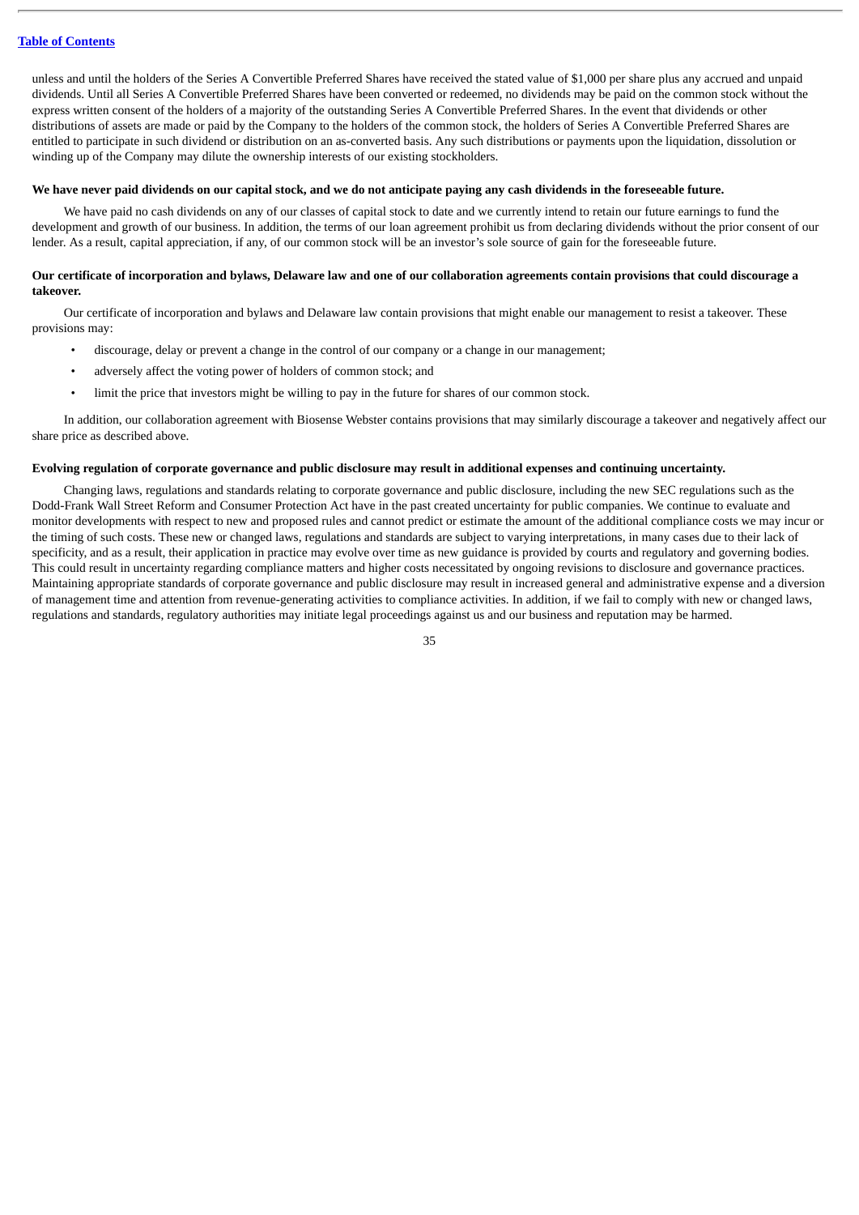unless and until the holders of the Series A Convertible Preferred Shares have received the stated value of $1,000 per share plus any accrued and unpaid dividends. Until all Series A Convertible Preferred Shares have been converted or redeemed, no dividends may be paid on the common stock without the express written consent of the holders of a majority of the outstanding Series A Convertible Preferred Shares. In the event that dividends or other distributions of assets are made or paid by the Company to the holders of the common stock, the holders of Series A Convertible Preferred Shares are entitled to participate in such dividend or distribution on an as-converted basis. Any such distributions or payments upon the liquidation, dissolution or winding up of the Company may dilute the ownership interests of our existing stockholders.

**We have never paid dividends on our capital stock, and we do not anticipate paying any cash dividends in the foreseeable future.**

We have paid no cash dividends on any of our classes of capital stock to date and we currently intend to retain our future earnings to fund the development and growth of our business. In addition, the terms of our loan agreement prohibit us from declaring dividends without the prior consent of our lender. As a result, capital appreciation, if any, of our common stock will be an investor's sole source of gain for the foreseeable future.

**Our certificate of incorporation and bylaws, Delaware law and one of our collaboration agreements contain provisions that could discourage a takeover.**

Our certificate of incorporation and bylaws and Delaware law contain provisions that might enable our management to resist a takeover. These provisions may:

- discourage, delay or prevent a change in the control of our company or a change in our management;
- adversely affect the voting power of holders of common stock; and
- limit the price that investors might be willing to pay in the future for shares of our common stock.

In addition, our collaboration agreement with Biosense Webster contains provisions that may similarly discourage a takeover and negatively affect our share price as described above.

**Evolving regulation of corporate governance and public disclosure may result in additional expenses and continuing uncertainty.**

Changing laws, regulations and standards relating to corporate governance and public disclosure, including the new SEC regulations such as the Dodd-Frank Wall Street Reform and Consumer Protection Act have in the past created uncertainty for public companies. We continue to evaluate and monitor developments with respect to new and proposed rules and cannot predict or estimate the amount of the additional compliance costs we may incur or the timing of such costs. These new or changed laws, regulations and standards are subject to varying interpretations, in many cases due to their lack of specificity, and as a result, their application in practice may evolve over time as new guidance is provided by courts and regulatory and governing bodies. This could result in uncertainty regarding compliance matters and higher costs necessitated by ongoing revisions to disclosure and governance practices. Maintaining appropriate standards of corporate governance and public disclosure may result in increased general and administrative expense and a diversion of management time and attention from revenue-generating activities to compliance activities. In addition, if we fail to comply with new or changed laws, regulations and standards, regulatory authorities may initiate legal proceedings against us and our business and reputation may be harmed.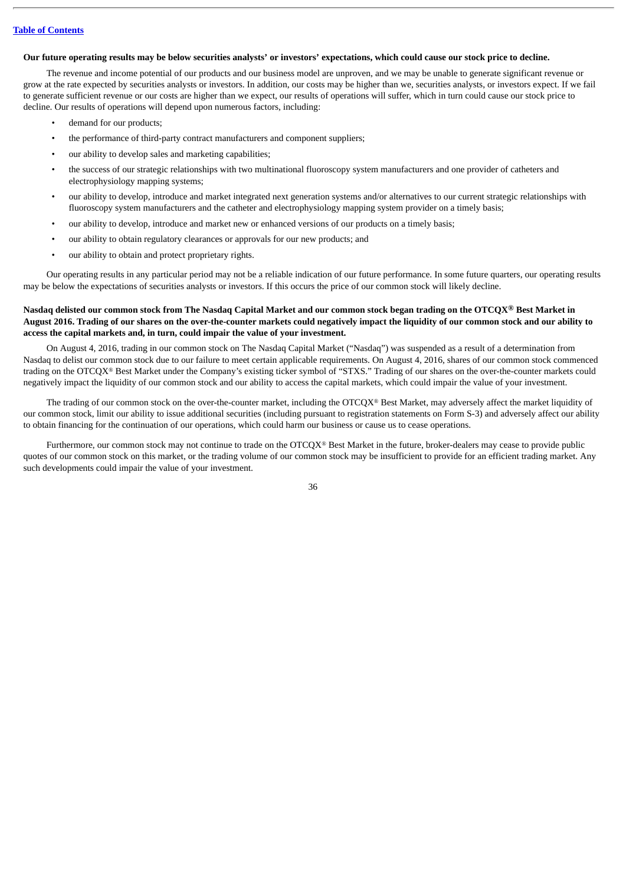**Our future operating results may be below securities analysts' or investors' expectations, which could cause our stock price to decline.**

The revenue and income potential of our products and our business model are unproven, and we may be unable to generate significant revenue or grow at the rate expected by securities analysts or investors. In addition, our costs may be higher than we, securities analysts, or investors expect. If we fail to generate sufficient revenue or our costs are higher than we expect, our results of operations will suffer, which in turn could cause our stock price to decline. Our results of operations will depend upon numerous factors, including:

- demand for our products;
- the performance of third-party contract manufacturers and component suppliers;
- our ability to develop sales and marketing capabilities;
- the success of our strategic relationships with two multinational fluoroscopy system manufacturers and one provider of catheters and electrophysiology mapping systems;
- our ability to develop, introduce and market integrated next generation systems and/or alternatives to our current strategic relationships with fluoroscopy system manufacturers and the catheter and electrophysiology mapping system provider on a timely basis;
- our ability to develop, introduce and market new or enhanced versions of our products on a timely basis;
- our ability to obtain regulatory clearances or approvals for our new products; and
- our ability to obtain and protect proprietary rights.

Our operating results in any particular period may not be a reliable indication of our future performance. In some future quarters, our operating results may be below the expectations of securities analysts or investors. If this occurs the price of our common stock will likely decline.

**Nasdaq delisted our common stock from The Nasdaq Capital Market and our common stock began trading on the OTCQX® Best Market in August 2016. Trading of our shares on the over-the-counter markets could negatively impact the liquidity of our common stock and our ability to access the capital markets and, in turn, could impair the value of your investment.**

On August 4, 2016, trading in our common stock on The Nasdaq Capital Market ("Nasdaq") was suspended as a result of a determination from Nasdaq to delist our common stock due to our failure to meet certain applicable requirements. On August 4, 2016, shares of our common stock commenced trading on the OTCQX® Best Market under the Company's existing ticker symbol of "STXS." Trading of our shares on the over-the-counter markets could negatively impact the liquidity of our common stock and our ability to access the capital markets, which could impair the value of your investment.

The trading of our common stock on the over-the-counter market, including the OTCQX® Best Market, may adversely affect the market liquidity of our common stock, limit our ability to issue additional securities (including pursuant to registration statements on Form S-3) and adversely affect our ability to obtain financing for the continuation of our operations, which could harm our business or cause us to cease operations.

Furthermore, our common stock may not continue to trade on the OTCQX® Best Market in the future, broker-dealers may cease to provide public quotes of our common stock on this market, or the trading volume of our common stock may be insufficient to provide for an efficient trading market. Any such developments could impair the value of your investment.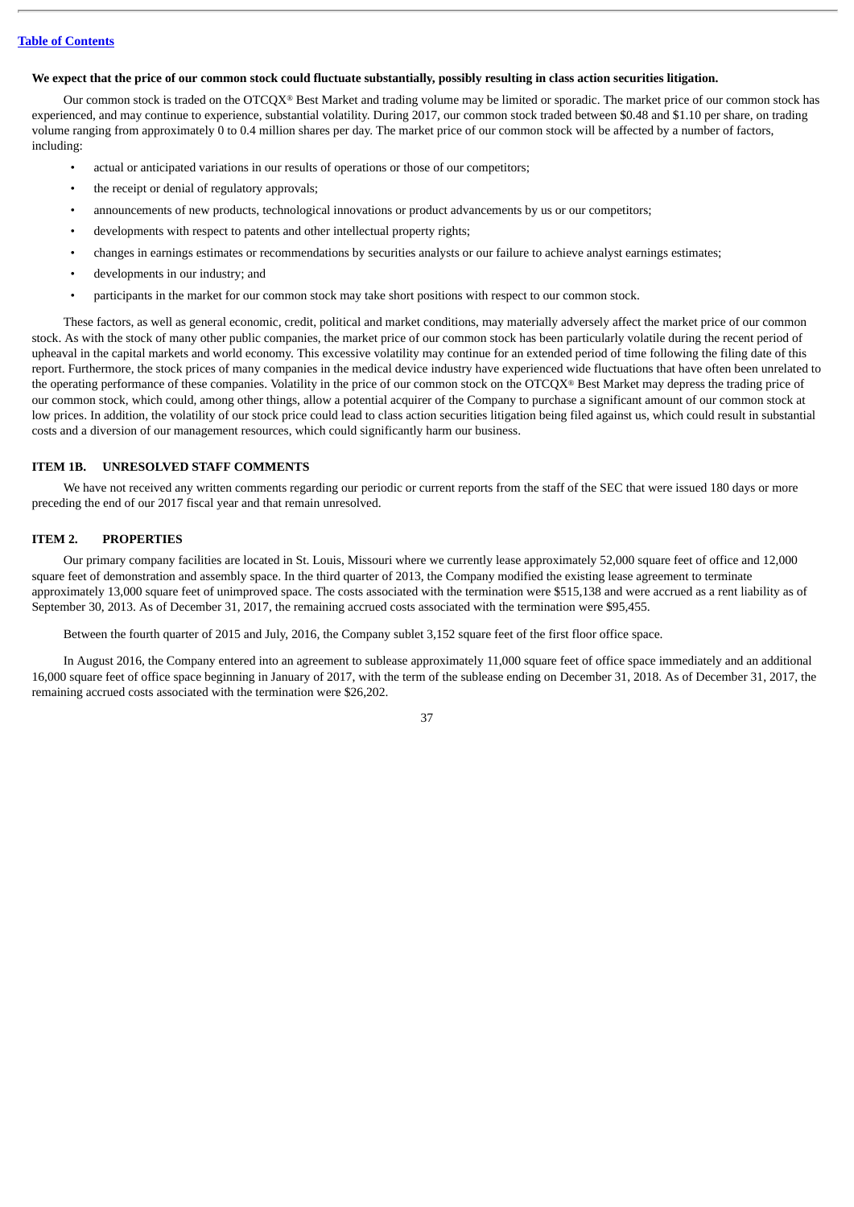**We expect that the price of our common stock could fluctuate substantially, possibly resulting in class action securities litigation.**

Our common stock is traded on the OTCQX® Best Market and trading volume may be limited or sporadic. The market price of our common stock has experienced, and may continue to experience, substantial volatility. During 2017, our common stock traded between $0.48 and $1.10 per share, on trading volume ranging from approximately 0 to 0.4 million shares per day. The market price of our common stock will be affected by a number of factors, including:

- actual or anticipated variations in our results of operations or those of our competitors;
- the receipt or denial of regulatory approvals;
- announcements of new products, technological innovations or product advancements by us or our competitors;
- developments with respect to patents and other intellectual property rights;
- changes in earnings estimates or recommendations by securities analysts or our failure to achieve analyst earnings estimates;
- developments in our industry; and
- participants in the market for our common stock may take short positions with respect to our common stock.

These factors, as well as general economic, credit, political and market conditions, may materially adversely affect the market price of our common stock. As with the stock of many other public companies, the market price of our common stock has been particularly volatile during the recent period of upheaval in the capital markets and world economy. This excessive volatility may continue for an extended period of time following the filing date of this report. Furthermore, the stock prices of many companies in the medical device industry have experienced wide fluctuations that have often been unrelated to the operating performance of these companies. Volatility in the price of our common stock on the OTCQX® Best Market may depress the trading price of our common stock, which could, among other things, allow a potential acquirer of the Company to purchase a significant amount of our common stock at low prices. In addition, the volatility of our stock price could lead to class action securities litigation being filed against us, which could result in substantial costs and a diversion of our management resources, which could significantly harm our business.

## ITEM 1B. UNRESOLVED STAFF COMMENTS

We have not received any written comments regarding our periodic or current reports from the staff of the SEC that were issued 180 days or more preceding the end of our 2017 fiscal year and that remain unresolved.

## ITEM 2. PROPERTIES

Our primary company facilities are located in St. Louis, Missouri where we currently lease approximately 52,000 square feet of office and 12,000 square feet of demonstration and assembly space. In the third quarter of 2013, the Company modified the existing lease agreement to terminate approximately 13,000 square feet of unimproved space. The costs associated with the termination were $515,138 and were accrued as a rent liability as of September 30, 2013. As of December 31, 2017, the remaining accrued costs associated with the termination were $95,455.

Between the fourth quarter of 2015 and July, 2016, the Company sublet 3,152 square feet of the first floor office space.

In August 2016, the Company entered into an agreement to sublease approximately 11,000 square feet of office space immediately and an additional 16,000 square feet of office space beginning in January of 2017, with the term of the sublease ending on December 31, 2018. As of December 31, 2017, the remaining accrued costs associated with the termination were $26,202.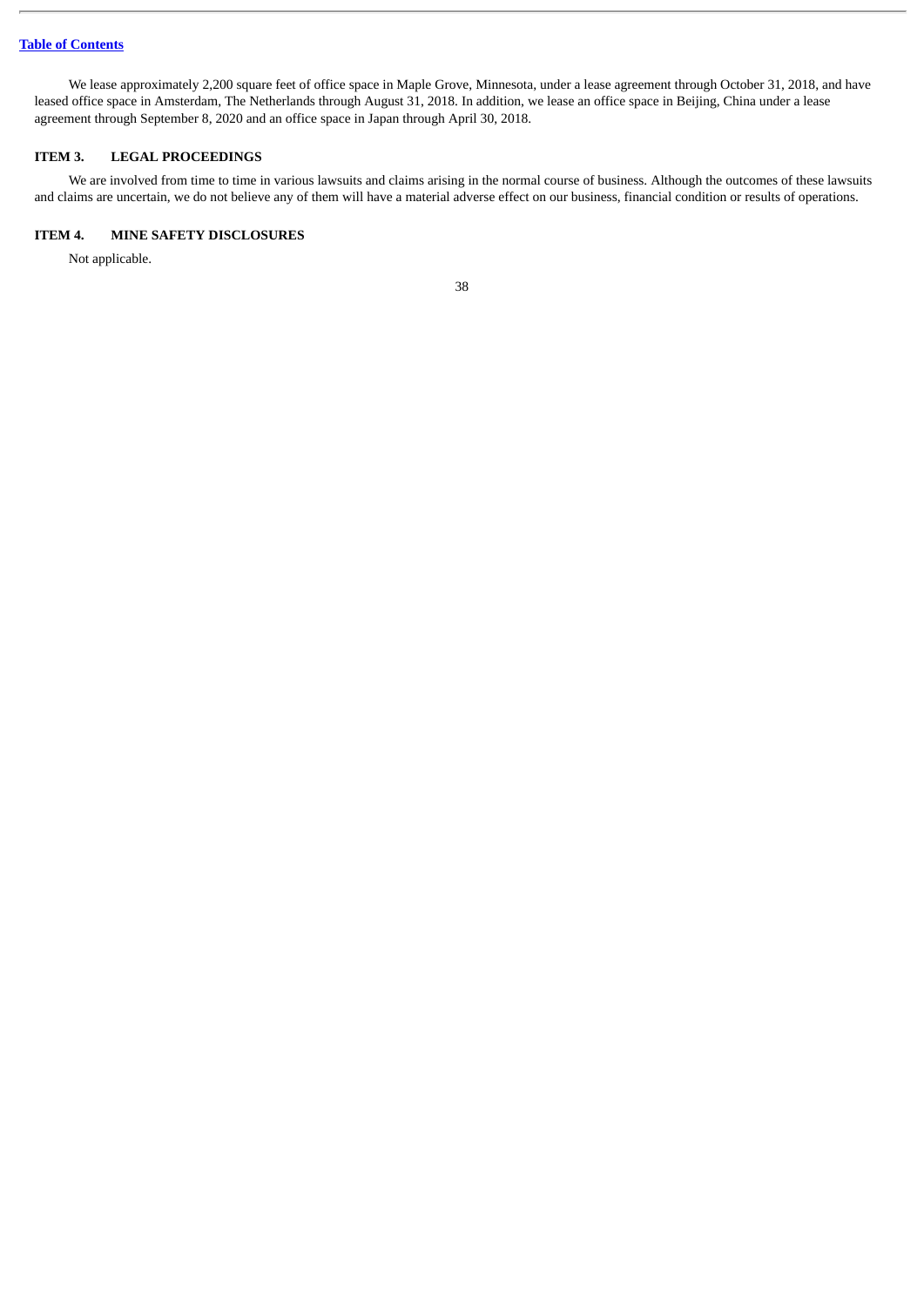We lease approximately 2,200 square feet of office space in Maple Grove, Minnesota, under a lease agreement through October 31, 2018, and have leased office space in Amsterdam, The Netherlands through August 31, 2018. In addition, we lease an office space in Beijing, China under a lease agreement through September 8, 2020 and an office space in Japan through April 30, 2018.

## ITEM 3. LEGAL PROCEEDINGS

We are involved from time to time in various lawsuits and claims arising in the normal course of business. Although the outcomes of these lawsuits and claims are uncertain, we do not believe any of them will have a material adverse effect on our business, financial condition or results of operations.

## ITEM 4. MINE SAFETY DISCLOSURES

Not applicable.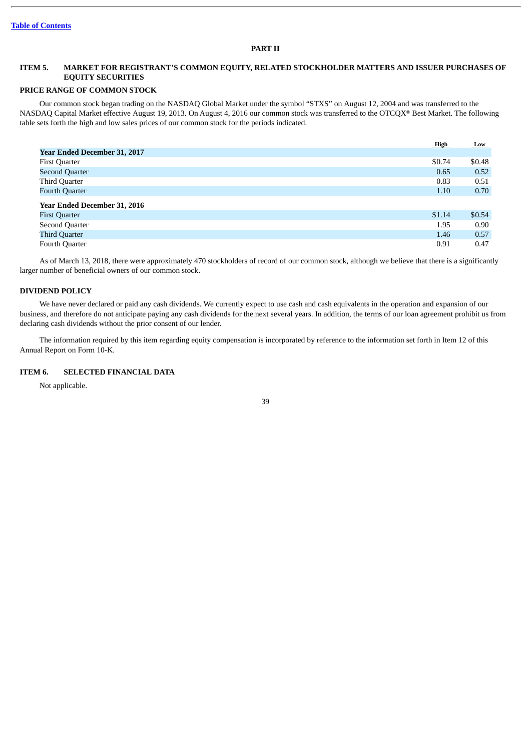## PART II

## ITEM 5. MARKET FOR REGISTRANT'S COMMON EQUITY, RELATED STOCKHOLDER MATTERS AND ISSUER PURCHASES OF EQUITY SECURITIES

### PRICE RANGE OF COMMON STOCK

Our common stock began trading on the NASDAQ Global Market under the symbol "STXS" on August 12, 2004 and was transferred to the NASDAQ Capital Market effective August 19, 2013. On August 4, 2016 our common stock was transferred to the OTCQX® Best Market. The following table sets forth the high and low sales prices of our common stock for the periods indicated.

| | High | Low |
|---|---|---|
| **Year Ended December 31, 2017** | | |
| First Quarter | $0.74 | $0.48 |
| Second Quarter | 0.65 | 0.52 |
| Third Quarter | 0.83 | 0.51 |
| Fourth Quarter | 1.10 | 0.70 |
| **Year Ended December 31, 2016** | | |
| First Quarter | $1.14 | $0.54 |
| Second Quarter | 1.95 | 0.90 |
| Third Quarter | 1.46 | 0.57 |
| Fourth Quarter | 0.91 | 0.47 |

As of March 13, 2018, there were approximately 470 stockholders of record of our common stock, although we believe that there is a significantly larger number of beneficial owners of our common stock.

### DIVIDEND POLICY

We have never declared or paid any cash dividends. We currently expect to use cash and cash equivalents in the operation and expansion of our business, and therefore do not anticipate paying any cash dividends for the next several years. In addition, the terms of our loan agreement prohibit us from declaring cash dividends without the prior consent of our lender.

The information required by this item regarding equity compensation is incorporated by reference to the information set forth in Item 12 of this Annual Report on Form 10-K.

## ITEM 6. SELECTED FINANCIAL DATA

Not applicable.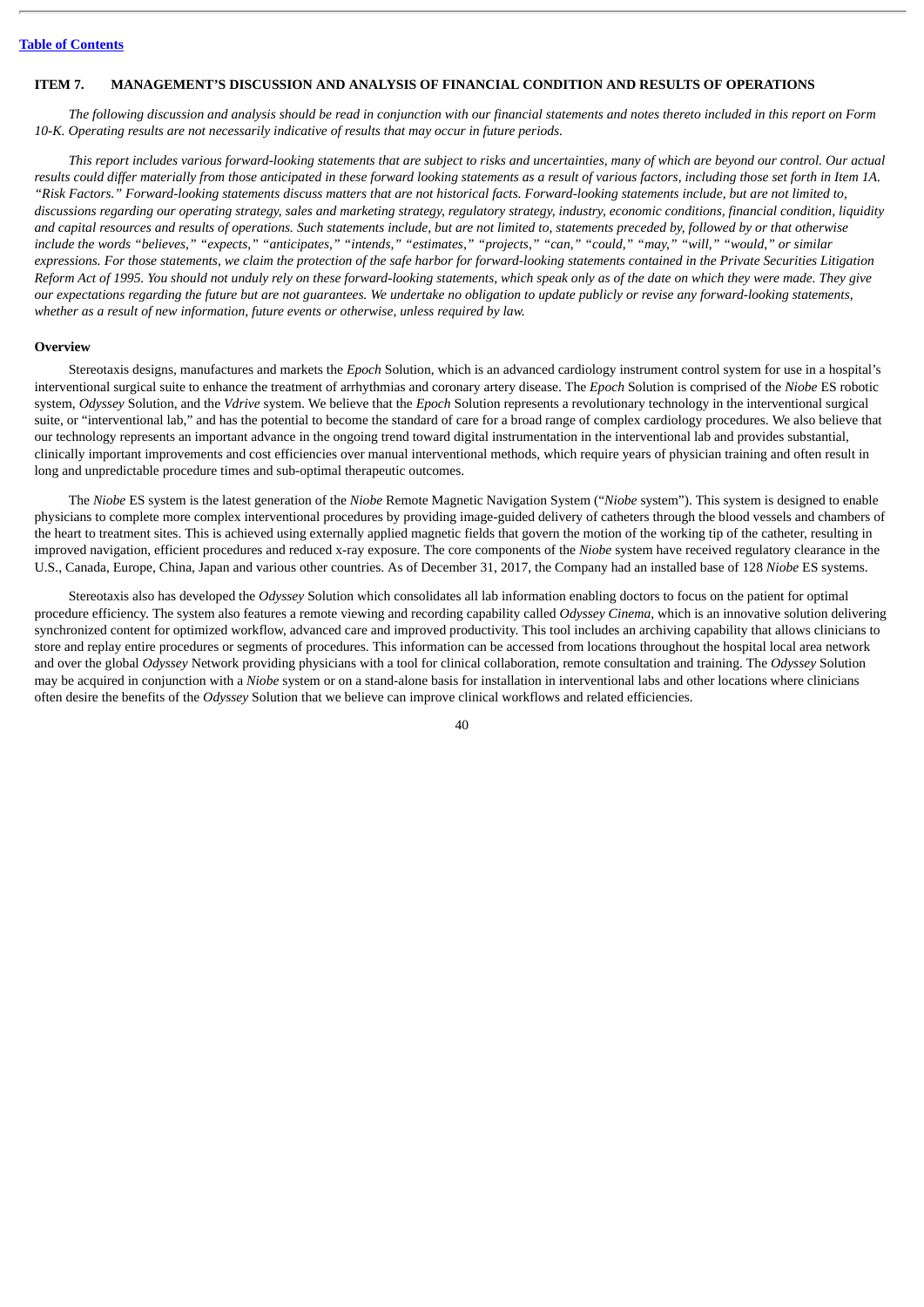[Table of Contents](#)

## ITEM 7. MANAGEMENT'S DISCUSSION AND ANALYSIS OF FINANCIAL CONDITION AND RESULTS OF OPERATIONS

*The following discussion and analysis should be read in conjunction with our financial statements and notes thereto included in this report on Form 10-K. Operating results are not necessarily indicative of results that may occur in future periods.*

*This report includes various forward-looking statements that are subject to risks and uncertainties, many of which are beyond our control. Our actual results could differ materially from those anticipated in these forward looking statements as a result of various factors, including those set forth in Item 1A. "Risk Factors." Forward-looking statements discuss matters that are not historical facts. Forward-looking statements include, but are not limited to, discussions regarding our operating strategy, sales and marketing strategy, regulatory strategy, industry, economic conditions, financial condition, liquidity and capital resources and results of operations. Such statements include, but are not limited to, statements preceded by, followed by or that otherwise include the words "believes," "expects," "anticipates," "intends," "estimates," "projects," "can," "could," "may," "will," "would," or similar expressions. For those statements, we claim the protection of the safe harbor for forward-looking statements contained in the Private Securities Litigation Reform Act of 1995. You should not unduly rely on these forward-looking statements, which speak only as of the date on which they were made. They give our expectations regarding the future but are not guarantees. We undertake no obligation to update publicly or revise any forward-looking statements, whether as a result of new information, future events or otherwise, unless required by law.*

### Overview

Stereotaxis designs, manufactures and markets the *Epoch* Solution, which is an advanced cardiology instrument control system for use in a hospital's interventional surgical suite to enhance the treatment of arrhythmias and coronary artery disease. The *Epoch* Solution is comprised of the *Niobe* ES robotic system, *Odyssey* Solution, and the *Vdrive* system. We believe that the *Epoch* Solution represents a revolutionary technology in the interventional surgical suite, or "interventional lab," and has the potential to become the standard of care for a broad range of complex cardiology procedures. We also believe that our technology represents an important advance in the ongoing trend toward digital instrumentation in the interventional lab and provides substantial, clinically important improvements and cost efficiencies over manual interventional methods, which require years of physician training and often result in long and unpredictable procedure times and sub-optimal therapeutic outcomes.

The *Niobe* ES system is the latest generation of the *Niobe* Remote Magnetic Navigation System ("*Niobe* system"). This system is designed to enable physicians to complete more complex interventional procedures by providing image-guided delivery of catheters through the blood vessels and chambers of the heart to treatment sites. This is achieved using externally applied magnetic fields that govern the motion of the working tip of the catheter, resulting in improved navigation, efficient procedures and reduced x-ray exposure. The core components of the *Niobe* system have received regulatory clearance in the U.S., Canada, Europe, China, Japan and various other countries. As of December 31, 2017, the Company had an installed base of 128 *Niobe* ES systems.

Stereotaxis also has developed the *Odyssey* Solution which consolidates all lab information enabling doctors to focus on the patient for optimal procedure efficiency. The system also features a remote viewing and recording capability called *Odyssey Cinema*, which is an innovative solution delivering synchronized content for optimized workflow, advanced care and improved productivity. This tool includes an archiving capability that allows clinicians to store and replay entire procedures or segments of procedures. This information can be accessed from locations throughout the hospital local area network and over the global *Odyssey* Network providing physicians with a tool for clinical collaboration, remote consultation and training. The *Odyssey* Solution may be acquired in conjunction with a *Niobe* system or on a stand-alone basis for installation in interventional labs and other locations where clinicians often desire the benefits of the *Odyssey* Solution that we believe can improve clinical workflows and related efficiencies.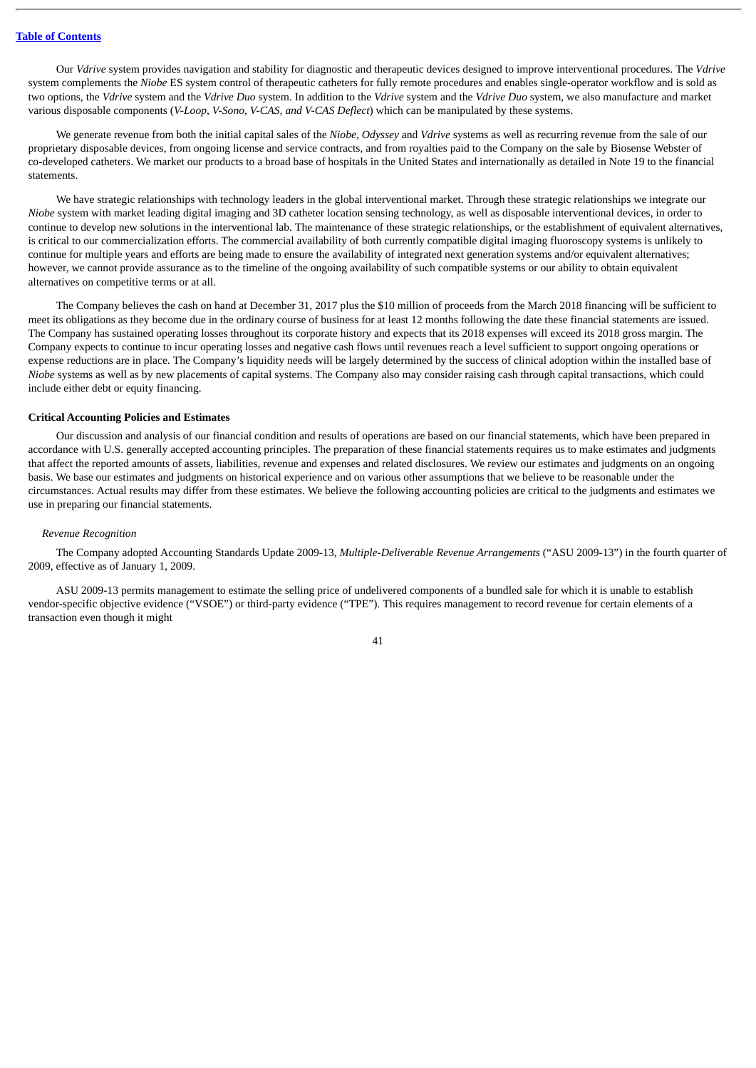Our *Vdrive* system provides navigation and stability for diagnostic and therapeutic devices designed to improve interventional procedures. The *Vdrive* system complements the *Niobe* ES system control of therapeutic catheters for fully remote procedures and enables single-operator workflow and is sold as two options, the *Vdrive* system and the *Vdrive Duo* system. In addition to the *Vdrive* system and the *Vdrive Duo* system, we also manufacture and market various disposable components (*V-Loop, V-Sono, V-CAS, and V-CAS Deflect*) which can be manipulated by these systems.

We generate revenue from both the initial capital sales of the *Niobe*, *Odyssey* and *Vdrive* systems as well as recurring revenue from the sale of our proprietary disposable devices, from ongoing license and service contracts, and from royalties paid to the Company on the sale by Biosense Webster of co-developed catheters. We market our products to a broad base of hospitals in the United States and internationally as detailed in Note 19 to the financial statements.

We have strategic relationships with technology leaders in the global interventional market. Through these strategic relationships we integrate our *Niobe* system with market leading digital imaging and 3D catheter location sensing technology, as well as disposable interventional devices, in order to continue to develop new solutions in the interventional lab. The maintenance of these strategic relationships, or the establishment of equivalent alternatives, is critical to our commercialization efforts. The commercial availability of both currently compatible digital imaging fluoroscopy systems is unlikely to continue for multiple years and efforts are being made to ensure the availability of integrated next generation systems and/or equivalent alternatives; however, we cannot provide assurance as to the timeline of the ongoing availability of such compatible systems or our ability to obtain equivalent alternatives on competitive terms or at all.

The Company believes the cash on hand at December 31, 2017 plus the $10 million of proceeds from the March 2018 financing will be sufficient to meet its obligations as they become due in the ordinary course of business for at least 12 months following the date these financial statements are issued. The Company has sustained operating losses throughout its corporate history and expects that its 2018 expenses will exceed its 2018 gross margin. The Company expects to continue to incur operating losses and negative cash flows until revenues reach a level sufficient to support ongoing operations or expense reductions are in place. The Company's liquidity needs will be largely determined by the success of clinical adoption within the installed base of *Niobe* systems as well as by new placements of capital systems. The Company also may consider raising cash through capital transactions, which could include either debt or equity financing.

**Critical Accounting Policies and Estimates**

Our discussion and analysis of our financial condition and results of operations are based on our financial statements, which have been prepared in accordance with U.S. generally accepted accounting principles. The preparation of these financial statements requires us to make estimates and judgments that affect the reported amounts of assets, liabilities, revenue and expenses and related disclosures. We review our estimates and judgments on an ongoing basis. We base our estimates and judgments on historical experience and on various other assumptions that we believe to be reasonable under the circumstances. Actual results may differ from these estimates. We believe the following accounting policies are critical to the judgments and estimates we use in preparing our financial statements.

*Revenue Recognition*

The Company adopted Accounting Standards Update 2009-13, *Multiple-Deliverable Revenue Arrangements* ("ASU 2009-13") in the fourth quarter of 2009, effective as of January 1, 2009.

ASU 2009-13 permits management to estimate the selling price of undelivered components of a bundled sale for which it is unable to establish vendor-specific objective evidence ("VSOE") or third-party evidence ("TPE"). This requires management to record revenue for certain elements of a transaction even though it might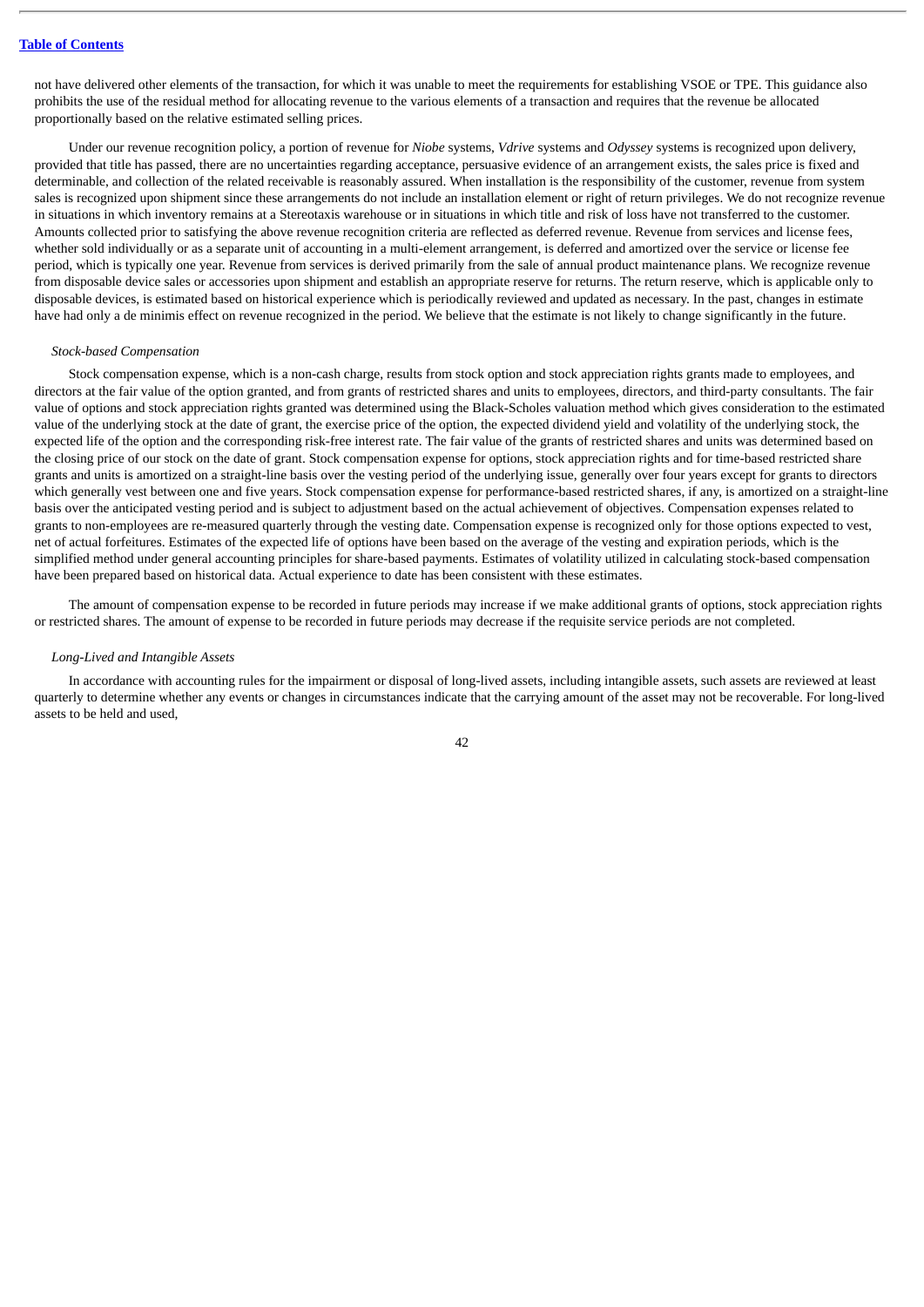not have delivered other elements of the transaction, for which it was unable to meet the requirements for establishing VSOE or TPE. This guidance also prohibits the use of the residual method for allocating revenue to the various elements of a transaction and requires that the revenue be allocated proportionally based on the relative estimated selling prices.

Under our revenue recognition policy, a portion of revenue for *Niobe* systems, *Vdrive* systems and *Odyssey* systems is recognized upon delivery, provided that title has passed, there are no uncertainties regarding acceptance, persuasive evidence of an arrangement exists, the sales price is fixed and determinable, and collection of the related receivable is reasonably assured. When installation is the responsibility of the customer, revenue from system sales is recognized upon shipment since these arrangements do not include an installation element or right of return privileges. We do not recognize revenue in situations in which inventory remains at a Stereotaxis warehouse or in situations in which title and risk of loss have not transferred to the customer. Amounts collected prior to satisfying the above revenue recognition criteria are reflected as deferred revenue. Revenue from services and license fees, whether sold individually or as a separate unit of accounting in a multi-element arrangement, is deferred and amortized over the service or license fee period, which is typically one year. Revenue from services is derived primarily from the sale of annual product maintenance plans. We recognize revenue from disposable device sales or accessories upon shipment and establish an appropriate reserve for returns. The return reserve, which is applicable only to disposable devices, is estimated based on historical experience which is periodically reviewed and updated as necessary. In the past, changes in estimate have had only a de minimis effect on revenue recognized in the period. We believe that the estimate is not likely to change significantly in the future.

*Stock-based Compensation*

Stock compensation expense, which is a non-cash charge, results from stock option and stock appreciation rights grants made to employees, and directors at the fair value of the option granted, and from grants of restricted shares and units to employees, directors, and third-party consultants. The fair value of options and stock appreciation rights granted was determined using the Black-Scholes valuation method which gives consideration to the estimated value of the underlying stock at the date of grant, the exercise price of the option, the expected dividend yield and volatility of the underlying stock, the expected life of the option and the corresponding risk-free interest rate. The fair value of the grants of restricted shares and units was determined based on the closing price of our stock on the date of grant. Stock compensation expense for options, stock appreciation rights and for time-based restricted share grants and units is amortized on a straight-line basis over the vesting period of the underlying issue, generally over four years except for grants to directors which generally vest between one and five years. Stock compensation expense for performance-based restricted shares, if any, is amortized on a straight-line basis over the anticipated vesting period and is subject to adjustment based on the actual achievement of objectives. Compensation expenses related to grants to non-employees are re-measured quarterly through the vesting date. Compensation expense is recognized only for those options expected to vest, net of actual forfeitures. Estimates of the expected life of options have been based on the average of the vesting and expiration periods, which is the simplified method under general accounting principles for share-based payments. Estimates of volatility utilized in calculating stock-based compensation have been prepared based on historical data. Actual experience to date has been consistent with these estimates.

The amount of compensation expense to be recorded in future periods may increase if we make additional grants of options, stock appreciation rights or restricted shares. The amount of expense to be recorded in future periods may decrease if the requisite service periods are not completed.

*Long-Lived and Intangible Assets*

In accordance with accounting rules for the impairment or disposal of long-lived assets, including intangible assets, such assets are reviewed at least quarterly to determine whether any events or changes in circumstances indicate that the carrying amount of the asset may not be recoverable. For long-lived assets to be held and used,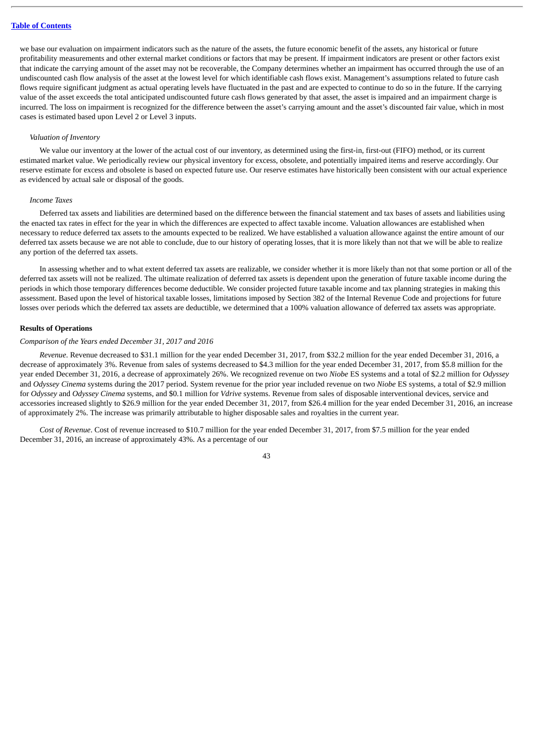we base our evaluation on impairment indicators such as the nature of the assets, the future economic benefit of the assets, any historical or future profitability measurements and other external market conditions or factors that may be present. If impairment indicators are present or other factors exist that indicate the carrying amount of the asset may not be recoverable, the Company determines whether an impairment has occurred through the use of an undiscounted cash flow analysis of the asset at the lowest level for which identifiable cash flows exist. Management's assumptions related to future cash flows require significant judgment as actual operating levels have fluctuated in the past and are expected to continue to do so in the future. If the carrying value of the asset exceeds the total anticipated undiscounted future cash flows generated by that asset, the asset is impaired and an impairment charge is incurred. The loss on impairment is recognized for the difference between the asset's carrying amount and the asset's discounted fair value, which in most cases is estimated based upon Level 2 or Level 3 inputs.

*Valuation of Inventory*

We value our inventory at the lower of the actual cost of our inventory, as determined using the first-in, first-out (FIFO) method, or its current estimated market value. We periodically review our physical inventory for excess, obsolete, and potentially impaired items and reserve accordingly. Our reserve estimate for excess and obsolete is based on expected future use. Our reserve estimates have historically been consistent with our actual experience as evidenced by actual sale or disposal of the goods.

*Income Taxes*

Deferred tax assets and liabilities are determined based on the difference between the financial statement and tax bases of assets and liabilities using the enacted tax rates in effect for the year in which the differences are expected to affect taxable income. Valuation allowances are established when necessary to reduce deferred tax assets to the amounts expected to be realized. We have established a valuation allowance against the entire amount of our deferred tax assets because we are not able to conclude, due to our history of operating losses, that it is more likely than not that we will be able to realize any portion of the deferred tax assets.

In assessing whether and to what extent deferred tax assets are realizable, we consider whether it is more likely than not that some portion or all of the deferred tax assets will not be realized. The ultimate realization of deferred tax assets is dependent upon the generation of future taxable income during the periods in which those temporary differences become deductible. We consider projected future taxable income and tax planning strategies in making this assessment. Based upon the level of historical taxable losses, limitations imposed by Section 382 of the Internal Revenue Code and projections for future losses over periods which the deferred tax assets are deductible, we determined that a 100% valuation allowance of deferred tax assets was appropriate.

**Results of Operations**

*Comparison of the Years ended December 31, 2017 and 2016*

*Revenue*. Revenue decreased to $31.1 million for the year ended December 31, 2017, from $32.2 million for the year ended December 31, 2016, a decrease of approximately 3%. Revenue from sales of systems decreased to $4.3 million for the year ended December 31, 2017, from $5.8 million for the year ended December 31, 2016, a decrease of approximately 26%. We recognized revenue on two *Niobe* ES systems and a total of $2.2 million for *Odyssey* and *Odyssey Cinema* systems during the 2017 period. System revenue for the prior year included revenue on two *Niobe* ES systems, a total of $2.9 million for *Odyssey* and *Odyssey Cinema* systems, and $0.1 million for *Vdrive* systems. Revenue from sales of disposable interventional devices, service and accessories increased slightly to $26.9 million for the year ended December 31, 2017, from $26.4 million for the year ended December 31, 2016, an increase of approximately 2%. The increase was primarily attributable to higher disposable sales and royalties in the current year.

*Cost of Revenue*. Cost of revenue increased to $10.7 million for the year ended December 31, 2017, from $7.5 million for the year ended December 31, 2016, an increase of approximately 43%. As a percentage of our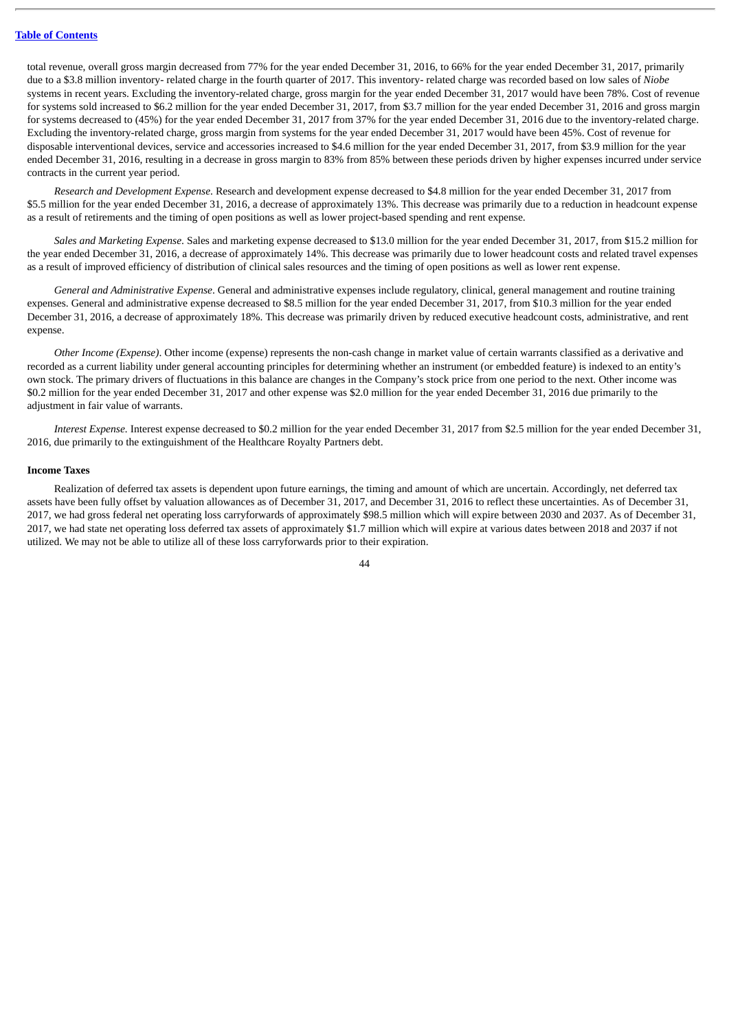total revenue, overall gross margin decreased from 77% for the year ended December 31, 2016, to 66% for the year ended December 31, 2017, primarily due to a $3.8 million inventory- related charge in the fourth quarter of 2017. This inventory- related charge was recorded based on low sales of *Niobe* systems in recent years. Excluding the inventory-related charge, gross margin for the year ended December 31, 2017 would have been 78%. Cost of revenue for systems sold increased to $6.2 million for the year ended December 31, 2017, from $3.7 million for the year ended December 31, 2016 and gross margin for systems decreased to (45%) for the year ended December 31, 2017 from 37% for the year ended December 31, 2016 due to the inventory-related charge. Excluding the inventory-related charge, gross margin from systems for the year ended December 31, 2017 would have been 45%. Cost of revenue for disposable interventional devices, service and accessories increased to $4.6 million for the year ended December 31, 2017, from $3.9 million for the year ended December 31, 2016, resulting in a decrease in gross margin to 83% from 85% between these periods driven by higher expenses incurred under service contracts in the current year period.

*Research and Development Expense*. Research and development expense decreased to $4.8 million for the year ended December 31, 2017 from $5.5 million for the year ended December 31, 2016, a decrease of approximately 13%. This decrease was primarily due to a reduction in headcount expense as a result of retirements and the timing of open positions as well as lower project-based spending and rent expense.

*Sales and Marketing Expense*. Sales and marketing expense decreased to $13.0 million for the year ended December 31, 2017, from $15.2 million for the year ended December 31, 2016, a decrease of approximately 14%. This decrease was primarily due to lower headcount costs and related travel expenses as a result of improved efficiency of distribution of clinical sales resources and the timing of open positions as well as lower rent expense.

*General and Administrative Expense*. General and administrative expenses include regulatory, clinical, general management and routine training expenses. General and administrative expense decreased to $8.5 million for the year ended December 31, 2017, from $10.3 million for the year ended December 31, 2016, a decrease of approximately 18%. This decrease was primarily driven by reduced executive headcount costs, administrative, and rent expense.

*Other Income (Expense)*. Other income (expense) represents the non-cash change in market value of certain warrants classified as a derivative and recorded as a current liability under general accounting principles for determining whether an instrument (or embedded feature) is indexed to an entity's own stock. The primary drivers of fluctuations in this balance are changes in the Company's stock price from one period to the next. Other income was $0.2 million for the year ended December 31, 2017 and other expense was $2.0 million for the year ended December 31, 2016 due primarily to the adjustment in fair value of warrants.

*Interest Expense*. Interest expense decreased to $0.2 million for the year ended December 31, 2017 from $2.5 million for the year ended December 31, 2016, due primarily to the extinguishment of the Healthcare Royalty Partners debt.

**Income Taxes**

Realization of deferred tax assets is dependent upon future earnings, the timing and amount of which are uncertain. Accordingly, net deferred tax assets have been fully offset by valuation allowances as of December 31, 2017, and December 31, 2016 to reflect these uncertainties. As of December 31, 2017, we had gross federal net operating loss carryforwards of approximately $98.5 million which will expire between 2030 and 2037. As of December 31, 2017, we had state net operating loss deferred tax assets of approximately $1.7 million which will expire at various dates between 2018 and 2037 if not utilized. We may not be able to utilize all of these loss carryforwards prior to their expiration.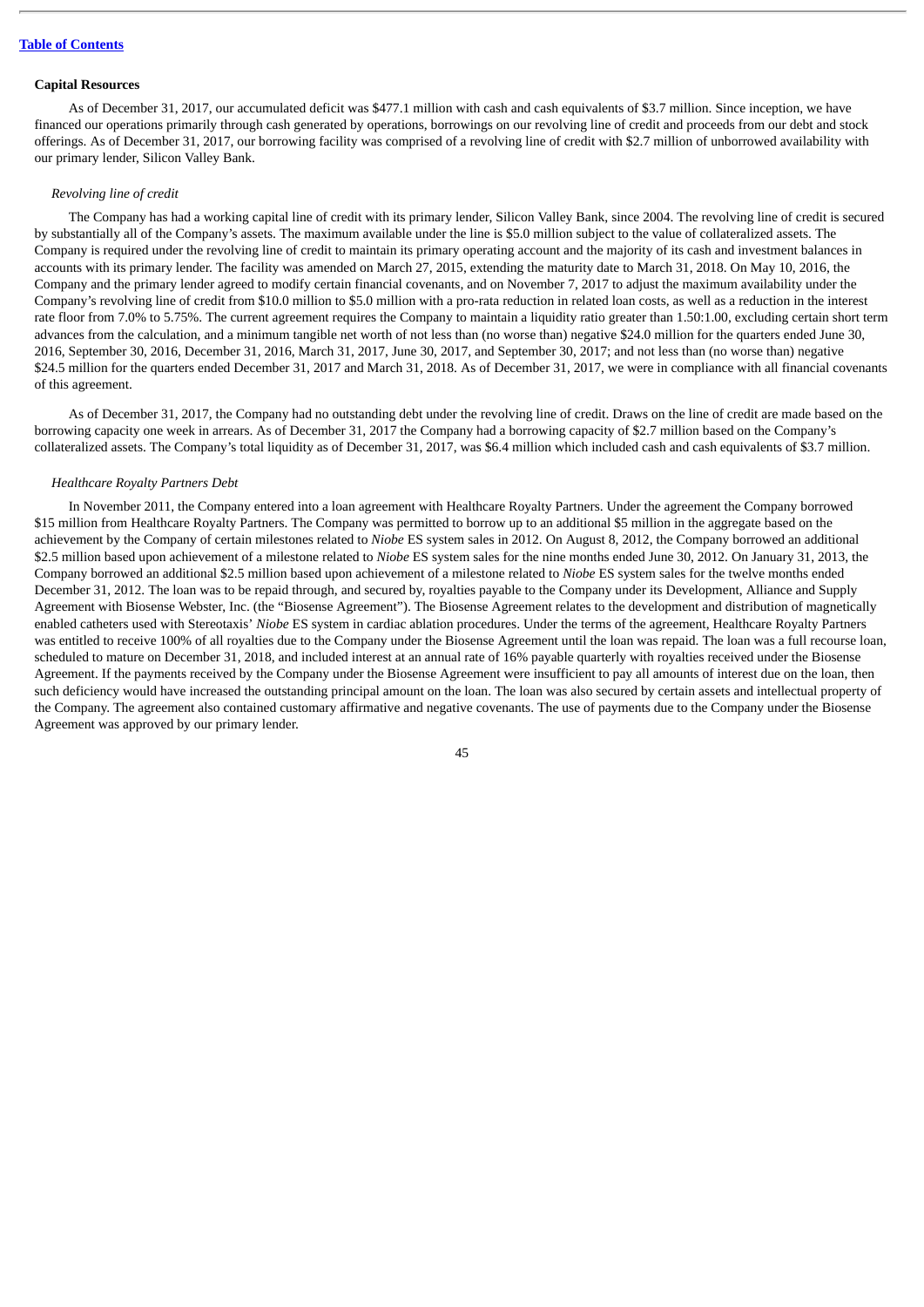**Capital Resources**

As of December 31, 2017, our accumulated deficit was $477.1 million with cash and cash equivalents of $3.7 million. Since inception, we have financed our operations primarily through cash generated by operations, borrowings on our revolving line of credit and proceeds from our debt and stock offerings. As of December 31, 2017, our borrowing facility was comprised of a revolving line of credit with $2.7 million of unborrowed availability with our primary lender, Silicon Valley Bank.

*Revolving line of credit*

The Company has had a working capital line of credit with its primary lender, Silicon Valley Bank, since 2004. The revolving line of credit is secured by substantially all of the Company's assets. The maximum available under the line is $5.0 million subject to the value of collateralized assets. The Company is required under the revolving line of credit to maintain its primary operating account and the majority of its cash and investment balances in accounts with its primary lender. The facility was amended on March 27, 2015, extending the maturity date to March 31, 2018. On May 10, 2016, the Company and the primary lender agreed to modify certain financial covenants, and on November 7, 2017 to adjust the maximum availability under the Company's revolving line of credit from $10.0 million to $5.0 million with a pro-rata reduction in related loan costs, as well as a reduction in the interest rate floor from 7.0% to 5.75%. The current agreement requires the Company to maintain a liquidity ratio greater than 1.50:1.00, excluding certain short term advances from the calculation, and a minimum tangible net worth of not less than (no worse than) negative $24.0 million for the quarters ended June 30, 2016, September 30, 2016, December 31, 2016, March 31, 2017, June 30, 2017, and September 30, 2017; and not less than (no worse than) negative $24.5 million for the quarters ended December 31, 2017 and March 31, 2018. As of December 31, 2017, we were in compliance with all financial covenants of this agreement.

As of December 31, 2017, the Company had no outstanding debt under the revolving line of credit. Draws on the line of credit are made based on the borrowing capacity one week in arrears. As of December 31, 2017 the Company had a borrowing capacity of $2.7 million based on the Company's collateralized assets. The Company's total liquidity as of December 31, 2017, was $6.4 million which included cash and cash equivalents of $3.7 million.

*Healthcare Royalty Partners Debt*

In November 2011, the Company entered into a loan agreement with Healthcare Royalty Partners. Under the agreement the Company borrowed $15 million from Healthcare Royalty Partners. The Company was permitted to borrow up to an additional $5 million in the aggregate based on the achievement by the Company of certain milestones related to *Niobe* ES system sales in 2012. On August 8, 2012, the Company borrowed an additional $2.5 million based upon achievement of a milestone related to *Niobe* ES system sales for the nine months ended June 30, 2012. On January 31, 2013, the Company borrowed an additional $2.5 million based upon achievement of a milestone related to *Niobe* ES system sales for the twelve months ended December 31, 2012. The loan was to be repaid through, and secured by, royalties payable to the Company under its Development, Alliance and Supply Agreement with Biosense Webster, Inc. (the "Biosense Agreement"). The Biosense Agreement relates to the development and distribution of magnetically enabled catheters used with Stereotaxis' *Niobe* ES system in cardiac ablation procedures. Under the terms of the agreement, Healthcare Royalty Partners was entitled to receive 100% of all royalties due to the Company under the Biosense Agreement until the loan was repaid. The loan was a full recourse loan, scheduled to mature on December 31, 2018, and included interest at an annual rate of 16% payable quarterly with royalties received under the Biosense Agreement. If the payments received by the Company under the Biosense Agreement were insufficient to pay all amounts of interest due on the loan, then such deficiency would have increased the outstanding principal amount on the loan. The loan was also secured by certain assets and intellectual property of the Company. The agreement also contained customary affirmative and negative covenants. The use of payments due to the Company under the Biosense Agreement was approved by our primary lender.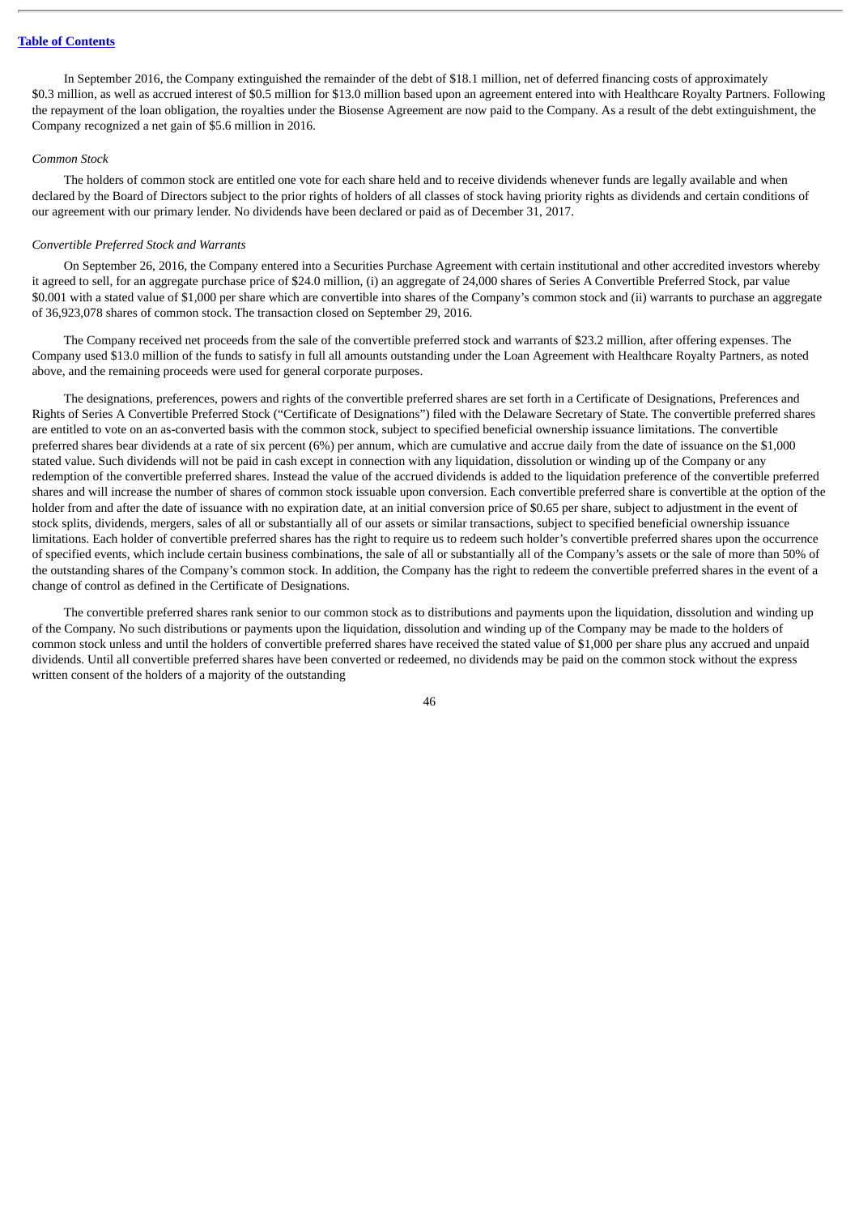In September 2016, the Company extinguished the remainder of the debt of $18.1 million, net of deferred financing costs of approximately $0.3 million, as well as accrued interest of $0.5 million for $13.0 million based upon an agreement entered into with Healthcare Royalty Partners. Following the repayment of the loan obligation, the royalties under the Biosense Agreement are now paid to the Company. As a result of the debt extinguishment, the Company recognized a net gain of $5.6 million in 2016.

*Common Stock*

The holders of common stock are entitled one vote for each share held and to receive dividends whenever funds are legally available and when declared by the Board of Directors subject to the prior rights of holders of all classes of stock having priority rights as dividends and certain conditions of our agreement with our primary lender. No dividends have been declared or paid as of December 31, 2017.

*Convertible Preferred Stock and Warrants*

On September 26, 2016, the Company entered into a Securities Purchase Agreement with certain institutional and other accredited investors whereby it agreed to sell, for an aggregate purchase price of $24.0 million, (i) an aggregate of 24,000 shares of Series A Convertible Preferred Stock, par value $0.001 with a stated value of $1,000 per share which are convertible into shares of the Company's common stock and (ii) warrants to purchase an aggregate of 36,923,078 shares of common stock. The transaction closed on September 29, 2016.

The Company received net proceeds from the sale of the convertible preferred stock and warrants of $23.2 million, after offering expenses. The Company used $13.0 million of the funds to satisfy in full all amounts outstanding under the Loan Agreement with Healthcare Royalty Partners, as noted above, and the remaining proceeds were used for general corporate purposes.

The designations, preferences, powers and rights of the convertible preferred shares are set forth in a Certificate of Designations, Preferences and Rights of Series A Convertible Preferred Stock ("Certificate of Designations") filed with the Delaware Secretary of State. The convertible preferred shares are entitled to vote on an as-converted basis with the common stock, subject to specified beneficial ownership issuance limitations. The convertible preferred shares bear dividends at a rate of six percent (6%) per annum, which are cumulative and accrue daily from the date of issuance on the $1,000 stated value. Such dividends will not be paid in cash except in connection with any liquidation, dissolution or winding up of the Company or any redemption of the convertible preferred shares. Instead the value of the accrued dividends is added to the liquidation preference of the convertible preferred shares and will increase the number of shares of common stock issuable upon conversion. Each convertible preferred share is convertible at the option of the holder from and after the date of issuance with no expiration date, at an initial conversion price of $0.65 per share, subject to adjustment in the event of stock splits, dividends, mergers, sales of all or substantially all of our assets or similar transactions, subject to specified beneficial ownership issuance limitations. Each holder of convertible preferred shares has the right to require us to redeem such holder's convertible preferred shares upon the occurrence of specified events, which include certain business combinations, the sale of all or substantially all of the Company's assets or the sale of more than 50% of the outstanding shares of the Company's common stock. In addition, the Company has the right to redeem the convertible preferred shares in the event of a change of control as defined in the Certificate of Designations.

The convertible preferred shares rank senior to our common stock as to distributions and payments upon the liquidation, dissolution and winding up of the Company. No such distributions or payments upon the liquidation, dissolution and winding up of the Company may be made to the holders of common stock unless and until the holders of convertible preferred shares have received the stated value of $1,000 per share plus any accrued and unpaid dividends. Until all convertible preferred shares have been converted or redeemed, no dividends may be paid on the common stock without the express written consent of the holders of a majority of the outstanding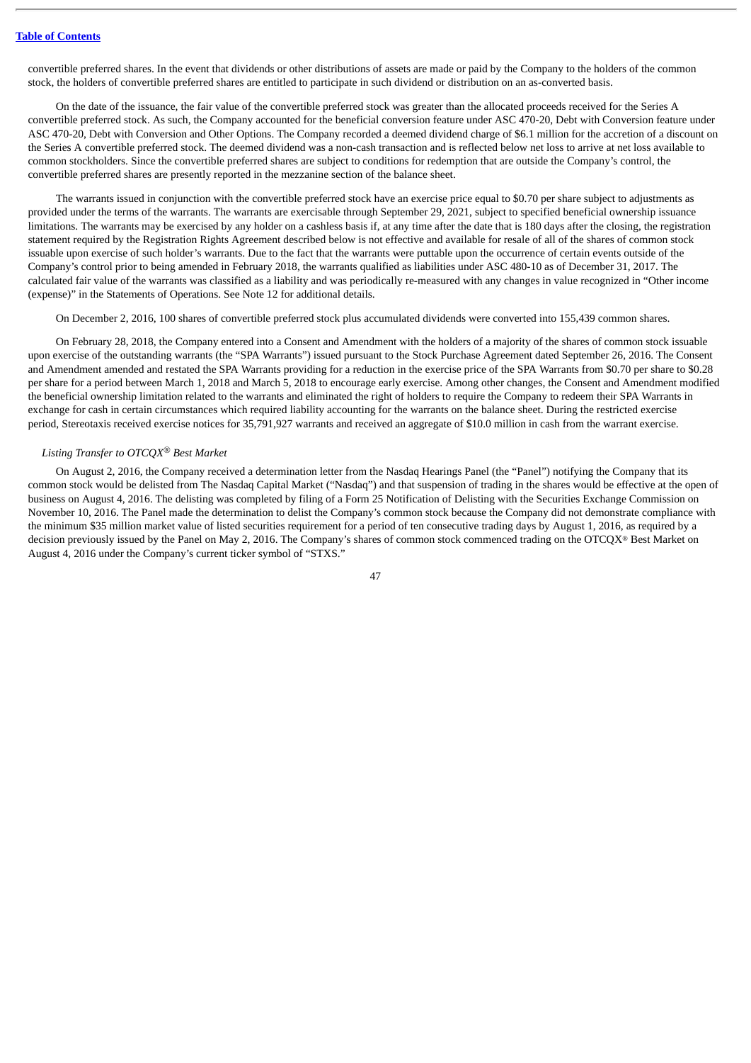convertible preferred shares. In the event that dividends or other distributions of assets are made or paid by the Company to the holders of the common stock, the holders of convertible preferred shares are entitled to participate in such dividend or distribution on an as-converted basis.

On the date of the issuance, the fair value of the convertible preferred stock was greater than the allocated proceeds received for the Series A convertible preferred stock. As such, the Company accounted for the beneficial conversion feature under ASC 470-20, Debt with Conversion feature under ASC 470-20, Debt with Conversion and Other Options. The Company recorded a deemed dividend charge of $6.1 million for the accretion of a discount on the Series A convertible preferred stock. The deemed dividend was a non-cash transaction and is reflected below net loss to arrive at net loss available to common stockholders. Since the convertible preferred shares are subject to conditions for redemption that are outside the Company's control, the convertible preferred shares are presently reported in the mezzanine section of the balance sheet.

The warrants issued in conjunction with the convertible preferred stock have an exercise price equal to $0.70 per share subject to adjustments as provided under the terms of the warrants. The warrants are exercisable through September 29, 2021, subject to specified beneficial ownership issuance limitations. The warrants may be exercised by any holder on a cashless basis if, at any time after the date that is 180 days after the closing, the registration statement required by the Registration Rights Agreement described below is not effective and available for resale of all of the shares of common stock issuable upon exercise of such holder's warrants. Due to the fact that the warrants were puttable upon the occurrence of certain events outside of the Company's control prior to being amended in February 2018, the warrants qualified as liabilities under ASC 480-10 as of December 31, 2017. The calculated fair value of the warrants was classified as a liability and was periodically re-measured with any changes in value recognized in "Other income (expense)" in the Statements of Operations. See Note 12 for additional details.

On December 2, 2016, 100 shares of convertible preferred stock plus accumulated dividends were converted into 155,439 common shares.

On February 28, 2018, the Company entered into a Consent and Amendment with the holders of a majority of the shares of common stock issuable upon exercise of the outstanding warrants (the "SPA Warrants") issued pursuant to the Stock Purchase Agreement dated September 26, 2016. The Consent and Amendment amended and restated the SPA Warrants providing for a reduction in the exercise price of the SPA Warrants from $0.70 per share to $0.28 per share for a period between March 1, 2018 and March 5, 2018 to encourage early exercise. Among other changes, the Consent and Amendment modified the beneficial ownership limitation related to the warrants and eliminated the right of holders to require the Company to redeem their SPA Warrants in exchange for cash in certain circumstances which required liability accounting for the warrants on the balance sheet. During the restricted exercise period, Stereotaxis received exercise notices for 35,791,927 warrants and received an aggregate of $10.0 million in cash from the warrant exercise.

*Listing Transfer to OTCQX® Best Market*

On August 2, 2016, the Company received a determination letter from the Nasdaq Hearings Panel (the "Panel") notifying the Company that its common stock would be delisted from The Nasdaq Capital Market ("Nasdaq") and that suspension of trading in the shares would be effective at the open of business on August 4, 2016. The delisting was completed by filing of a Form 25 Notification of Delisting with the Securities Exchange Commission on November 10, 2016. The Panel made the determination to delist the Company's common stock because the Company did not demonstrate compliance with the minimum $35 million market value of listed securities requirement for a period of ten consecutive trading days by August 1, 2016, as required by a decision previously issued by the Panel on May 2, 2016. The Company's shares of common stock commenced trading on the OTCQX® Best Market on August 4, 2016 under the Company's current ticker symbol of "STXS."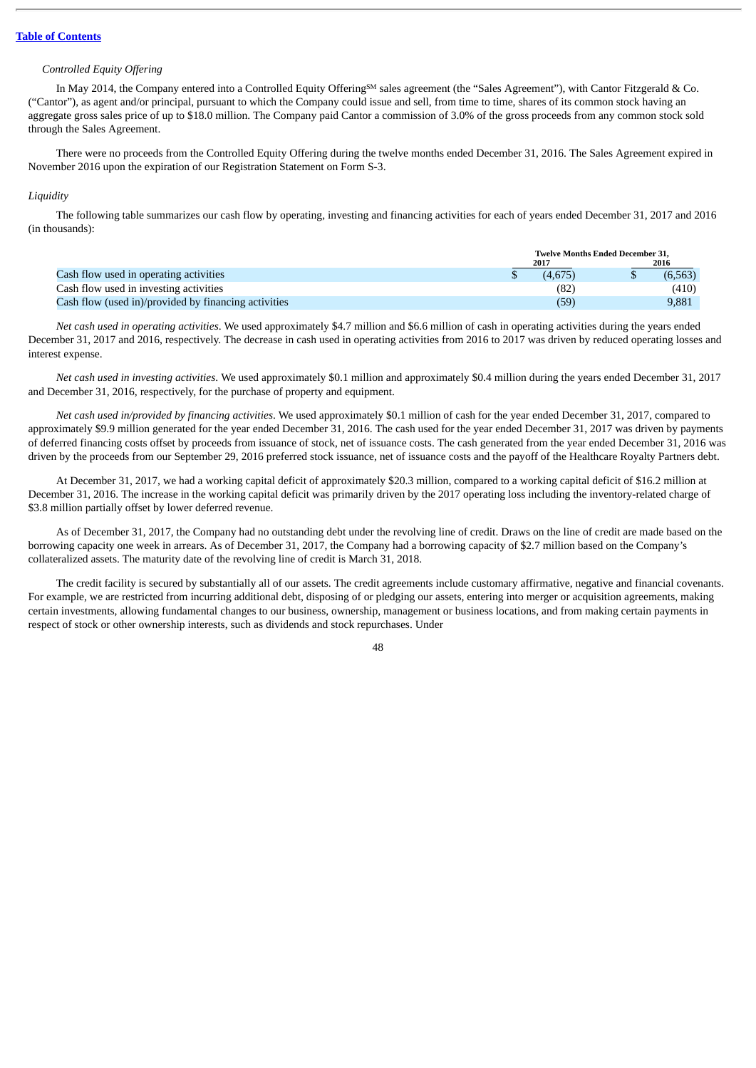*Controlled Equity Offering*

In May 2014, the Company entered into a Controlled Equity Offering[SM] sales agreement (the "Sales Agreement"), with Cantor Fitzgerald & Co. ("Cantor"), as agent and/or principal, pursuant to which the Company could issue and sell, from time to time, shares of its common stock having an aggregate gross sales price of up to $18.0 million. The Company paid Cantor a commission of 3.0% of the gross proceeds from any common stock sold through the Sales Agreement.

There were no proceeds from the Controlled Equity Offering during the twelve months ended December 31, 2016. The Sales Agreement expired in November 2016 upon the expiration of our Registration Statement on Form S-3.

*Liquidity*

The following table summarizes our cash flow by operating, investing and financing activities for each of years ended December 31, 2017 and 2016 (in thousands):

| | Twelve Months Ended December 31, | |
|---|---|---|
| | 2017 | 2016 |
| Cash flow used in operating activities | $ (4,675) | $ (6,563) |
| Cash flow used in investing activities | (82) | (410) |
| Cash flow (used in)/provided by financing activities | (59) | 9,881 |

*Net cash used in operating activities*. We used approximately $4.7 million and $6.6 million of cash in operating activities during the years ended December 31, 2017 and 2016, respectively. The decrease in cash used in operating activities from 2016 to 2017 was driven by reduced operating losses and interest expense.

*Net cash used in investing activities*. We used approximately $0.1 million and approximately $0.4 million during the years ended December 31, 2017 and December 31, 2016, respectively, for the purchase of property and equipment.

*Net cash used in/provided by financing activities*. We used approximately $0.1 million of cash for the year ended December 31, 2017, compared to approximately $9.9 million generated for the year ended December 31, 2016. The cash used for the year ended December 31, 2017 was driven by payments of deferred financing costs offset by proceeds from issuance of stock, net of issuance costs. The cash generated from the year ended December 31, 2016 was driven by the proceeds from our September 29, 2016 preferred stock issuance, net of issuance costs and the payoff of the Healthcare Royalty Partners debt.

At December 31, 2017, we had a working capital deficit of approximately $20.3 million, compared to a working capital deficit of $16.2 million at December 31, 2016. The increase in the working capital deficit was primarily driven by the 2017 operating loss including the inventory-related charge of $3.8 million partially offset by lower deferred revenue.

As of December 31, 2017, the Company had no outstanding debt under the revolving line of credit. Draws on the line of credit are made based on the borrowing capacity one week in arrears. As of December 31, 2017, the Company had a borrowing capacity of $2.7 million based on the Company's collateralized assets. The maturity date of the revolving line of credit is March 31, 2018.

The credit facility is secured by substantially all of our assets. The credit agreements include customary affirmative, negative and financial covenants. For example, we are restricted from incurring additional debt, disposing of or pledging our assets, entering into merger or acquisition agreements, making certain investments, allowing fundamental changes to our business, ownership, management or business locations, and from making certain payments in respect of stock or other ownership interests, such as dividends and stock repurchases. Under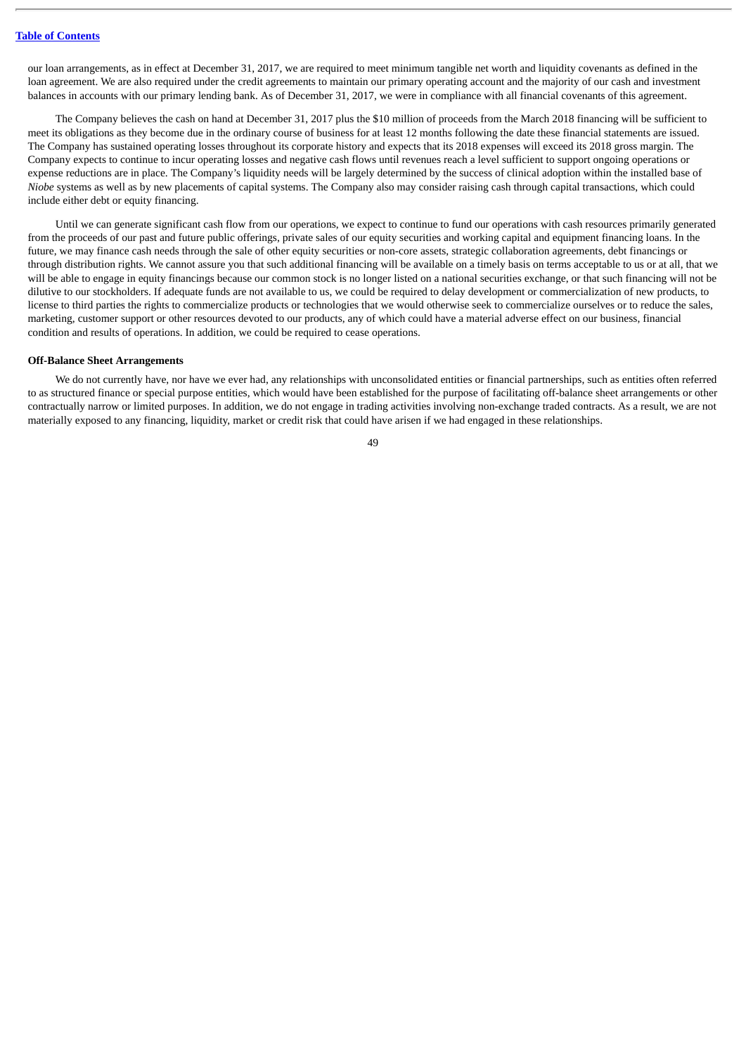our loan arrangements, as in effect at December 31, 2017, we are required to meet minimum tangible net worth and liquidity covenants as defined in the loan agreement. We are also required under the credit agreements to maintain our primary operating account and the majority of our cash and investment balances in accounts with our primary lending bank. As of December 31, 2017, we were in compliance with all financial covenants of this agreement.

The Company believes the cash on hand at December 31, 2017 plus the $10 million of proceeds from the March 2018 financing will be sufficient to meet its obligations as they become due in the ordinary course of business for at least 12 months following the date these financial statements are issued. The Company has sustained operating losses throughout its corporate history and expects that its 2018 expenses will exceed its 2018 gross margin. The Company expects to continue to incur operating losses and negative cash flows until revenues reach a level sufficient to support ongoing operations or expense reductions are in place. The Company's liquidity needs will be largely determined by the success of clinical adoption within the installed base of *Niobe* systems as well as by new placements of capital systems. The Company also may consider raising cash through capital transactions, which could include either debt or equity financing.

Until we can generate significant cash flow from our operations, we expect to continue to fund our operations with cash resources primarily generated from the proceeds of our past and future public offerings, private sales of our equity securities and working capital and equipment financing loans. In the future, we may finance cash needs through the sale of other equity securities or non-core assets, strategic collaboration agreements, debt financings or through distribution rights. We cannot assure you that such additional financing will be available on a timely basis on terms acceptable to us or at all, that we will be able to engage in equity financings because our common stock is no longer listed on a national securities exchange, or that such financing will not be dilutive to our stockholders. If adequate funds are not available to us, we could be required to delay development or commercialization of new products, to license to third parties the rights to commercialize products or technologies that we would otherwise seek to commercialize ourselves or to reduce the sales, marketing, customer support or other resources devoted to our products, any of which could have a material adverse effect on our business, financial condition and results of operations. In addition, we could be required to cease operations.

**Off-Balance Sheet Arrangements**

We do not currently have, nor have we ever had, any relationships with unconsolidated entities or financial partnerships, such as entities often referred to as structured finance or special purpose entities, which would have been established for the purpose of facilitating off-balance sheet arrangements or other contractually narrow or limited purposes. In addition, we do not engage in trading activities involving non-exchange traded contracts. As a result, we are not materially exposed to any financing, liquidity, market or credit risk that could have arisen if we had engaged in these relationships.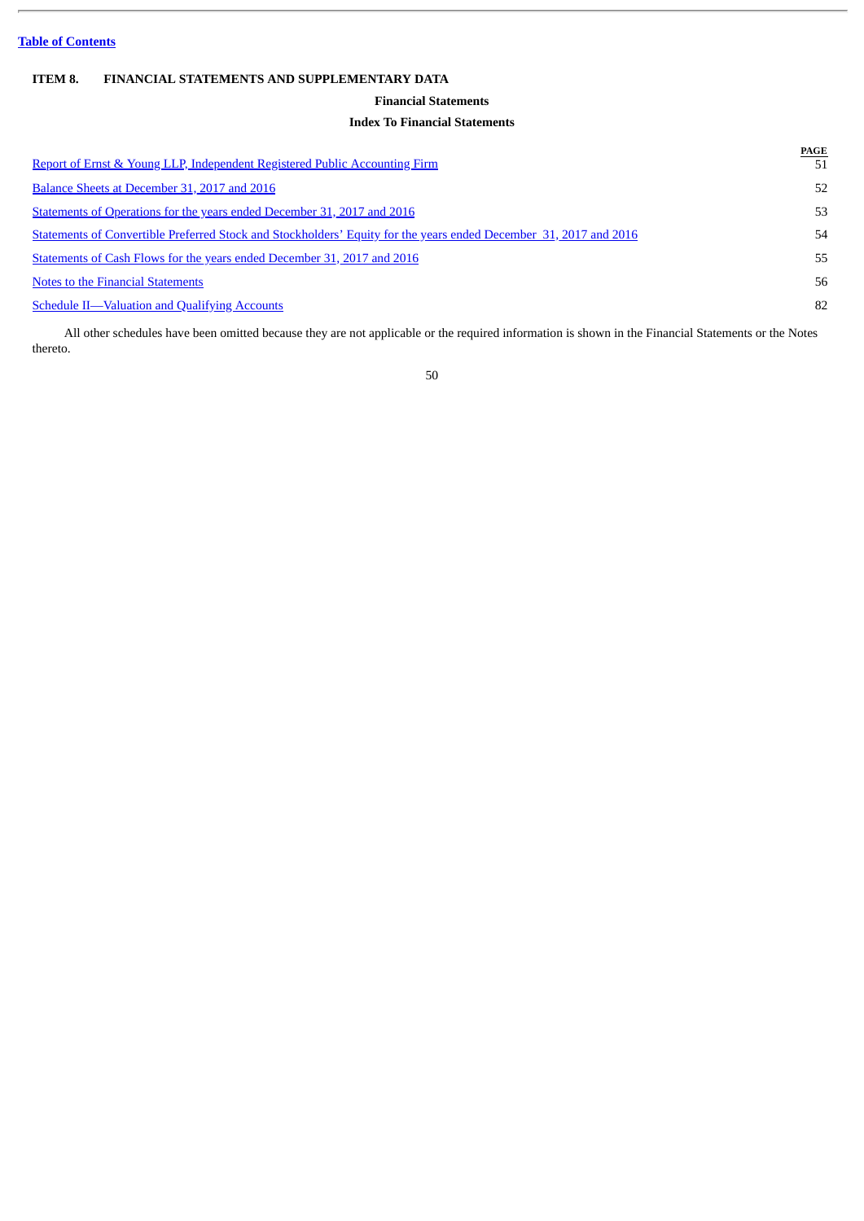# ITEM 8. FINANCIAL STATEMENTS AND SUPPLEMENTARY DATA

## Financial Statements

### Index To Financial Statements

| | PAGE |
|---|---|
| Report of Ernst & Young LLP, Independent Registered Public Accounting Firm | 51 |
| Balance Sheets at December 31, 2017 and 2016 | 52 |
| Statements of Operations for the years ended December 31, 2017 and 2016 | 53 |
| Statements of Convertible Preferred Stock and Stockholders' Equity for the years ended December 31, 2017 and 2016 | 54 |
| Statements of Cash Flows for the years ended December 31, 2017 and 2016 | 55 |
| Notes to the Financial Statements | 56 |
| Schedule II—Valuation and Qualifying Accounts | 82 |

All other schedules have been omitted because they are not applicable or the required information is shown in the Financial Statements or the Notes thereto.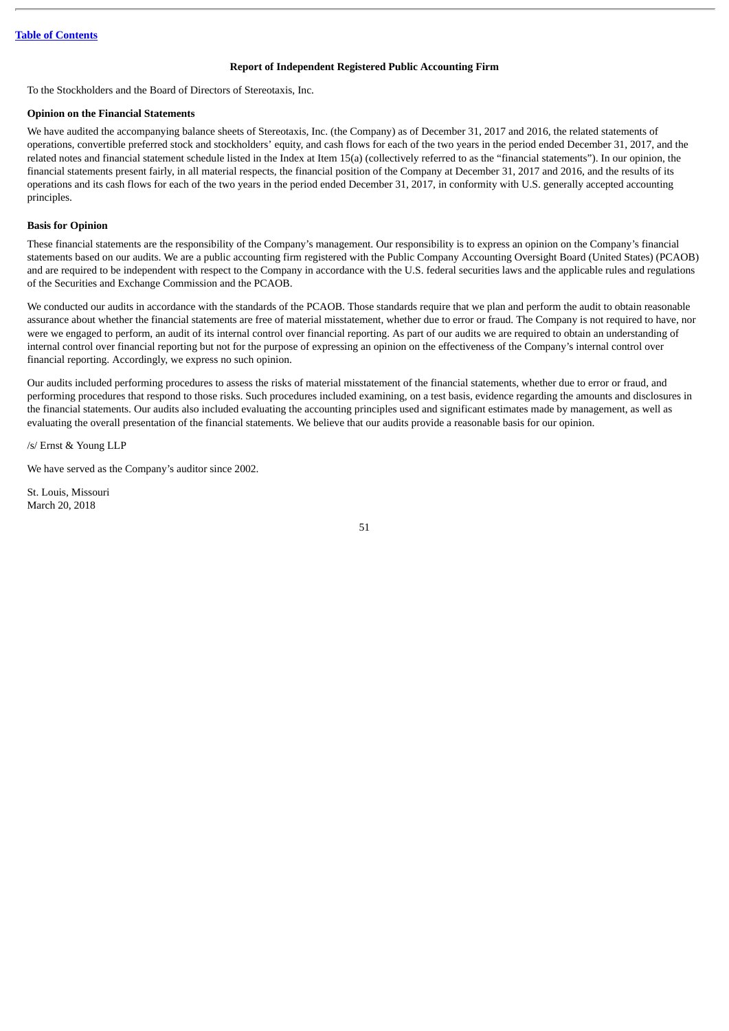Table of Contents

## Report of Independent Registered Public Accounting Firm

To the Stockholders and the Board of Directors of Stereotaxis, Inc.

**Opinion on the Financial Statements**

We have audited the accompanying balance sheets of Stereotaxis, Inc. (the Company) as of December 31, 2017 and 2016, the related statements of operations, convertible preferred stock and stockholders' equity, and cash flows for each of the two years in the period ended December 31, 2017, and the related notes and financial statement schedule listed in the Index at Item 15(a) (collectively referred to as the "financial statements"). In our opinion, the financial statements present fairly, in all material respects, the financial position of the Company at December 31, 2017 and 2016, and the results of its operations and its cash flows for each of the two years in the period ended December 31, 2017, in conformity with U.S. generally accepted accounting principles.

**Basis for Opinion**

These financial statements are the responsibility of the Company's management. Our responsibility is to express an opinion on the Company's financial statements based on our audits. We are a public accounting firm registered with the Public Company Accounting Oversight Board (United States) (PCAOB) and are required to be independent with respect to the Company in accordance with the U.S. federal securities laws and the applicable rules and regulations of the Securities and Exchange Commission and the PCAOB.

We conducted our audits in accordance with the standards of the PCAOB. Those standards require that we plan and perform the audit to obtain reasonable assurance about whether the financial statements are free of material misstatement, whether due to error or fraud. The Company is not required to have, nor were we engaged to perform, an audit of its internal control over financial reporting. As part of our audits we are required to obtain an understanding of internal control over financial reporting but not for the purpose of expressing an opinion on the effectiveness of the Company's internal control over financial reporting. Accordingly, we express no such opinion.

Our audits included performing procedures to assess the risks of material misstatement of the financial statements, whether due to error or fraud, and performing procedures that respond to those risks. Such procedures included examining, on a test basis, evidence regarding the amounts and disclosures in the financial statements. Our audits also included evaluating the accounting principles used and significant estimates made by management, as well as evaluating the overall presentation of the financial statements. We believe that our audits provide a reasonable basis for our opinion.

/s/ Ernst & Young LLP

We have served as the Company's auditor since 2002.

St. Louis, Missouri
March 20, 2018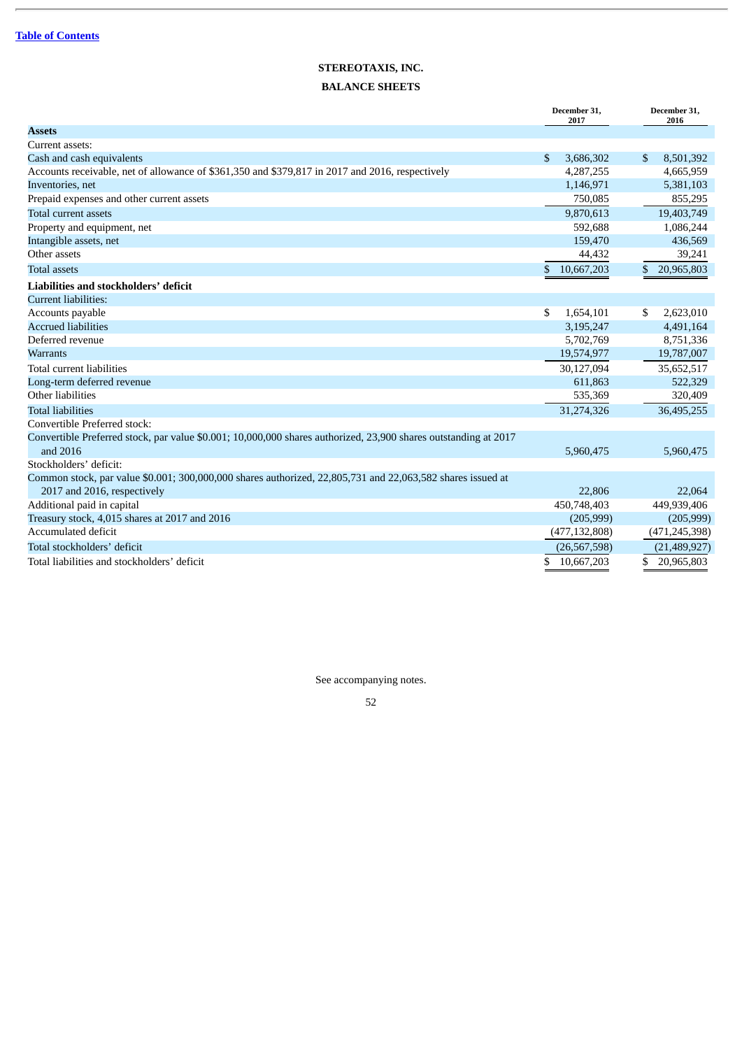[Table of Contents](#)

# STEREOTAXIS, INC.

## BALANCE SHEETS

| | December 31, 2017 | December 31, 2016 |
|---|---|---|
| **Assets** | | |
| Current assets: | | |
| Cash and cash equivalents | $ 3,686,302 | $ 8,501,392 |
| Accounts receivable, net of allowance of $361,350 and $379,817 in 2017 and 2016, respectively | 4,287,255 | 4,665,959 |
| Inventories, net | 1,146,971 | 5,381,103 |
| Prepaid expenses and other current assets | 750,085 | 855,295 |
| Total current assets | 9,870,613 | 19,403,749 |
| Property and equipment, net | 592,688 | 1,086,244 |
| Intangible assets, net | 159,470 | 436,569 |
| Other assets | 44,432 | 39,241 |
| Total assets | $ 10,667,203 | $ 20,965,803 |
| **Liabilities and stockholders' deficit** | | |
| Current liabilities: | | |
| Accounts payable | $ 1,654,101 | $ 2,623,010 |
| Accrued liabilities | 3,195,247 | 4,491,164 |
| Deferred revenue | 5,702,769 | 8,751,336 |
| Warrants | 19,574,977 | 19,787,007 |
| Total current liabilities | 30,127,094 | 35,652,517 |
| Long-term deferred revenue | 611,863 | 522,329 |
| Other liabilities | 535,369 | 320,409 |
| Total liabilities | 31,274,326 | 36,495,255 |
| Convertible Preferred stock: | | |
| Convertible Preferred stock, par value $0.001; 10,000,000 shares authorized, 23,900 shares outstanding at 2017 and 2016 | 5,960,475 | 5,960,475 |
| Stockholders' deficit: | | |
| Common stock, par value $0.001; 300,000,000 shares authorized, 22,805,731 and 22,063,582 shares issued at 2017 and 2016, respectively | 22,806 | 22,064 |
| Additional paid in capital | 450,748,403 | 449,939,406 |
| Treasury stock, 4,015 shares at 2017 and 2016 | (205,999) | (205,999) |
| Accumulated deficit | (477,132,808) | (471,245,398) |
| Total stockholders' deficit | (26,567,598) | (21,489,927) |
| Total liabilities and stockholders' deficit | $ 10,667,203 | $ 20,965,803 |

See accompanying notes.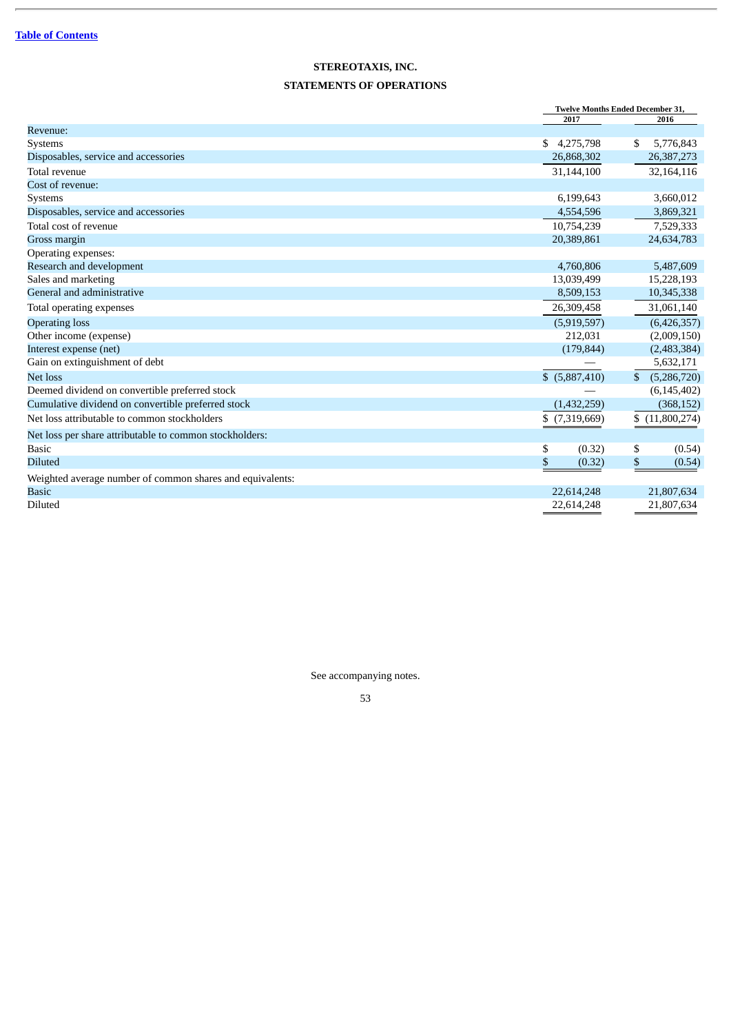[Table of Contents](#)

## STEREOTAXIS, INC.

## STATEMENTS OF OPERATIONS

| | Twelve Months Ended December 31, | |
|---|---|---|
| | 2017 | 2016 |
| Revenue: | | |
| Systems | $ 4,275,798 | $ 5,776,843 |
| Disposables, service and accessories | 26,868,302 | 26,387,273 |
| Total revenue | 31,144,100 | 32,164,116 |
| Cost of revenue: | | |
| Systems | 6,199,643 | 3,660,012 |
| Disposables, service and accessories | 4,554,596 | 3,869,321 |
| Total cost of revenue | 10,754,239 | 7,529,333 |
| Gross margin | 20,389,861 | 24,634,783 |
| Operating expenses: | | |
| Research and development | 4,760,806 | 5,487,609 |
| Sales and marketing | 13,039,499 | 15,228,193 |
| General and administrative | 8,509,153 | 10,345,338 |
| Total operating expenses | 26,309,458 | 31,061,140 |
| Operating loss | (5,919,597) | (6,426,357) |
| Other income (expense) | 212,031 | (2,009,150) |
| Interest expense (net) | (179,844) | (2,483,384) |
| Gain on extinguishment of debt | — | 5,632,171 |
| Net loss | $ (5,887,410) | $ (5,286,720) |
| Deemed dividend on convertible preferred stock | — | (6,145,402) |
| Cumulative dividend on convertible preferred stock | (1,432,259) | (368,152) |
| Net loss attributable to common stockholders | $ (7,319,669) | $ (11,800,274) |
| Net loss per share attributable to common stockholders: | | |
| Basic | $ (0.32) | $ (0.54) |
| Diluted | $ (0.32) | $ (0.54) |
| Weighted average number of common shares and equivalents: | | |
| Basic | 22,614,248 | 21,807,634 |
| Diluted | 22,614,248 | 21,807,634 |

See accompanying notes.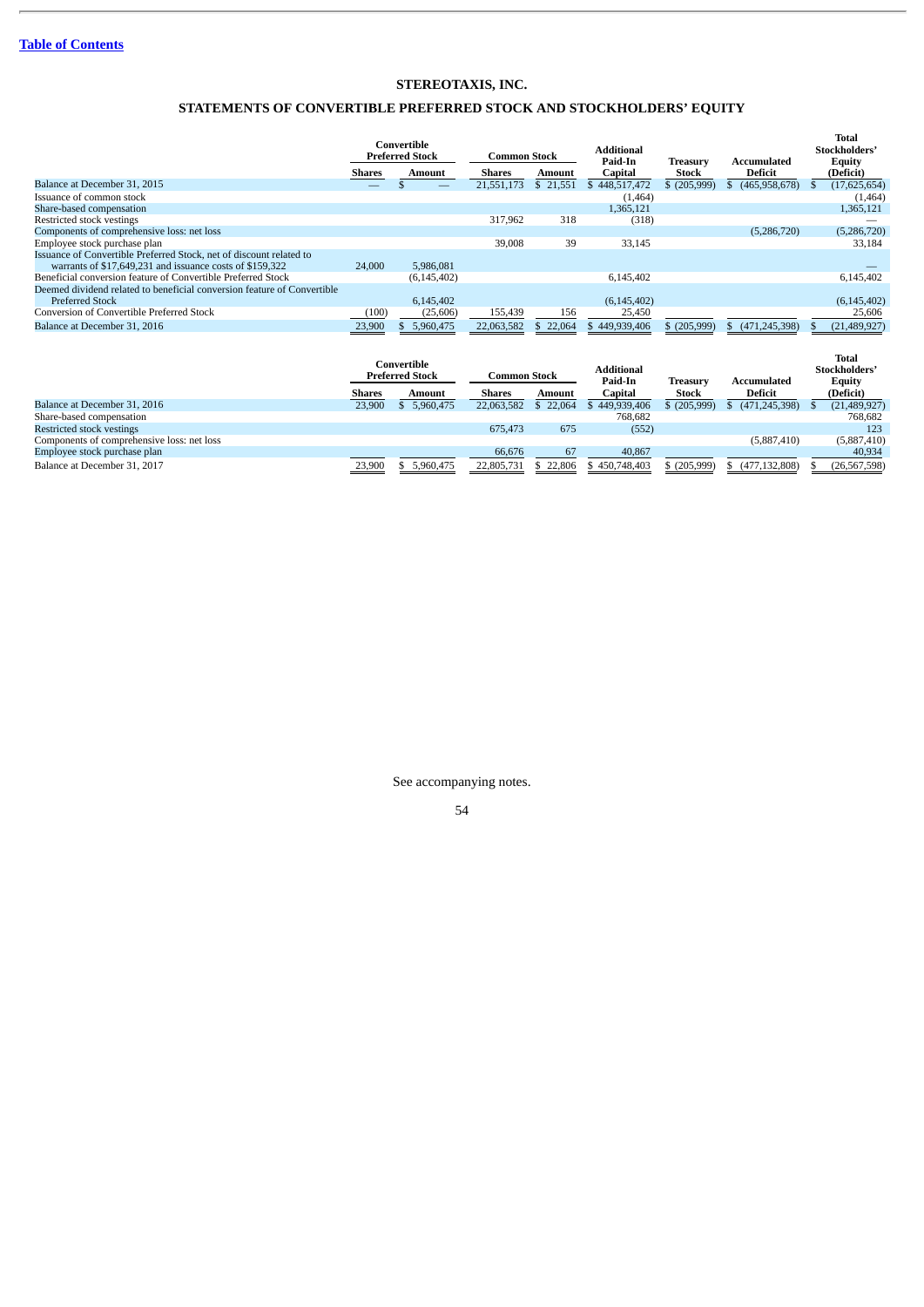**Table of Contents**

# STEREOTAXIS, INC.

## STATEMENTS OF CONVERTIBLE PREFERRED STOCK AND STOCKHOLDERS' EQUITY

| | Convertible Preferred Stock | | Common Stock | | Additional Paid-In Capital | Treasury Stock | Accumulated Deficit | Total Stockholders' Equity (Deficit) |
|---|---|---|---|---|---|---|---|---|
| | Shares | Amount | Shares | Amount | | | | |
| Balance at December 31, 2015 | — | $ — | 21,551,173 | $ 21,551 | $ 448,517,472 | $ (205,999) | $ (465,958,678) | $ (17,625,654) |
| Issuance of common stock | | | | | (1,464) | | | (1,464) |
| Share-based compensation | | | | | 1,365,121 | | | 1,365,121 |
| Restricted stock vestings | | | 317,962 | 318 | (318) | | | — |
| Components of comprehensive loss: net loss | | | | | | | (5,286,720) | (5,286,720) |
| Employee stock purchase plan | | | 39,008 | 39 | 33,145 | | | 33,184 |
| Issuance of Convertible Preferred Stock, net of discount related to warrants of $17,649,231 and issuance costs of $159,322 | 24,000 | 5,986,081 | | | | | | — |
| Beneficial conversion feature of Convertible Preferred Stock | | (6,145,402) | | | 6,145,402 | | | 6,145,402 |
| Deemed dividend related to beneficial conversion feature of Convertible Preferred Stock | | 6,145,402 | | | (6,145,402) | | | (6,145,402) |
| Conversion of Convertible Preferred Stock | (100) | (25,606) | 155,439 | 156 | 25,450 | | | 25,606 |
| Balance at December 31, 2016 | 23,900 | $ 5,960,475 | 22,063,582 | $ 22,064 | $ 449,939,406 | $ (205,999) | $ (471,245,398) | $ (21,489,927) |

| | Convertible Preferred Stock | | Common Stock | | Additional Paid-In Capital | Treasury Stock | Accumulated Deficit | Total Stockholders' Equity (Deficit) |
|---|---|---|---|---|---|---|---|---|
| | Shares | Amount | Shares | Amount | | | | |
| Balance at December 31, 2016 | 23,900 | $ 5,960,475 | 22,063,582 | $ 22,064 | $ 449,939,406 | $ (205,999) | $ (471,245,398) | $ (21,489,927) |
| Share-based compensation | | | | | 768,682 | | | 768,682 |
| Restricted stock vestings | | | 675,473 | 675 | (552) | | | 123 |
| Components of comprehensive loss: net loss | | | | | | | (5,887,410) | (5,887,410) |
| Employee stock purchase plan | | | 66,676 | 67 | 40,867 | | | 40,934 |
| Balance at December 31, 2017 | 23,900 | $ 5,960,475 | 22,805,731 | $ 22,806 | $ 450,748,403 | $ (205,999) | $ (477,132,808) | $ (26,567,598) |

See accompanying notes.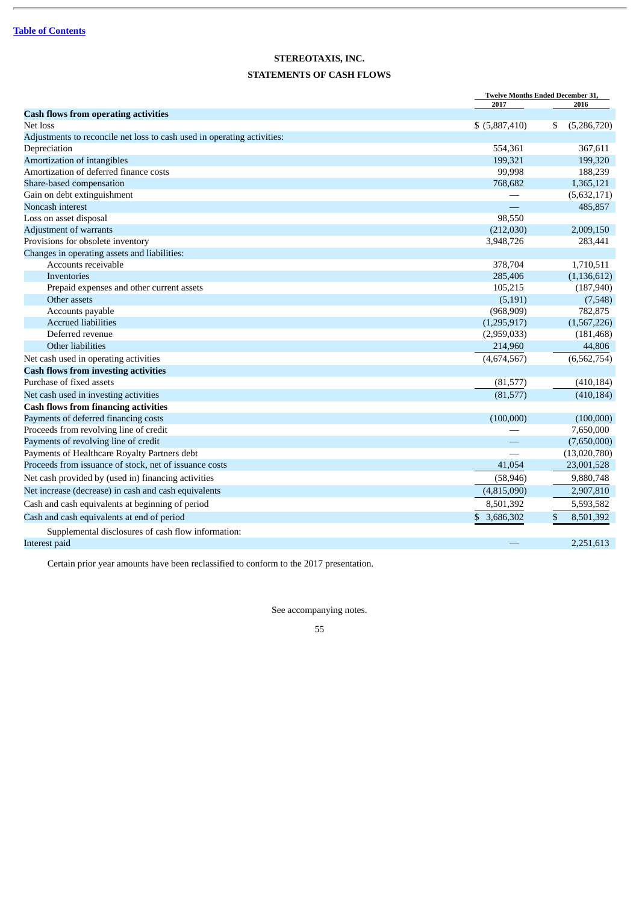[Table of Contents](#)

**STEREOTAXIS, INC.**

**STATEMENTS OF CASH FLOWS**

| | Twelve Months Ended December 31, | |
|---|---|---|
| | 2017 | 2016 |
| **Cash flows from operating activities** | | |
| Net loss | $ (5,887,410) | $ (5,286,720) |
| Adjustments to reconcile net loss to cash used in operating activities: | | |
| Depreciation | 554,361 | 367,611 |
| Amortization of intangibles | 199,321 | 199,320 |
| Amortization of deferred finance costs | 99,998 | 188,239 |
| Share-based compensation | 768,682 | 1,365,121 |
| Gain on debt extinguishment | — | (5,632,171) |
| Noncash interest | — | 485,857 |
| Loss on asset disposal | 98,550 | |
| Adjustment of warrants | (212,030) | 2,009,150 |
| Provisions for obsolete inventory | 3,948,726 | 283,441 |
| Changes in operating assets and liabilities: | | |
| Accounts receivable | 378,704 | 1,710,511 |
| Inventories | 285,406 | (1,136,612) |
| Prepaid expenses and other current assets | 105,215 | (187,940) |
| Other assets | (5,191) | (7,548) |
| Accounts payable | (968,909) | 782,875 |
| Accrued liabilities | (1,295,917) | (1,567,226) |
| Deferred revenue | (2,959,033) | (181,468) |
| Other liabilities | 214,960 | 44,806 |
| Net cash used in operating activities | (4,674,567) | (6,562,754) |
| **Cash flows from investing activities** | | |
| Purchase of fixed assets | (81,577) | (410,184) |
| Net cash used in investing activities | (81,577) | (410,184) |
| **Cash flows from financing activities** | | |
| Payments of deferred financing costs | (100,000) | (100,000) |
| Proceeds from revolving line of credit | — | 7,650,000 |
| Payments of revolving line of credit | — | (7,650,000) |
| Payments of Healthcare Royalty Partners debt | — | (13,020,780) |
| Proceeds from issuance of stock, net of issuance costs | 41,054 | 23,001,528 |
| Net cash provided by (used in) financing activities | (58,946) | 9,880,748 |
| Net increase (decrease) in cash and cash equivalents | (4,815,090) | 2,907,810 |
| Cash and cash equivalents at beginning of period | 8,501,392 | 5,593,582 |
| Cash and cash equivalents at end of period | $ 3,686,302 | $ 8,501,392 |
| Supplemental disclosures of cash flow information: | | |
| Interest paid | — | 2,251,613 |

Certain prior year amounts have been reclassified to conform to the 2017 presentation.

See accompanying notes.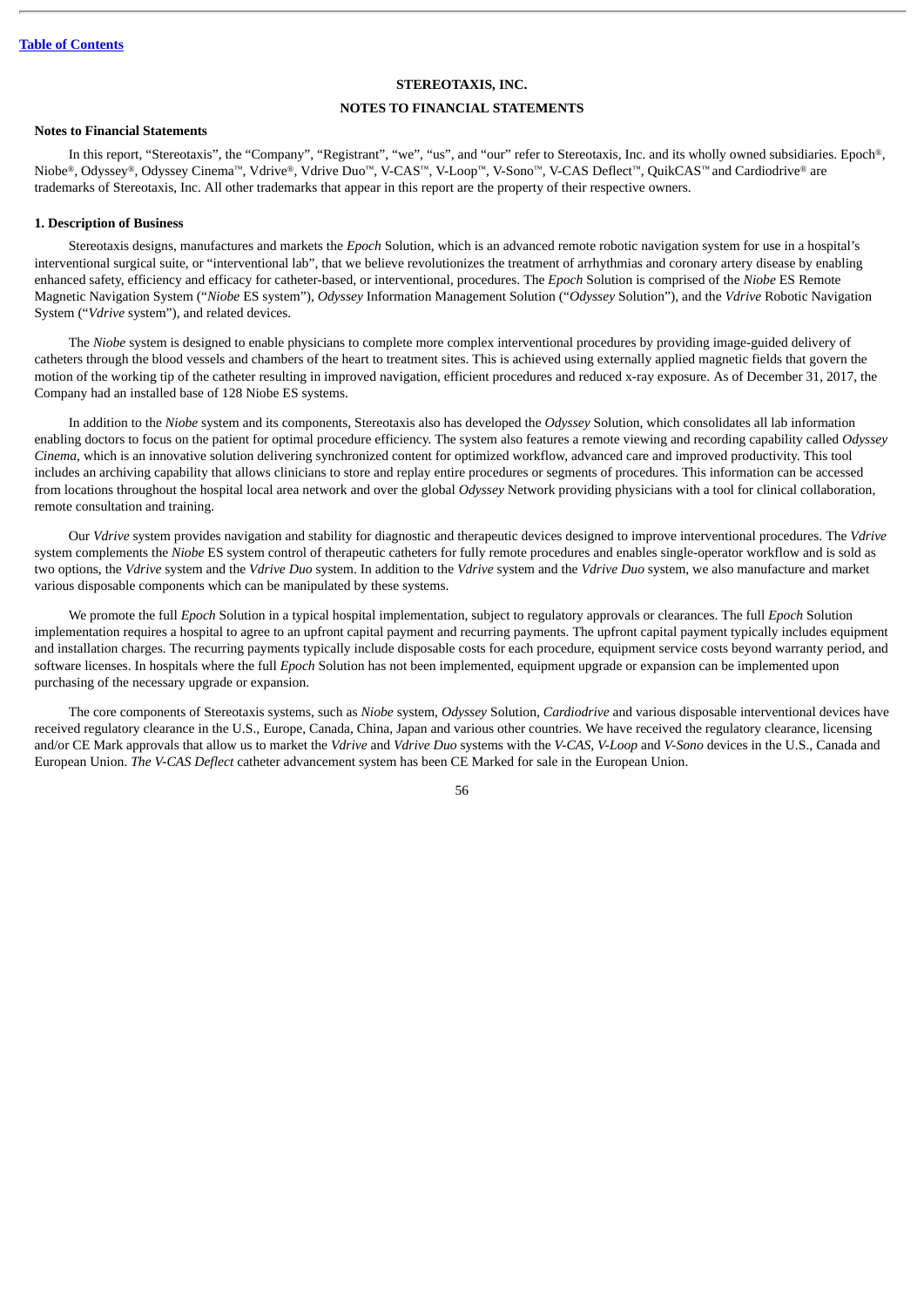**STEREOTAXIS, INC.**

**NOTES TO FINANCIAL STATEMENTS**

**Notes to Financial Statements**

In this report, "Stereotaxis", the "Company", "Registrant", "we", "us", and "our" refer to Stereotaxis, Inc. and its wholly owned subsidiaries. Epoch®, Niobe®, Odyssey®, Odyssey Cinema™, Vdrive®, Vdrive Duo™, V-CAS™, V-Loop™, V-Sono™, V-CAS Deflect™, QuikCAS™ and Cardiodrive® are trademarks of Stereotaxis, Inc. All other trademarks that appear in this report are the property of their respective owners.

**1. Description of Business**

Stereotaxis designs, manufactures and markets the *Epoch* Solution, which is an advanced remote robotic navigation system for use in a hospital's interventional surgical suite, or "interventional lab", that we believe revolutionizes the treatment of arrhythmias and coronary artery disease by enabling enhanced safety, efficiency and efficacy for catheter-based, or interventional, procedures. The *Epoch* Solution is comprised of the *Niobe* ES Remote Magnetic Navigation System ("*Niobe* ES system"), *Odyssey* Information Management Solution ("*Odyssey* Solution"), and the *Vdrive* Robotic Navigation System ("*Vdrive* system"), and related devices.

The *Niobe* system is designed to enable physicians to complete more complex interventional procedures by providing image-guided delivery of catheters through the blood vessels and chambers of the heart to treatment sites. This is achieved using externally applied magnetic fields that govern the motion of the working tip of the catheter resulting in improved navigation, efficient procedures and reduced x-ray exposure. As of December 31, 2017, the Company had an installed base of 128 Niobe ES systems.

In addition to the *Niobe* system and its components, Stereotaxis also has developed the *Odyssey* Solution, which consolidates all lab information enabling doctors to focus on the patient for optimal procedure efficiency. The system also features a remote viewing and recording capability called *Odyssey Cinema*, which is an innovative solution delivering synchronized content for optimized workflow, advanced care and improved productivity. This tool includes an archiving capability that allows clinicians to store and replay entire procedures or segments of procedures. This information can be accessed from locations throughout the hospital local area network and over the global *Odyssey* Network providing physicians with a tool for clinical collaboration, remote consultation and training.

Our *Vdrive* system provides navigation and stability for diagnostic and therapeutic devices designed to improve interventional procedures. The *Vdrive* system complements the *Niobe* ES system control of therapeutic catheters for fully remote procedures and enables single-operator workflow and is sold as two options, the *Vdrive* system and the *Vdrive Duo* system. In addition to the *Vdrive* system and the *Vdrive Duo* system, we also manufacture and market various disposable components which can be manipulated by these systems.

We promote the full *Epoch* Solution in a typical hospital implementation, subject to regulatory approvals or clearances. The full *Epoch* Solution implementation requires a hospital to agree to an upfront capital payment and recurring payments. The upfront capital payment typically includes equipment and installation charges. The recurring payments typically include disposable costs for each procedure, equipment service costs beyond warranty period, and software licenses. In hospitals where the full *Epoch* Solution has not been implemented, equipment upgrade or expansion can be implemented upon purchasing of the necessary upgrade or expansion.

The core components of Stereotaxis systems, such as *Niobe* system, *Odyssey* Solution, *Cardiodrive* and various disposable interventional devices have received regulatory clearance in the U.S., Europe, Canada, China, Japan and various other countries. We have received the regulatory clearance, licensing and/or CE Mark approvals that allow us to market the *Vdrive* and *Vdrive Duo* systems with the *V-CAS*, *V-Loop* and *V-Sono* devices in the U.S., Canada and European Union. *The V-CAS Deflect* catheter advancement system has been CE Marked for sale in the European Union.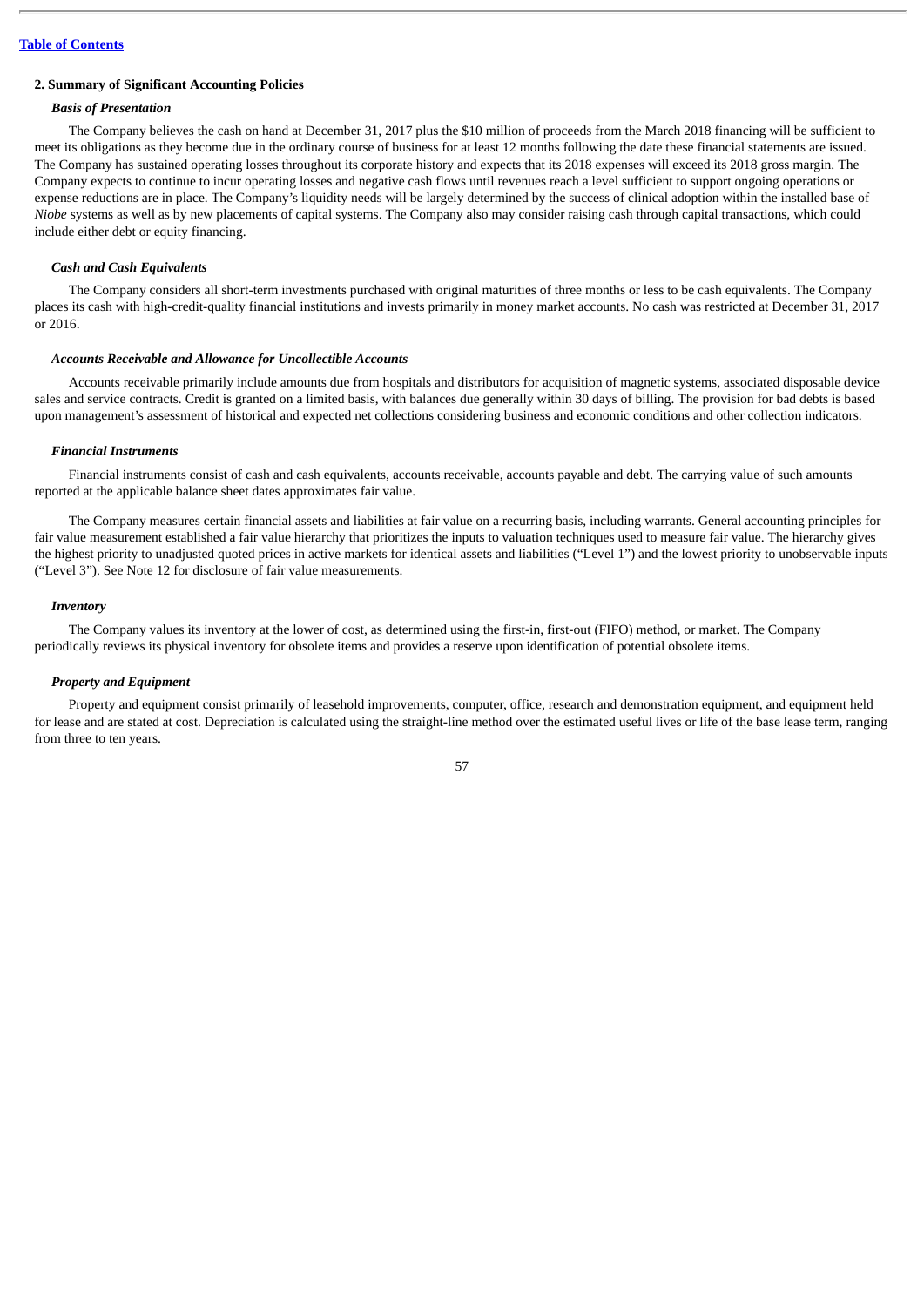## 2. Summary of Significant Accounting Policies

### *Basis of Presentation*

The Company believes the cash on hand at December 31, 2017 plus the $10 million of proceeds from the March 2018 financing will be sufficient to meet its obligations as they become due in the ordinary course of business for at least 12 months following the date these financial statements are issued. The Company has sustained operating losses throughout its corporate history and expects that its 2018 expenses will exceed its 2018 gross margin. The Company expects to continue to incur operating losses and negative cash flows until revenues reach a level sufficient to support ongoing operations or expense reductions are in place. The Company's liquidity needs will be largely determined by the success of clinical adoption within the installed base of *Niobe* systems as well as by new placements of capital systems. The Company also may consider raising cash through capital transactions, which could include either debt or equity financing.

### *Cash and Cash Equivalents*

The Company considers all short-term investments purchased with original maturities of three months or less to be cash equivalents. The Company places its cash with high-credit-quality financial institutions and invests primarily in money market accounts. No cash was restricted at December 31, 2017 or 2016.

### *Accounts Receivable and Allowance for Uncollectible Accounts*

Accounts receivable primarily include amounts due from hospitals and distributors for acquisition of magnetic systems, associated disposable device sales and service contracts. Credit is granted on a limited basis, with balances due generally within 30 days of billing. The provision for bad debts is based upon management's assessment of historical and expected net collections considering business and economic conditions and other collection indicators.

### *Financial Instruments*

Financial instruments consist of cash and cash equivalents, accounts receivable, accounts payable and debt. The carrying value of such amounts reported at the applicable balance sheet dates approximates fair value.

The Company measures certain financial assets and liabilities at fair value on a recurring basis, including warrants. General accounting principles for fair value measurement established a fair value hierarchy that prioritizes the inputs to valuation techniques used to measure fair value. The hierarchy gives the highest priority to unadjusted quoted prices in active markets for identical assets and liabilities ("Level 1") and the lowest priority to unobservable inputs ("Level 3"). See Note 12 for disclosure of fair value measurements.

### *Inventory*

The Company values its inventory at the lower of cost, as determined using the first-in, first-out (FIFO) method, or market. The Company periodically reviews its physical inventory for obsolete items and provides a reserve upon identification of potential obsolete items.

### *Property and Equipment*

Property and equipment consist primarily of leasehold improvements, computer, office, research and demonstration equipment, and equipment held for lease and are stated at cost. Depreciation is calculated using the straight-line method over the estimated useful lives or life of the base lease term, ranging from three to ten years.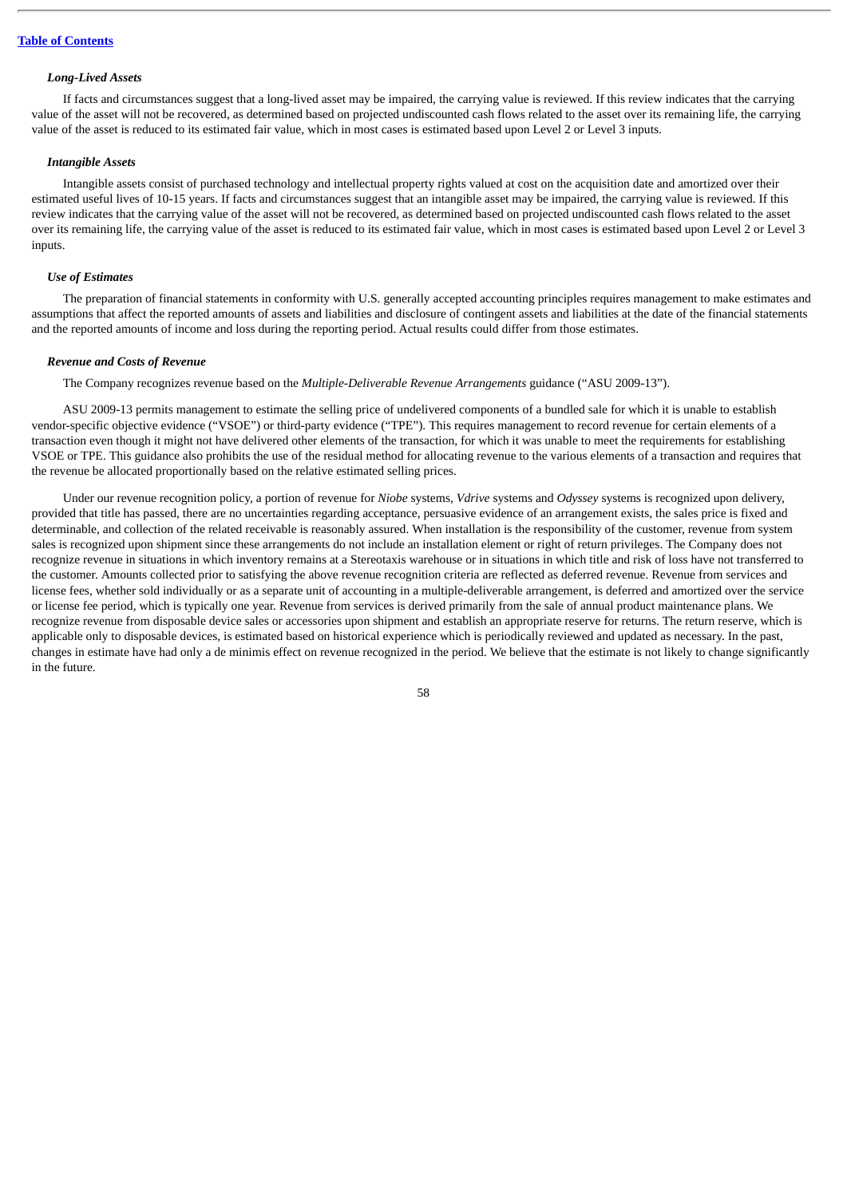### *Long-Lived Assets*

If facts and circumstances suggest that a long-lived asset may be impaired, the carrying value is reviewed. If this review indicates that the carrying value of the asset will not be recovered, as determined based on projected undiscounted cash flows related to the asset over its remaining life, the carrying value of the asset is reduced to its estimated fair value, which in most cases is estimated based upon Level 2 or Level 3 inputs.

### *Intangible Assets*

Intangible assets consist of purchased technology and intellectual property rights valued at cost on the acquisition date and amortized over their estimated useful lives of 10-15 years. If facts and circumstances suggest that an intangible asset may be impaired, the carrying value is reviewed. If this review indicates that the carrying value of the asset will not be recovered, as determined based on projected undiscounted cash flows related to the asset over its remaining life, the carrying value of the asset is reduced to its estimated fair value, which in most cases is estimated based upon Level 2 or Level 3 inputs.

### *Use of Estimates*

The preparation of financial statements in conformity with U.S. generally accepted accounting principles requires management to make estimates and assumptions that affect the reported amounts of assets and liabilities and disclosure of contingent assets and liabilities at the date of the financial statements and the reported amounts of income and loss during the reporting period. Actual results could differ from those estimates.

### *Revenue and Costs of Revenue*

The Company recognizes revenue based on the *Multiple-Deliverable Revenue Arrangements* guidance ("ASU 2009-13").

ASU 2009-13 permits management to estimate the selling price of undelivered components of a bundled sale for which it is unable to establish vendor-specific objective evidence ("VSOE") or third-party evidence ("TPE"). This requires management to record revenue for certain elements of a transaction even though it might not have delivered other elements of the transaction, for which it was unable to meet the requirements for establishing VSOE or TPE. This guidance also prohibits the use of the residual method for allocating revenue to the various elements of a transaction and requires that the revenue be allocated proportionally based on the relative estimated selling prices.

Under our revenue recognition policy, a portion of revenue for *Niobe* systems, *Vdrive* systems and *Odyssey* systems is recognized upon delivery, provided that title has passed, there are no uncertainties regarding acceptance, persuasive evidence of an arrangement exists, the sales price is fixed and determinable, and collection of the related receivable is reasonably assured. When installation is the responsibility of the customer, revenue from system sales is recognized upon shipment since these arrangements do not include an installation element or right of return privileges. The Company does not recognize revenue in situations in which inventory remains at a Stereotaxis warehouse or in situations in which title and risk of loss have not transferred to the customer. Amounts collected prior to satisfying the above revenue recognition criteria are reflected as deferred revenue. Revenue from services and license fees, whether sold individually or as a separate unit of accounting in a multiple-deliverable arrangement, is deferred and amortized over the service or license fee period, which is typically one year. Revenue from services is derived primarily from the sale of annual product maintenance plans. We recognize revenue from disposable device sales or accessories upon shipment and establish an appropriate reserve for returns. The return reserve, which is applicable only to disposable devices, is estimated based on historical experience which is periodically reviewed and updated as necessary. In the past, changes in estimate have had only a de minimis effect on revenue recognized in the period. We believe that the estimate is not likely to change significantly in the future.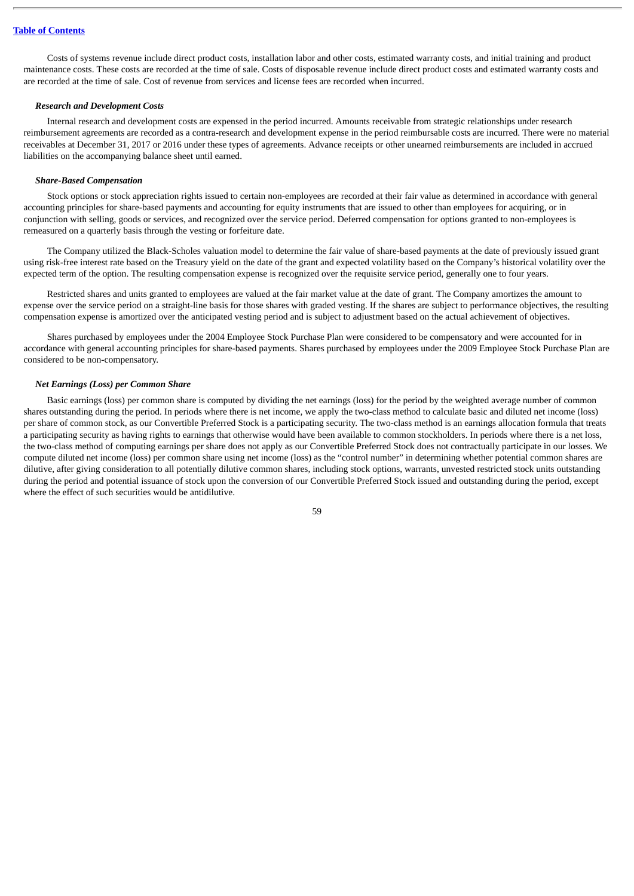Costs of systems revenue include direct product costs, installation labor and other costs, estimated warranty costs, and initial training and product maintenance costs. These costs are recorded at the time of sale. Costs of disposable revenue include direct product costs and estimated warranty costs and are recorded at the time of sale. Cost of revenue from services and license fees are recorded when incurred.

***Research and Development Costs***

Internal research and development costs are expensed in the period incurred. Amounts receivable from strategic relationships under research reimbursement agreements are recorded as a contra-research and development expense in the period reimbursable costs are incurred. There were no material receivables at December 31, 2017 or 2016 under these types of agreements. Advance receipts or other unearned reimbursements are included in accrued liabilities on the accompanying balance sheet until earned.

***Share-Based Compensation***

Stock options or stock appreciation rights issued to certain non-employees are recorded at their fair value as determined in accordance with general accounting principles for share-based payments and accounting for equity instruments that are issued to other than employees for acquiring, or in conjunction with selling, goods or services, and recognized over the service period. Deferred compensation for options granted to non-employees is remeasured on a quarterly basis through the vesting or forfeiture date.

The Company utilized the Black-Scholes valuation model to determine the fair value of share-based payments at the date of previously issued grant using risk-free interest rate based on the Treasury yield on the date of the grant and expected volatility based on the Company's historical volatility over the expected term of the option. The resulting compensation expense is recognized over the requisite service period, generally one to four years.

Restricted shares and units granted to employees are valued at the fair market value at the date of grant. The Company amortizes the amount to expense over the service period on a straight-line basis for those shares with graded vesting. If the shares are subject to performance objectives, the resulting compensation expense is amortized over the anticipated vesting period and is subject to adjustment based on the actual achievement of objectives.

Shares purchased by employees under the 2004 Employee Stock Purchase Plan were considered to be compensatory and were accounted for in accordance with general accounting principles for share-based payments. Shares purchased by employees under the 2009 Employee Stock Purchase Plan are considered to be non-compensatory.

***Net Earnings (Loss) per Common Share***

Basic earnings (loss) per common share is computed by dividing the net earnings (loss) for the period by the weighted average number of common shares outstanding during the period. In periods where there is net income, we apply the two-class method to calculate basic and diluted net income (loss) per share of common stock, as our Convertible Preferred Stock is a participating security. The two-class method is an earnings allocation formula that treats a participating security as having rights to earnings that otherwise would have been available to common stockholders. In periods where there is a net loss, the two-class method of computing earnings per share does not apply as our Convertible Preferred Stock does not contractually participate in our losses. We compute diluted net income (loss) per common share using net income (loss) as the "control number" in determining whether potential common shares are dilutive, after giving consideration to all potentially dilutive common shares, including stock options, warrants, unvested restricted stock units outstanding during the period and potential issuance of stock upon the conversion of our Convertible Preferred Stock issued and outstanding during the period, except where the effect of such securities would be antidilutive.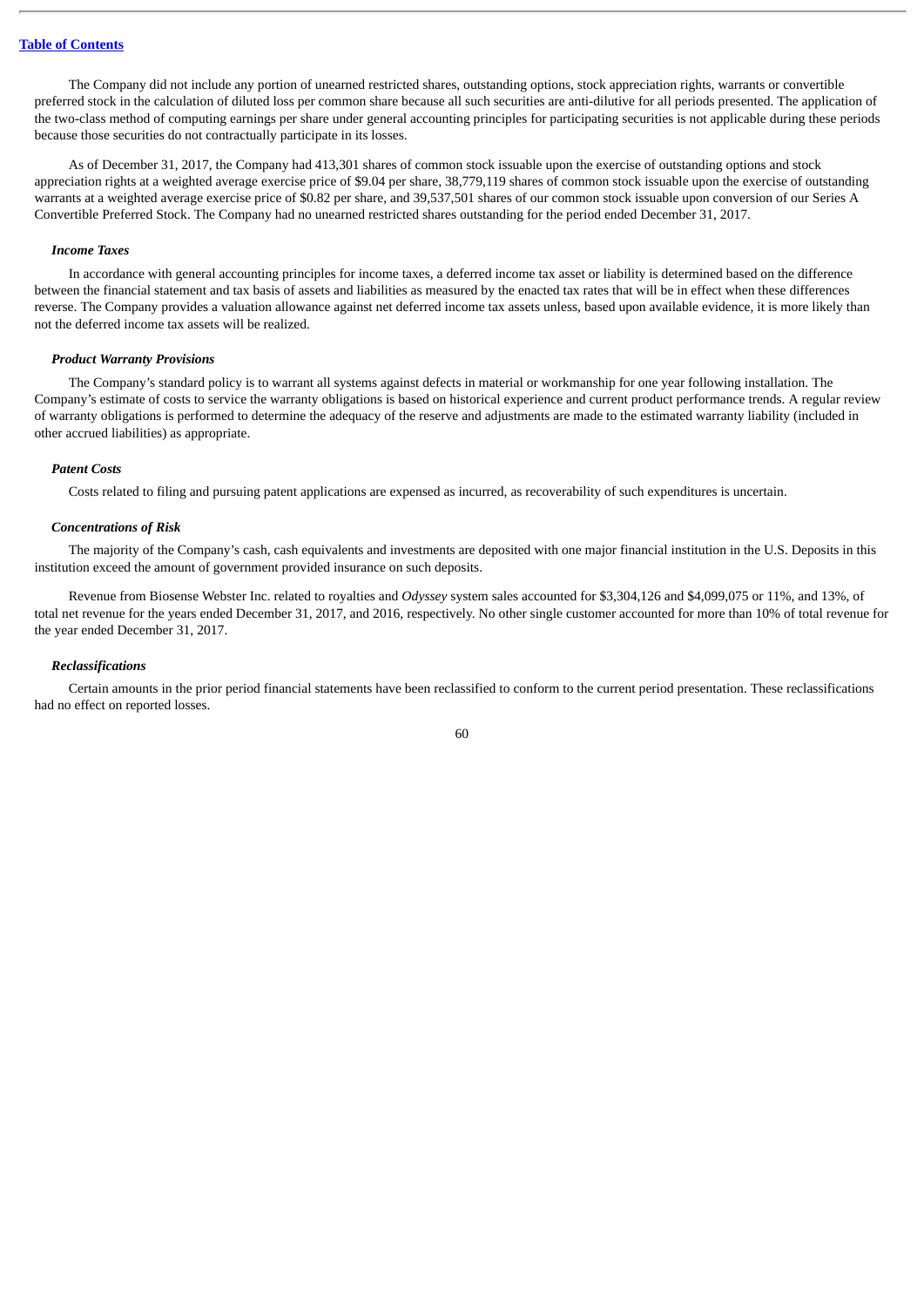The Company did not include any portion of unearned restricted shares, outstanding options, stock appreciation rights, warrants or convertible preferred stock in the calculation of diluted loss per common share because all such securities are anti-dilutive for all periods presented. The application of the two-class method of computing earnings per share under general accounting principles for participating securities is not applicable during these periods because those securities do not contractually participate in its losses.

As of December 31, 2017, the Company had 413,301 shares of common stock issuable upon the exercise of outstanding options and stock appreciation rights at a weighted average exercise price of $9.04 per share, 38,779,119 shares of common stock issuable upon the exercise of outstanding warrants at a weighted average exercise price of $0.82 per share, and 39,537,501 shares of our common stock issuable upon conversion of our Series A Convertible Preferred Stock. The Company had no unearned restricted shares outstanding for the period ended December 31, 2017.

***Income Taxes***

In accordance with general accounting principles for income taxes, a deferred income tax asset or liability is determined based on the difference between the financial statement and tax basis of assets and liabilities as measured by the enacted tax rates that will be in effect when these differences reverse. The Company provides a valuation allowance against net deferred income tax assets unless, based upon available evidence, it is more likely than not the deferred income tax assets will be realized.

***Product Warranty Provisions***

The Company's standard policy is to warrant all systems against defects in material or workmanship for one year following installation. The Company's estimate of costs to service the warranty obligations is based on historical experience and current product performance trends. A regular review of warranty obligations is performed to determine the adequacy of the reserve and adjustments are made to the estimated warranty liability (included in other accrued liabilities) as appropriate.

***Patent Costs***

Costs related to filing and pursuing patent applications are expensed as incurred, as recoverability of such expenditures is uncertain.

***Concentrations of Risk***

The majority of the Company's cash, cash equivalents and investments are deposited with one major financial institution in the U.S. Deposits in this institution exceed the amount of government provided insurance on such deposits.

Revenue from Biosense Webster Inc. related to royalties and *Odyssey* system sales accounted for $3,304,126 and $4,099,075 or 11%, and 13%, of total net revenue for the years ended December 31, 2017, and 2016, respectively. No other single customer accounted for more than 10% of total revenue for the year ended December 31, 2017.

***Reclassifications***

Certain amounts in the prior period financial statements have been reclassified to conform to the current period presentation. These reclassifications had no effect on reported losses.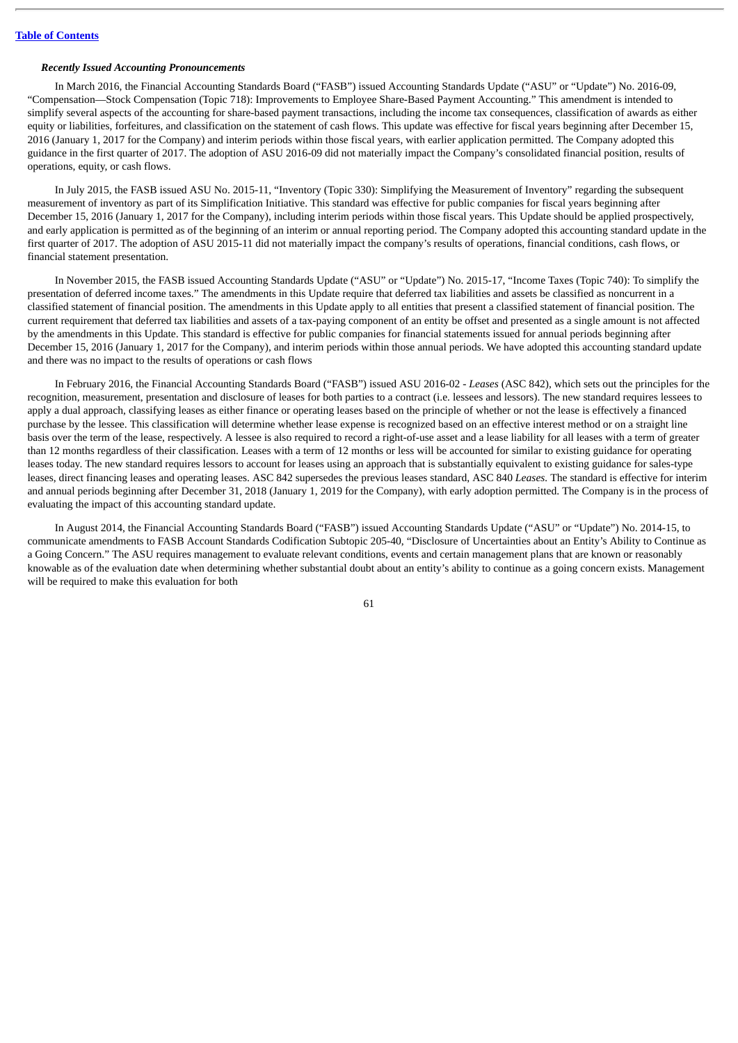***Recently Issued Accounting Pronouncements***

In March 2016, the Financial Accounting Standards Board ("FASB") issued Accounting Standards Update ("ASU" or "Update") No. 2016-09, "Compensation—Stock Compensation (Topic 718): Improvements to Employee Share-Based Payment Accounting." This amendment is intended to simplify several aspects of the accounting for share-based payment transactions, including the income tax consequences, classification of awards as either equity or liabilities, forfeitures, and classification on the statement of cash flows. This update was effective for fiscal years beginning after December 15, 2016 (January 1, 2017 for the Company) and interim periods within those fiscal years, with earlier application permitted. The Company adopted this guidance in the first quarter of 2017. The adoption of ASU 2016-09 did not materially impact the Company's consolidated financial position, results of operations, equity, or cash flows.

In July 2015, the FASB issued ASU No. 2015-11, "Inventory (Topic 330): Simplifying the Measurement of Inventory" regarding the subsequent measurement of inventory as part of its Simplification Initiative. This standard was effective for public companies for fiscal years beginning after December 15, 2016 (January 1, 2017 for the Company), including interim periods within those fiscal years. This Update should be applied prospectively, and early application is permitted as of the beginning of an interim or annual reporting period. The Company adopted this accounting standard update in the first quarter of 2017. The adoption of ASU 2015-11 did not materially impact the company's results of operations, financial conditions, cash flows, or financial statement presentation.

In November 2015, the FASB issued Accounting Standards Update ("ASU" or "Update") No. 2015-17, "Income Taxes (Topic 740): To simplify the presentation of deferred income taxes." The amendments in this Update require that deferred tax liabilities and assets be classified as noncurrent in a classified statement of financial position. The amendments in this Update apply to all entities that present a classified statement of financial position. The current requirement that deferred tax liabilities and assets of a tax-paying component of an entity be offset and presented as a single amount is not affected by the amendments in this Update. This standard is effective for public companies for financial statements issued for annual periods beginning after December 15, 2016 (January 1, 2017 for the Company), and interim periods within those annual periods. We have adopted this accounting standard update and there was no impact to the results of operations or cash flows

In February 2016, the Financial Accounting Standards Board ("FASB") issued ASU 2016-02 - *Leases* (ASC 842), which sets out the principles for the recognition, measurement, presentation and disclosure of leases for both parties to a contract (i.e. lessees and lessors). The new standard requires lessees to apply a dual approach, classifying leases as either finance or operating leases based on the principle of whether or not the lease is effectively a financed purchase by the lessee. This classification will determine whether lease expense is recognized based on an effective interest method or on a straight line basis over the term of the lease, respectively. A lessee is also required to record a right-of-use asset and a lease liability for all leases with a term of greater than 12 months regardless of their classification. Leases with a term of 12 months or less will be accounted for similar to existing guidance for operating leases today. The new standard requires lessors to account for leases using an approach that is substantially equivalent to existing guidance for sales-type leases, direct financing leases and operating leases. ASC 842 supersedes the previous leases standard, ASC 840 *Leases*. The standard is effective for interim and annual periods beginning after December 31, 2018 (January 1, 2019 for the Company), with early adoption permitted. The Company is in the process of evaluating the impact of this accounting standard update.

In August 2014, the Financial Accounting Standards Board ("FASB") issued Accounting Standards Update ("ASU" or "Update") No. 2014-15, to communicate amendments to FASB Account Standards Codification Subtopic 205-40, "Disclosure of Uncertainties about an Entity's Ability to Continue as a Going Concern." The ASU requires management to evaluate relevant conditions, events and certain management plans that are known or reasonably knowable as of the evaluation date when determining whether substantial doubt about an entity's ability to continue as a going concern exists. Management will be required to make this evaluation for both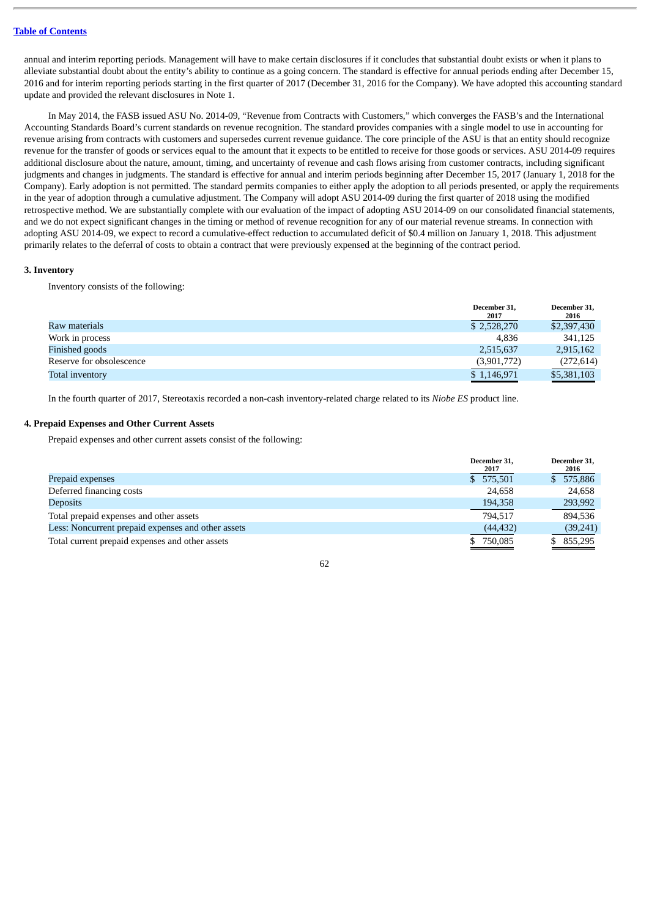annual and interim reporting periods. Management will have to make certain disclosures if it concludes that substantial doubt exists or when it plans to alleviate substantial doubt about the entity's ability to continue as a going concern. The standard is effective for annual periods ending after December 15, 2016 and for interim reporting periods starting in the first quarter of 2017 (December 31, 2016 for the Company). We have adopted this accounting standard update and provided the relevant disclosures in Note 1.

In May 2014, the FASB issued ASU No. 2014-09, "Revenue from Contracts with Customers," which converges the FASB's and the International Accounting Standards Board's current standards on revenue recognition. The standard provides companies with a single model to use in accounting for revenue arising from contracts with customers and supersedes current revenue guidance. The core principle of the ASU is that an entity should recognize revenue for the transfer of goods or services equal to the amount that it expects to be entitled to receive for those goods or services. ASU 2014-09 requires additional disclosure about the nature, amount, timing, and uncertainty of revenue and cash flows arising from customer contracts, including significant judgments and changes in judgments. The standard is effective for annual and interim periods beginning after December 15, 2017 (January 1, 2018 for the Company). Early adoption is not permitted. The standard permits companies to either apply the adoption to all periods presented, or apply the requirements in the year of adoption through a cumulative adjustment. The Company will adopt ASU 2014-09 during the first quarter of 2018 using the modified retrospective method. We are substantially complete with our evaluation of the impact of adopting ASU 2014-09 on our consolidated financial statements, and we do not expect significant changes in the timing or method of revenue recognition for any of our material revenue streams. In connection with adopting ASU 2014-09, we expect to record a cumulative-effect reduction to accumulated deficit of $0.4 million on January 1, 2018. This adjustment primarily relates to the deferral of costs to obtain a contract that were previously expensed at the beginning of the contract period.

### 3. Inventory

Inventory consists of the following:

| | December 31, 2017 | December 31, 2016 |
|---|---|---|
| Raw materials | $ 2,528,270 | $2,397,430 |
| Work in process | 4,836 | 341,125 |
| Finished goods | 2,515,637 | 2,915,162 |
| Reserve for obsolescence | (3,901,772) | (272,614) |
| Total inventory | $ 1,146,971 | $5,381,103 |

In the fourth quarter of 2017, Stereotaxis recorded a non-cash inventory-related charge related to its *Niobe ES* product line.

### 4. Prepaid Expenses and Other Current Assets

Prepaid expenses and other current assets consist of the following:

| | December 31, 2017 | December 31, 2016 |
|---|---|---|
| Prepaid expenses | $ 575,501 | $ 575,886 |
| Deferred financing costs | 24,658 | 24,658 |
| Deposits | 194,358 | 293,992 |
| Total prepaid expenses and other assets | 794,517 | 894,536 |
| Less: Noncurrent prepaid expenses and other assets | (44,432) | (39,241) |
| Total current prepaid expenses and other assets | $ 750,085 | $ 855,295 |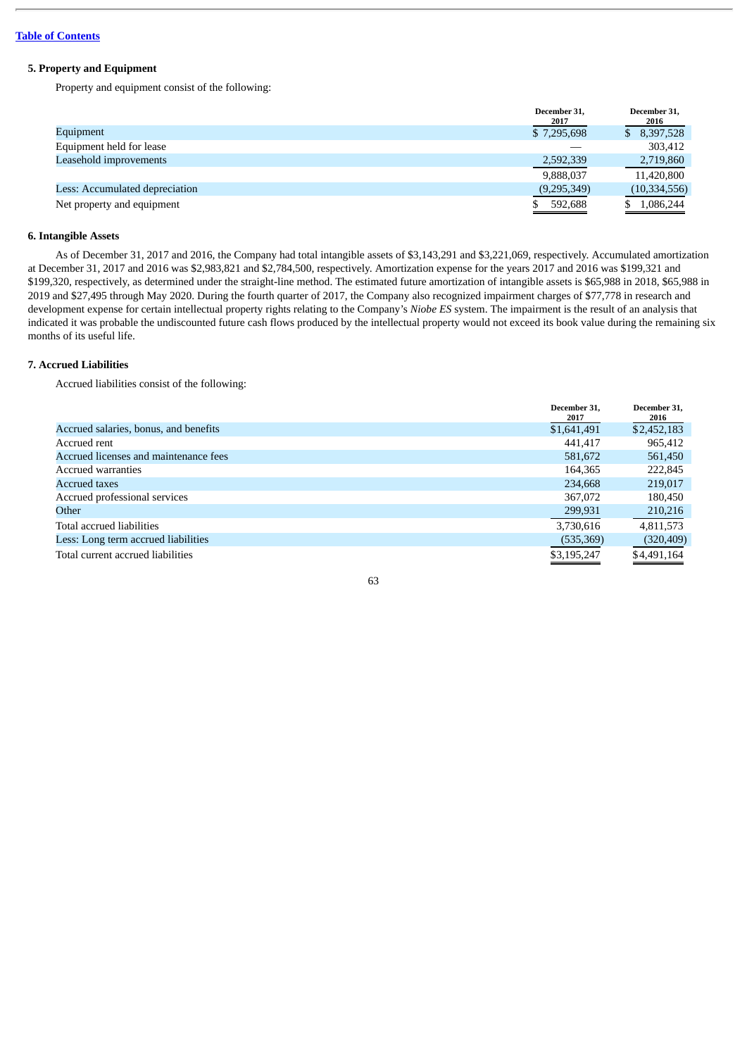[Table of Contents](#)

### 5. Property and Equipment

Property and equipment consist of the following:

| | December 31, 2017 | December 31, 2016 |
|---|---|---|
| Equipment | $ 7,295,698 | $ 8,397,528 |
| Equipment held for lease | — | 303,412 |
| Leasehold improvements | 2,592,339 | 2,719,860 |
| | 9,888,037 | 11,420,800 |
| Less: Accumulated depreciation | (9,295,349) | (10,334,556) |
| Net property and equipment | $ 592,688 | $ 1,086,244 |

### 6. Intangible Assets

As of December 31, 2017 and 2016, the Company had total intangible assets of $3,143,291 and $3,221,069, respectively. Accumulated amortization at December 31, 2017 and 2016 was $2,983,821 and $2,784,500, respectively. Amortization expense for the years 2017 and 2016 was $199,321 and $199,320, respectively, as determined under the straight-line method. The estimated future amortization of intangible assets is $65,988 in 2018, $65,988 in 2019 and $27,495 through May 2020. During the fourth quarter of 2017, the Company also recognized impairment charges of $77,778 in research and development expense for certain intellectual property rights relating to the Company's *Niobe ES* system. The impairment is the result of an analysis that indicated it was probable the undiscounted future cash flows produced by the intellectual property would not exceed its book value during the remaining six months of its useful life.

### 7. Accrued Liabilities

Accrued liabilities consist of the following:

| | December 31, 2017 | December 31, 2016 |
|---|---|---|
| Accrued salaries, bonus, and benefits | $1,641,491 | $2,452,183 |
| Accrued rent | 441,417 | 965,412 |
| Accrued licenses and maintenance fees | 581,672 | 561,450 |
| Accrued warranties | 164,365 | 222,845 |
| Accrued taxes | 234,668 | 219,017 |
| Accrued professional services | 367,072 | 180,450 |
| Other | 299,931 | 210,216 |
| Total accrued liabilities | 3,730,616 | 4,811,573 |
| Less: Long term accrued liabilities | (535,369) | (320,409) |
| Total current accrued liabilities | $3,195,247 | $4,491,164 |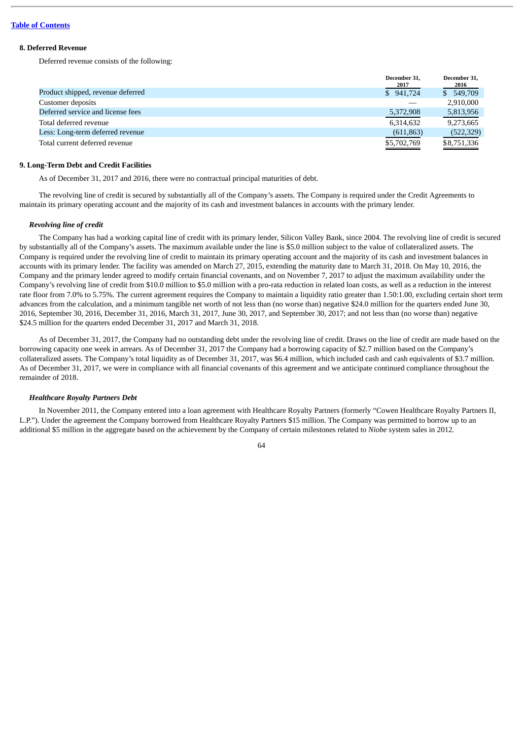### 8. Deferred Revenue

Deferred revenue consists of the following:

| | December 31, 2017 | December 31, 2016 |
|---|---|---|
| Product shipped, revenue deferred | $ 941,724 | $ 549,709 |
| Customer deposits | — | 2,910,000 |
| Deferred service and license fees | 5,372,908 | 5,813,956 |
| Total deferred revenue | 6,314,632 | 9,273,665 |
| Less: Long-term deferred revenue | (611,863) | (522,329) |
| Total current deferred revenue | $5,702,769 | $8,751,336 |

### 9. Long-Term Debt and Credit Facilities

As of December 31, 2017 and 2016, there were no contractual principal maturities of debt.

The revolving line of credit is secured by substantially all of the Company's assets. The Company is required under the Credit Agreements to maintain its primary operating account and the majority of its cash and investment balances in accounts with the primary lender.

#### *Revolving line of credit*

The Company has had a working capital line of credit with its primary lender, Silicon Valley Bank, since 2004. The revolving line of credit is secured by substantially all of the Company's assets. The maximum available under the line is $5.0 million subject to the value of collateralized assets. The Company is required under the revolving line of credit to maintain its primary operating account and the majority of its cash and investment balances in accounts with its primary lender. The facility was amended on March 27, 2015, extending the maturity date to March 31, 2018. On May 10, 2016, the Company and the primary lender agreed to modify certain financial covenants, and on November 7, 2017 to adjust the maximum availability under the Company's revolving line of credit from $10.0 million to $5.0 million with a pro-rata reduction in related loan costs, as well as a reduction in the interest rate floor from 7.0% to 5.75%. The current agreement requires the Company to maintain a liquidity ratio greater than 1.50:1.00, excluding certain short term advances from the calculation, and a minimum tangible net worth of not less than (no worse than) negative $24.0 million for the quarters ended June 30, 2016, September 30, 2016, December 31, 2016, March 31, 2017, June 30, 2017, and September 30, 2017; and not less than (no worse than) negative $24.5 million for the quarters ended December 31, 2017 and March 31, 2018.

As of December 31, 2017, the Company had no outstanding debt under the revolving line of credit. Draws on the line of credit are made based on the borrowing capacity one week in arrears. As of December 31, 2017 the Company had a borrowing capacity of $2.7 million based on the Company's collateralized assets. The Company's total liquidity as of December 31, 2017, was $6.4 million, which included cash and cash equivalents of $3.7 million. As of December 31, 2017, we were in compliance with all financial covenants of this agreement and we anticipate continued compliance throughout the remainder of 2018.

#### *Healthcare Royalty Partners Debt*

In November 2011, the Company entered into a loan agreement with Healthcare Royalty Partners (formerly "Cowen Healthcare Royalty Partners II, L.P."). Under the agreement the Company borrowed from Healthcare Royalty Partners $15 million. The Company was permitted to borrow up to an additional $5 million in the aggregate based on the achievement by the Company of certain milestones related to *Niobe* system sales in 2012.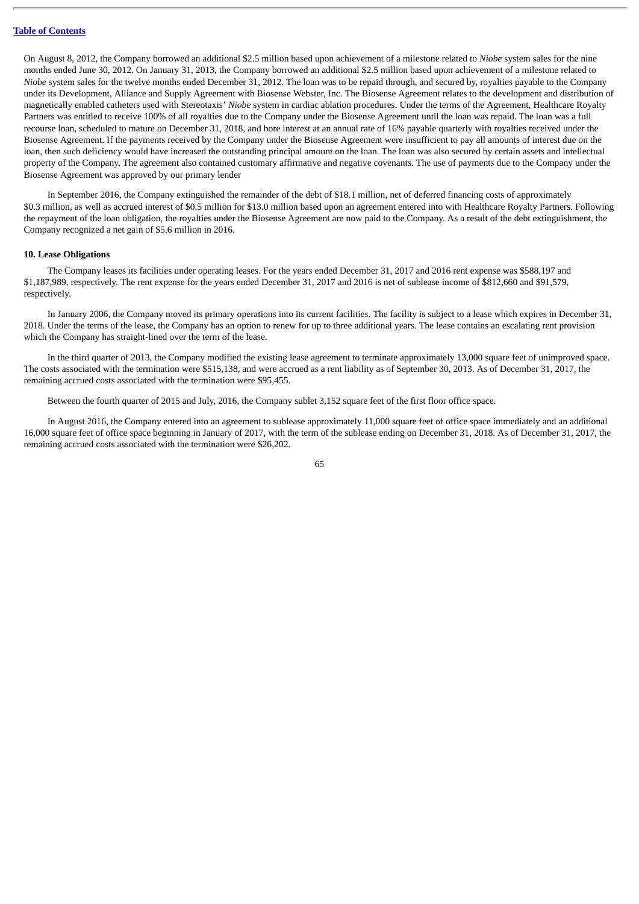On August 8, 2012, the Company borrowed an additional $2.5 million based upon achievement of a milestone related to *Niobe* system sales for the nine months ended June 30, 2012. On January 31, 2013, the Company borrowed an additional $2.5 million based upon achievement of a milestone related to *Niobe* system sales for the twelve months ended December 31, 2012. The loan was to be repaid through, and secured by, royalties payable to the Company under its Development, Alliance and Supply Agreement with Biosense Webster, Inc. The Biosense Agreement relates to the development and distribution of magnetically enabled catheters used with Stereotaxis' *Niobe* system in cardiac ablation procedures. Under the terms of the Agreement, Healthcare Royalty Partners was entitled to receive 100% of all royalties due to the Company under the Biosense Agreement until the loan was repaid. The loan was a full recourse loan, scheduled to mature on December 31, 2018, and bore interest at an annual rate of 16% payable quarterly with royalties received under the Biosense Agreement. If the payments received by the Company under the Biosense Agreement were insufficient to pay all amounts of interest due on the loan, then such deficiency would have increased the outstanding principal amount on the loan. The loan was also secured by certain assets and intellectual property of the Company. The agreement also contained customary affirmative and negative covenants. The use of payments due to the Company under the Biosense Agreement was approved by our primary lender

In September 2016, the Company extinguished the remainder of the debt of $18.1 million, net of deferred financing costs of approximately $0.3 million, as well as accrued interest of $0.5 million for $13.0 million based upon an agreement entered into with Healthcare Royalty Partners. Following the repayment of the loan obligation, the royalties under the Biosense Agreement are now paid to the Company. As a result of the debt extinguishment, the Company recognized a net gain of $5.6 million in 2016.

**10. Lease Obligations**

The Company leases its facilities under operating leases. For the years ended December 31, 2017 and 2016 rent expense was $588,197 and $1,187,989, respectively. The rent expense for the years ended December 31, 2017 and 2016 is net of sublease income of $812,660 and $91,579, respectively.

In January 2006, the Company moved its primary operations into its current facilities. The facility is subject to a lease which expires in December 31, 2018. Under the terms of the lease, the Company has an option to renew for up to three additional years. The lease contains an escalating rent provision which the Company has straight-lined over the term of the lease.

In the third quarter of 2013, the Company modified the existing lease agreement to terminate approximately 13,000 square feet of unimproved space. The costs associated with the termination were $515,138, and were accrued as a rent liability as of September 30, 2013. As of December 31, 2017, the remaining accrued costs associated with the termination were $95,455.

Between the fourth quarter of 2015 and July, 2016, the Company sublet 3,152 square feet of the first floor office space.

In August 2016, the Company entered into an agreement to sublease approximately 11,000 square feet of office space immediately and an additional 16,000 square feet of office space beginning in January of 2017, with the term of the sublease ending on December 31, 2018. As of December 31, 2017, the remaining accrued costs associated with the termination were $26,202.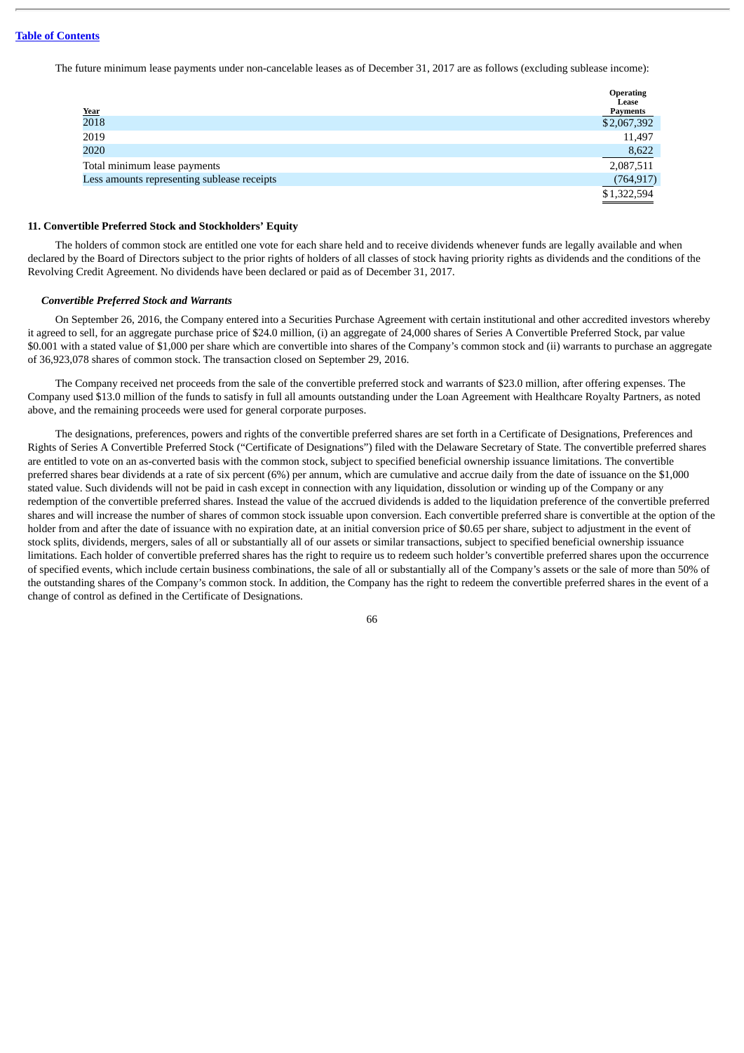The future minimum lease payments under non-cancelable leases as of December 31, 2017 are as follows (excluding sublease income):

| Year | Operating Lease Payments |
|---|---|
| 2018 | $2,067,392 |
| 2019 | 11,497 |
| 2020 | 8,622 |
| Total minimum lease payments | 2,087,511 |
| Less amounts representing sublease receipts | (764,917) |
| | $1,322,594 |

## 11. Convertible Preferred Stock and Stockholders' Equity

The holders of common stock are entitled one vote for each share held and to receive dividends whenever funds are legally available and when declared by the Board of Directors subject to the prior rights of holders of all classes of stock having priority rights as dividends and the conditions of the Revolving Credit Agreement. No dividends have been declared or paid as of December 31, 2017.

### *Convertible Preferred Stock and Warrants*

On September 26, 2016, the Company entered into a Securities Purchase Agreement with certain institutional and other accredited investors whereby it agreed to sell, for an aggregate purchase price of $24.0 million, (i) an aggregate of 24,000 shares of Series A Convertible Preferred Stock, par value $0.001 with a stated value of $1,000 per share which are convertible into shares of the Company's common stock and (ii) warrants to purchase an aggregate of 36,923,078 shares of common stock. The transaction closed on September 29, 2016.

The Company received net proceeds from the sale of the convertible preferred stock and warrants of $23.0 million, after offering expenses. The Company used $13.0 million of the funds to satisfy in full all amounts outstanding under the Loan Agreement with Healthcare Royalty Partners, as noted above, and the remaining proceeds were used for general corporate purposes.

The designations, preferences, powers and rights of the convertible preferred shares are set forth in a Certificate of Designations, Preferences and Rights of Series A Convertible Preferred Stock ("Certificate of Designations") filed with the Delaware Secretary of State. The convertible preferred shares are entitled to vote on an as-converted basis with the common stock, subject to specified beneficial ownership issuance limitations. The convertible preferred shares bear dividends at a rate of six percent (6%) per annum, which are cumulative and accrue daily from the date of issuance on the $1,000 stated value. Such dividends will not be paid in cash except in connection with any liquidation, dissolution or winding up of the Company or any redemption of the convertible preferred shares. Instead the value of the accrued dividends is added to the liquidation preference of the convertible preferred shares and will increase the number of shares of common stock issuable upon conversion. Each convertible preferred share is convertible at the option of the holder from and after the date of issuance with no expiration date, at an initial conversion price of $0.65 per share, subject to adjustment in the event of stock splits, dividends, mergers, sales of all or substantially all of our assets or similar transactions, subject to specified beneficial ownership issuance limitations. Each holder of convertible preferred shares has the right to require us to redeem such holder's convertible preferred shares upon the occurrence of specified events, which include certain business combinations, the sale of all or substantially all of the Company's assets or the sale of more than 50% of the outstanding shares of the Company's common stock. In addition, the Company has the right to redeem the convertible preferred shares in the event of a change of control as defined in the Certificate of Designations.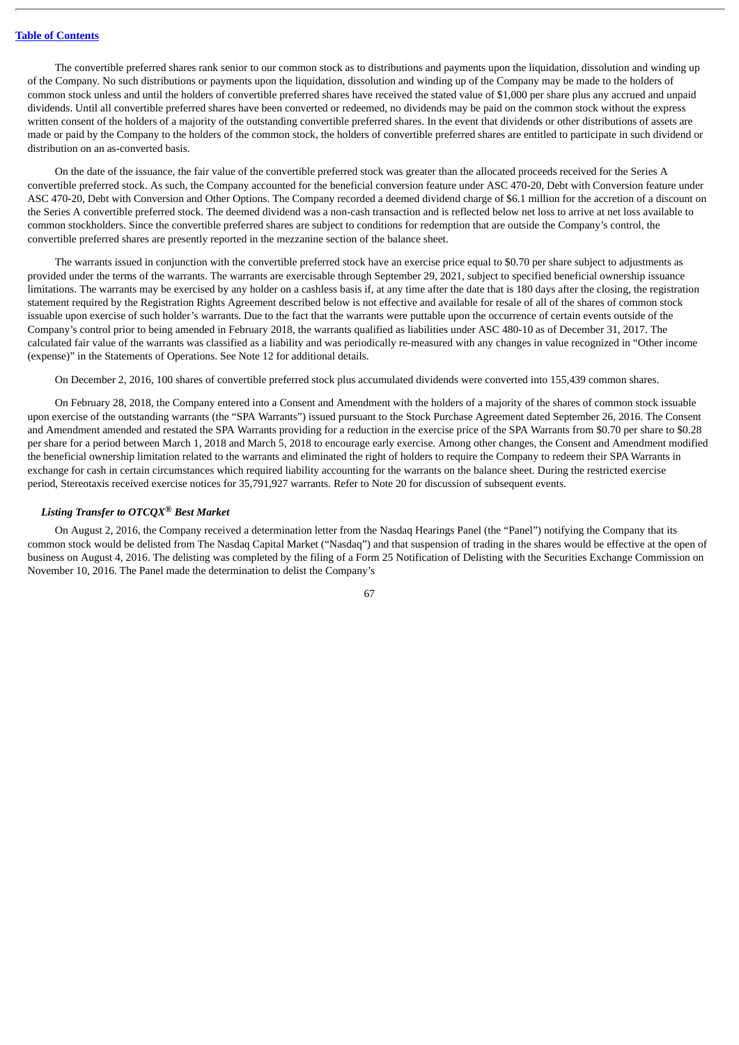The convertible preferred shares rank senior to our common stock as to distributions and payments upon the liquidation, dissolution and winding up of the Company. No such distributions or payments upon the liquidation, dissolution and winding up of the Company may be made to the holders of common stock unless and until the holders of convertible preferred shares have received the stated value of $1,000 per share plus any accrued and unpaid dividends. Until all convertible preferred shares have been converted or redeemed, no dividends may be paid on the common stock without the express written consent of the holders of a majority of the outstanding convertible preferred shares. In the event that dividends or other distributions of assets are made or paid by the Company to the holders of the common stock, the holders of convertible preferred shares are entitled to participate in such dividend or distribution on an as-converted basis.

On the date of the issuance, the fair value of the convertible preferred stock was greater than the allocated proceeds received for the Series A convertible preferred stock. As such, the Company accounted for the beneficial conversion feature under ASC 470-20, Debt with Conversion feature under ASC 470-20, Debt with Conversion and Other Options. The Company recorded a deemed dividend charge of $6.1 million for the accretion of a discount on the Series A convertible preferred stock. The deemed dividend was a non-cash transaction and is reflected below net loss to arrive at net loss available to common stockholders. Since the convertible preferred shares are subject to conditions for redemption that are outside the Company's control, the convertible preferred shares are presently reported in the mezzanine section of the balance sheet.

The warrants issued in conjunction with the convertible preferred stock have an exercise price equal to $0.70 per share subject to adjustments as provided under the terms of the warrants. The warrants are exercisable through September 29, 2021, subject to specified beneficial ownership issuance limitations. The warrants may be exercised by any holder on a cashless basis if, at any time after the date that is 180 days after the closing, the registration statement required by the Registration Rights Agreement described below is not effective and available for resale of all of the shares of common stock issuable upon exercise of such holder's warrants. Due to the fact that the warrants were puttable upon the occurrence of certain events outside of the Company's control prior to being amended in February 2018, the warrants qualified as liabilities under ASC 480-10 as of December 31, 2017. The calculated fair value of the warrants was classified as a liability and was periodically re-measured with any changes in value recognized in "Other income (expense)" in the Statements of Operations. See Note 12 for additional details.

On December 2, 2016, 100 shares of convertible preferred stock plus accumulated dividends were converted into 155,439 common shares.

On February 28, 2018, the Company entered into a Consent and Amendment with the holders of a majority of the shares of common stock issuable upon exercise of the outstanding warrants (the "SPA Warrants") issued pursuant to the Stock Purchase Agreement dated September 26, 2016. The Consent and Amendment amended and restated the SPA Warrants providing for a reduction in the exercise price of the SPA Warrants from $0.70 per share to $0.28 per share for a period between March 1, 2018 and March 5, 2018 to encourage early exercise. Among other changes, the Consent and Amendment modified the beneficial ownership limitation related to the warrants and eliminated the right of holders to require the Company to redeem their SPA Warrants in exchange for cash in certain circumstances which required liability accounting for the warrants on the balance sheet. During the restricted exercise period, Stereotaxis received exercise notices for 35,791,927 warrants. Refer to Note 20 for discussion of subsequent events.

***Listing Transfer to OTCQX® Best Market***

On August 2, 2016, the Company received a determination letter from the Nasdaq Hearings Panel (the "Panel") notifying the Company that its common stock would be delisted from The Nasdaq Capital Market ("Nasdaq") and that suspension of trading in the shares would be effective at the open of business on August 4, 2016. The delisting was completed by the filing of a Form 25 Notification of Delisting with the Securities Exchange Commission on November 10, 2016. The Panel made the determination to delist the Company's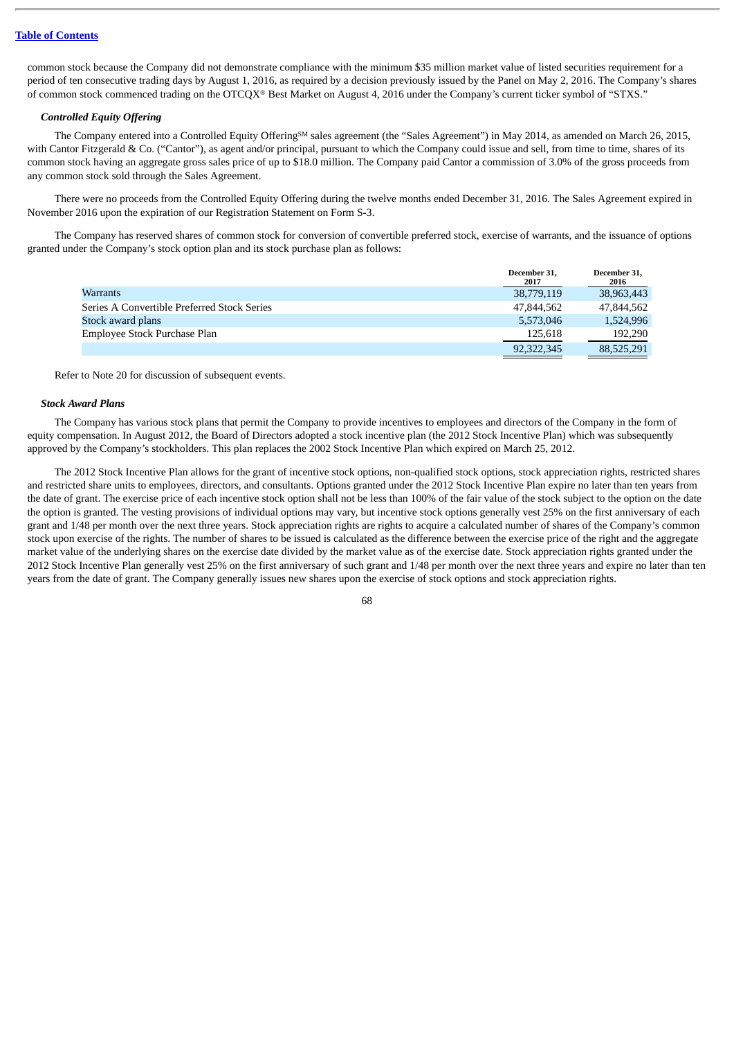common stock because the Company did not demonstrate compliance with the minimum $35 million market value of listed securities requirement for a period of ten consecutive trading days by August 1, 2016, as required by a decision previously issued by the Panel on May 2, 2016. The Company's shares of common stock commenced trading on the OTCQX® Best Market on August 4, 2016 under the Company's current ticker symbol of "STXS."

### *Controlled Equity Offering*

The Company entered into a Controlled Equity Offering℠ sales agreement (the "Sales Agreement") in May 2014, as amended on March 26, 2015, with Cantor Fitzgerald & Co. ("Cantor"), as agent and/or principal, pursuant to which the Company could issue and sell, from time to time, shares of its common stock having an aggregate gross sales price of up to $18.0 million. The Company paid Cantor a commission of 3.0% of the gross proceeds from any common stock sold through the Sales Agreement.

There were no proceeds from the Controlled Equity Offering during the twelve months ended December 31, 2016. The Sales Agreement expired in November 2016 upon the expiration of our Registration Statement on Form S-3.

The Company has reserved shares of common stock for conversion of convertible preferred stock, exercise of warrants, and the issuance of options granted under the Company's stock option plan and its stock purchase plan as follows:

| | December 31, 2017 | December 31, 2016 |
|---|---|---|
| Warrants | 38,779,119 | 38,963,443 |
| Series A Convertible Preferred Stock Series | 47,844,562 | 47,844,562 |
| Stock award plans | 5,573,046 | 1,524,996 |
| Employee Stock Purchase Plan | 125,618 | 192,290 |
| | 92,322,345 | 88,525,291 |

Refer to Note 20 for discussion of subsequent events.

### *Stock Award Plans*

The Company has various stock plans that permit the Company to provide incentives to employees and directors of the Company in the form of equity compensation. In August 2012, the Board of Directors adopted a stock incentive plan (the 2012 Stock Incentive Plan) which was subsequently approved by the Company's stockholders. This plan replaces the 2002 Stock Incentive Plan which expired on March 25, 2012.

The 2012 Stock Incentive Plan allows for the grant of incentive stock options, non-qualified stock options, stock appreciation rights, restricted shares and restricted share units to employees, directors, and consultants. Options granted under the 2012 Stock Incentive Plan expire no later than ten years from the date of grant. The exercise price of each incentive stock option shall not be less than 100% of the fair value of the stock subject to the option on the date the option is granted. The vesting provisions of individual options may vary, but incentive stock options generally vest 25% on the first anniversary of each grant and 1/48 per month over the next three years. Stock appreciation rights are rights to acquire a calculated number of shares of the Company's common stock upon exercise of the rights. The number of shares to be issued is calculated as the difference between the exercise price of the right and the aggregate market value of the underlying shares on the exercise date divided by the market value as of the exercise date. Stock appreciation rights granted under the 2012 Stock Incentive Plan generally vest 25% on the first anniversary of such grant and 1/48 per month over the next three years and expire no later than ten years from the date of grant. The Company generally issues new shares upon the exercise of stock options and stock appreciation rights.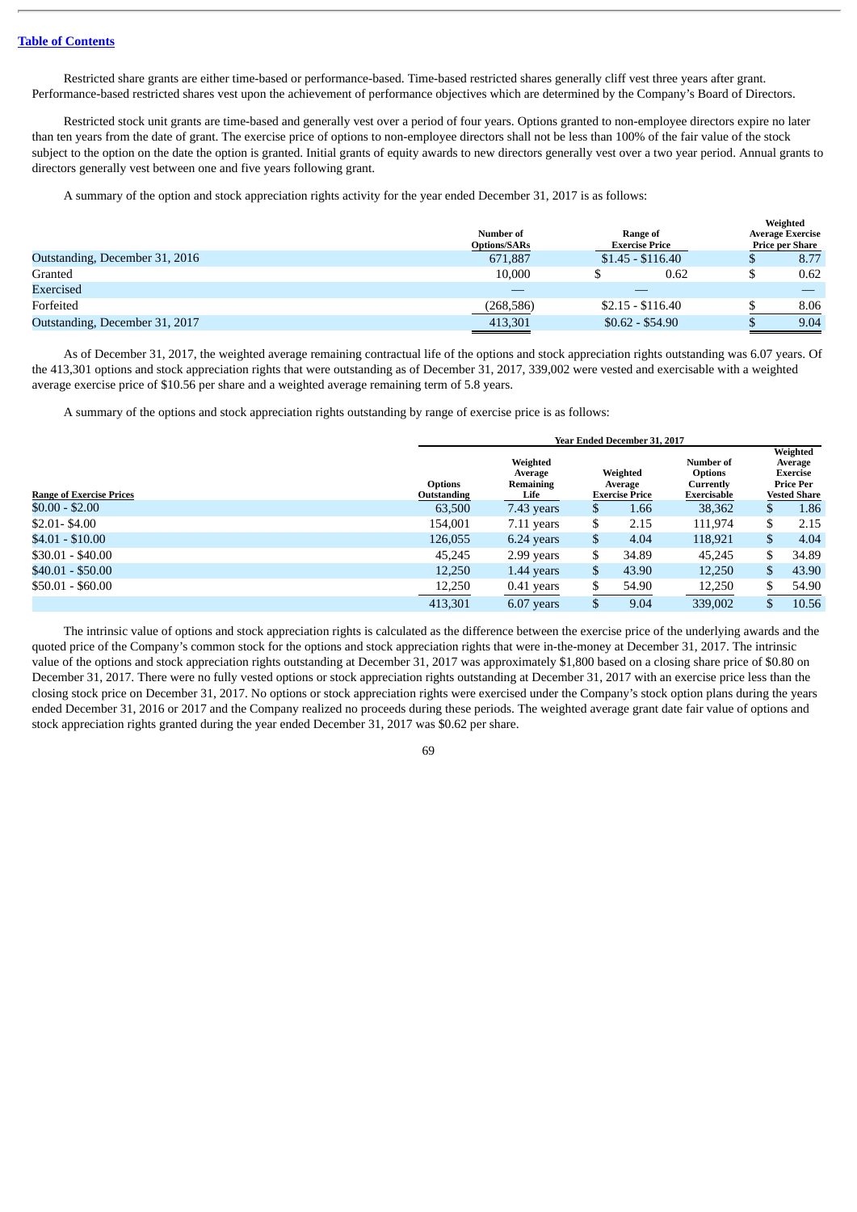Restricted share grants are either time-based or performance-based. Time-based restricted shares generally cliff vest three years after grant. Performance-based restricted shares vest upon the achievement of performance objectives which are determined by the Company's Board of Directors.

Restricted stock unit grants are time-based and generally vest over a period of four years. Options granted to non-employee directors expire no later than ten years from the date of grant. The exercise price of options to non-employee directors shall not be less than 100% of the fair value of the stock subject to the option on the date the option is granted. Initial grants of equity awards to new directors generally vest over a two year period. Annual grants to directors generally vest between one and five years following grant.

A summary of the option and stock appreciation rights activity for the year ended December 31, 2017 is as follows:

| | Number of Options/SARs | Range of Exercise Price | Weighted Average Exercise Price per Share |
|---|---|---|---|
| Outstanding, December 31, 2016 | 671,887 | $1.45 - $116.40 | $ 8.77 |
| Granted | 10,000 | $ 0.62 | $ 0.62 |
| Exercised | — | — | — |
| Forfeited | (268,586) | $2.15 - $116.40 | $ 8.06 |
| Outstanding, December 31, 2017 | 413,301 | $0.62 - $54.90 | $ 9.04 |

As of December 31, 2017, the weighted average remaining contractual life of the options and stock appreciation rights outstanding was 6.07 years. Of the 413,301 options and stock appreciation rights that were outstanding as of December 31, 2017, 339,002 were vested and exercisable with a weighted average exercise price of $10.56 per share and a weighted average remaining term of 5.8 years.

A summary of the options and stock appreciation rights outstanding by range of exercise price is as follows:

| | Year Ended December 31, 2017 | | | | |
|---|---|---|---|---|---|
| Range of Exercise Prices | Options Outstanding | Weighted Average Remaining Life | Weighted Average Exercise Price | Number of Options Currently Exercisable | Weighted Average Exercise Price Per Vested Share |
| $0.00 - $2.00 | 63,500 | 7.43 years | $ 1.66 | 38,362 | $ 1.86 |
| $2.01- $4.00 | 154,001 | 7.11 years | $ 2.15 | 111,974 | $ 2.15 |
| $4.01 - $10.00 | 126,055 | 6.24 years | $ 4.04 | 118,921 | $ 4.04 |
| $30.01 - $40.00 | 45,245 | 2.99 years | $ 34.89 | 45,245 | $ 34.89 |
| $40.01 - $50.00 | 12,250 | 1.44 years | $ 43.90 | 12,250 | $ 43.90 |
| $50.01 - $60.00 | 12,250 | 0.41 years | $ 54.90 | 12,250 | $ 54.90 |
| | 413,301 | 6.07 years | $ 9.04 | 339,002 | $ 10.56 |

The intrinsic value of options and stock appreciation rights is calculated as the difference between the exercise price of the underlying awards and the quoted price of the Company's common stock for the options and stock appreciation rights that were in-the-money at December 31, 2017. The intrinsic value of the options and stock appreciation rights outstanding at December 31, 2017 was approximately $1,800 based on a closing share price of $0.80 on December 31, 2017. There were no fully vested options or stock appreciation rights outstanding at December 31, 2017 with an exercise price less than the closing stock price on December 31, 2017. No options or stock appreciation rights were exercised under the Company's stock option plans during the years ended December 31, 2016 or 2017 and the Company realized no proceeds during these periods. The weighted average grant date fair value of options and stock appreciation rights granted during the year ended December 31, 2017 was $0.62 per share.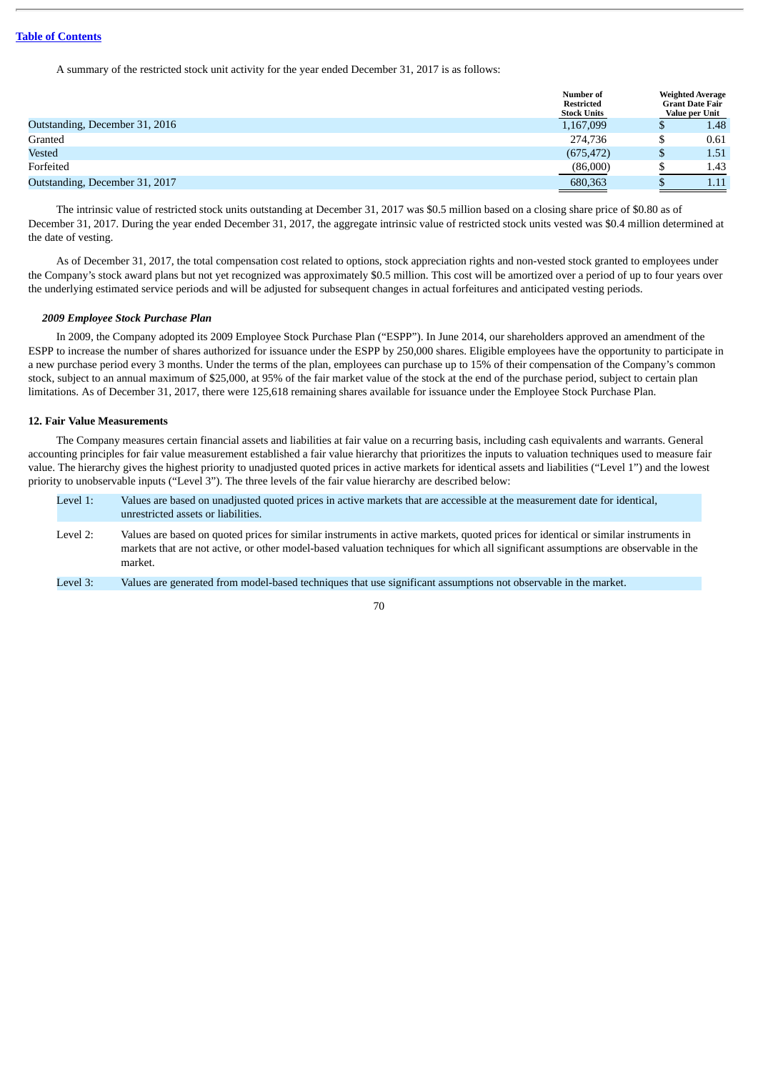A summary of the restricted stock unit activity for the year ended December 31, 2017 is as follows:

| | Number of Restricted Stock Units | Weighted Average Grant Date Fair Value per Unit |
|---|---|---|
| Outstanding, December 31, 2016 | 1,167,099 | $ 1.48 |
| Granted | 274,736 | $ 0.61 |
| Vested | (675,472) | $ 1.51 |
| Forfeited | (86,000) | $ 1.43 |
| Outstanding, December 31, 2017 | 680,363 | $ 1.11 |

The intrinsic value of restricted stock units outstanding at December 31, 2017 was $0.5 million based on a closing share price of $0.80 as of December 31, 2017. During the year ended December 31, 2017, the aggregate intrinsic value of restricted stock units vested was $0.4 million determined at the date of vesting.

As of December 31, 2017, the total compensation cost related to options, stock appreciation rights and non-vested stock granted to employees under the Company's stock award plans but not yet recognized was approximately $0.5 million. This cost will be amortized over a period of up to four years over the underlying estimated service periods and will be adjusted for subsequent changes in actual forfeitures and anticipated vesting periods.

***2009 Employee Stock Purchase Plan***

In 2009, the Company adopted its 2009 Employee Stock Purchase Plan ("ESPP"). In June 2014, our shareholders approved an amendment of the ESPP to increase the number of shares authorized for issuance under the ESPP by 250,000 shares. Eligible employees have the opportunity to participate in a new purchase period every 3 months. Under the terms of the plan, employees can purchase up to 15% of their compensation of the Company's common stock, subject to an annual maximum of $25,000, at 95% of the fair market value of the stock at the end of the purchase period, subject to certain plan limitations. As of December 31, 2017, there were 125,618 remaining shares available for issuance under the Employee Stock Purchase Plan.

### 12. Fair Value Measurements

The Company measures certain financial assets and liabilities at fair value on a recurring basis, including cash equivalents and warrants. General accounting principles for fair value measurement established a fair value hierarchy that prioritizes the inputs to valuation techniques used to measure fair value. The hierarchy gives the highest priority to unadjusted quoted prices in active markets for identical assets and liabilities ("Level 1") and the lowest priority to unobservable inputs ("Level 3"). The three levels of the fair value hierarchy are described below:

| | |
|---|---|
| Level 1: | Values are based on unadjusted quoted prices in active markets that are accessible at the measurement date for identical, unrestricted assets or liabilities. |
| Level 2: | Values are based on quoted prices for similar instruments in active markets, quoted prices for identical or similar instruments in markets that are not active, or other model-based valuation techniques for which all significant assumptions are observable in the market. |
| Level 3: | Values are generated from model-based techniques that use significant assumptions not observable in the market. |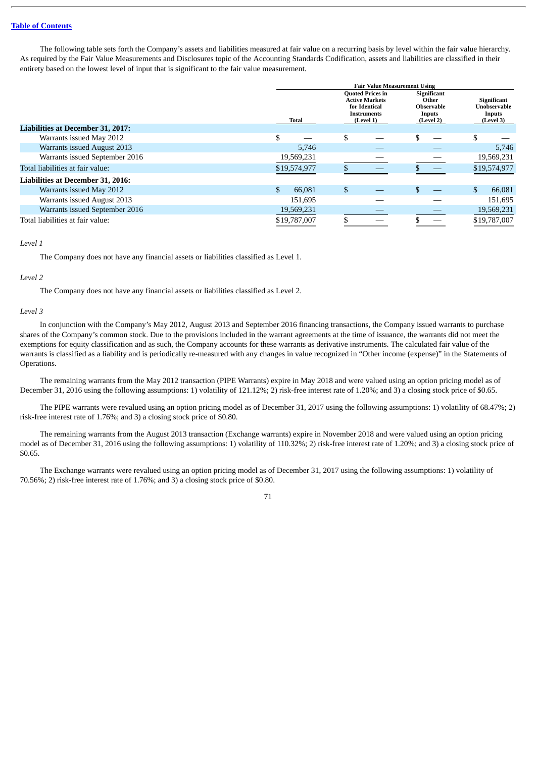The following table sets forth the Company's assets and liabilities measured at fair value on a recurring basis by level within the fair value hierarchy. As required by the Fair Value Measurements and Disclosures topic of the Accounting Standards Codification, assets and liabilities are classified in their entirety based on the lowest level of input that is significant to the fair value measurement.

| | | Fair Value Measurement Using | | |
|---|---|---|---|---|
| | Total | Quoted Prices in Active Markets for Identical Instruments (Level 1) | Significant Other Observable Inputs (Level 2) | Significant Unobservable Inputs (Level 3) |
| **Liabilities at December 31, 2017:** | | | | |
| Warrants issued May 2012 | $ — | $ — | $ — | $ — |
| Warrants issued August 2013 | 5,746 | — | — | 5,746 |
| Warrants issued September 2016 | 19,569,231 | — | — | 19,569,231 |
| Total liabilities at fair value: | $19,574,977 | $ — | $ — | $19,574,977 |
| **Liabilities at December 31, 2016:** | | | | |
| Warrants issued May 2012 | $ 66,081 | $ — | $ — | $ 66,081 |
| Warrants issued August 2013 | 151,695 | — | — | 151,695 |
| Warrants issued September 2016 | 19,569,231 | — | — | 19,569,231 |
| Total liabilities at fair value: | $19,787,007 | $ — | $ — | $19,787,007 |

*Level 1*

The Company does not have any financial assets or liabilities classified as Level 1.

*Level 2*

The Company does not have any financial assets or liabilities classified as Level 2.

*Level 3*

In conjunction with the Company's May 2012, August 2013 and September 2016 financing transactions, the Company issued warrants to purchase shares of the Company's common stock. Due to the provisions included in the warrant agreements at the time of issuance, the warrants did not meet the exemptions for equity classification and as such, the Company accounts for these warrants as derivative instruments. The calculated fair value of the warrants is classified as a liability and is periodically re-measured with any changes in value recognized in "Other income (expense)" in the Statements of Operations.

The remaining warrants from the May 2012 transaction (PIPE Warrants) expire in May 2018 and were valued using an option pricing model as of December 31, 2016 using the following assumptions: 1) volatility of 121.12%; 2) risk-free interest rate of 1.20%; and 3) a closing stock price of $0.65.

The PIPE warrants were revalued using an option pricing model as of December 31, 2017 using the following assumptions: 1) volatility of 68.47%; 2) risk-free interest rate of 1.76%; and 3) a closing stock price of $0.80.

The remaining warrants from the August 2013 transaction (Exchange warrants) expire in November 2018 and were valued using an option pricing model as of December 31, 2016 using the following assumptions: 1) volatility of 110.32%; 2) risk-free interest rate of 1.20%; and 3) a closing stock price of $0.65.

The Exchange warrants were revalued using an option pricing model as of December 31, 2017 using the following assumptions: 1) volatility of 70.56%; 2) risk-free interest rate of 1.76%; and 3) a closing stock price of $0.80.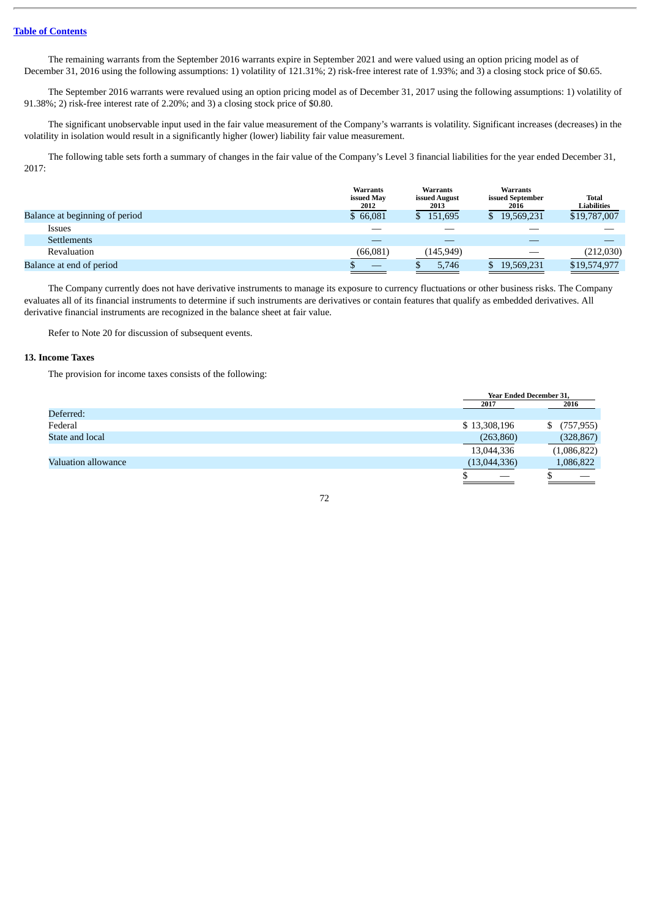[Table of Contents](#)

The remaining warrants from the September 2016 warrants expire in September 2021 and were valued using an option pricing model as of December 31, 2016 using the following assumptions: 1) volatility of 121.31%; 2) risk-free interest rate of 1.93%; and 3) a closing stock price of $0.65.

The September 2016 warrants were revalued using an option pricing model as of December 31, 2017 using the following assumptions: 1) volatility of 91.38%; 2) risk-free interest rate of 2.20%; and 3) a closing stock price of $0.80.

The significant unobservable input used in the fair value measurement of the Company's warrants is volatility. Significant increases (decreases) in the volatility in isolation would result in a significantly higher (lower) liability fair value measurement.

The following table sets forth a summary of changes in the fair value of the Company's Level 3 financial liabilities for the year ended December 31, 2017:

| | Warrants issued May 2012 | Warrants issued August 2013 | Warrants issued September 2016 | Total Liabilities |
|---|---|---|---|---|
| Balance at beginning of period | $ 66,081 | $ 151,695 | $ 19,569,231 | $19,787,007 |
| Issues | — | — | — | — |
| Settlements | — | — | — | — |
| Revaluation | (66,081) | (145,949) | — | (212,030) |
| Balance at end of period | $ — | $ 5,746 | $ 19,569,231 | $19,574,977 |

The Company currently does not have derivative instruments to manage its exposure to currency fluctuations or other business risks. The Company evaluates all of its financial instruments to determine if such instruments are derivatives or contain features that qualify as embedded derivatives. All derivative financial instruments are recognized in the balance sheet at fair value.

Refer to Note 20 for discussion of subsequent events.

**13. Income Taxes**

The provision for income taxes consists of the following:

| | Year Ended December 31, | |
|---|---|---|
| | 2017 | 2016 |
| Deferred: | | |
| Federal | $ 13,308,196 | $ (757,955) |
| State and local | (263,860) | (328,867) |
| | 13,044,336 | (1,086,822) |
| Valuation allowance | (13,044,336) | 1,086,822 |
| | $ — | $ — |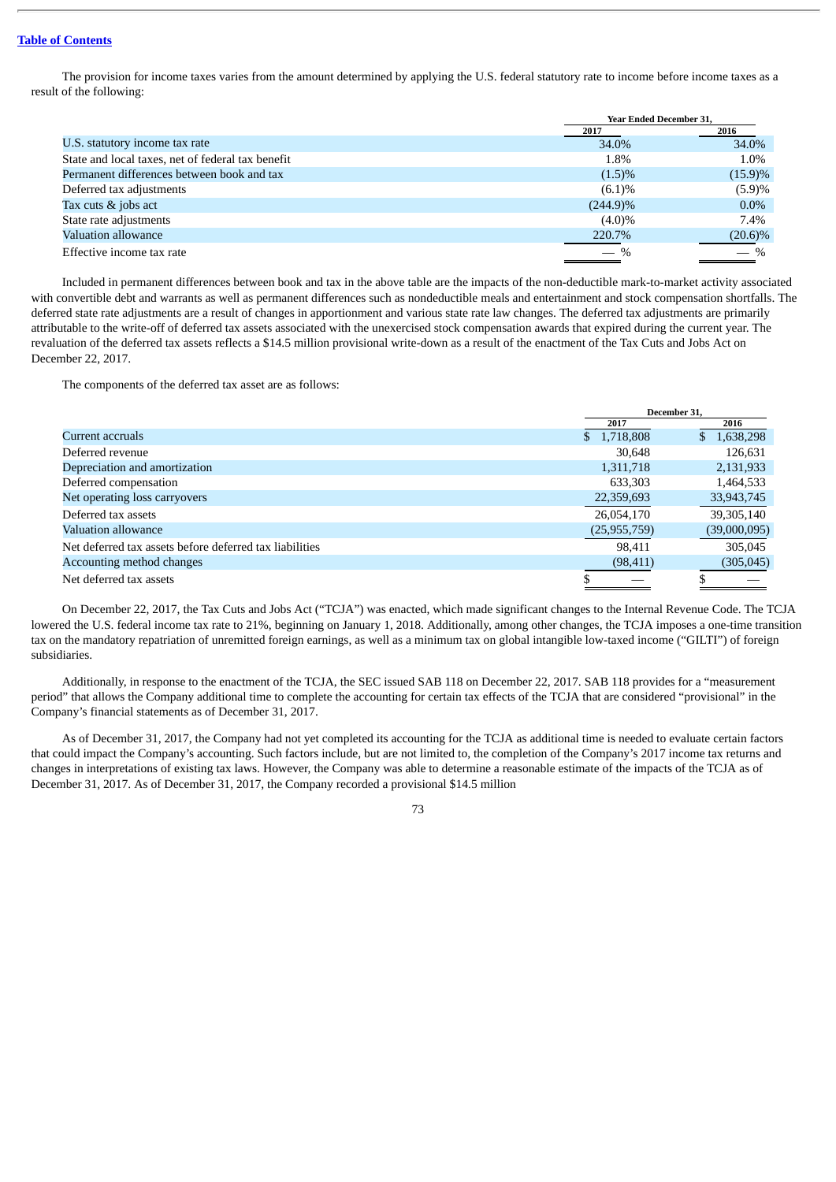The provision for income taxes varies from the amount determined by applying the U.S. federal statutory rate to income before income taxes as a result of the following:

| | Year Ended December 31, | |
|---|---|---|
| | 2017 | 2016 |
| U.S. statutory income tax rate | 34.0% | 34.0% |
| State and local taxes, net of federal tax benefit | 1.8% | 1.0% |
| Permanent differences between book and tax | (1.5)% | (15.9)% |
| Deferred tax adjustments | (6.1)% | (5.9)% |
| Tax cuts & jobs act | (244.9)% | 0.0% |
| State rate adjustments | (4.0)% | 7.4% |
| Valuation allowance | 220.7% | (20.6)% |
| Effective income tax rate | — % | — % |

Included in permanent differences between book and tax in the above table are the impacts of the non-deductible mark-to-market activity associated with convertible debt and warrants as well as permanent differences such as nondeductible meals and entertainment and stock compensation shortfalls. The deferred state rate adjustments are a result of changes in apportionment and various state rate law changes. The deferred tax adjustments are primarily attributable to the write-off of deferred tax assets associated with the unexercised stock compensation awards that expired during the current year. The revaluation of the deferred tax assets reflects a $14.5 million provisional write-down as a result of the enactment of the Tax Cuts and Jobs Act on December 22, 2017.

The components of the deferred tax asset are as follows:

| | December 31, | |
|---|---|---|
| | 2017 | 2016 |
| Current accruals | $ 1,718,808 | $ 1,638,298 |
| Deferred revenue | 30,648 | 126,631 |
| Depreciation and amortization | 1,311,718 | 2,131,933 |
| Deferred compensation | 633,303 | 1,464,533 |
| Net operating loss carryovers | 22,359,693 | 33,943,745 |
| Deferred tax assets | 26,054,170 | 39,305,140 |
| Valuation allowance | (25,955,759) | (39,000,095) |
| Net deferred tax assets before deferred tax liabilities | 98,411 | 305,045 |
| Accounting method changes | (98,411) | (305,045) |
| Net deferred tax assets | $ — | $ — |

On December 22, 2017, the Tax Cuts and Jobs Act ("TCJA") was enacted, which made significant changes to the Internal Revenue Code. The TCJA lowered the U.S. federal income tax rate to 21%, beginning on January 1, 2018. Additionally, among other changes, the TCJA imposes a one-time transition tax on the mandatory repatriation of unremitted foreign earnings, as well as a minimum tax on global intangible low-taxed income ("GILTI") of foreign subsidiaries.

Additionally, in response to the enactment of the TCJA, the SEC issued SAB 118 on December 22, 2017. SAB 118 provides for a "measurement period" that allows the Company additional time to complete the accounting for certain tax effects of the TCJA that are considered "provisional" in the Company's financial statements as of December 31, 2017.

As of December 31, 2017, the Company had not yet completed its accounting for the TCJA as additional time is needed to evaluate certain factors that could impact the Company's accounting. Such factors include, but are not limited to, the completion of the Company's 2017 income tax returns and changes in interpretations of existing tax laws. However, the Company was able to determine a reasonable estimate of the impacts of the TCJA as of December 31, 2017. As of December 31, 2017, the Company recorded a provisional $14.5 million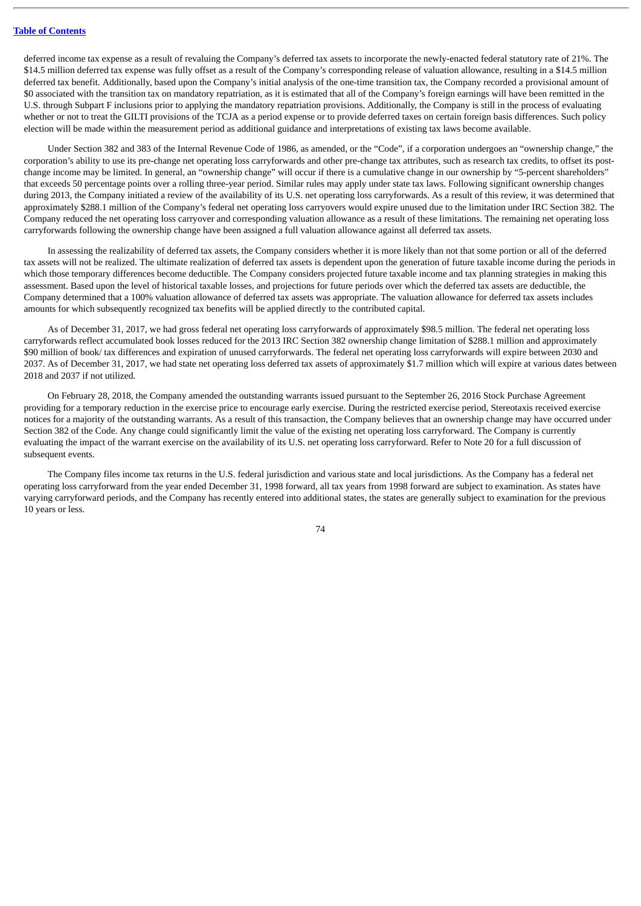deferred income tax expense as a result of revaluing the Company's deferred tax assets to incorporate the newly-enacted federal statutory rate of 21%. The $14.5 million deferred tax expense was fully offset as a result of the Company's corresponding release of valuation allowance, resulting in a $14.5 million deferred tax benefit. Additionally, based upon the Company's initial analysis of the one-time transition tax, the Company recorded a provisional amount of $0 associated with the transition tax on mandatory repatriation, as it is estimated that all of the Company's foreign earnings will have been remitted in the U.S. through Subpart F inclusions prior to applying the mandatory repatriation provisions. Additionally, the Company is still in the process of evaluating whether or not to treat the GILTI provisions of the TCJA as a period expense or to provide deferred taxes on certain foreign basis differences. Such policy election will be made within the measurement period as additional guidance and interpretations of existing tax laws become available.

Under Section 382 and 383 of the Internal Revenue Code of 1986, as amended, or the "Code", if a corporation undergoes an "ownership change," the corporation's ability to use its pre-change net operating loss carryforwards and other pre-change tax attributes, such as research tax credits, to offset its post-change income may be limited. In general, an "ownership change" will occur if there is a cumulative change in our ownership by "5-percent shareholders" that exceeds 50 percentage points over a rolling three-year period. Similar rules may apply under state tax laws. Following significant ownership changes during 2013, the Company initiated a review of the availability of its U.S. net operating loss carryforwards. As a result of this review, it was determined that approximately $288.1 million of the Company's federal net operating loss carryovers would expire unused due to the limitation under IRC Section 382. The Company reduced the net operating loss carryover and corresponding valuation allowance as a result of these limitations. The remaining net operating loss carryforwards following the ownership change have been assigned a full valuation allowance against all deferred tax assets.

In assessing the realizability of deferred tax assets, the Company considers whether it is more likely than not that some portion or all of the deferred tax assets will not be realized. The ultimate realization of deferred tax assets is dependent upon the generation of future taxable income during the periods in which those temporary differences become deductible. The Company considers projected future taxable income and tax planning strategies in making this assessment. Based upon the level of historical taxable losses, and projections for future periods over which the deferred tax assets are deductible, the Company determined that a 100% valuation allowance of deferred tax assets was appropriate. The valuation allowance for deferred tax assets includes amounts for which subsequently recognized tax benefits will be applied directly to the contributed capital.

As of December 31, 2017, we had gross federal net operating loss carryforwards of approximately $98.5 million. The federal net operating loss carryforwards reflect accumulated book losses reduced for the 2013 IRC Section 382 ownership change limitation of $288.1 million and approximately $90 million of book/ tax differences and expiration of unused carryforwards. The federal net operating loss carryforwards will expire between 2030 and 2037. As of December 31, 2017, we had state net operating loss deferred tax assets of approximately $1.7 million which will expire at various dates between 2018 and 2037 if not utilized.

On February 28, 2018, the Company amended the outstanding warrants issued pursuant to the September 26, 2016 Stock Purchase Agreement providing for a temporary reduction in the exercise price to encourage early exercise. During the restricted exercise period, Stereotaxis received exercise notices for a majority of the outstanding warrants. As a result of this transaction, the Company believes that an ownership change may have occurred under Section 382 of the Code. Any change could significantly limit the value of the existing net operating loss carryforward. The Company is currently evaluating the impact of the warrant exercise on the availability of its U.S. net operating loss carryforward. Refer to Note 20 for a full discussion of subsequent events.

The Company files income tax returns in the U.S. federal jurisdiction and various state and local jurisdictions. As the Company has a federal net operating loss carryforward from the year ended December 31, 1998 forward, all tax years from 1998 forward are subject to examination. As states have varying carryforward periods, and the Company has recently entered into additional states, the states are generally subject to examination for the previous 10 years or less.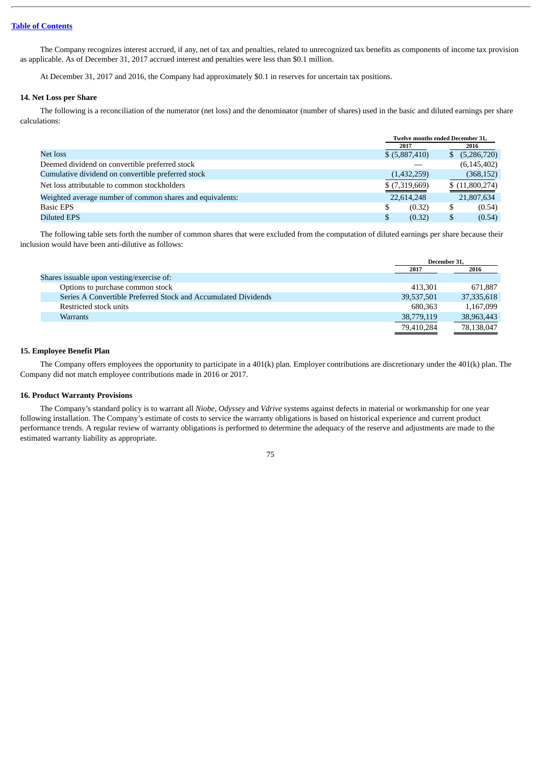Table of Contents

The Company recognizes interest accrued, if any, net of tax and penalties, related to unrecognized tax benefits as components of income tax provision as applicable. As of December 31, 2017 accrued interest and penalties were less than $0.1 million.

At December 31, 2017 and 2016, the Company had approximately $0.1 in reserves for uncertain tax positions.

### 14. Net Loss per Share

The following is a reconciliation of the numerator (net loss) and the denominator (number of shares) used in the basic and diluted earnings per share calculations:

| | Twelve months ended December 31, | |
|---|---|---|
| | 2017 | 2016 |
| Net loss | $ (5,887,410) | $ (5,286,720) |
| Deemed dividend on convertible preferred stock | — | (6,145,402) |
| Cumulative dividend on convertible preferred stock | (1,432,259) | (368,152) |
| Net loss attributable to common stockholders | $ (7,319,669) | $ (11,800,274) |
| Weighted average number of common shares and equivalents: | 22,614,248 | 21,807,634 |
| Basic EPS | $ (0.32) | $ (0.54) |
| Diluted EPS | $ (0.32) | $ (0.54) |

The following table sets forth the number of common shares that were excluded from the computation of diluted earnings per share because their inclusion would have been anti-dilutive as follows:

| | December 31, | |
|---|---|---|
| | 2017 | 2016 |
| Shares issuable upon vesting/exercise of: | | |
| Options to purchase common stock | 413,301 | 671,887 |
| Series A Convertible Preferred Stock and Accumulated Dividends | 39,537,501 | 37,335,618 |
| Restricted stock units | 680,363 | 1,167,099 |
| Warrants | 38,779,119 | 38,963,443 |
| | 79,410,284 | 78,138,047 |

### 15. Employee Benefit Plan

The Company offers employees the opportunity to participate in a 401(k) plan. Employer contributions are discretionary under the 401(k) plan. The Company did not match employee contributions made in 2016 or 2017.

### 16. Product Warranty Provisions

The Company's standard policy is to warrant all *Niobe*, *Odyssey* and *Vdrive* systems against defects in material or workmanship for one year following installation. The Company's estimate of costs to service the warranty obligations is based on historical experience and current product performance trends. A regular review of warranty obligations is performed to determine the adequacy of the reserve and adjustments are made to the estimated warranty liability as appropriate.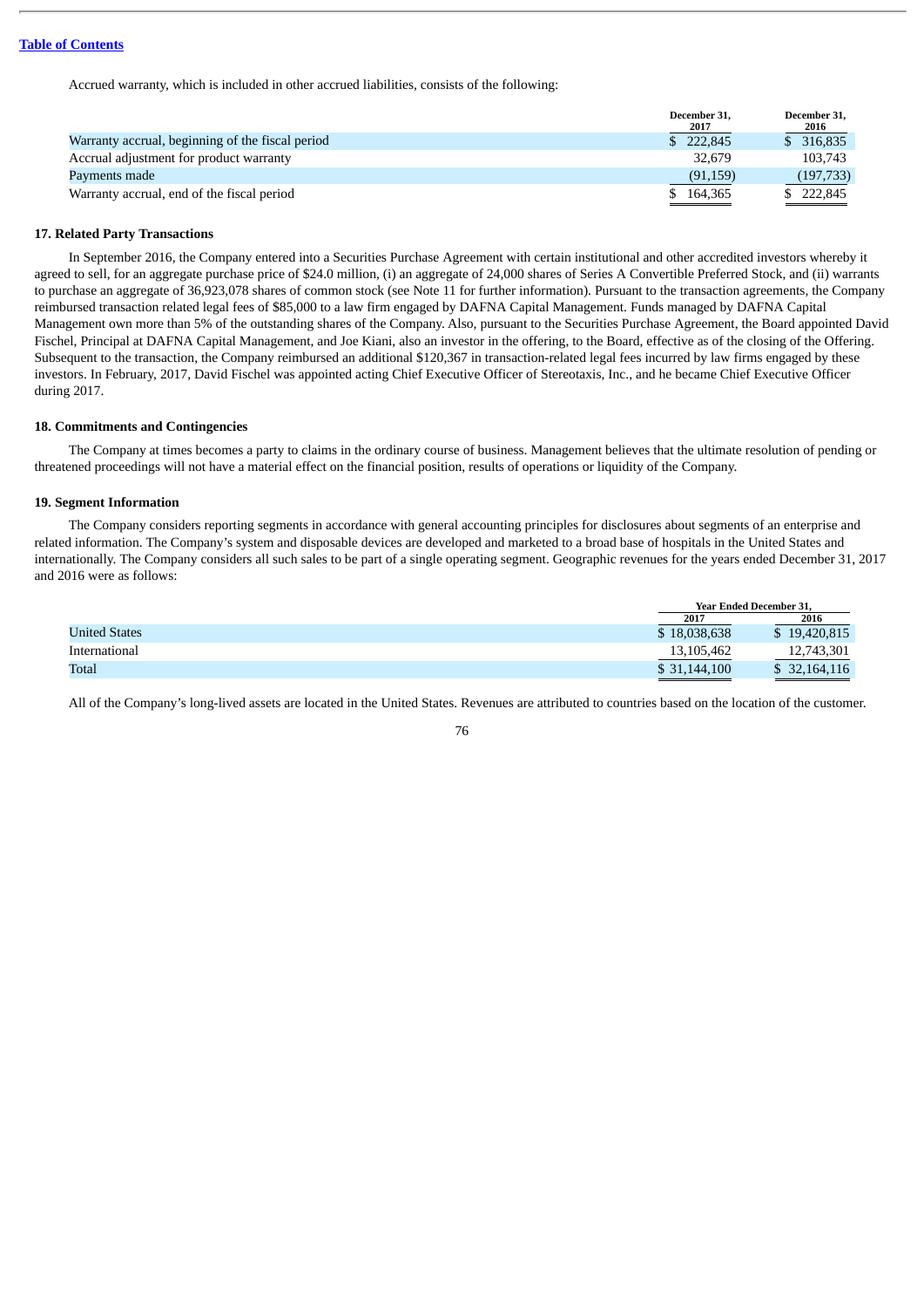Accrued warranty, which is included in other accrued liabilities, consists of the following:

| | December 31, 2017 | December 31, 2016 |
|---|---|---|
| Warranty accrual, beginning of the fiscal period | $ 222,845 | $ 316,835 |
| Accrual adjustment for product warranty | 32,679 | 103,743 |
| Payments made | (91,159) | (197,733) |
| Warranty accrual, end of the fiscal period | $ 164,365 | $ 222,845 |

### 17. Related Party Transactions

In September 2016, the Company entered into a Securities Purchase Agreement with certain institutional and other accredited investors whereby it agreed to sell, for an aggregate purchase price of $24.0 million, (i) an aggregate of 24,000 shares of Series A Convertible Preferred Stock, and (ii) warrants to purchase an aggregate of 36,923,078 shares of common stock (see Note 11 for further information). Pursuant to the transaction agreements, the Company reimbursed transaction related legal fees of $85,000 to a law firm engaged by DAFNA Capital Management. Funds managed by DAFNA Capital Management own more than 5% of the outstanding shares of the Company. Also, pursuant to the Securities Purchase Agreement, the Board appointed David Fischel, Principal at DAFNA Capital Management, and Joe Kiani, also an investor in the offering, to the Board, effective as of the closing of the Offering. Subsequent to the transaction, the Company reimbursed an additional $120,367 in transaction-related legal fees incurred by law firms engaged by these investors. In February, 2017, David Fischel was appointed acting Chief Executive Officer of Stereotaxis, Inc., and he became Chief Executive Officer during 2017.

### 18. Commitments and Contingencies

The Company at times becomes a party to claims in the ordinary course of business. Management believes that the ultimate resolution of pending or threatened proceedings will not have a material effect on the financial position, results of operations or liquidity of the Company.

### 19. Segment Information

The Company considers reporting segments in accordance with general accounting principles for disclosures about segments of an enterprise and related information. The Company's system and disposable devices are developed and marketed to a broad base of hospitals in the United States and internationally. The Company considers all such sales to be part of a single operating segment. Geographic revenues for the years ended December 31, 2017 and 2016 were as follows:

| | Year Ended December 31, | |
|---|---|---|
| | 2017 | 2016 |
| United States | $ 18,038,638 | $ 19,420,815 |
| International | 13,105,462 | 12,743,301 |
| Total | $ 31,144,100 | $ 32,164,116 |

All of the Company's long-lived assets are located in the United States. Revenues are attributed to countries based on the location of the customer.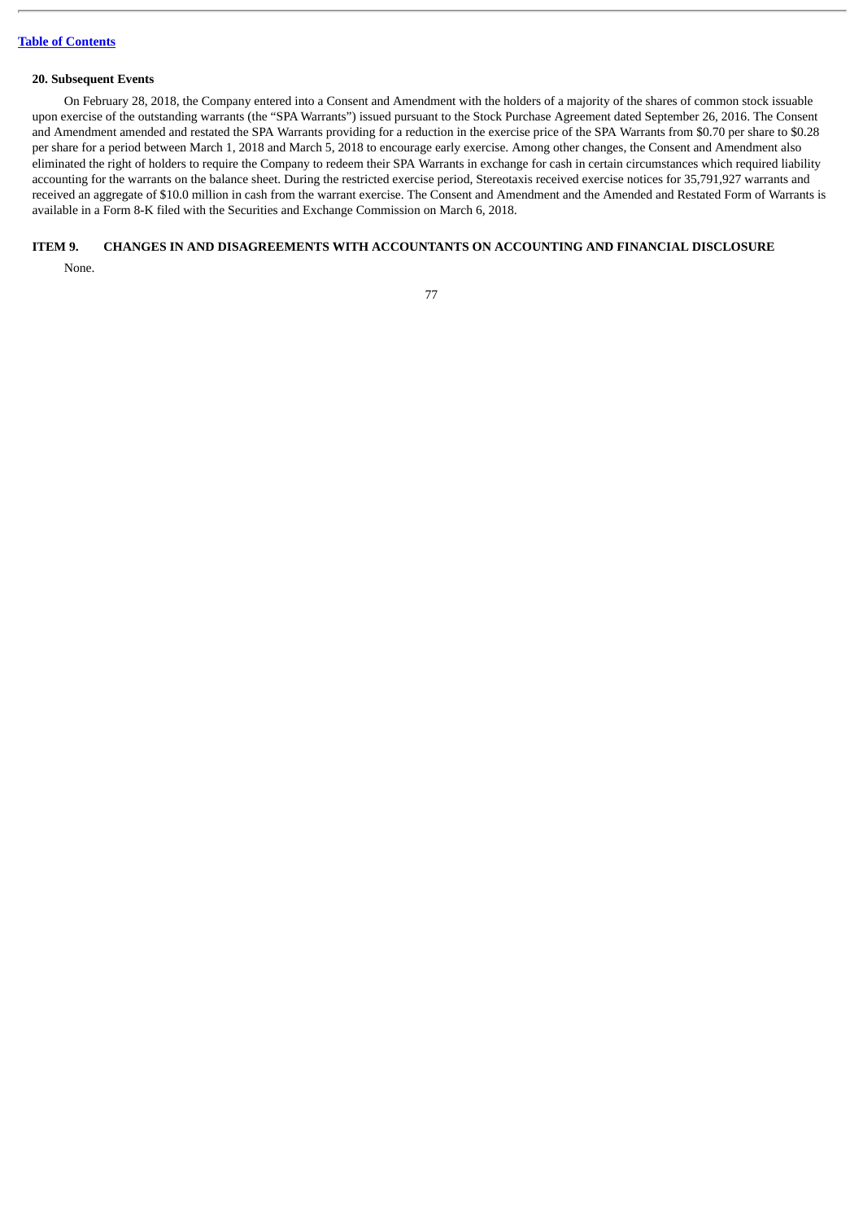### 20. Subsequent Events

On February 28, 2018, the Company entered into a Consent and Amendment with the holders of a majority of the shares of common stock issuable upon exercise of the outstanding warrants (the "SPA Warrants") issued pursuant to the Stock Purchase Agreement dated September 26, 2016. The Consent and Amendment amended and restated the SPA Warrants providing for a reduction in the exercise price of the SPA Warrants from $0.70 per share to $0.28 per share for a period between March 1, 2018 and March 5, 2018 to encourage early exercise. Among other changes, the Consent and Amendment also eliminated the right of holders to require the Company to redeem their SPA Warrants in exchange for cash in certain circumstances which required liability accounting for the warrants on the balance sheet. During the restricted exercise period, Stereotaxis received exercise notices for 35,791,927 warrants and received an aggregate of $10.0 million in cash from the warrant exercise. The Consent and Amendment and the Amended and Restated Form of Warrants is available in a Form 8-K filed with the Securities and Exchange Commission on March 6, 2018.

## ITEM 9. CHANGES IN AND DISAGREEMENTS WITH ACCOUNTANTS ON ACCOUNTING AND FINANCIAL DISCLOSURE

None.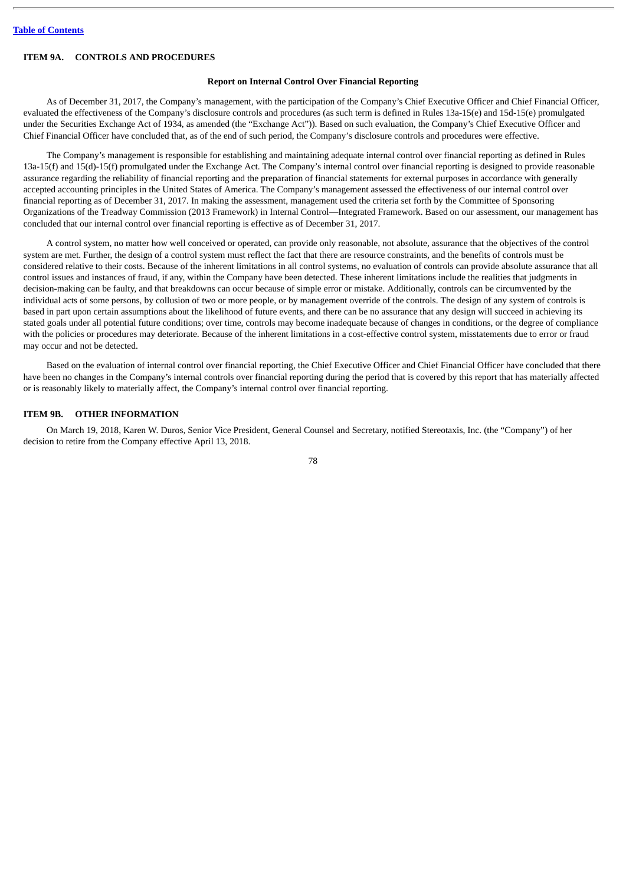## ITEM 9A. CONTROLS AND PROCEDURES

### Report on Internal Control Over Financial Reporting

As of December 31, 2017, the Company's management, with the participation of the Company's Chief Executive Officer and Chief Financial Officer, evaluated the effectiveness of the Company's disclosure controls and procedures (as such term is defined in Rules 13a-15(e) and 15d-15(e) promulgated under the Securities Exchange Act of 1934, as amended (the "Exchange Act")). Based on such evaluation, the Company's Chief Executive Officer and Chief Financial Officer have concluded that, as of the end of such period, the Company's disclosure controls and procedures were effective.

The Company's management is responsible for establishing and maintaining adequate internal control over financial reporting as defined in Rules 13a-15(f) and 15(d)-15(f) promulgated under the Exchange Act. The Company's internal control over financial reporting is designed to provide reasonable assurance regarding the reliability of financial reporting and the preparation of financial statements for external purposes in accordance with generally accepted accounting principles in the United States of America. The Company's management assessed the effectiveness of our internal control over financial reporting as of December 31, 2017. In making the assessment, management used the criteria set forth by the Committee of Sponsoring Organizations of the Treadway Commission (2013 Framework) in Internal Control—Integrated Framework. Based on our assessment, our management has concluded that our internal control over financial reporting is effective as of December 31, 2017.

A control system, no matter how well conceived or operated, can provide only reasonable, not absolute, assurance that the objectives of the control system are met. Further, the design of a control system must reflect the fact that there are resource constraints, and the benefits of controls must be considered relative to their costs. Because of the inherent limitations in all control systems, no evaluation of controls can provide absolute assurance that all control issues and instances of fraud, if any, within the Company have been detected. These inherent limitations include the realities that judgments in decision-making can be faulty, and that breakdowns can occur because of simple error or mistake. Additionally, controls can be circumvented by the individual acts of some persons, by collusion of two or more people, or by management override of the controls. The design of any system of controls is based in part upon certain assumptions about the likelihood of future events, and there can be no assurance that any design will succeed in achieving its stated goals under all potential future conditions; over time, controls may become inadequate because of changes in conditions, or the degree of compliance with the policies or procedures may deteriorate. Because of the inherent limitations in a cost-effective control system, misstatements due to error or fraud may occur and not be detected.

Based on the evaluation of internal control over financial reporting, the Chief Executive Officer and Chief Financial Officer have concluded that there have been no changes in the Company's internal controls over financial reporting during the period that is covered by this report that has materially affected or is reasonably likely to materially affect, the Company's internal control over financial reporting.

## ITEM 9B. OTHER INFORMATION

On March 19, 2018, Karen W. Duros, Senior Vice President, General Counsel and Secretary, notified Stereotaxis, Inc. (the "Company") of her decision to retire from the Company effective April 13, 2018.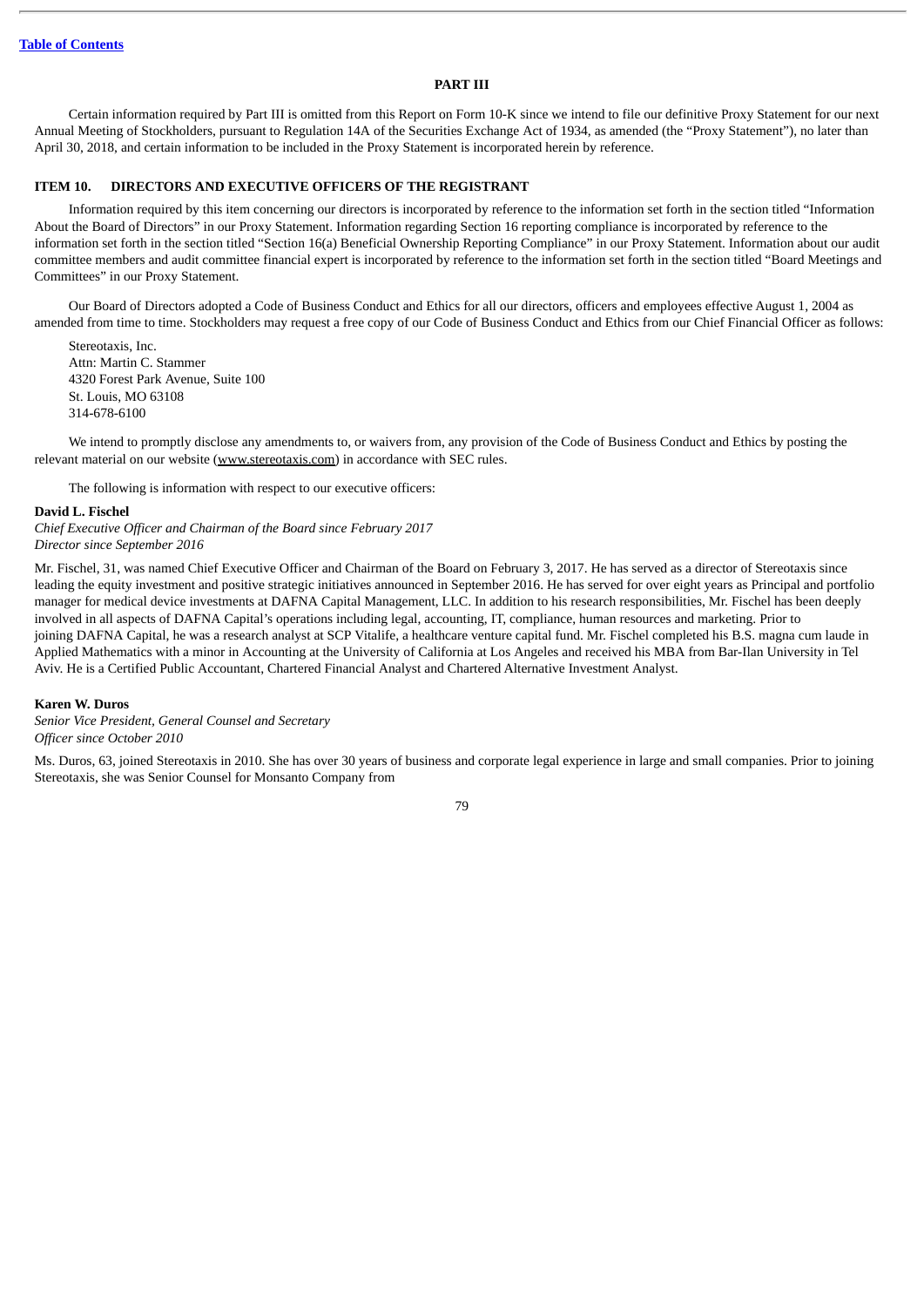## PART III

Certain information required by Part III is omitted from this Report on Form 10-K since we intend to file our definitive Proxy Statement for our next Annual Meeting of Stockholders, pursuant to Regulation 14A of the Securities Exchange Act of 1934, as amended (the "Proxy Statement"), no later than April 30, 2018, and certain information to be included in the Proxy Statement is incorporated herein by reference.

### ITEM 10. DIRECTORS AND EXECUTIVE OFFICERS OF THE REGISTRANT

Information required by this item concerning our directors is incorporated by reference to the information set forth in the section titled "Information About the Board of Directors" in our Proxy Statement. Information regarding Section 16 reporting compliance is incorporated by reference to the information set forth in the section titled "Section 16(a) Beneficial Ownership Reporting Compliance" in our Proxy Statement. Information about our audit committee members and audit committee financial expert is incorporated by reference to the information set forth in the section titled "Board Meetings and Committees" in our Proxy Statement.

Our Board of Directors adopted a Code of Business Conduct and Ethics for all our directors, officers and employees effective August 1, 2004 as amended from time to time. Stockholders may request a free copy of our Code of Business Conduct and Ethics from our Chief Financial Officer as follows:

Stereotaxis, Inc.
Attn: Martin C. Stammer
4320 Forest Park Avenue, Suite 100
St. Louis, MO 63108
314-678-6100

We intend to promptly disclose any amendments to, or waivers from, any provision of the Code of Business Conduct and Ethics by posting the relevant material on our website (www.stereotaxis.com) in accordance with SEC rules.

The following is information with respect to our executive officers:

**David L. Fischel**
*Chief Executive Officer and Chairman of the Board since February 2017*
*Director since September 2016*

Mr. Fischel, 31, was named Chief Executive Officer and Chairman of the Board on February 3, 2017. He has served as a director of Stereotaxis since leading the equity investment and positive strategic initiatives announced in September 2016. He has served for over eight years as Principal and portfolio manager for medical device investments at DAFNA Capital Management, LLC. In addition to his research responsibilities, Mr. Fischel has been deeply involved in all aspects of DAFNA Capital's operations including legal, accounting, IT, compliance, human resources and marketing. Prior to joining DAFNA Capital, he was a research analyst at SCP Vitalife, a healthcare venture capital fund. Mr. Fischel completed his B.S. magna cum laude in Applied Mathematics with a minor in Accounting at the University of California at Los Angeles and received his MBA from Bar-Ilan University in Tel Aviv. He is a Certified Public Accountant, Chartered Financial Analyst and Chartered Alternative Investment Analyst.

**Karen W. Duros**
*Senior Vice President, General Counsel and Secretary*
*Officer since October 2010*

Ms. Duros, 63, joined Stereotaxis in 2010. She has over 30 years of business and corporate legal experience in large and small companies. Prior to joining Stereotaxis, she was Senior Counsel for Monsanto Company from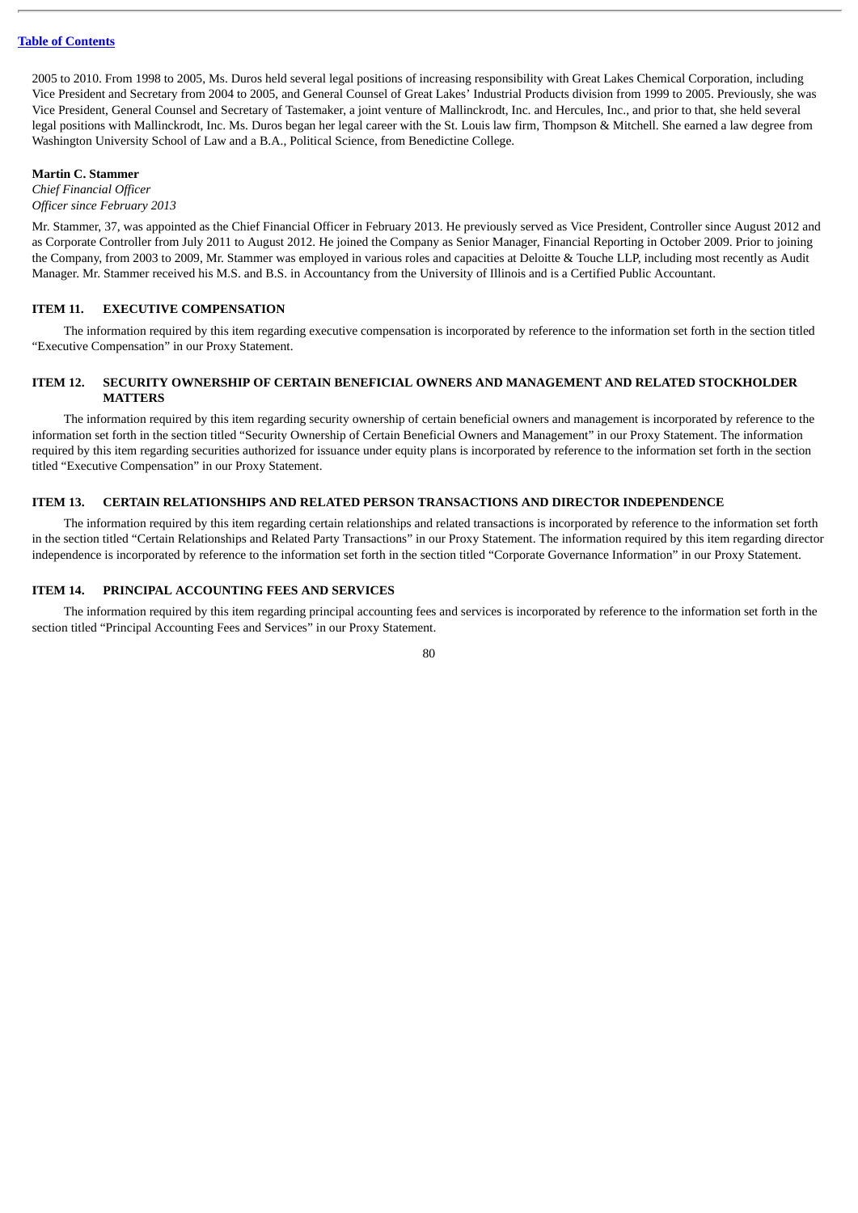2005 to 2010. From 1998 to 2005, Ms. Duros held several legal positions of increasing responsibility with Great Lakes Chemical Corporation, including Vice President and Secretary from 2004 to 2005, and General Counsel of Great Lakes' Industrial Products division from 1999 to 2005. Previously, she was Vice President, General Counsel and Secretary of Tastemaker, a joint venture of Mallinckrodt, Inc. and Hercules, Inc., and prior to that, she held several legal positions with Mallinckrodt, Inc. Ms. Duros began her legal career with the St. Louis law firm, Thompson & Mitchell. She earned a law degree from Washington University School of Law and a B.A., Political Science, from Benedictine College.

**Martin C. Stammer**
*Chief Financial Officer*
*Officer since February 2013*

Mr. Stammer, 37, was appointed as the Chief Financial Officer in February 2013. He previously served as Vice President, Controller since August 2012 and as Corporate Controller from July 2011 to August 2012. He joined the Company as Senior Manager, Financial Reporting in October 2009. Prior to joining the Company, from 2003 to 2009, Mr. Stammer was employed in various roles and capacities at Deloitte & Touche LLP, including most recently as Audit Manager. Mr. Stammer received his M.S. and B.S. in Accountancy from the University of Illinois and is a Certified Public Accountant.

## ITEM 11. EXECUTIVE COMPENSATION

The information required by this item regarding executive compensation is incorporated by reference to the information set forth in the section titled "Executive Compensation" in our Proxy Statement.

## ITEM 12. SECURITY OWNERSHIP OF CERTAIN BENEFICIAL OWNERS AND MANAGEMENT AND RELATED STOCKHOLDER MATTERS

The information required by this item regarding security ownership of certain beneficial owners and management is incorporated by reference to the information set forth in the section titled "Security Ownership of Certain Beneficial Owners and Management" in our Proxy Statement. The information required by this item regarding securities authorized for issuance under equity plans is incorporated by reference to the information set forth in the section titled "Executive Compensation" in our Proxy Statement.

## ITEM 13. CERTAIN RELATIONSHIPS AND RELATED PERSON TRANSACTIONS AND DIRECTOR INDEPENDENCE

The information required by this item regarding certain relationships and related transactions is incorporated by reference to the information set forth in the section titled "Certain Relationships and Related Party Transactions" in our Proxy Statement. The information required by this item regarding director independence is incorporated by reference to the information set forth in the section titled "Corporate Governance Information" in our Proxy Statement.

## ITEM 14. PRINCIPAL ACCOUNTING FEES AND SERVICES

The information required by this item regarding principal accounting fees and services is incorporated by reference to the information set forth in the section titled "Principal Accounting Fees and Services" in our Proxy Statement.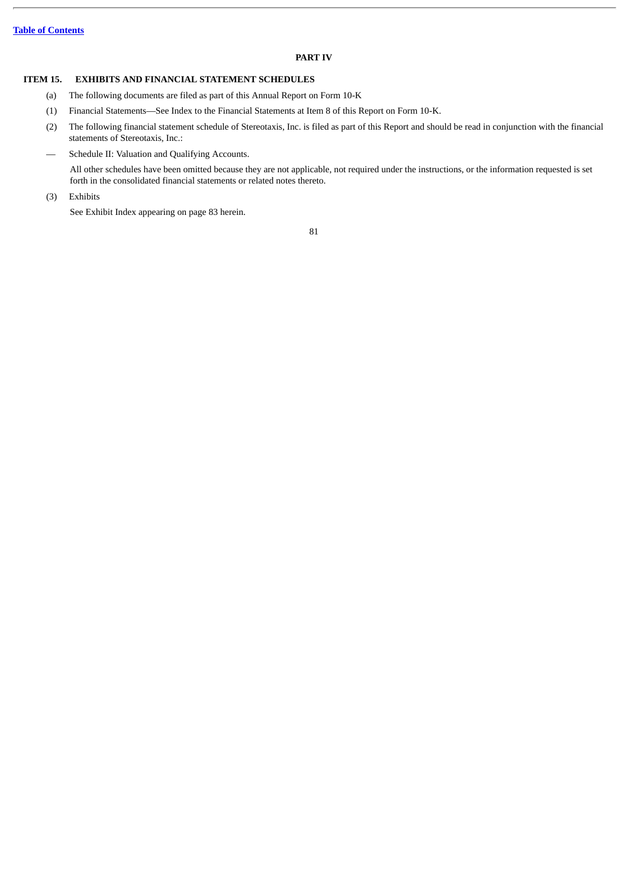## PART IV

### ITEM 15. EXHIBITS AND FINANCIAL STATEMENT SCHEDULES

(a) The following documents are filed as part of this Annual Report on Form 10-K

(1) Financial Statements—See Index to the Financial Statements at Item 8 of this Report on Form 10-K.

(2) The following financial statement schedule of Stereotaxis, Inc. is filed as part of this Report and should be read in conjunction with the financial statements of Stereotaxis, Inc.:

— Schedule II: Valuation and Qualifying Accounts.

All other schedules have been omitted because they are not applicable, not required under the instructions, or the information requested is set forth in the consolidated financial statements or related notes thereto.

(3) Exhibits

See Exhibit Index appearing on page 83 herein.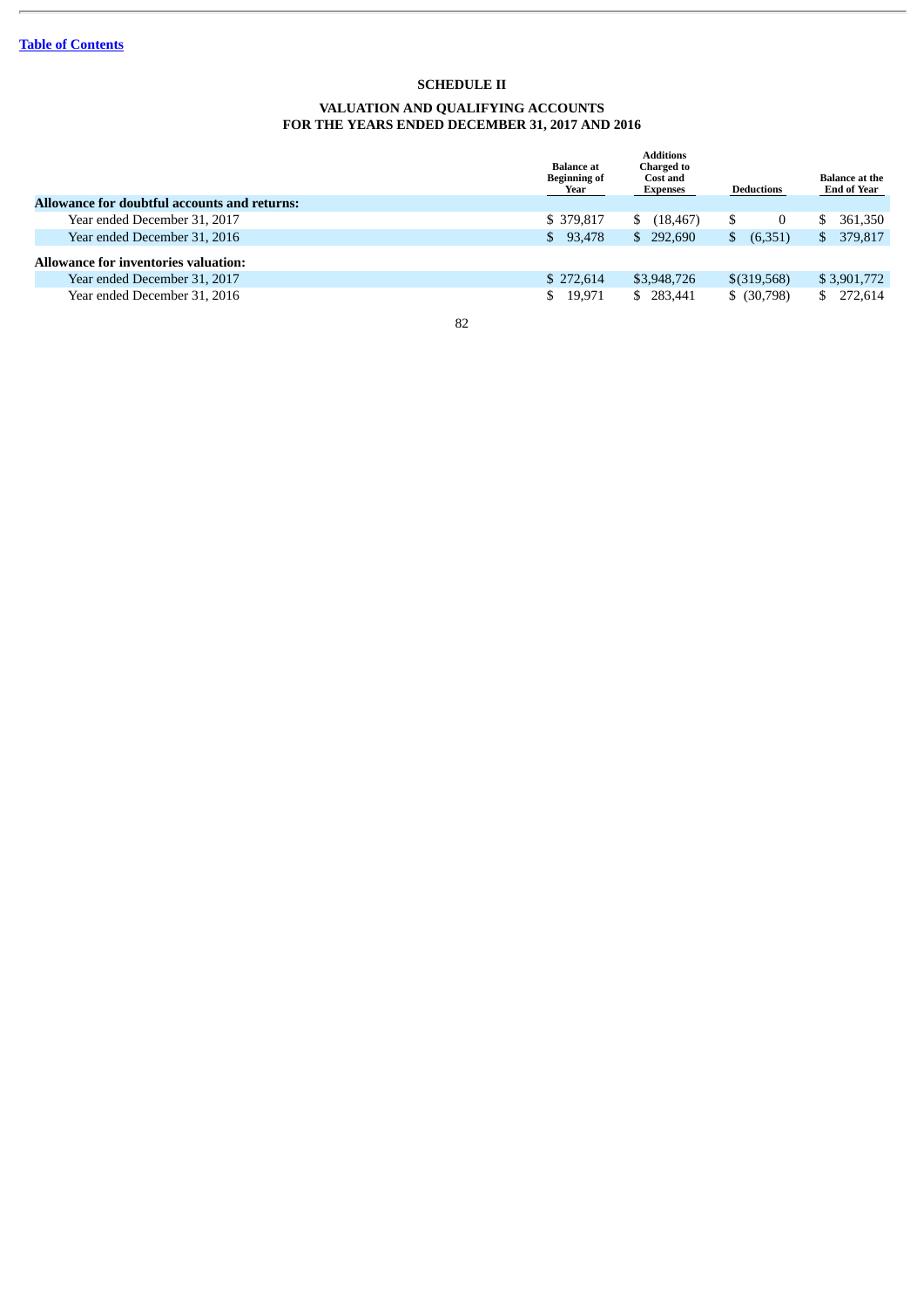[Table of Contents](#)

# SCHEDULE II

## VALUATION AND QUALIFYING ACCOUNTS FOR THE YEARS ENDED DECEMBER 31, 2017 AND 2016

| | Balance at Beginning of Year | Additions Charged to Cost and Expenses | Deductions | Balance at the End of Year |
|---|---|---|---|---|
| **Allowance for doubtful accounts and returns:** | | | | |
| Year ended December 31, 2017 | $ 379,817 | $ (18,467) | $ 0 | $ 361,350 |
| Year ended December 31, 2016 | $ 93,478 | $ 292,690 | $ (6,351) | $ 379,817 |
| **Allowance for inventories valuation:** | | | | |
| Year ended December 31, 2017 | $ 272,614 | $3,948,726 | $(319,568) | $ 3,901,772 |
| Year ended December 31, 2016 | $ 19,971 | $ 283,441 | $ (30,798) | $ 272,614 |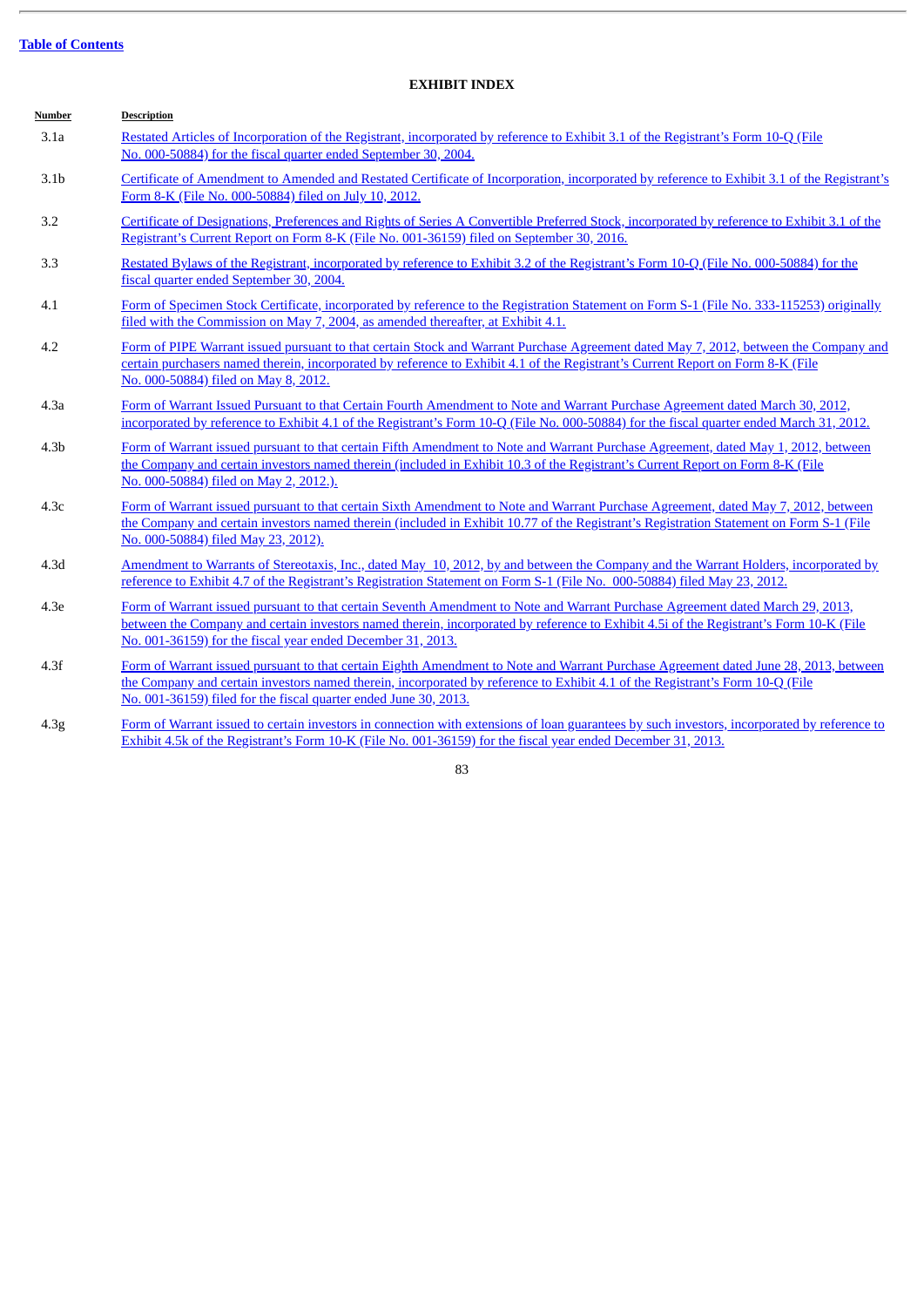[Table of Contents](#)

**EXHIBIT INDEX**

| Number | Description |
|---|---|
| 3.1a | Restated Articles of Incorporation of the Registrant, incorporated by reference to Exhibit 3.1 of the Registrant's Form 10-Q (File No. 000-50884) for the fiscal quarter ended September 30, 2004. |
| 3.1b | Certificate of Amendment to Amended and Restated Certificate of Incorporation, incorporated by reference to Exhibit 3.1 of the Registrant's Form 8-K (File No. 000-50884) filed on July 10, 2012. |
| 3.2 | Certificate of Designations, Preferences and Rights of Series A Convertible Preferred Stock, incorporated by reference to Exhibit 3.1 of the Registrant's Current Report on Form 8-K (File No. 001-36159) filed on September 30, 2016. |
| 3.3 | Restated Bylaws of the Registrant, incorporated by reference to Exhibit 3.2 of the Registrant's Form 10-Q (File No. 000-50884) for the fiscal quarter ended September 30, 2004. |
| 4.1 | Form of Specimen Stock Certificate, incorporated by reference to the Registration Statement on Form S-1 (File No. 333-115253) originally filed with the Commission on May 7, 2004, as amended thereafter, at Exhibit 4.1. |
| 4.2 | Form of PIPE Warrant issued pursuant to that certain Stock and Warrant Purchase Agreement dated May 7, 2012, between the Company and certain purchasers named therein, incorporated by reference to Exhibit 4.1 of the Registrant's Current Report on Form 8-K (File No. 000-50884) filed on May 8, 2012. |
| 4.3a | Form of Warrant Issued Pursuant to that Certain Fourth Amendment to Note and Warrant Purchase Agreement dated March 30, 2012, incorporated by reference to Exhibit 4.1 of the Registrant's Form 10-Q (File No. 000-50884) for the fiscal quarter ended March 31, 2012. |
| 4.3b | Form of Warrant issued pursuant to that certain Fifth Amendment to Note and Warrant Purchase Agreement, dated May 1, 2012, between the Company and certain investors named therein (included in Exhibit 10.3 of the Registrant's Current Report on Form 8-K (File No. 000-50884) filed on May 2, 2012.). |
| 4.3c | Form of Warrant issued pursuant to that certain Sixth Amendment to Note and Warrant Purchase Agreement, dated May 7, 2012, between the Company and certain investors named therein (included in Exhibit 10.77 of the Registrant's Registration Statement on Form S-1 (File No. 000-50884) filed May 23, 2012). |
| 4.3d | Amendment to Warrants of Stereotaxis, Inc., dated May 10, 2012, by and between the Company and the Warrant Holders, incorporated by reference to Exhibit 4.7 of the Registrant's Registration Statement on Form S-1 (File No. 000-50884) filed May 23, 2012. |
| 4.3e | Form of Warrant issued pursuant to that certain Seventh Amendment to Note and Warrant Purchase Agreement dated March 29, 2013, between the Company and certain investors named therein, incorporated by reference to Exhibit 4.5i of the Registrant's Form 10-K (File No. 001-36159) for the fiscal year ended December 31, 2013. |
| 4.3f | Form of Warrant issued pursuant to that certain Eighth Amendment to Note and Warrant Purchase Agreement dated June 28, 2013, between the Company and certain investors named therein, incorporated by reference to Exhibit 4.1 of the Registrant's Form 10-Q (File No. 001-36159) filed for the fiscal quarter ended June 30, 2013. |
| 4.3g | Form of Warrant issued to certain investors in connection with extensions of loan guarantees by such investors, incorporated by reference to Exhibit 4.5k of the Registrant's Form 10-K (File No. 001-36159) for the fiscal year ended December 31, 2013. |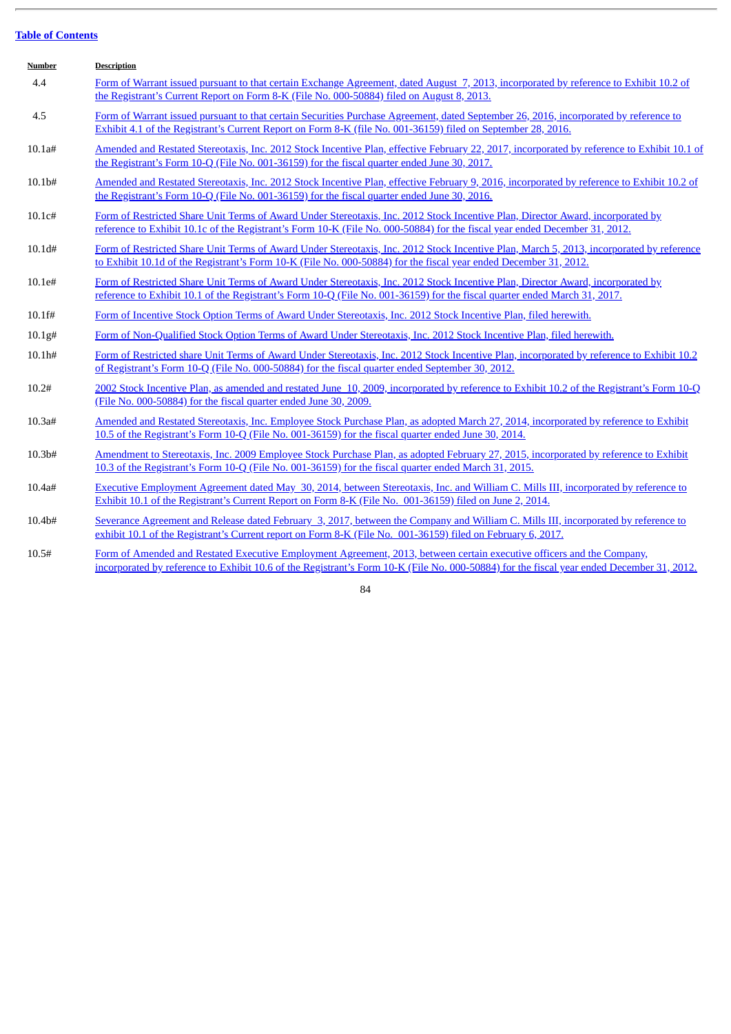[Table of Contents](#)

| Number | Description |
|---|---|
| 4.4 | Form of Warrant issued pursuant to that certain Exchange Agreement, dated August 7, 2013, incorporated by reference to Exhibit 10.2 of the Registrant's Current Report on Form 8-K (File No. 000-50884) filed on August 8, 2013. |
| 4.5 | Form of Warrant issued pursuant to that certain Securities Purchase Agreement, dated September 26, 2016, incorporated by reference to Exhibit 4.1 of the Registrant's Current Report on Form 8-K (file No. 001-36159) filed on September 28, 2016. |
| 10.1a# | Amended and Restated Stereotaxis, Inc. 2012 Stock Incentive Plan, effective February 22, 2017, incorporated by reference to Exhibit 10.1 of the Registrant's Form 10-Q (File No. 001-36159) for the fiscal quarter ended June 30, 2017. |
| 10.1b# | Amended and Restated Stereotaxis, Inc. 2012 Stock Incentive Plan, effective February 9, 2016, incorporated by reference to Exhibit 10.2 of the Registrant's Form 10-Q (File No. 001-36159) for the fiscal quarter ended June 30, 2016. |
| 10.1c# | Form of Restricted Share Unit Terms of Award Under Stereotaxis, Inc. 2012 Stock Incentive Plan, Director Award, incorporated by reference to Exhibit 10.1c of the Registrant's Form 10-K (File No. 000-50884) for the fiscal year ended December 31, 2012. |
| 10.1d# | Form of Restricted Share Unit Terms of Award Under Stereotaxis, Inc. 2012 Stock Incentive Plan, March 5, 2013, incorporated by reference to Exhibit 10.1d of the Registrant's Form 10-K (File No. 000-50884) for the fiscal year ended December 31, 2012. |
| 10.1e# | Form of Restricted Share Unit Terms of Award Under Stereotaxis, Inc. 2012 Stock Incentive Plan, Director Award, incorporated by reference to Exhibit 10.1 of the Registrant's Form 10-Q (File No. 001-36159) for the fiscal quarter ended March 31, 2017. |
| 10.1f# | Form of Incentive Stock Option Terms of Award Under Stereotaxis, Inc. 2012 Stock Incentive Plan, filed herewith. |
| 10.1g# | Form of Non-Qualified Stock Option Terms of Award Under Stereotaxis, Inc. 2012 Stock Incentive Plan, filed herewith. |
| 10.1h# | Form of Restricted share Unit Terms of Award Under Stereotaxis, Inc. 2012 Stock Incentive Plan, incorporated by reference to Exhibit 10.2 of Registrant's Form 10-Q (File No. 000-50884) for the fiscal quarter ended September 30, 2012. |
| 10.2# | 2002 Stock Incentive Plan, as amended and restated June 10, 2009, incorporated by reference to Exhibit 10.2 of the Registrant's Form 10-Q (File No. 000-50884) for the fiscal quarter ended June 30, 2009. |
| 10.3a# | Amended and Restated Stereotaxis, Inc. Employee Stock Purchase Plan, as adopted March 27, 2014, incorporated by reference to Exhibit 10.5 of the Registrant's Form 10-Q (File No. 001-36159) for the fiscal quarter ended June 30, 2014. |
| 10.3b# | Amendment to Stereotaxis, Inc. 2009 Employee Stock Purchase Plan, as adopted February 27, 2015, incorporated by reference to Exhibit 10.3 of the Registrant's Form 10-Q (File No. 001-36159) for the fiscal quarter ended March 31, 2015. |
| 10.4a# | Executive Employment Agreement dated May 30, 2014, between Stereotaxis, Inc. and William C. Mills III, incorporated by reference to Exhibit 10.1 of the Registrant's Current Report on Form 8-K (File No. 001-36159) filed on June 2, 2014. |
| 10.4b# | Severance Agreement and Release dated February 3, 2017, between the Company and William C. Mills III, incorporated by reference to exhibit 10.1 of the Registrant's Current report on Form 8-K (File No. 001-36159) filed on February 6, 2017. |
| 10.5# | Form of Amended and Restated Executive Employment Agreement, 2013, between certain executive officers and the Company, incorporated by reference to Exhibit 10.6 of the Registrant's Form 10-K (File No. 000-50884) for the fiscal year ended December 31, 2012. |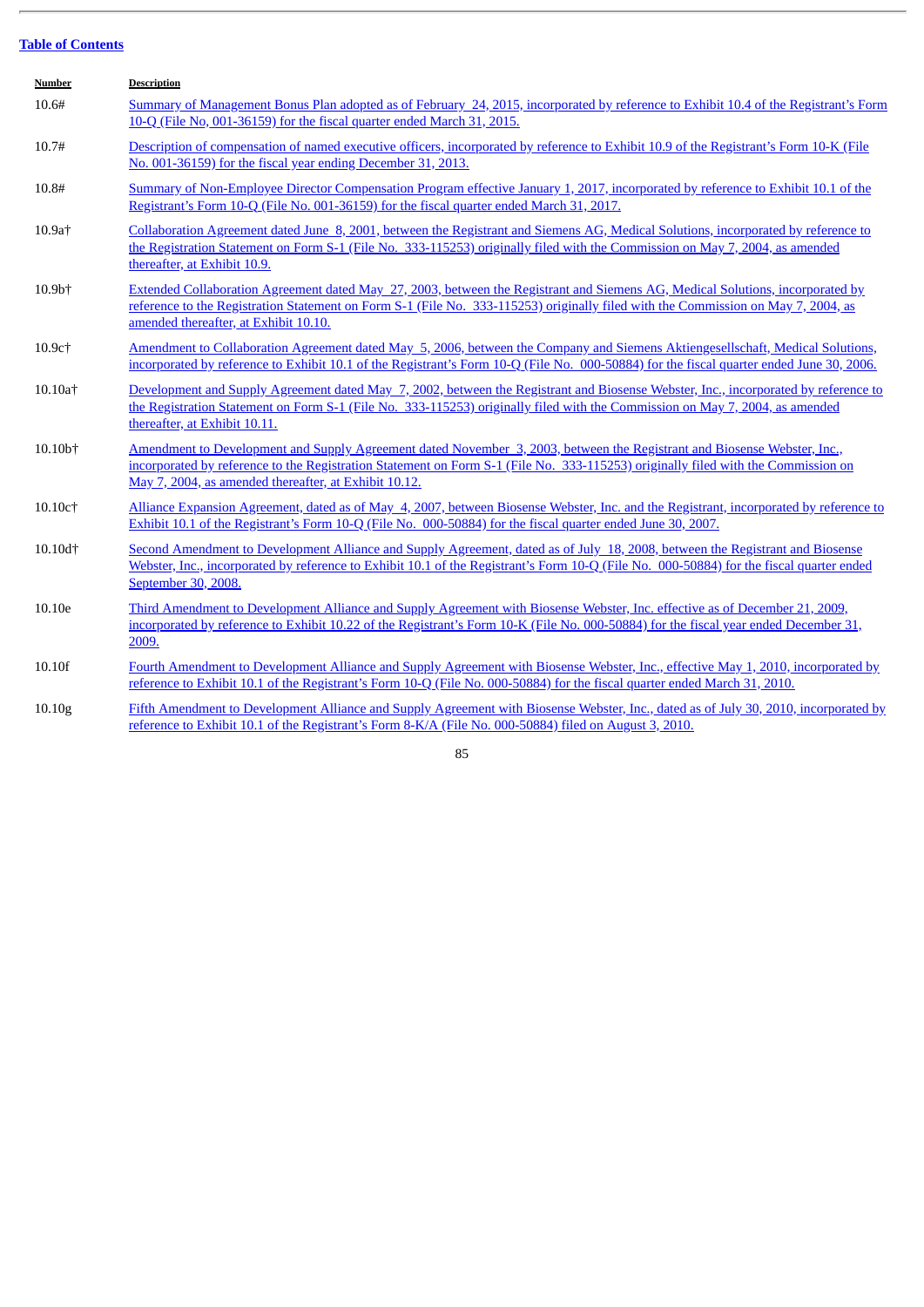[Table of Contents](#)

| Number | Description |
|---|---|
| 10.6# | Summary of Management Bonus Plan adopted as of February 24, 2015, incorporated by reference to Exhibit 10.4 of the Registrant's Form 10-Q (File No, 001-36159) for the fiscal quarter ended March 31, 2015. |
| 10.7# | Description of compensation of named executive officers, incorporated by reference to Exhibit 10.9 of the Registrant's Form 10-K (File No. 001-36159) for the fiscal year ending December 31, 2013. |
| 10.8# | Summary of Non-Employee Director Compensation Program effective January 1, 2017, incorporated by reference to Exhibit 10.1 of the Registrant's Form 10-Q (File No. 001-36159) for the fiscal quarter ended March 31, 2017. |
| 10.9a† | Collaboration Agreement dated June 8, 2001, between the Registrant and Siemens AG, Medical Solutions, incorporated by reference to the Registration Statement on Form S-1 (File No. 333-115253) originally filed with the Commission on May 7, 2004, as amended thereafter, at Exhibit 10.9. |
| 10.9b† | Extended Collaboration Agreement dated May 27, 2003, between the Registrant and Siemens AG, Medical Solutions, incorporated by reference to the Registration Statement on Form S-1 (File No. 333-115253) originally filed with the Commission on May 7, 2004, as amended thereafter, at Exhibit 10.10. |
| 10.9c† | Amendment to Collaboration Agreement dated May 5, 2006, between the Company and Siemens Aktiengesellschaft, Medical Solutions, incorporated by reference to Exhibit 10.1 of the Registrant's Form 10-Q (File No. 000-50884) for the fiscal quarter ended June 30, 2006. |
| 10.10a† | Development and Supply Agreement dated May 7, 2002, between the Registrant and Biosense Webster, Inc., incorporated by reference to the Registration Statement on Form S-1 (File No. 333-115253) originally filed with the Commission on May 7, 2004, as amended thereafter, at Exhibit 10.11. |
| 10.10b† | Amendment to Development and Supply Agreement dated November 3, 2003, between the Registrant and Biosense Webster, Inc., incorporated by reference to the Registration Statement on Form S-1 (File No. 333-115253) originally filed with the Commission on May 7, 2004, as amended thereafter, at Exhibit 10.12. |
| 10.10c† | Alliance Expansion Agreement, dated as of May 4, 2007, between Biosense Webster, Inc. and the Registrant, incorporated by reference to Exhibit 10.1 of the Registrant's Form 10-Q (File No. 000-50884) for the fiscal quarter ended June 30, 2007. |
| 10.10d† | Second Amendment to Development Alliance and Supply Agreement, dated as of July 18, 2008, between the Registrant and Biosense Webster, Inc., incorporated by reference to Exhibit 10.1 of the Registrant's Form 10-Q (File No. 000-50884) for the fiscal quarter ended September 30, 2008. |
| 10.10e | Third Amendment to Development Alliance and Supply Agreement with Biosense Webster, Inc. effective as of December 21, 2009, incorporated by reference to Exhibit 10.22 of the Registrant's Form 10-K (File No. 000-50884) for the fiscal year ended December 31, 2009. |
| 10.10f | Fourth Amendment to Development Alliance and Supply Agreement with Biosense Webster, Inc., effective May 1, 2010, incorporated by reference to Exhibit 10.1 of the Registrant's Form 10-Q (File No. 000-50884) for the fiscal quarter ended March 31, 2010. |
| 10.10g | Fifth Amendment to Development Alliance and Supply Agreement with Biosense Webster, Inc., dated as of July 30, 2010, incorporated by reference to Exhibit 10.1 of the Registrant's Form 8-K/A (File No. 000-50884) filed on August 3, 2010. |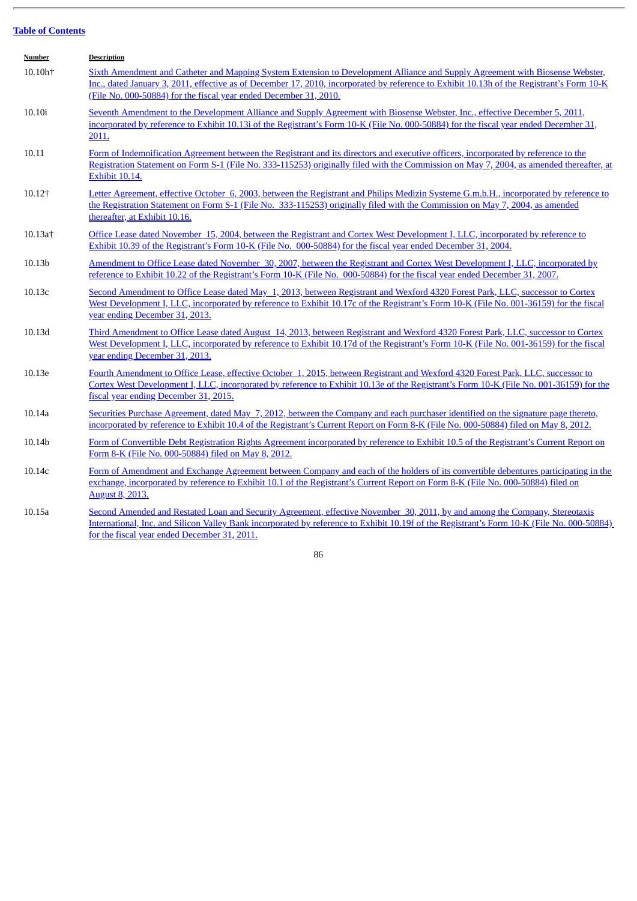[Table of Contents](#)

| Number | Description |
|---|---|
| 10.10h† | Sixth Amendment and Catheter and Mapping System Extension to Development Alliance and Supply Agreement with Biosense Webster, Inc., dated January 3, 2011, effective as of December 17, 2010, incorporated by reference to Exhibit 10.13h of the Registrant's Form 10-K (File No. 000-50884) for the fiscal year ended December 31, 2010. |
| 10.10i | Seventh Amendment to the Development Alliance and Supply Agreement with Biosense Webster, Inc., effective December 5, 2011, incorporated by reference to Exhibit 10.13i of the Registrant's Form 10-K (File No. 000-50884) for the fiscal year ended December 31, 2011. |
| 10.11 | Form of Indemnification Agreement between the Registrant and its directors and executive officers, incorporated by reference to the Registration Statement on Form S-1 (File No. 333-115253) originally filed with the Commission on May 7, 2004, as amended thereafter, at Exhibit 10.14. |
| 10.12† | Letter Agreement, effective October 6, 2003, between the Registrant and Philips Medizin Systeme G.m.b.H., incorporated by reference to the Registration Statement on Form S-1 (File No. 333-115253) originally filed with the Commission on May 7, 2004, as amended thereafter, at Exhibit 10.16. |
| 10.13a† | Office Lease dated November 15, 2004, between the Registrant and Cortex West Development I, LLC, incorporated by reference to Exhibit 10.39 of the Registrant's Form 10-K (File No. 000-50884) for the fiscal year ended December 31, 2004. |
| 10.13b | Amendment to Office Lease dated November 30, 2007, between the Registrant and Cortex West Development I, LLC, incorporated by reference to Exhibit 10.22 of the Registrant's Form 10-K (File No. 000-50884) for the fiscal year ended December 31, 2007. |
| 10.13c | Second Amendment to Office Lease dated May 1, 2013, between Registrant and Wexford 4320 Forest Park, LLC, successor to Cortex West Development I, LLC, incorporated by reference to Exhibit 10.17c of the Registrant's Form 10-K (File No. 001-36159) for the fiscal year ending December 31, 2013. |
| 10.13d | Third Amendment to Office Lease dated August 14, 2013, between Registrant and Wexford 4320 Forest Park, LLC, successor to Cortex West Development I, LLC, incorporated by reference to Exhibit 10.17d of the Registrant's Form 10-K (File No. 001-36159) for the fiscal year ending December 31, 2013. |
| 10.13e | Fourth Amendment to Office Lease, effective October 1, 2015, between Registrant and Wexford 4320 Forest Park, LLC, successor to Cortex West Development I, LLC, incorporated by reference to Exhibit 10.13e of the Registrant's Form 10-K (File No. 001-36159) for the fiscal year ending December 31, 2015. |
| 10.14a | Securities Purchase Agreement, dated May 7, 2012, between the Company and each purchaser identified on the signature page thereto, incorporated by reference to Exhibit 10.4 of the Registrant's Current Report on Form 8-K (File No. 000-50884) filed on May 8, 2012. |
| 10.14b | Form of Convertible Debt Registration Rights Agreement incorporated by reference to Exhibit 10.5 of the Registrant's Current Report on Form 8-K (File No. 000-50884) filed on May 8, 2012. |
| 10.14c | Form of Amendment and Exchange Agreement between Company and each of the holders of its convertible debentures participating in the exchange, incorporated by reference to Exhibit 10.1 of the Registrant's Current Report on Form 8-K (File No. 000-50884) filed on August 8, 2013. |
| 10.15a | Second Amended and Restated Loan and Security Agreement, effective November 30, 2011, by and among the Company, Stereotaxis International, Inc. and Silicon Valley Bank incorporated by reference to Exhibit 10.19f of the Registrant's Form 10-K (File No. 000-50884) for the fiscal year ended December 31, 2011. |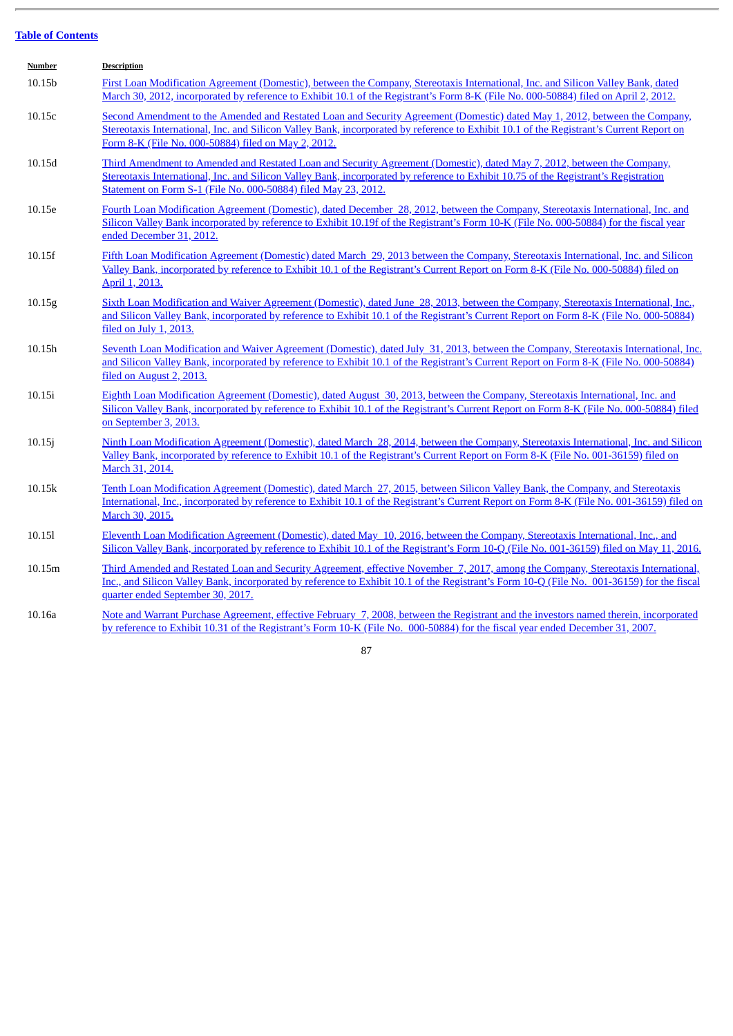[Table of Contents]

| Number | Description |
| --- | --- |
| 10.15b | First Loan Modification Agreement (Domestic), between the Company, Stereotaxis International, Inc. and Silicon Valley Bank, dated March 30, 2012, incorporated by reference to Exhibit 10.1 of the Registrant’s Form 8-K (File No. 000-50884) filed on April 2, 2012. |
| 10.15c | Second Amendment to the Amended and Restated Loan and Security Agreement (Domestic) dated May 1, 2012, between the Company, Stereotaxis International, Inc. and Silicon Valley Bank, incorporated by reference to Exhibit 10.1 of the Registrant’s Current Report on Form 8-K (File No. 000-50884) filed on May 2, 2012. |
| 10.15d | Third Amendment to Amended and Restated Loan and Security Agreement (Domestic), dated May 7, 2012, between the Company, Stereotaxis International, Inc. and Silicon Valley Bank, incorporated by reference to Exhibit 10.75 of the Registrant’s Registration Statement on Form S-1 (File No. 000-50884) filed May 23, 2012. |
| 10.15e | Fourth Loan Modification Agreement (Domestic), dated December 28, 2012, between the Company, Stereotaxis International, Inc. and Silicon Valley Bank incorporated by reference to Exhibit 10.19f of the Registrant’s Form 10-K (File No. 000-50884) for the fiscal year ended December 31, 2012. |
| 10.15f | Fifth Loan Modification Agreement (Domestic) dated March 29, 2013 between the Company, Stereotaxis International, Inc. and Silicon Valley Bank, incorporated by reference to Exhibit 10.1 of the Registrant’s Current Report on Form 8-K (File No. 000-50884) filed on April 1, 2013. |
| 10.15g | Sixth Loan Modification and Waiver Agreement (Domestic), dated June 28, 2013, between the Company, Stereotaxis International, Inc., and Silicon Valley Bank, incorporated by reference to Exhibit 10.1 of the Registrant’s Current Report on Form 8-K (File No. 000-50884) filed on July 1, 2013. |
| 10.15h | Seventh Loan Modification and Waiver Agreement (Domestic), dated July 31, 2013, between the Company, Stereotaxis International, Inc. and Silicon Valley Bank, incorporated by reference to Exhibit 10.1 of the Registrant’s Current Report on Form 8-K (File No. 000-50884) filed on August 2, 2013. |
| 10.15i | Eighth Loan Modification Agreement (Domestic), dated August 30, 2013, between the Company, Stereotaxis International, Inc. and Silicon Valley Bank, incorporated by reference to Exhibit 10.1 of the Registrant’s Current Report on Form 8-K (File No. 000-50884) filed on September 3, 2013. |
| 10.15j | Ninth Loan Modification Agreement (Domestic), dated March 28, 2014, between the Company, Stereotaxis International, Inc. and Silicon Valley Bank, incorporated by reference to Exhibit 10.1 of the Registrant’s Current Report on Form 8-K (File No. 001-36159) filed on March 31, 2014. |
| 10.15k | Tenth Loan Modification Agreement (Domestic), dated March 27, 2015, between Silicon Valley Bank, the Company, and Stereotaxis International, Inc., incorporated by reference to Exhibit 10.1 of the Registrant’s Current Report on Form 8-K (File No. 001-36159) filed on March 30, 2015. |
| 10.15l | Eleventh Loan Modification Agreement (Domestic), dated May 10, 2016, between the Company, Stereotaxis International, Inc., and Silicon Valley Bank, incorporated by reference to Exhibit 10.1 of the Registrant’s Form 10-Q (File No. 001-36159) filed on May 11, 2016. |
| 10.15m | Third Amended and Restated Loan and Security Agreement, effective November 7, 2017, among the Company, Stereotaxis International, Inc., and Silicon Valley Bank, incorporated by reference to Exhibit 10.1 of the Registrant’s Form 10-Q (File No. 001-36159) for the fiscal quarter ended September 30, 2017. |
| 10.16a | Note and Warrant Purchase Agreement, effective February 7, 2008, between the Registrant and the investors named therein, incorporated by reference to Exhibit 10.31 of the Registrant’s Form 10-K (File No. 000-50884) for the fiscal year ended December 31, 2007. |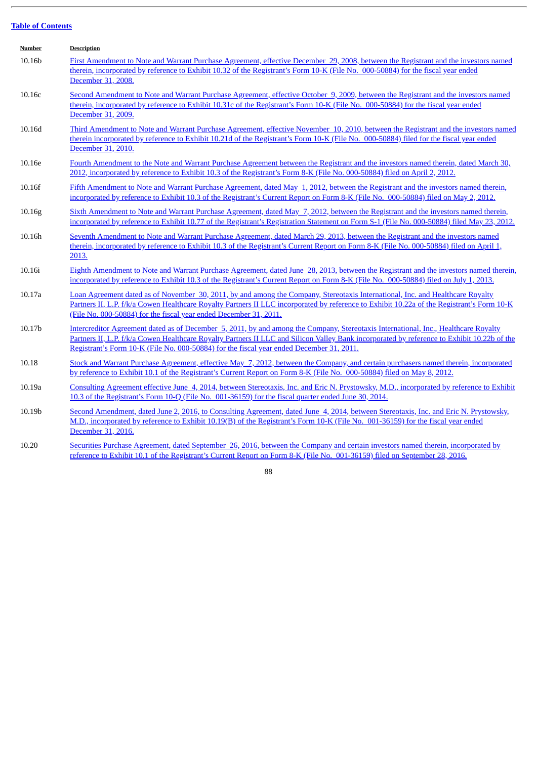[Table of Contents](#)

| Number | Description |
|---|---|
| 10.16b | First Amendment to Note and Warrant Purchase Agreement, effective December 29, 2008, between the Registrant and the investors named therein, incorporated by reference to Exhibit 10.32 of the Registrant's Form 10-K (File No. 000-50884) for the fiscal year ended December 31, 2008. |
| 10.16c | Second Amendment to Note and Warrant Purchase Agreement, effective October 9, 2009, between the Registrant and the investors named therein, incorporated by reference to Exhibit 10.31c of the Registrant's Form 10-K (File No. 000-50884) for the fiscal year ended December 31, 2009. |
| 10.16d | Third Amendment to Note and Warrant Purchase Agreement, effective November 10, 2010, between the Registrant and the investors named therein incorporated by reference to Exhibit 10.21d of the Registrant's Form 10-K (File No. 000-50884) filed for the fiscal year ended December 31, 2010. |
| 10.16e | Fourth Amendment to the Note and Warrant Purchase Agreement between the Registrant and the investors named therein, dated March 30, 2012, incorporated by reference to Exhibit 10.3 of the Registrant's Form 8-K (File No. 000-50884) filed on April 2, 2012. |
| 10.16f | Fifth Amendment to Note and Warrant Purchase Agreement, dated May 1, 2012, between the Registrant and the investors named therein, incorporated by reference to Exhibit 10.3 of the Registrant's Current Report on Form 8-K (File No. 000-50884) filed on May 2, 2012. |
| 10.16g | Sixth Amendment to Note and Warrant Purchase Agreement, dated May 7, 2012, between the Registrant and the investors named therein, incorporated by reference to Exhibit 10.77 of the Registrant's Registration Statement on Form S-1 (File No. 000-50884) filed May 23, 2012. |
| 10.16h | Seventh Amendment to Note and Warrant Purchase Agreement, dated March 29, 2013, between the Registrant and the investors named therein, incorporated by reference to Exhibit 10.3 of the Registrant's Current Report on Form 8-K (File No. 000-50884) filed on April 1, 2013. |
| 10.16i | Eighth Amendment to Note and Warrant Purchase Agreement, dated June 28, 2013, between the Registrant and the investors named therein, incorporated by reference to Exhibit 10.3 of the Registrant's Current Report on Form 8-K (File No. 000-50884) filed on July 1, 2013. |
| 10.17a | Loan Agreement dated as of November 30, 2011, by and among the Company, Stereotaxis International, Inc. and Healthcare Royalty Partners II, L.P. f/k/a Cowen Healthcare Royalty Partners II LLC incorporated by reference to Exhibit 10.22a of the Registrant's Form 10-K (File No. 000-50884) for the fiscal year ended December 31, 2011. |
| 10.17b | Intercreditor Agreement dated as of December 5, 2011, by and among the Company, Stereotaxis International, Inc., Healthcare Royalty Partners II, L.P. f/k/a Cowen Healthcare Royalty Partners II LLC and Silicon Valley Bank incorporated by reference to Exhibit 10.22b of the Registrant's Form 10-K (File No. 000-50884) for the fiscal year ended December 31, 2011. |
| 10.18 | Stock and Warrant Purchase Agreement, effective May 7, 2012, between the Company, and certain purchasers named therein, incorporated by reference to Exhibit 10.1 of the Registrant's Current Report on Form 8-K (File No. 000-50884) filed on May 8, 2012. |
| 10.19a | Consulting Agreement effective June 4, 2014, between Stereotaxis, Inc. and Eric N. Prystowsky, M.D., incorporated by reference to Exhibit 10.3 of the Registrant's Form 10-Q (File No. 001-36159) for the fiscal quarter ended June 30, 2014. |
| 10.19b | Second Amendment, dated June 2, 2016, to Consulting Agreement, dated June 4, 2014, between Stereotaxis, Inc. and Eric N. Prystowsky, M.D., incorporated by reference to Exhibit 10.19(B) of the Registrant's Form 10-K (File No. 001-36159) for the fiscal year ended December 31, 2016. |
| 10.20 | Securities Purchase Agreement, dated September 26, 2016, between the Company and certain investors named therein, incorporated by reference to Exhibit 10.1 of the Registrant's Current Report on Form 8-K (File No. 001-36159) filed on September 28, 2016. |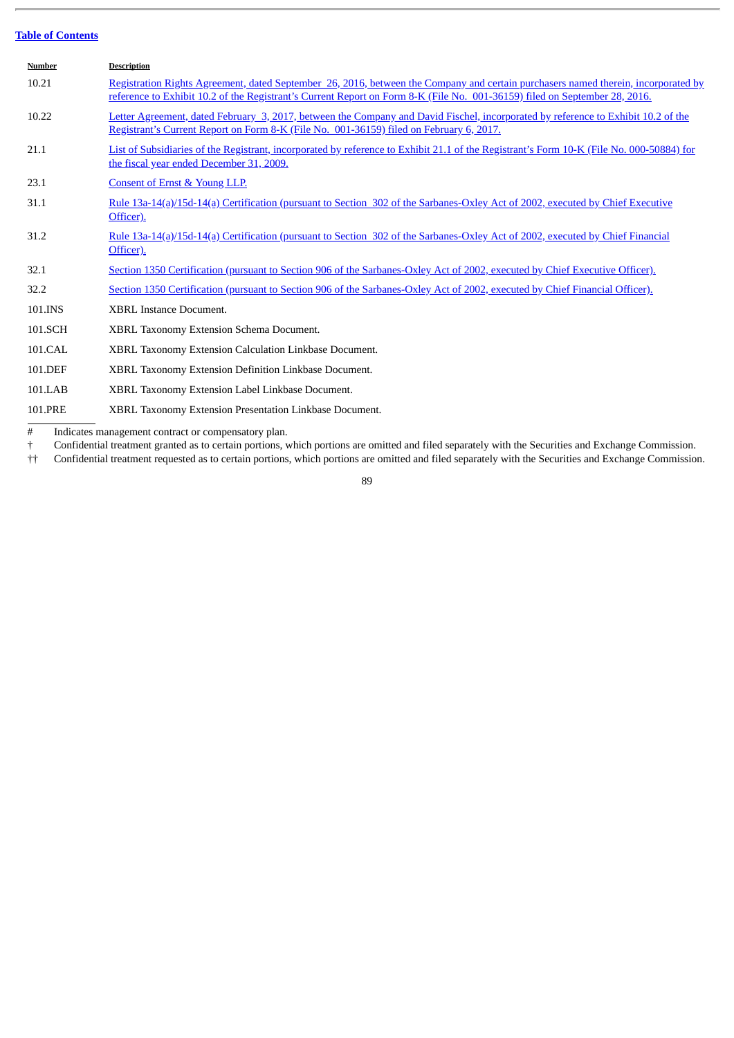[Table of Contents](#)

| Number | Description |
|---|---|
| 10.21 | Registration Rights Agreement, dated September 26, 2016, between the Company and certain purchasers named therein, incorporated by reference to Exhibit 10.2 of the Registrant's Current Report on Form 8-K (File No. 001-36159) filed on September 28, 2016. |
| 10.22 | Letter Agreement, dated February 3, 2017, between the Company and David Fischel, incorporated by reference to Exhibit 10.2 of the Registrant's Current Report on Form 8-K (File No. 001-36159) filed on February 6, 2017. |
| 21.1 | List of Subsidiaries of the Registrant, incorporated by reference to Exhibit 21.1 of the Registrant's Form 10-K (File No. 000-50884) for the fiscal year ended December 31, 2009. |
| 23.1 | Consent of Ernst & Young LLP. |
| 31.1 | Rule 13a-14(a)/15d-14(a) Certification (pursuant to Section 302 of the Sarbanes-Oxley Act of 2002, executed by Chief Executive Officer). |
| 31.2 | Rule 13a-14(a)/15d-14(a) Certification (pursuant to Section 302 of the Sarbanes-Oxley Act of 2002, executed by Chief Financial Officer). |
| 32.1 | Section 1350 Certification (pursuant to Section 906 of the Sarbanes-Oxley Act of 2002, executed by Chief Executive Officer). |
| 32.2 | Section 1350 Certification (pursuant to Section 906 of the Sarbanes-Oxley Act of 2002, executed by Chief Financial Officer). |
| 101.INS | XBRL Instance Document. |
| 101.SCH | XBRL Taxonomy Extension Schema Document. |
| 101.CAL | XBRL Taxonomy Extension Calculation Linkbase Document. |
| 101.DEF | XBRL Taxonomy Extension Definition Linkbase Document. |
| 101.LAB | XBRL Taxonomy Extension Label Linkbase Document. |
| 101.PRE | XBRL Taxonomy Extension Presentation Linkbase Document. |

---

# Indicates management contract or compensatory plan.

† Confidential treatment granted as to certain portions, which portions are omitted and filed separately with the Securities and Exchange Commission.

†† Confidential treatment requested as to certain portions, which portions are omitted and filed separately with the Securities and Exchange Commission.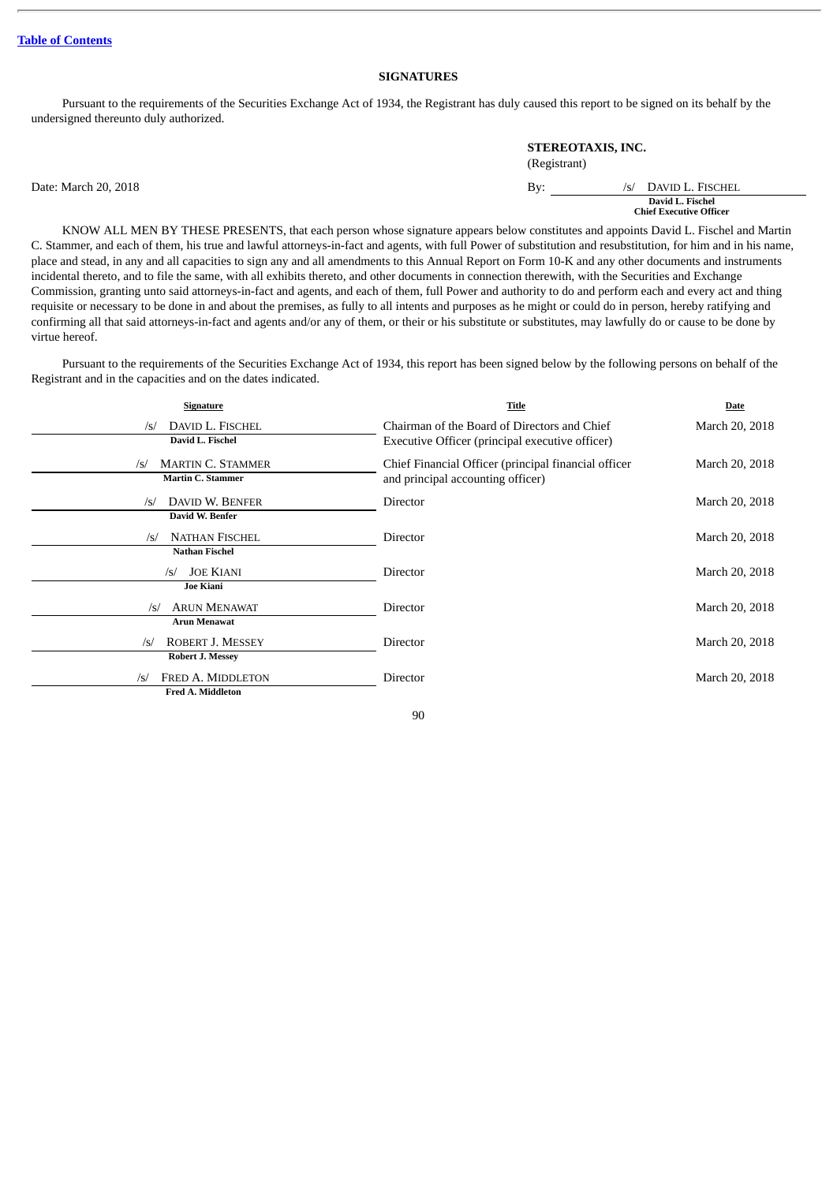## SIGNATURES

Pursuant to the requirements of the Securities Exchange Act of 1934, the Registrant has duly caused this report to be signed on its behalf by the undersigned thereunto duly authorized.

**STEREOTAXIS, INC.**
(Registrant)

Date: March 20, 2018

By: /s/ DAVID L. FISCHEL
**David L. Fischel**
**Chief Executive Officer**

KNOW ALL MEN BY THESE PRESENTS, that each person whose signature appears below constitutes and appoints David L. Fischel and Martin C. Stammer, and each of them, his true and lawful attorneys-in-fact and agents, with full Power of substitution and resubstitution, for him and in his name, place and stead, in any and all capacities to sign any and all amendments to this Annual Report on Form 10-K and any other documents and instruments incidental thereto, and to file the same, with all exhibits thereto, and other documents in connection therewith, with the Securities and Exchange Commission, granting unto said attorneys-in-fact and agents, and each of them, full Power and authority to do and perform each and every act and thing requisite or necessary to be done in and about the premises, as fully to all intents and purposes as he might or could do in person, hereby ratifying and confirming all that said attorneys-in-fact and agents and/or any of them, or their or his substitute or substitutes, may lawfully do or cause to be done by virtue hereof.

Pursuant to the requirements of the Securities Exchange Act of 1934, this report has been signed below by the following persons on behalf of the Registrant and in the capacities and on the dates indicated.

| Signature | Title | Date |
|---|---|---|
| /s/ DAVID L. FISCHEL<br>**David L. Fischel** | Chairman of the Board of Directors and Chief Executive Officer (principal executive officer) | March 20, 2018 |
| /s/ MARTIN C. STAMMER<br>**Martin C. Stammer** | Chief Financial Officer (principal financial officer and principal accounting officer) | March 20, 2018 |
| /s/ DAVID W. BENFER<br>**David W. Benfer** | Director | March 20, 2018 |
| /s/ NATHAN FISCHEL<br>**Nathan Fischel** | Director | March 20, 2018 |
| /s/ JOE KIANI<br>**Joe Kiani** | Director | March 20, 2018 |
| /s/ ARUN MENAWAT<br>**Arun Menawat** | Director | March 20, 2018 |
| /s/ ROBERT J. MESSEY<br>**Robert J. Messey** | Director | March 20, 2018 |
| /s/ FRED A. MIDDLETON<br>**Fred A. Middleton** | Director | March 20, 2018 |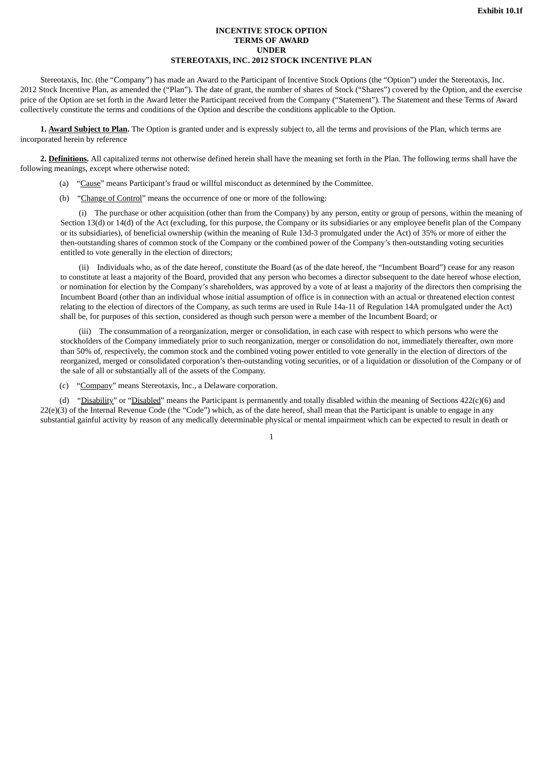Exhibit 10.1f

**INCENTIVE STOCK OPTION**
**TERMS OF AWARD**
**UNDER**
**STEREOTAXIS, INC. 2012 STOCK INCENTIVE PLAN**

Stereotaxis, Inc. (the "Company") has made an Award to the Participant of Incentive Stock Options (the "Option") under the Stereotaxis, Inc. 2012 Stock Incentive Plan, as amended the ("Plan"). The date of grant, the number of shares of Stock ("Shares") covered by the Option, and the exercise price of the Option are set forth in the Award letter the Participant received from the Company ("Statement"). The Statement and these Terms of Award collectively constitute the terms and conditions of the Option and describe the conditions applicable to the Option.

**1. Award Subject to Plan.** The Option is granted under and is expressly subject to, all the terms and provisions of the Plan, which terms are incorporated herein by reference

**2. Definitions.** All capitalized terms not otherwise defined herein shall have the meaning set forth in the Plan. The following terms shall have the following meanings, except where otherwise noted:

(a) "Cause" means Participant's fraud or willful misconduct as determined by the Committee.

(b) "Change of Control" means the occurrence of one or more of the following:

(i) The purchase or other acquisition (other than from the Company) by any person, entity or group of persons, within the meaning of Section 13(d) or 14(d) of the Act (excluding, for this purpose, the Company or its subsidiaries or any employee benefit plan of the Company or its subsidiaries), of beneficial ownership (within the meaning of Rule 13d-3 promulgated under the Act) of 35% or more of either the then-outstanding shares of common stock of the Company or the combined power of the Company's then-outstanding voting securities entitled to vote generally in the election of directors;

(ii) Individuals who, as of the date hereof, constitute the Board (as of the date hereof, the "Incumbent Board") cease for any reason to constitute at least a majority of the Board, provided that any person who becomes a director subsequent to the date hereof whose election, or nomination for election by the Company's shareholders, was approved by a vote of at least a majority of the directors then comprising the Incumbent Board (other than an individual whose initial assumption of office is in connection with an actual or threatened election contest relating to the election of directors of the Company, as such terms are used in Rule 14a-11 of Regulation 14A promulgated under the Act) shall be, for purposes of this section, considered as though such person were a member of the Incumbent Board; or

(iii) The consummation of a reorganization, merger or consolidation, in each case with respect to which persons who were the stockholders of the Company immediately prior to such reorganization, merger or consolidation do not, immediately thereafter, own more than 50% of, respectively, the common stock and the combined voting power entitled to vote generally in the election of directors of the reorganized, merged or consolidated corporation's then-outstanding voting securities, or of a liquidation or dissolution of the Company or of the sale of all or substantially all of the assets of the Company.

(c) "Company" means Stereotaxis, Inc., a Delaware corporation.

(d) "Disability" or "Disabled" means the Participant is permanently and totally disabled within the meaning of Sections 422(c)(6) and 22(e)(3) of the Internal Revenue Code (the "Code") which, as of the date hereof, shall mean that the Participant is unable to engage in any substantial gainful activity by reason of any medically determinable physical or mental impairment which can be expected to result in death or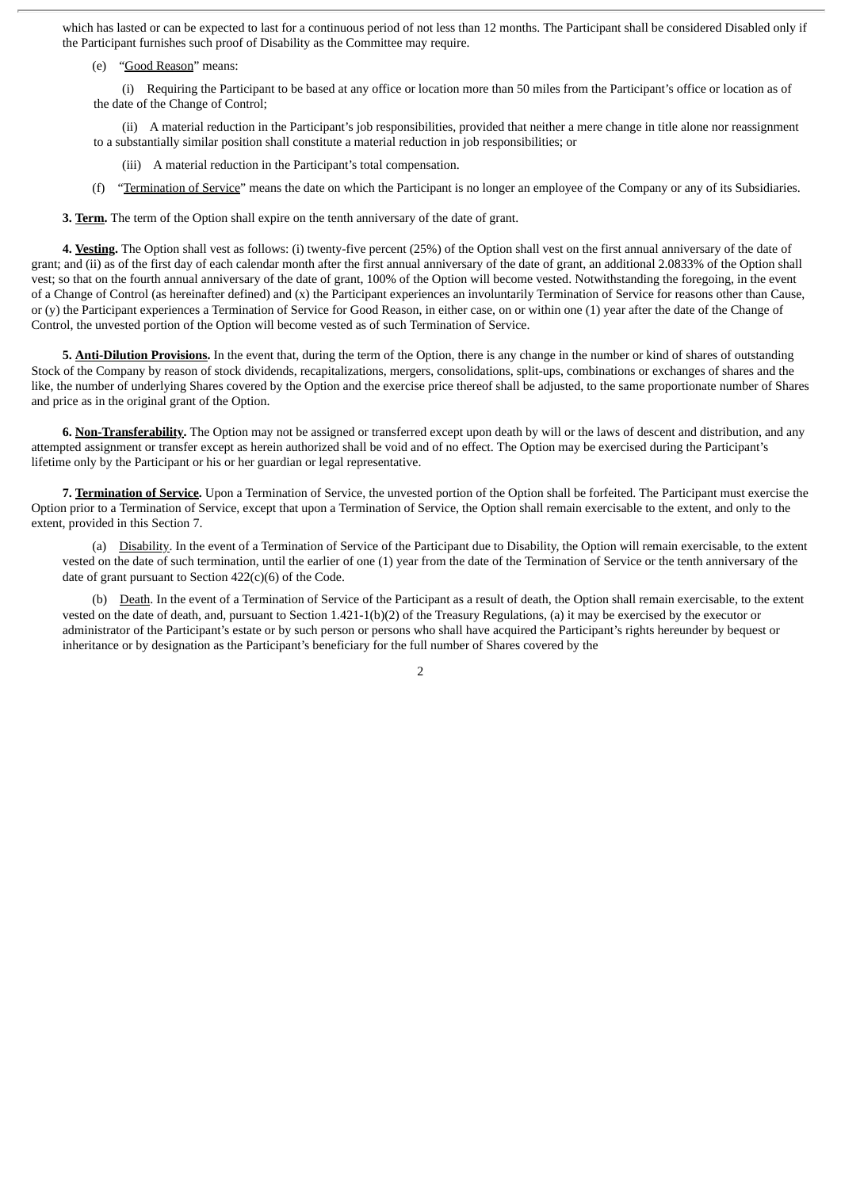which has lasted or can be expected to last for a continuous period of not less than 12 months. The Participant shall be considered Disabled only if the Participant furnishes such proof of Disability as the Committee may require.

(e) "Good Reason" means:

(i) Requiring the Participant to be based at any office or location more than 50 miles from the Participant's office or location as of the date of the Change of Control;

(ii) A material reduction in the Participant's job responsibilities, provided that neither a mere change in title alone nor reassignment to a substantially similar position shall constitute a material reduction in job responsibilities; or

(iii) A material reduction in the Participant's total compensation.

(f) "Termination of Service" means the date on which the Participant is no longer an employee of the Company or any of its Subsidiaries.

**3. Term.** The term of the Option shall expire on the tenth anniversary of the date of grant.

**4. Vesting.** The Option shall vest as follows: (i) twenty-five percent (25%) of the Option shall vest on the first annual anniversary of the date of grant; and (ii) as of the first day of each calendar month after the first annual anniversary of the date of grant, an additional 2.0833% of the Option shall vest; so that on the fourth annual anniversary of the date of grant, 100% of the Option will become vested. Notwithstanding the foregoing, in the event of a Change of Control (as hereinafter defined) and (x) the Participant experiences an involuntarily Termination of Service for reasons other than Cause, or (y) the Participant experiences a Termination of Service for Good Reason, in either case, on or within one (1) year after the date of the Change of Control, the unvested portion of the Option will become vested as of such Termination of Service.

**5. Anti-Dilution Provisions.** In the event that, during the term of the Option, there is any change in the number or kind of shares of outstanding Stock of the Company by reason of stock dividends, recapitalizations, mergers, consolidations, split-ups, combinations or exchanges of shares and the like, the number of underlying Shares covered by the Option and the exercise price thereof shall be adjusted, to the same proportionate number of Shares and price as in the original grant of the Option.

**6. Non-Transferability.** The Option may not be assigned or transferred except upon death by will or the laws of descent and distribution, and any attempted assignment or transfer except as herein authorized shall be void and of no effect. The Option may be exercised during the Participant's lifetime only by the Participant or his or her guardian or legal representative.

**7. Termination of Service.** Upon a Termination of Service, the unvested portion of the Option shall be forfeited. The Participant must exercise the Option prior to a Termination of Service, except that upon a Termination of Service, the Option shall remain exercisable to the extent, and only to the extent, provided in this Section 7.

(a) Disability. In the event of a Termination of Service of the Participant due to Disability, the Option will remain exercisable, to the extent vested on the date of such termination, until the earlier of one (1) year from the date of the Termination of Service or the tenth anniversary of the date of grant pursuant to Section 422(c)(6) of the Code.

(b) Death. In the event of a Termination of Service of the Participant as a result of death, the Option shall remain exercisable, to the extent vested on the date of death, and, pursuant to Section 1.421-1(b)(2) of the Treasury Regulations, (a) it may be exercised by the executor or administrator of the Participant's estate or by such person or persons who shall have acquired the Participant's rights hereunder by bequest or inheritance or by designation as the Participant's beneficiary for the full number of Shares covered by the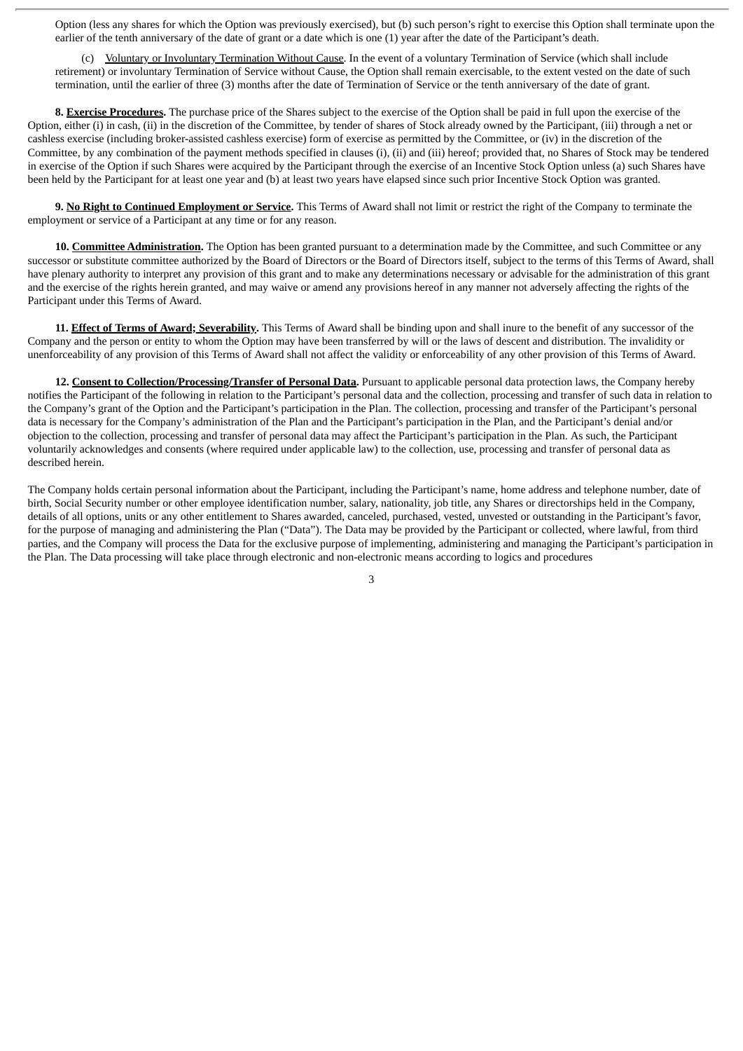Option (less any shares for which the Option was previously exercised), but (b) such person's right to exercise this Option shall terminate upon the earlier of the tenth anniversary of the date of grant or a date which is one (1) year after the date of the Participant's death.

(c) Voluntary or Involuntary Termination Without Cause. In the event of a voluntary Termination of Service (which shall include retirement) or involuntary Termination of Service without Cause, the Option shall remain exercisable, to the extent vested on the date of such termination, until the earlier of three (3) months after the date of Termination of Service or the tenth anniversary of the date of grant.

**8. Exercise Procedures.** The purchase price of the Shares subject to the exercise of the Option shall be paid in full upon the exercise of the Option, either (i) in cash, (ii) in the discretion of the Committee, by tender of shares of Stock already owned by the Participant, (iii) through a net or cashless exercise (including broker-assisted cashless exercise) form of exercise as permitted by the Committee, or (iv) in the discretion of the Committee, by any combination of the payment methods specified in clauses (i), (ii) and (iii) hereof; provided that, no Shares of Stock may be tendered in exercise of the Option if such Shares were acquired by the Participant through the exercise of an Incentive Stock Option unless (a) such Shares have been held by the Participant for at least one year and (b) at least two years have elapsed since such prior Incentive Stock Option was granted.

**9. No Right to Continued Employment or Service.** This Terms of Award shall not limit or restrict the right of the Company to terminate the employment or service of a Participant at any time or for any reason.

**10. Committee Administration.** The Option has been granted pursuant to a determination made by the Committee, and such Committee or any successor or substitute committee authorized by the Board of Directors or the Board of Directors itself, subject to the terms of this Terms of Award, shall have plenary authority to interpret any provision of this grant and to make any determinations necessary or advisable for the administration of this grant and the exercise of the rights herein granted, and may waive or amend any provisions hereof in any manner not adversely affecting the rights of the Participant under this Terms of Award.

**11. Effect of Terms of Award; Severability.** This Terms of Award shall be binding upon and shall inure to the benefit of any successor of the Company and the person or entity to whom the Option may have been transferred by will or the laws of descent and distribution. The invalidity or unenforceability of any provision of this Terms of Award shall not affect the validity or enforceability of any other provision of this Terms of Award.

**12. Consent to Collection/Processing/Transfer of Personal Data.** Pursuant to applicable personal data protection laws, the Company hereby notifies the Participant of the following in relation to the Participant's personal data and the collection, processing and transfer of such data in relation to the Company's grant of the Option and the Participant's participation in the Plan. The collection, processing and transfer of the Participant's personal data is necessary for the Company's administration of the Plan and the Participant's participation in the Plan, and the Participant's denial and/or objection to the collection, processing and transfer of personal data may affect the Participant's participation in the Plan. As such, the Participant voluntarily acknowledges and consents (where required under applicable law) to the collection, use, processing and transfer of personal data as described herein.

The Company holds certain personal information about the Participant, including the Participant's name, home address and telephone number, date of birth, Social Security number or other employee identification number, salary, nationality, job title, any Shares or directorships held in the Company, details of all options, units or any other entitlement to Shares awarded, canceled, purchased, vested, unvested or outstanding in the Participant's favor, for the purpose of managing and administering the Plan ("Data"). The Data may be provided by the Participant or collected, where lawful, from third parties, and the Company will process the Data for the exclusive purpose of implementing, administering and managing the Participant's participation in the Plan. The Data processing will take place through electronic and non-electronic means according to logics and procedures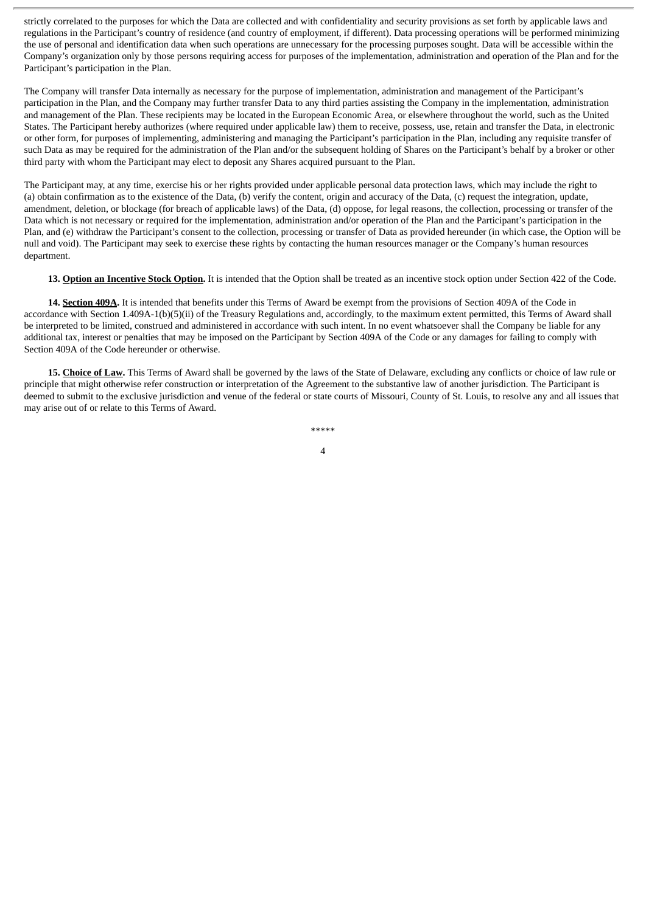strictly correlated to the purposes for which the Data are collected and with confidentiality and security provisions as set forth by applicable laws and regulations in the Participant's country of residence (and country of employment, if different). Data processing operations will be performed minimizing the use of personal and identification data when such operations are unnecessary for the processing purposes sought. Data will be accessible within the Company's organization only by those persons requiring access for purposes of the implementation, administration and operation of the Plan and for the Participant's participation in the Plan.

The Company will transfer Data internally as necessary for the purpose of implementation, administration and management of the Participant's participation in the Plan, and the Company may further transfer Data to any third parties assisting the Company in the implementation, administration and management of the Plan. These recipients may be located in the European Economic Area, or elsewhere throughout the world, such as the United States. The Participant hereby authorizes (where required under applicable law) them to receive, possess, use, retain and transfer the Data, in electronic or other form, for purposes of implementing, administering and managing the Participant's participation in the Plan, including any requisite transfer of such Data as may be required for the administration of the Plan and/or the subsequent holding of Shares on the Participant's behalf by a broker or other third party with whom the Participant may elect to deposit any Shares acquired pursuant to the Plan.

The Participant may, at any time, exercise his or her rights provided under applicable personal data protection laws, which may include the right to (a) obtain confirmation as to the existence of the Data, (b) verify the content, origin and accuracy of the Data, (c) request the integration, update, amendment, deletion, or blockage (for breach of applicable laws) of the Data, (d) oppose, for legal reasons, the collection, processing or transfer of the Data which is not necessary or required for the implementation, administration and/or operation of the Plan and the Participant's participation in the Plan, and (e) withdraw the Participant's consent to the collection, processing or transfer of Data as provided hereunder (in which case, the Option will be null and void). The Participant may seek to exercise these rights by contacting the human resources manager or the Company's human resources department.

**13. Option an Incentive Stock Option.** It is intended that the Option shall be treated as an incentive stock option under Section 422 of the Code.

**14. Section 409A.** It is intended that benefits under this Terms of Award be exempt from the provisions of Section 409A of the Code in accordance with Section 1.409A-1(b)(5)(ii) of the Treasury Regulations and, accordingly, to the maximum extent permitted, this Terms of Award shall be interpreted to be limited, construed and administered in accordance with such intent. In no event whatsoever shall the Company be liable for any additional tax, interest or penalties that may be imposed on the Participant by Section 409A of the Code or any damages for failing to comply with Section 409A of the Code hereunder or otherwise.

**15. Choice of Law.** This Terms of Award shall be governed by the laws of the State of Delaware, excluding any conflicts or choice of law rule or principle that might otherwise refer construction or interpretation of the Agreement to the substantive law of another jurisdiction. The Participant is deemed to submit to the exclusive jurisdiction and venue of the federal or state courts of Missouri, County of St. Louis, to resolve any and all issues that may arise out of or relate to this Terms of Award.

*****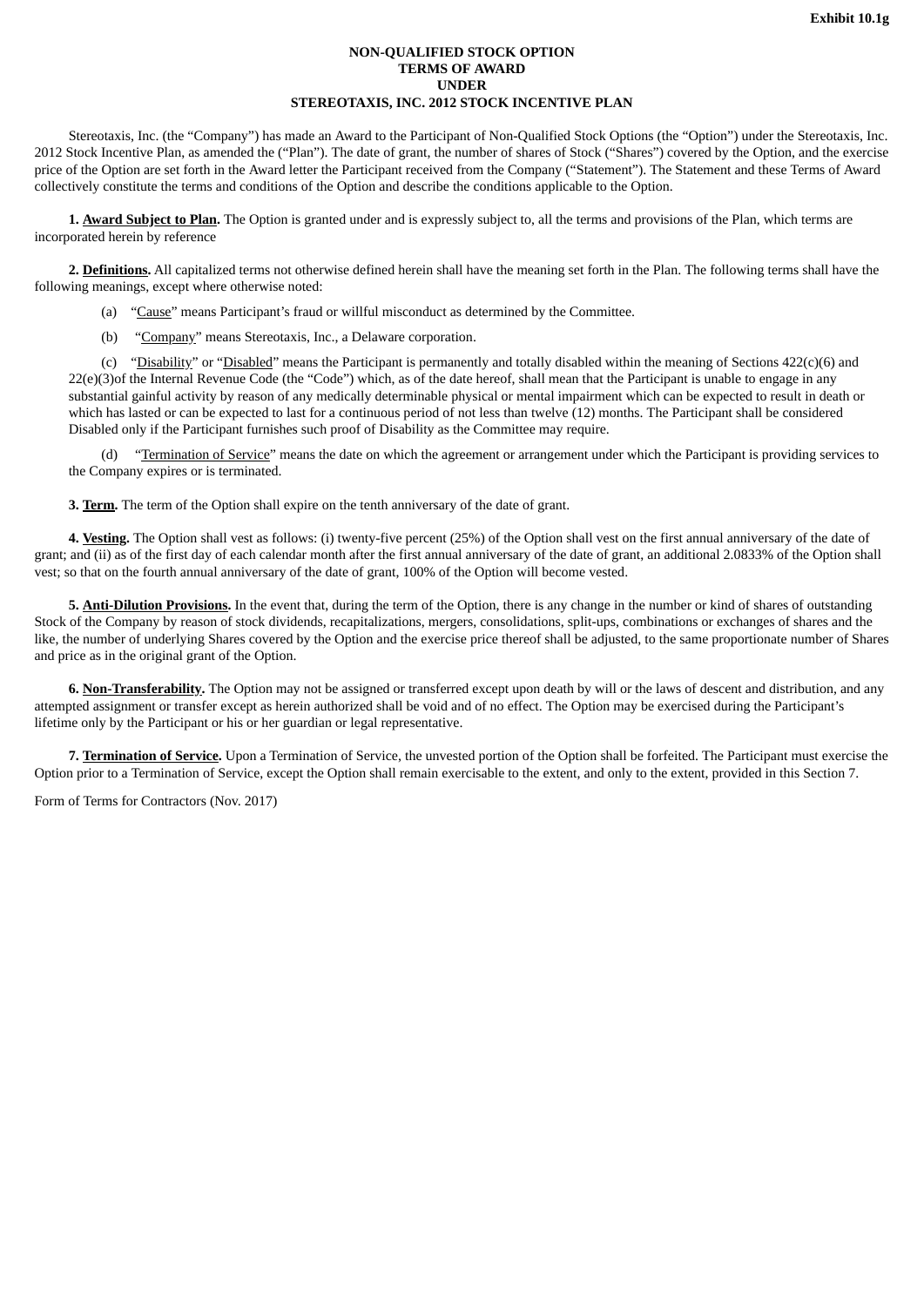Exhibit 10.1g

**NON-QUALIFIED STOCK OPTION**
**TERMS OF AWARD**
**UNDER**
**STEREOTAXIS, INC. 2012 STOCK INCENTIVE PLAN**

Stereotaxis, Inc. (the "Company") has made an Award to the Participant of Non-Qualified Stock Options (the "Option") under the Stereotaxis, Inc. 2012 Stock Incentive Plan, as amended the ("Plan"). The date of grant, the number of shares of Stock ("Shares") covered by the Option, and the exercise price of the Option are set forth in the Award letter the Participant received from the Company ("Statement"). The Statement and these Terms of Award collectively constitute the terms and conditions of the Option and describe the conditions applicable to the Option.

**1. Award Subject to Plan.** The Option is granted under and is expressly subject to, all the terms and provisions of the Plan, which terms are incorporated herein by reference

**2. Definitions.** All capitalized terms not otherwise defined herein shall have the meaning set forth in the Plan. The following terms shall have the following meanings, except where otherwise noted:

(a) "Cause" means Participant's fraud or willful misconduct as determined by the Committee.

(b) "Company" means Stereotaxis, Inc., a Delaware corporation.

(c) "Disability" or "Disabled" means the Participant is permanently and totally disabled within the meaning of Sections 422(c)(6) and 22(e)(3)of the Internal Revenue Code (the "Code") which, as of the date hereof, shall mean that the Participant is unable to engage in any substantial gainful activity by reason of any medically determinable physical or mental impairment which can be expected to result in death or which has lasted or can be expected to last for a continuous period of not less than twelve (12) months. The Participant shall be considered Disabled only if the Participant furnishes such proof of Disability as the Committee may require.

(d) "Termination of Service" means the date on which the agreement or arrangement under which the Participant is providing services to the Company expires or is terminated.

**3. Term.** The term of the Option shall expire on the tenth anniversary of the date of grant.

**4. Vesting.** The Option shall vest as follows: (i) twenty-five percent (25%) of the Option shall vest on the first annual anniversary of the date of grant; and (ii) as of the first day of each calendar month after the first annual anniversary of the date of grant, an additional 2.0833% of the Option shall vest; so that on the fourth annual anniversary of the date of grant, 100% of the Option will become vested.

**5. Anti-Dilution Provisions.** In the event that, during the term of the Option, there is any change in the number or kind of shares of outstanding Stock of the Company by reason of stock dividends, recapitalizations, mergers, consolidations, split-ups, combinations or exchanges of shares and the like, the number of underlying Shares covered by the Option and the exercise price thereof shall be adjusted, to the same proportionate number of Shares and price as in the original grant of the Option.

**6. Non-Transferability.** The Option may not be assigned or transferred except upon death by will or the laws of descent and distribution, and any attempted assignment or transfer except as herein authorized shall be void and of no effect. The Option may be exercised during the Participant's lifetime only by the Participant or his or her guardian or legal representative.

**7. Termination of Service.** Upon a Termination of Service, the unvested portion of the Option shall be forfeited. The Participant must exercise the Option prior to a Termination of Service, except the Option shall remain exercisable to the extent, and only to the extent, provided in this Section 7.

Form of Terms for Contractors (Nov. 2017)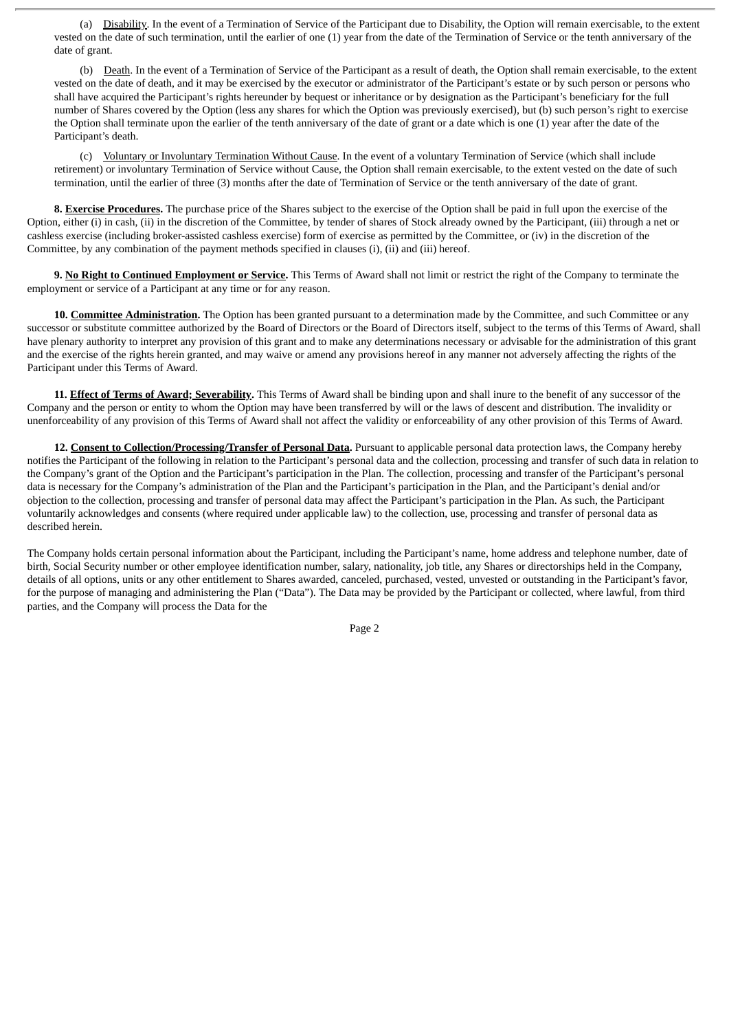(a) Disability. In the event of a Termination of Service of the Participant due to Disability, the Option will remain exercisable, to the extent vested on the date of such termination, until the earlier of one (1) year from the date of the Termination of Service or the tenth anniversary of the date of grant.

(b) Death. In the event of a Termination of Service of the Participant as a result of death, the Option shall remain exercisable, to the extent vested on the date of death, and it may be exercised by the executor or administrator of the Participant's estate or by such person or persons who shall have acquired the Participant's rights hereunder by bequest or inheritance or by designation as the Participant's beneficiary for the full number of Shares covered by the Option (less any shares for which the Option was previously exercised), but (b) such person's right to exercise the Option shall terminate upon the earlier of the tenth anniversary of the date of grant or a date which is one (1) year after the date of the Participant's death.

(c) Voluntary or Involuntary Termination Without Cause. In the event of a voluntary Termination of Service (which shall include retirement) or involuntary Termination of Service without Cause, the Option shall remain exercisable, to the extent vested on the date of such termination, until the earlier of three (3) months after the date of Termination of Service or the tenth anniversary of the date of grant.

**8. Exercise Procedures.** The purchase price of the Shares subject to the exercise of the Option shall be paid in full upon the exercise of the Option, either (i) in cash, (ii) in the discretion of the Committee, by tender of shares of Stock already owned by the Participant, (iii) through a net or cashless exercise (including broker-assisted cashless exercise) form of exercise as permitted by the Committee, or (iv) in the discretion of the Committee, by any combination of the payment methods specified in clauses (i), (ii) and (iii) hereof.

**9. No Right to Continued Employment or Service.** This Terms of Award shall not limit or restrict the right of the Company to terminate the employment or service of a Participant at any time or for any reason.

**10. Committee Administration.** The Option has been granted pursuant to a determination made by the Committee, and such Committee or any successor or substitute committee authorized by the Board of Directors or the Board of Directors itself, subject to the terms of this Terms of Award, shall have plenary authority to interpret any provision of this grant and to make any determinations necessary or advisable for the administration of this grant and the exercise of the rights herein granted, and may waive or amend any provisions hereof in any manner not adversely affecting the rights of the Participant under this Terms of Award.

**11. Effect of Terms of Award; Severability.** This Terms of Award shall be binding upon and shall inure to the benefit of any successor of the Company and the person or entity to whom the Option may have been transferred by will or the laws of descent and distribution. The invalidity or unenforceability of any provision of this Terms of Award shall not affect the validity or enforceability of any other provision of this Terms of Award.

**12. Consent to Collection/Processing/Transfer of Personal Data.** Pursuant to applicable personal data protection laws, the Company hereby notifies the Participant of the following in relation to the Participant's personal data and the collection, processing and transfer of such data in relation to the Company's grant of the Option and the Participant's participation in the Plan. The collection, processing and transfer of the Participant's personal data is necessary for the Company's administration of the Plan and the Participant's participation in the Plan, and the Participant's denial and/or objection to the collection, processing and transfer of personal data may affect the Participant's participation in the Plan. As such, the Participant voluntarily acknowledges and consents (where required under applicable law) to the collection, use, processing and transfer of personal data as described herein.

The Company holds certain personal information about the Participant, including the Participant's name, home address and telephone number, date of birth, Social Security number or other employee identification number, salary, nationality, job title, any Shares or directorships held in the Company, details of all options, units or any other entitlement to Shares awarded, canceled, purchased, vested, unvested or outstanding in the Participant's favor, for the purpose of managing and administering the Plan ("Data"). The Data may be provided by the Participant or collected, where lawful, from third parties, and the Company will process the Data for the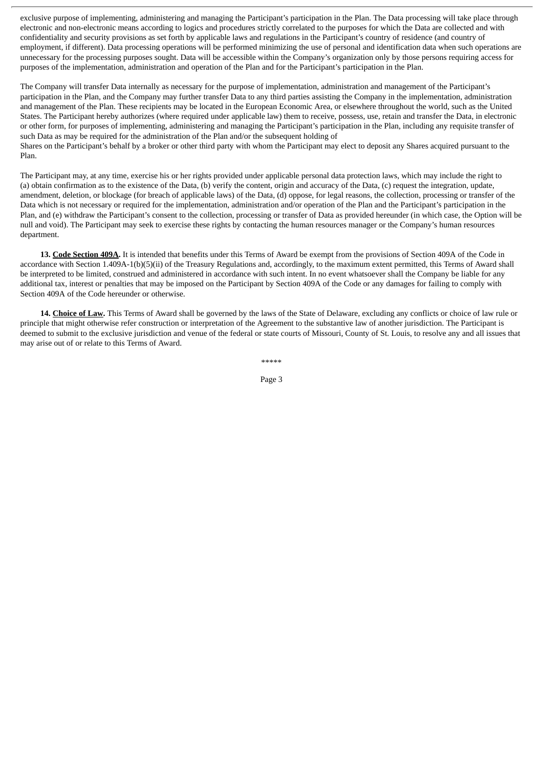exclusive purpose of implementing, administering and managing the Participant's participation in the Plan. The Data processing will take place through electronic and non-electronic means according to logics and procedures strictly correlated to the purposes for which the Data are collected and with confidentiality and security provisions as set forth by applicable laws and regulations in the Participant's country of residence (and country of employment, if different). Data processing operations will be performed minimizing the use of personal and identification data when such operations are unnecessary for the processing purposes sought. Data will be accessible within the Company's organization only by those persons requiring access for purposes of the implementation, administration and operation of the Plan and for the Participant's participation in the Plan.

The Company will transfer Data internally as necessary for the purpose of implementation, administration and management of the Participant's participation in the Plan, and the Company may further transfer Data to any third parties assisting the Company in the implementation, administration and management of the Plan. These recipients may be located in the European Economic Area, or elsewhere throughout the world, such as the United States. The Participant hereby authorizes (where required under applicable law) them to receive, possess, use, retain and transfer the Data, in electronic or other form, for purposes of implementing, administering and managing the Participant's participation in the Plan, including any requisite transfer of such Data as may be required for the administration of the Plan and/or the subsequent holding of Shares on the Participant's behalf by a broker or other third party with whom the Participant may elect to deposit any Shares acquired pursuant to the Plan.

The Participant may, at any time, exercise his or her rights provided under applicable personal data protection laws, which may include the right to (a) obtain confirmation as to the existence of the Data, (b) verify the content, origin and accuracy of the Data, (c) request the integration, update, amendment, deletion, or blockage (for breach of applicable laws) of the Data, (d) oppose, for legal reasons, the collection, processing or transfer of the Data which is not necessary or required for the implementation, administration and/or operation of the Plan and the Participant's participation in the Plan, and (e) withdraw the Participant's consent to the collection, processing or transfer of Data as provided hereunder (in which case, the Option will be null and void). The Participant may seek to exercise these rights by contacting the human resources manager or the Company's human resources department.

**13. Code Section 409A.** It is intended that benefits under this Terms of Award be exempt from the provisions of Section 409A of the Code in accordance with Section 1.409A-1(b)(5)(ii) of the Treasury Regulations and, accordingly, to the maximum extent permitted, this Terms of Award shall be interpreted to be limited, construed and administered in accordance with such intent. In no event whatsoever shall the Company be liable for any additional tax, interest or penalties that may be imposed on the Participant by Section 409A of the Code or any damages for failing to comply with Section 409A of the Code hereunder or otherwise.

**14. Choice of Law.** This Terms of Award shall be governed by the laws of the State of Delaware, excluding any conflicts or choice of law rule or principle that might otherwise refer construction or interpretation of the Agreement to the substantive law of another jurisdiction. The Participant is deemed to submit to the exclusive jurisdiction and venue of the federal or state courts of Missouri, County of St. Louis, to resolve any and all issues that may arise out of or relate to this Terms of Award.

*****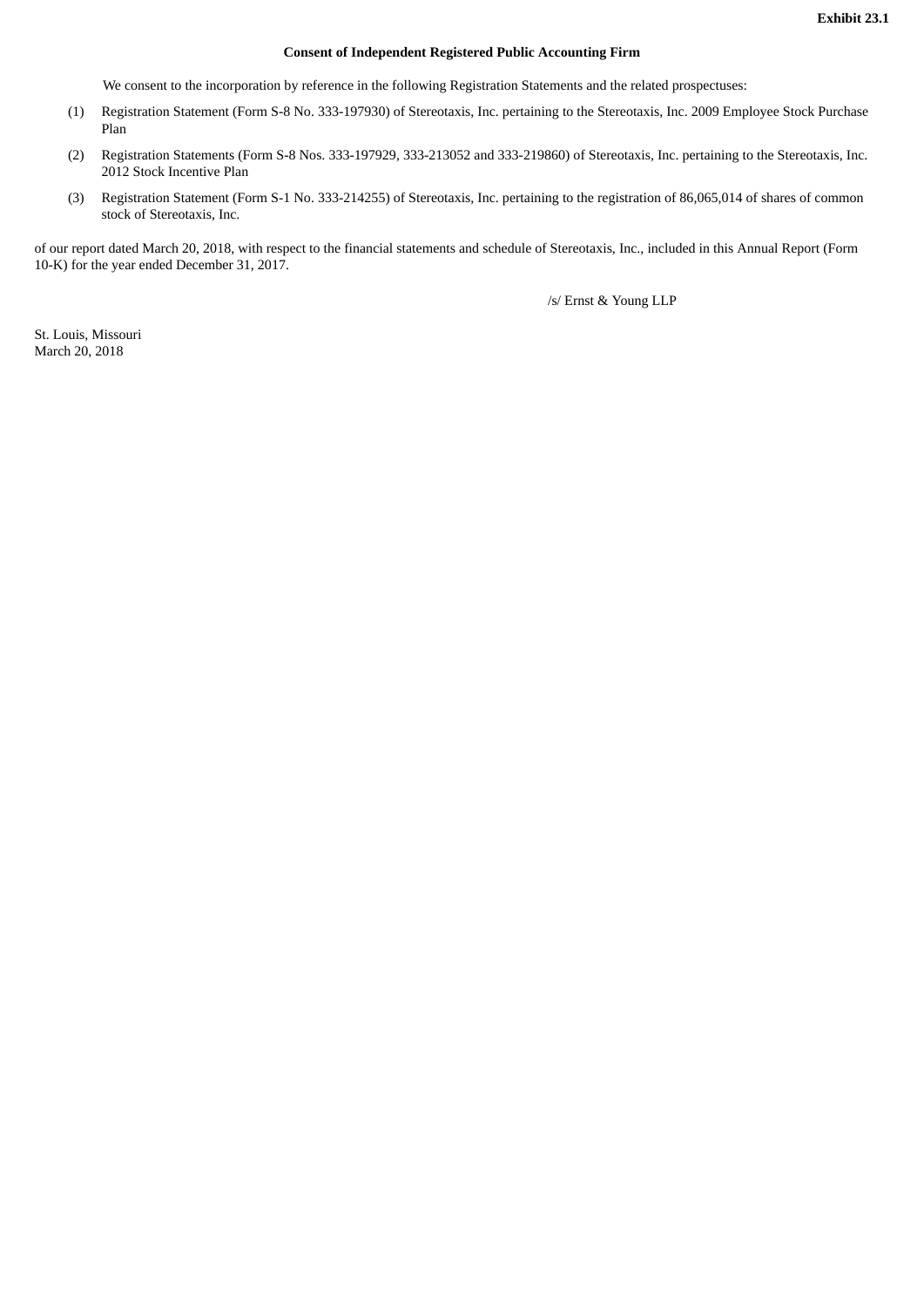**Exhibit 23.1**

**Consent of Independent Registered Public Accounting Firm**

We consent to the incorporation by reference in the following Registration Statements and the related prospectuses:

(1) Registration Statement (Form S-8 No. 333-197930) of Stereotaxis, Inc. pertaining to the Stereotaxis, Inc. 2009 Employee Stock Purchase Plan

(2) Registration Statements (Form S-8 Nos. 333-197929, 333-213052 and 333-219860) of Stereotaxis, Inc. pertaining to the Stereotaxis, Inc. 2012 Stock Incentive Plan

(3) Registration Statement (Form S-1 No. 333-214255) of Stereotaxis, Inc. pertaining to the registration of 86,065,014 of shares of common stock of Stereotaxis, Inc.

of our report dated March 20, 2018, with respect to the financial statements and schedule of Stereotaxis, Inc., included in this Annual Report (Form 10-K) for the year ended December 31, 2017.

/s/ Ernst & Young LLP

St. Louis, Missouri
March 20, 2018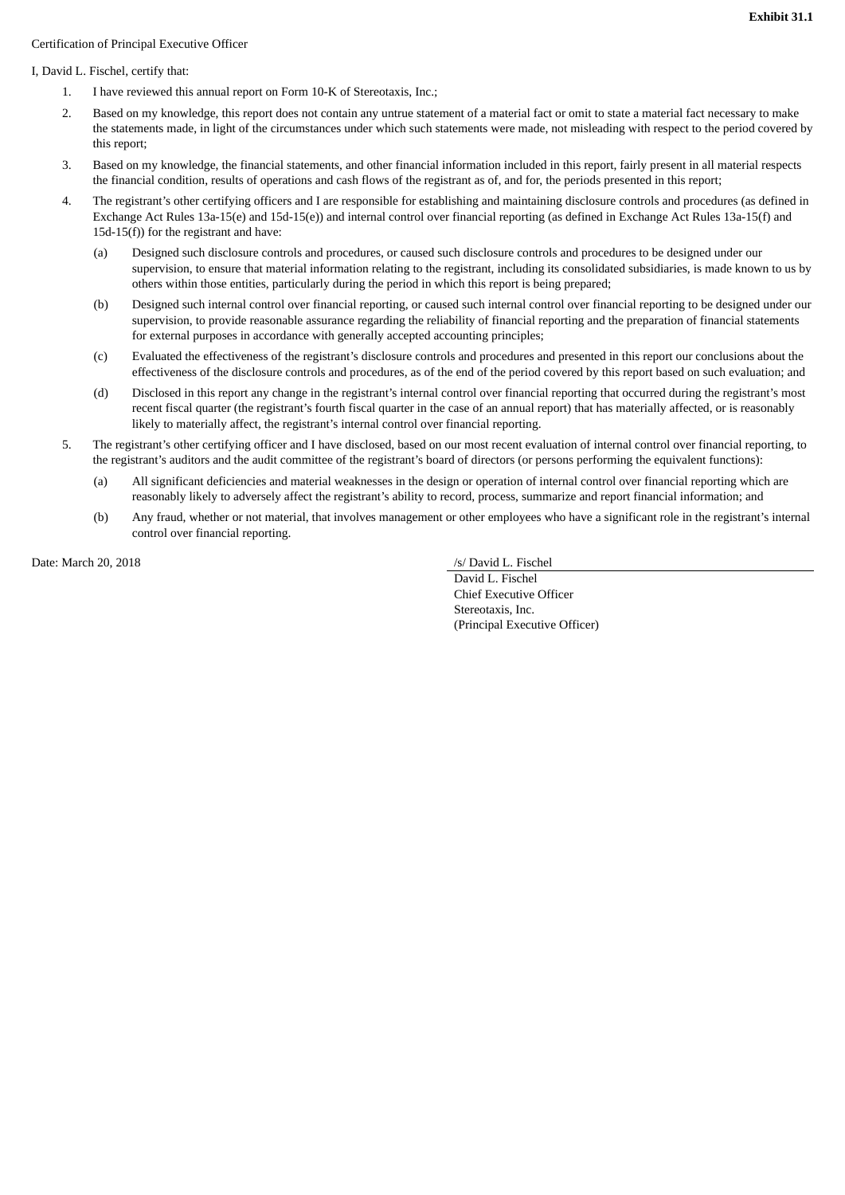**Exhibit 31.1**

Certification of Principal Executive Officer

I, David L. Fischel, certify that:

1. I have reviewed this annual report on Form 10-K of Stereotaxis, Inc.;
2. Based on my knowledge, this report does not contain any untrue statement of a material fact or omit to state a material fact necessary to make the statements made, in light of the circumstances under which such statements were made, not misleading with respect to the period covered by this report;
3. Based on my knowledge, the financial statements, and other financial information included in this report, fairly present in all material respects the financial condition, results of operations and cash flows of the registrant as of, and for, the periods presented in this report;
4. The registrant's other certifying officers and I are responsible for establishing and maintaining disclosure controls and procedures (as defined in Exchange Act Rules 13a-15(e) and 15d-15(e)) and internal control over financial reporting (as defined in Exchange Act Rules 13a-15(f) and 15d-15(f)) for the registrant and have:
   - (a) Designed such disclosure controls and procedures, or caused such disclosure controls and procedures to be designed under our supervision, to ensure that material information relating to the registrant, including its consolidated subsidiaries, is made known to us by others within those entities, particularly during the period in which this report is being prepared;
   - (b) Designed such internal control over financial reporting, or caused such internal control over financial reporting to be designed under our supervision, to provide reasonable assurance regarding the reliability of financial reporting and the preparation of financial statements for external purposes in accordance with generally accepted accounting principles;
   - (c) Evaluated the effectiveness of the registrant's disclosure controls and procedures and presented in this report our conclusions about the effectiveness of the disclosure controls and procedures, as of the end of the period covered by this report based on such evaluation; and
   - (d) Disclosed in this report any change in the registrant's internal control over financial reporting that occurred during the registrant's most recent fiscal quarter (the registrant's fourth fiscal quarter in the case of an annual report) that has materially affected, or is reasonably likely to materially affect, the registrant's internal control over financial reporting.
5. The registrant's other certifying officer and I have disclosed, based on our most recent evaluation of internal control over financial reporting, to the registrant's auditors and the audit committee of the registrant's board of directors (or persons performing the equivalent functions):
   - (a) All significant deficiencies and material weaknesses in the design or operation of internal control over financial reporting which are reasonably likely to adversely affect the registrant's ability to record, process, summarize and report financial information; and
   - (b) Any fraud, whether or not material, that involves management or other employees who have a significant role in the registrant's internal control over financial reporting.

Date: March 20, 2018

/s/ David L. Fischel
David L. Fischel
Chief Executive Officer
Stereotaxis, Inc.
(Principal Executive Officer)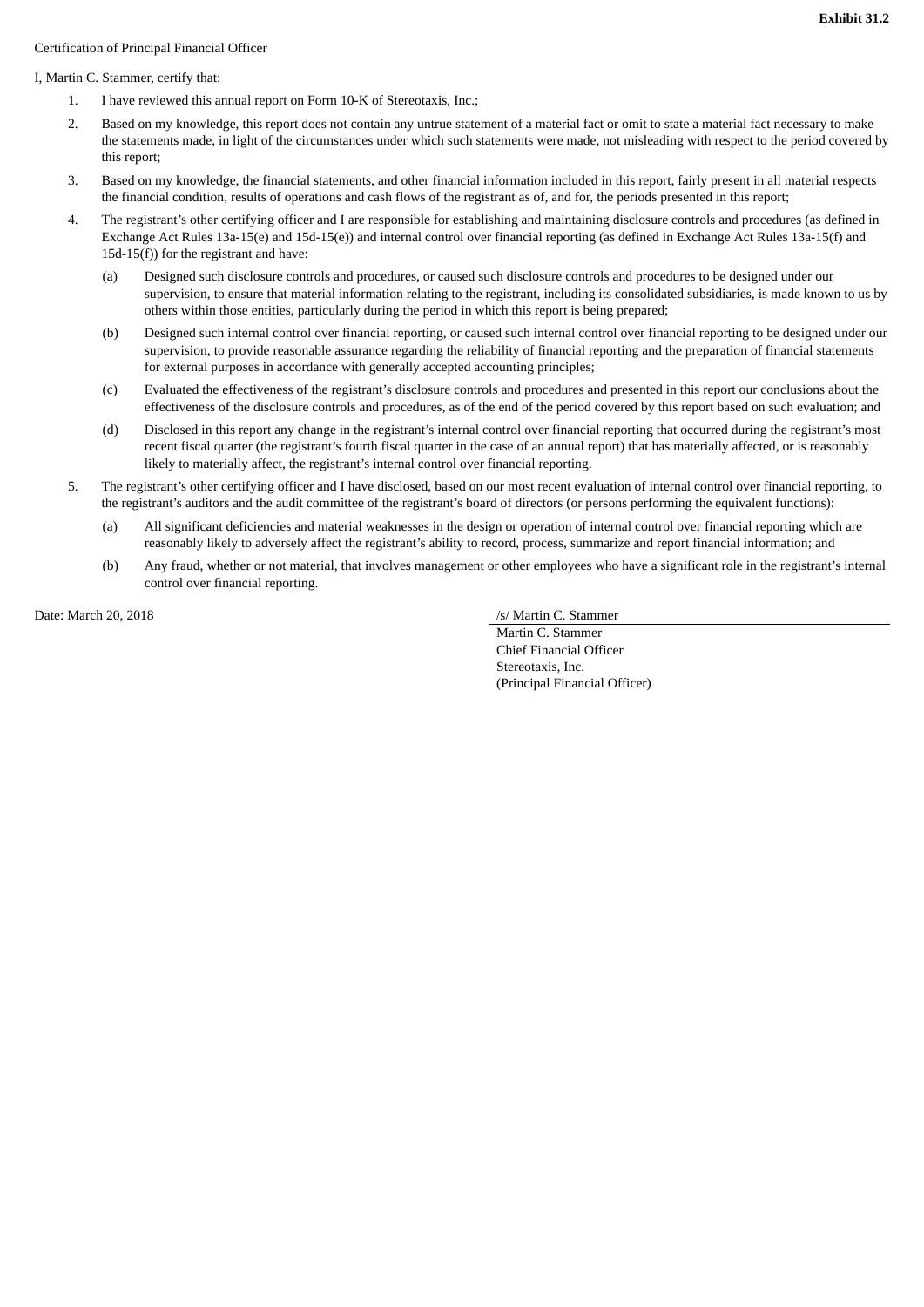**Exhibit 31.2**

Certification of Principal Financial Officer

I, Martin C. Stammer, certify that:

1. I have reviewed this annual report on Form 10-K of Stereotaxis, Inc.;
2. Based on my knowledge, this report does not contain any untrue statement of a material fact or omit to state a material fact necessary to make the statements made, in light of the circumstances under which such statements were made, not misleading with respect to the period covered by this report;
3. Based on my knowledge, the financial statements, and other financial information included in this report, fairly present in all material respects the financial condition, results of operations and cash flows of the registrant as of, and for, the periods presented in this report;
4. The registrant's other certifying officer and I are responsible for establishing and maintaining disclosure controls and procedures (as defined in Exchange Act Rules 13a-15(e) and 15d-15(e)) and internal control over financial reporting (as defined in Exchange Act Rules 13a-15(f) and 15d-15(f)) for the registrant and have:
   (a) Designed such disclosure controls and procedures, or caused such disclosure controls and procedures to be designed under our supervision, to ensure that material information relating to the registrant, including its consolidated subsidiaries, is made known to us by others within those entities, particularly during the period in which this report is being prepared;
   (b) Designed such internal control over financial reporting, or caused such internal control over financial reporting to be designed under our supervision, to provide reasonable assurance regarding the reliability of financial reporting and the preparation of financial statements for external purposes in accordance with generally accepted accounting principles;
   (c) Evaluated the effectiveness of the registrant's disclosure controls and procedures and presented in this report our conclusions about the effectiveness of the disclosure controls and procedures, as of the end of the period covered by this report based on such evaluation; and
   (d) Disclosed in this report any change in the registrant's internal control over financial reporting that occurred during the registrant's most recent fiscal quarter (the registrant's fourth fiscal quarter in the case of an annual report) that has materially affected, or is reasonably likely to materially affect, the registrant's internal control over financial reporting.
5. The registrant's other certifying officer and I have disclosed, based on our most recent evaluation of internal control over financial reporting, to the registrant's auditors and the audit committee of the registrant's board of directors (or persons performing the equivalent functions):
   (a) All significant deficiencies and material weaknesses in the design or operation of internal control over financial reporting which are reasonably likely to adversely affect the registrant's ability to record, process, summarize and report financial information; and
   (b) Any fraud, whether or not material, that involves management or other employees who have a significant role in the registrant's internal control over financial reporting.

Date: March 20, 2018

/s/ Martin C. Stammer
Martin C. Stammer
Chief Financial Officer
Stereotaxis, Inc.
(Principal Financial Officer)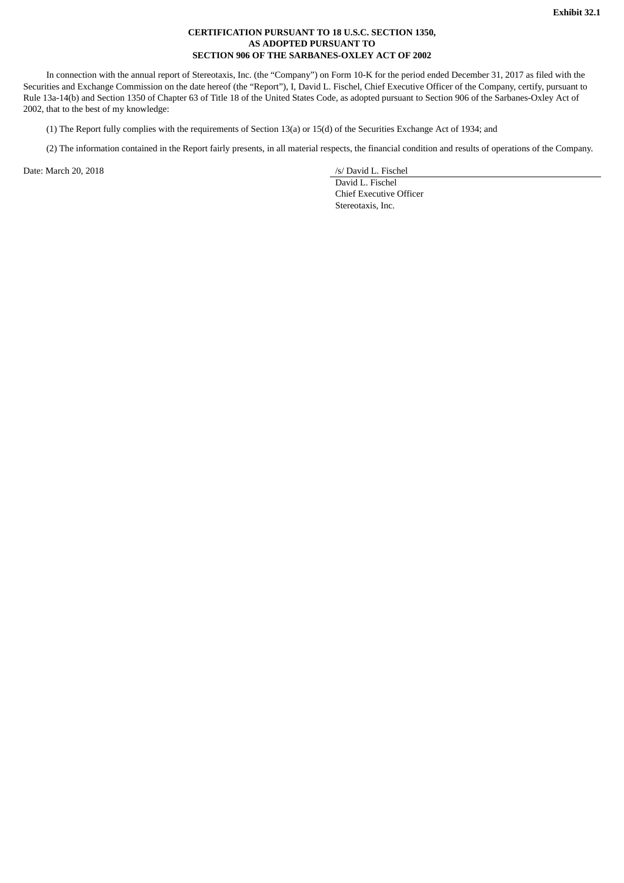**Exhibit 32.1**

**CERTIFICATION PURSUANT TO 18 U.S.C. SECTION 1350,
AS ADOPTED PURSUANT TO
SECTION 906 OF THE SARBANES-OXLEY ACT OF 2002**

In connection with the annual report of Stereotaxis, Inc. (the "Company") on Form 10-K for the period ended December 31, 2017 as filed with the Securities and Exchange Commission on the date hereof (the "Report"), I, David L. Fischel, Chief Executive Officer of the Company, certify, pursuant to Rule 13a-14(b) and Section 1350 of Chapter 63 of Title 18 of the United States Code, as adopted pursuant to Section 906 of the Sarbanes-Oxley Act of 2002, that to the best of my knowledge:

(1) The Report fully complies with the requirements of Section 13(a) or 15(d) of the Securities Exchange Act of 1934; and

(2) The information contained in the Report fairly presents, in all material respects, the financial condition and results of operations of the Company.

Date: March 20, 2018

/s/ David L. Fischel
David L. Fischel
Chief Executive Officer
Stereotaxis, Inc.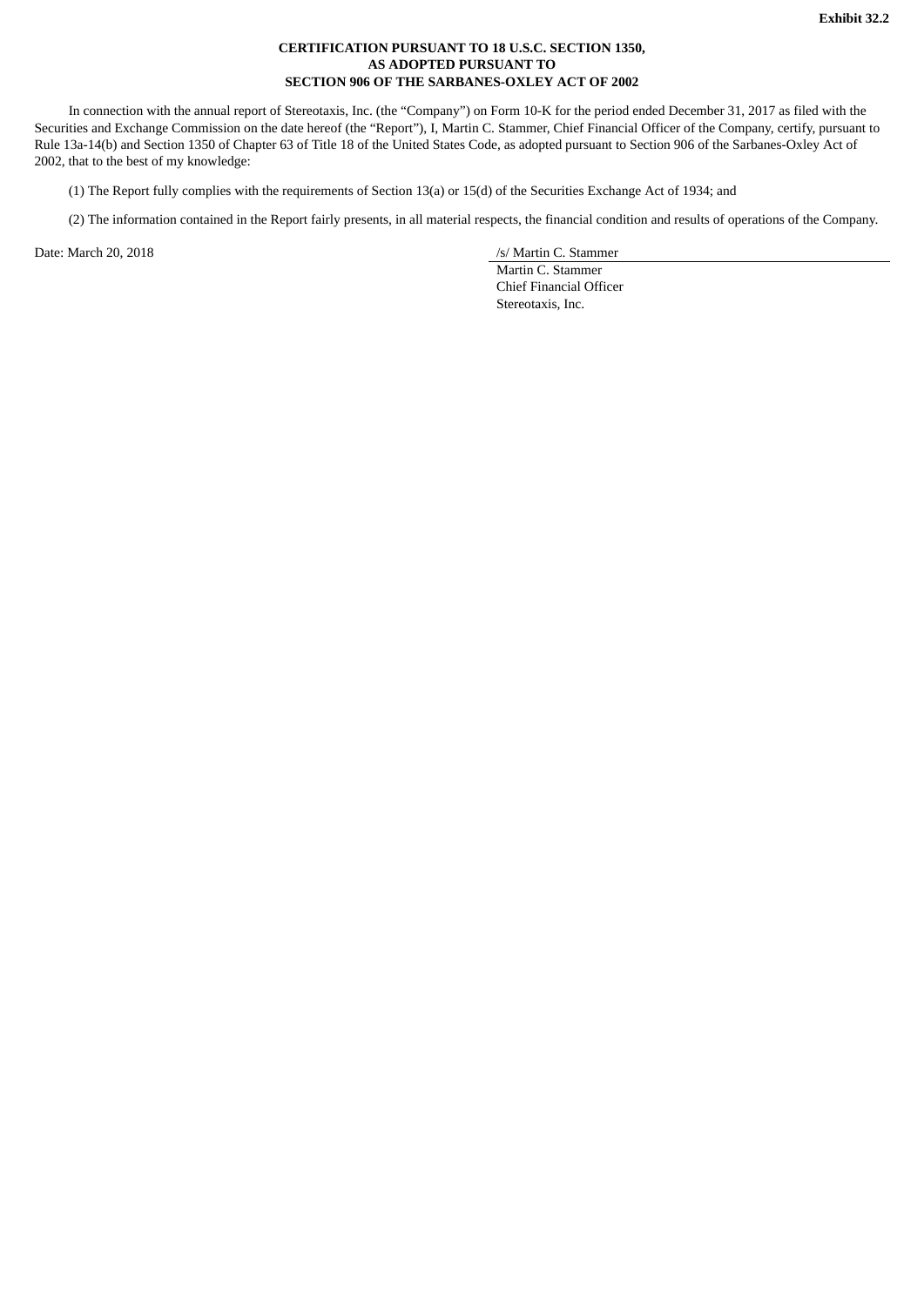**Exhibit 32.2**

**CERTIFICATION PURSUANT TO 18 U.S.C. SECTION 1350, AS ADOPTED PURSUANT TO SECTION 906 OF THE SARBANES-OXLEY ACT OF 2002**

In connection with the annual report of Stereotaxis, Inc. (the "Company") on Form 10-K for the period ended December 31, 2017 as filed with the Securities and Exchange Commission on the date hereof (the "Report"), I, Martin C. Stammer, Chief Financial Officer of the Company, certify, pursuant to Rule 13a-14(b) and Section 1350 of Chapter 63 of Title 18 of the United States Code, as adopted pursuant to Section 906 of the Sarbanes-Oxley Act of 2002, that to the best of my knowledge:

(1) The Report fully complies with the requirements of Section 13(a) or 15(d) of the Securities Exchange Act of 1934; and

(2) The information contained in the Report fairly presents, in all material respects, the financial condition and results of operations of the Company.

Date: March 20, 2018

/s/ Martin C. Stammer

Martin C. Stammer
Chief Financial Officer
Stereotaxis, Inc.